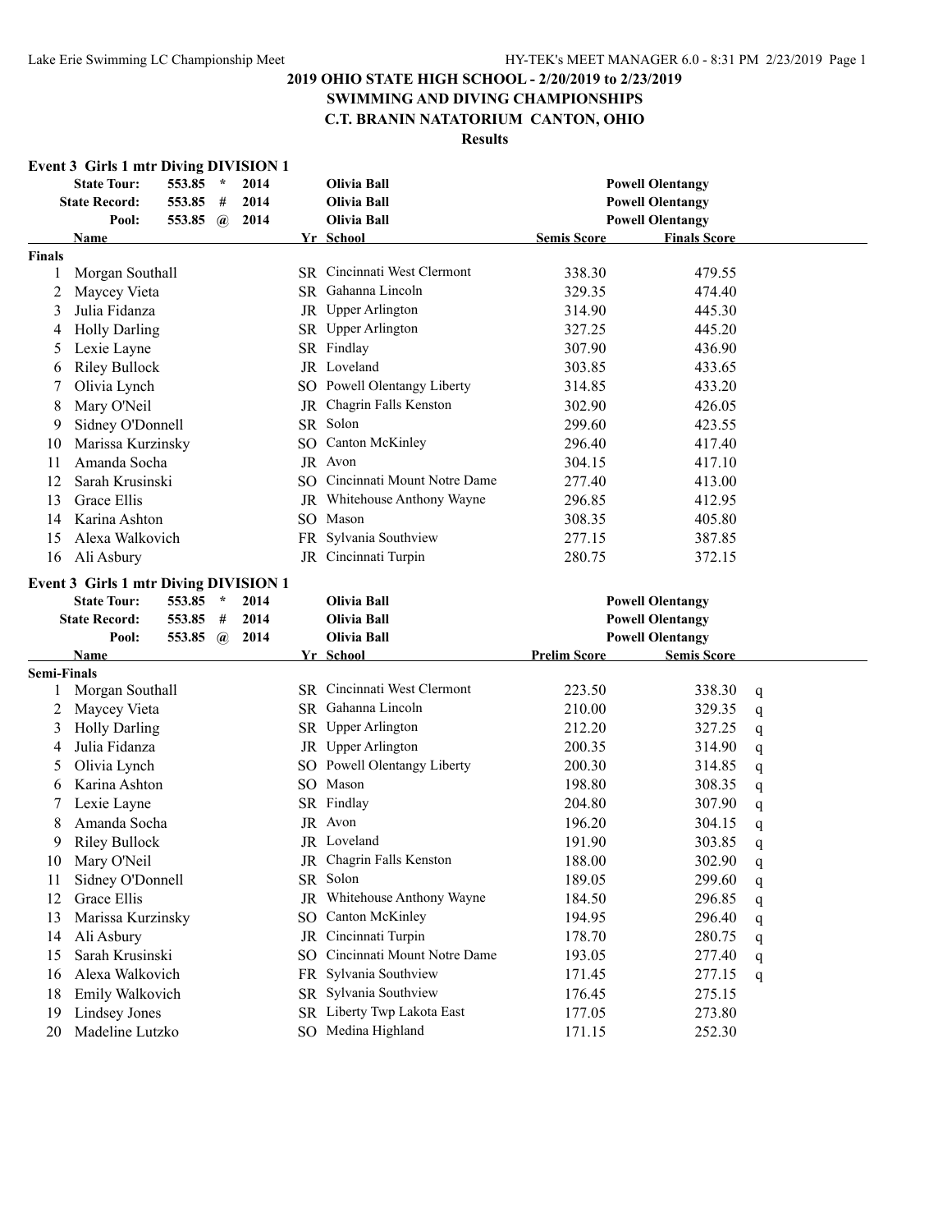## 2019 OHIO STATE HIGH SCHOOL - 2/20/2019 to 2/23/2019
## SWIMMING AND DIVING CHAMPIONSHIPS
## C.T. BRANIN NATATORIUM CANTON, OHIO
### Results

**Event 3 Girls 1 mtr Diving DIVISION 1**

| | | | | | |
|---|---|---|---|---|---|
| **State Tour:** | 553.85 * 2014 | **Olivia Ball** | | **Powell Olentangy** | |
| **State Record:** | 553.85 # 2014 | **Olivia Ball** | | **Powell Olentangy** | |
| **Pool:** | 553.85 @ 2014 | **Olivia Ball** | | **Powell Olentangy** | |

**Finals**

| | Name | Yr | School | Semis Score | Finals Score |
|---|---|---|---|---|---|
| 1 | Morgan Southall | SR | Cincinnati West Clermont | 338.30 | 479.55 |
| 2 | Maycey Vieta | SR | Gahanna Lincoln | 329.35 | 474.40 |
| 3 | Julia Fidanza | JR | Upper Arlington | 314.90 | 445.30 |
| 4 | Holly Darling | SR | Upper Arlington | 327.25 | 445.20 |
| 5 | Lexie Layne | SR | Findlay | 307.90 | 436.90 |
| 6 | Riley Bullock | JR | Loveland | 303.85 | 433.65 |
| 7 | Olivia Lynch | SO | Powell Olentangy Liberty | 314.85 | 433.20 |
| 8 | Mary O'Neil | JR | Chagrin Falls Kenston | 302.90 | 426.05 |
| 9 | Sidney O'Donnell | SR | Solon | 299.60 | 423.55 |
| 10 | Marissa Kurzinsky | SO | Canton McKinley | 296.40 | 417.40 |
| 11 | Amanda Socha | JR | Avon | 304.15 | 417.10 |
| 12 | Sarah Krusinski | SO | Cincinnati Mount Notre Dame | 277.40 | 413.00 |
| 13 | Grace Ellis | JR | Whitehouse Anthony Wayne | 296.85 | 412.95 |
| 14 | Karina Ashton | SO | Mason | 308.35 | 405.80 |
| 15 | Alexa Walkovich | FR | Sylvania Southview | 277.15 | 387.85 |
| 16 | Ali Asbury | JR | Cincinnati Turpin | 280.75 | 372.15 |

**Event 3 Girls 1 mtr Diving DIVISION 1**

| | | | | | |
|---|---|---|---|---|---|
| **State Tour:** | 553.85 * 2014 | **Olivia Ball** | | **Powell Olentangy** | |
| **State Record:** | 553.85 # 2014 | **Olivia Ball** | | **Powell Olentangy** | |
| **Pool:** | 553.85 @ 2014 | **Olivia Ball** | | **Powell Olentangy** | |

**Semi-Finals**

| | Name | Yr | School | Prelim Score | Semis Score | |
|---|---|---|---|---|---|---|
| 1 | Morgan Southall | SR | Cincinnati West Clermont | 223.50 | 338.30 | q |
| 2 | Maycey Vieta | SR | Gahanna Lincoln | 210.00 | 329.35 | q |
| 3 | Holly Darling | SR | Upper Arlington | 212.20 | 327.25 | q |
| 4 | Julia Fidanza | JR | Upper Arlington | 200.35 | 314.90 | q |
| 5 | Olivia Lynch | SO | Powell Olentangy Liberty | 200.30 | 314.85 | q |
| 6 | Karina Ashton | SO | Mason | 198.80 | 308.35 | q |
| 7 | Lexie Layne | SR | Findlay | 204.80 | 307.90 | q |
| 8 | Amanda Socha | JR | Avon | 196.20 | 304.15 | q |
| 9 | Riley Bullock | JR | Loveland | 191.90 | 303.85 | q |
| 10 | Mary O'Neil | JR | Chagrin Falls Kenston | 188.00 | 302.90 | q |
| 11 | Sidney O'Donnell | SR | Solon | 189.05 | 299.60 | q |
| 12 | Grace Ellis | JR | Whitehouse Anthony Wayne | 184.50 | 296.85 | q |
| 13 | Marissa Kurzinsky | SO | Canton McKinley | 194.95 | 296.40 | q |
| 14 | Ali Asbury | JR | Cincinnati Turpin | 178.70 | 280.75 | q |
| 15 | Sarah Krusinski | SO | Cincinnati Mount Notre Dame | 193.05 | 277.40 | q |
| 16 | Alexa Walkovich | FR | Sylvania Southview | 171.45 | 277.15 | q |
| 18 | Emily Walkovich | SR | Sylvania Southview | 176.45 | 275.15 | |
| 19 | Lindsey Jones | SR | Liberty Twp Lakota East | 177.05 | 273.80 | |
| 20 | Madeline Lutzko | SO | Medina Highland | 171.15 | 252.30 | |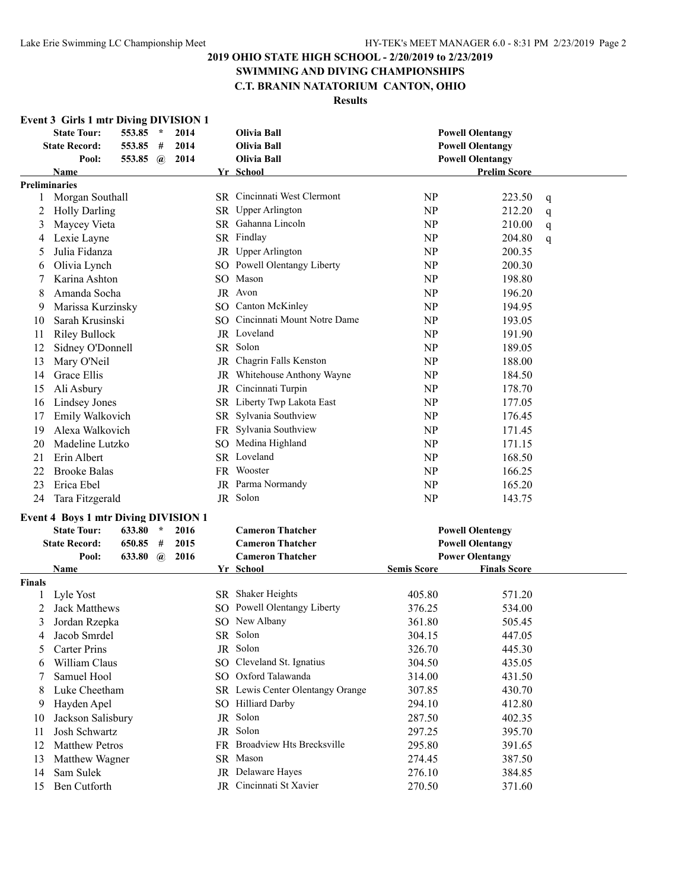# 2019 OHIO STATE HIGH SCHOOL - 2/20/2019 to 2/23/2019

## SWIMMING AND DIVING CHAMPIONSHIPS

## C.T. BRANIN NATATORIUM CANTON, OHIO

### Results

### Event 3 Girls 1 mtr Diving DIVISION 1

| | | | | | |
|---|---|---|---|---|---|
| **State Tour:** | 553.85 * | 2014 | Olivia Ball | Powell Olentangy | |
| **State Record:** | 553.85 # | 2014 | Olivia Ball | Powell Olentangy | |
| **Pool:** | 553.85 @ | 2014 | Olivia Ball | Powell Olentangy | |

**Preliminaries**

| | Name | Yr | School | | Prelim Score | |
|---|---|---|---|---|---|---|
| 1 | Morgan Southall | SR | Cincinnati West Clermont | NP | 223.50 | q |
| 2 | Holly Darling | SR | Upper Arlington | NP | 212.20 | q |
| 3 | Maycey Vieta | SR | Gahanna Lincoln | NP | 210.00 | q |
| 4 | Lexie Layne | SR | Findlay | NP | 204.80 | q |
| 5 | Julia Fidanza | JR | Upper Arlington | NP | 200.35 | |
| 6 | Olivia Lynch | SO | Powell Olentangy Liberty | NP | 200.30 | |
| 7 | Karina Ashton | SO | Mason | NP | 198.80 | |
| 8 | Amanda Socha | JR | Avon | NP | 196.20 | |
| 9 | Marissa Kurzinsky | SO | Canton McKinley | NP | 194.95 | |
| 10 | Sarah Krusinski | SO | Cincinnati Mount Notre Dame | NP | 193.05 | |
| 11 | Riley Bullock | JR | Loveland | NP | 191.90 | |
| 12 | Sidney O'Donnell | SR | Solon | NP | 189.05 | |
| 13 | Mary O'Neil | JR | Chagrin Falls Kenston | NP | 188.00 | |
| 14 | Grace Ellis | JR | Whitehouse Anthony Wayne | NP | 184.50 | |
| 15 | Ali Asbury | JR | Cincinnati Turpin | NP | 178.70 | |
| 16 | Lindsey Jones | SR | Liberty Twp Lakota East | NP | 177.05 | |
| 17 | Emily Walkovich | SR | Sylvania Southview | NP | 176.45 | |
| 19 | Alexa Walkovich | FR | Sylvania Southview | NP | 171.45 | |
| 20 | Madeline Lutzko | SO | Medina Highland | NP | 171.15 | |
| 21 | Erin Albert | SR | Loveland | NP | 168.50 | |
| 22 | Brooke Balas | FR | Wooster | NP | 166.25 | |
| 23 | Erica Ebel | JR | Parma Normandy | NP | 165.20 | |
| 24 | Tara Fitzgerald | JR | Solon | NP | 143.75 | |

### Event 4 Boys 1 mtr Diving DIVISION 1

| | | | | |
|---|---|---|---|---|
| **State Tour:** | 633.80 * | 2016 | Cameron Thatcher | Powell Olentengy |
| **State Record:** | 650.85 # | 2015 | Cameron Thatcher | Powell Olentangy |
| **Pool:** | 633.80 @ | 2016 | Cameron Thatcher | Power Olentangy |

**Finals**

| | Name | Yr | School | Semis Score | Finals Score |
|---|---|---|---|---|---|
| 1 | Lyle Yost | SR | Shaker Heights | 405.80 | 571.20 |
| 2 | Jack Matthews | SO | Powell Olentangy Liberty | 376.25 | 534.00 |
| 3 | Jordan Rzepka | SO | New Albany | 361.80 | 505.45 |
| 4 | Jacob Smrdel | SR | Solon | 304.15 | 447.05 |
| 5 | Carter Prins | JR | Solon | 326.70 | 445.30 |
| 6 | William Claus | SO | Cleveland St. Ignatius | 304.50 | 435.05 |
| 7 | Samuel Hool | SO | Oxford Talawanda | 314.00 | 431.50 |
| 8 | Luke Cheetham | SR | Lewis Center Olentangy Orange | 307.85 | 430.70 |
| 9 | Hayden Apel | SO | Hilliard Darby | 294.10 | 412.80 |
| 10 | Jackson Salisbury | JR | Solon | 287.50 | 402.35 |
| 11 | Josh Schwartz | JR | Solon | 297.25 | 395.70 |
| 12 | Matthew Petros | FR | Broadview Hts Brecksville | 295.80 | 391.65 |
| 13 | Matthew Wagner | SR | Mason | 274.45 | 387.50 |
| 14 | Sam Sulek | JR | Delaware Hayes | 276.10 | 384.85 |
| 15 | Ben Cutforth | JR | Cincinnati St Xavier | 270.50 | 371.60 |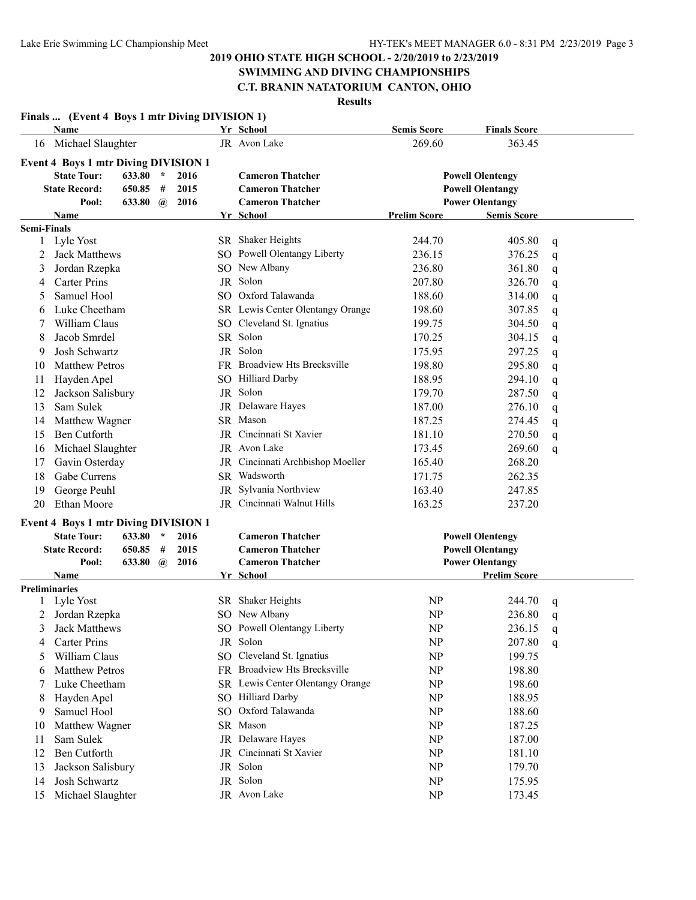## 2019 OHIO STATE HIGH SCHOOL - 2/20/2019 to 2/23/2019

## SWIMMING AND DIVING CHAMPIONSHIPS

## C.T. BRANIN NATATORIUM CANTON, OHIO

### Results

**Finals ... (Event 4 Boys 1 mtr Diving DIVISION 1)**

| | Name | Yr | School | Semis Score | Finals Score |
|---|---|---|---|---|---|
| 16 | Michael Slaughter | JR | Avon Lake | 269.60 | 363.45 |

**Event 4 Boys 1 mtr Diving DIVISION 1**

| | | | | | |
|---|---|---|---|---|---|
| State Tour: | 633.80 | * | 2016 | Cameron Thatcher | Powell Olentengy |
| State Record: | 650.85 | # | 2015 | Cameron Thatcher | Powell Olentangy |
| Pool: | 633.80 | @ | 2016 | Cameron Thatcher | Power Olentangy |

**Semi-Finals**

| | Name | Yr | School | Prelim Score | Semis Score | |
|---|---|---|---|---|---|---|
| 1 | Lyle Yost | SR | Shaker Heights | 244.70 | 405.80 | q |
| 2 | Jack Matthews | SO | Powell Olentangy Liberty | 236.15 | 376.25 | q |
| 3 | Jordan Rzepka | SO | New Albany | 236.80 | 361.80 | q |
| 4 | Carter Prins | JR | Solon | 207.80 | 326.70 | q |
| 5 | Samuel Hool | SO | Oxford Talawanda | 188.60 | 314.00 | q |
| 6 | Luke Cheetham | SR | Lewis Center Olentangy Orange | 198.60 | 307.85 | q |
| 7 | William Claus | SO | Cleveland St. Ignatius | 199.75 | 304.50 | q |
| 8 | Jacob Smrdel | SR | Solon | 170.25 | 304.15 | q |
| 9 | Josh Schwartz | JR | Solon | 175.95 | 297.25 | q |
| 10 | Matthew Petros | FR | Broadview Hts Brecksville | 198.80 | 295.80 | q |
| 11 | Hayden Apel | SO | Hilliard Darby | 188.95 | 294.10 | q |
| 12 | Jackson Salisbury | JR | Solon | 179.70 | 287.50 | q |
| 13 | Sam Sulek | JR | Delaware Hayes | 187.00 | 276.10 | q |
| 14 | Matthew Wagner | SR | Mason | 187.25 | 274.45 | q |
| 15 | Ben Cutforth | JR | Cincinnati St Xavier | 181.10 | 270.50 | q |
| 16 | Michael Slaughter | JR | Avon Lake | 173.45 | 269.60 | q |
| 17 | Gavin Osterday | JR | Cincinnati Archbishop Moeller | 165.40 | 268.20 | |
| 18 | Gabe Currens | SR | Wadsworth | 171.75 | 262.35 | |
| 19 | George Peuhl | JR | Sylvania Northview | 163.40 | 247.85 | |
| 20 | Ethan Moore | JR | Cincinnati Walnut Hills | 163.25 | 237.20 | |

**Event 4 Boys 1 mtr Diving DIVISION 1**

| | | | | | |
|---|---|---|---|---|---|
| State Tour: | 633.80 | * | 2016 | Cameron Thatcher | Powell Olentengy |
| State Record: | 650.85 | # | 2015 | Cameron Thatcher | Powell Olentangy |
| Pool: | 633.80 | @ | 2016 | Cameron Thatcher | Power Olentangy |

**Preliminaries**

| | Name | Yr | School | | Prelim Score | |
|---|---|---|---|---|---|---|
| 1 | Lyle Yost | SR | Shaker Heights | NP | 244.70 | q |
| 2 | Jordan Rzepka | SO | New Albany | NP | 236.80 | q |
| 3 | Jack Matthews | SO | Powell Olentangy Liberty | NP | 236.15 | q |
| 4 | Carter Prins | JR | Solon | NP | 207.80 | q |
| 5 | William Claus | SO | Cleveland St. Ignatius | NP | 199.75 | |
| 6 | Matthew Petros | FR | Broadview Hts Brecksville | NP | 198.80 | |
| 7 | Luke Cheetham | SR | Lewis Center Olentangy Orange | NP | 198.60 | |
| 8 | Hayden Apel | SO | Hilliard Darby | NP | 188.95 | |
| 9 | Samuel Hool | SO | Oxford Talawanda | NP | 188.60 | |
| 10 | Matthew Wagner | SR | Mason | NP | 187.25 | |
| 11 | Sam Sulek | JR | Delaware Hayes | NP | 187.00 | |
| 12 | Ben Cutforth | JR | Cincinnati St Xavier | NP | 181.10 | |
| 13 | Jackson Salisbury | JR | Solon | NP | 179.70 | |
| 14 | Josh Schwartz | JR | Solon | NP | 175.95 | |
| 15 | Michael Slaughter | JR | Avon Lake | NP | 173.45 | |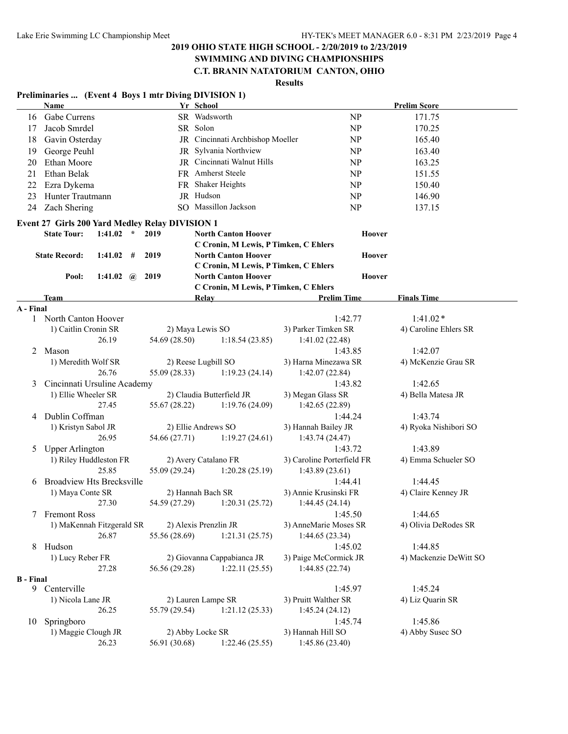## 2019 OHIO STATE HIGH SCHOOL - 2/20/2019 to 2/23/2019

## SWIMMING AND DIVING CHAMPIONSHIPS

## C.T. BRANIN NATATORIUM CANTON, OHIO

**Results**

### Preliminaries ... (Event 4 Boys 1 mtr Diving DIVISION 1)

| | Name | Yr | School | | Prelim Score |
|---|---|---|---|---|---|
| 16 | Gabe Currens | SR | Wadsworth | NP | 171.75 |
| 17 | Jacob Smrdel | SR | Solon | NP | 170.25 |
| 18 | Gavin Osterday | JR | Cincinnati Archbishop Moeller | NP | 165.40 |
| 19 | George Peuhl | JR | Sylvania Northview | NP | 163.40 |
| 20 | Ethan Moore | JR | Cincinnati Walnut Hills | NP | 163.25 |
| 21 | Ethan Belak | FR | Amherst Steele | NP | 151.55 |
| 22 | Ezra Dykema | FR | Shaker Heights | NP | 150.40 |
| 23 | Hunter Trautmann | JR | Hudson | NP | 146.90 |
| 24 | Zach Shering | SO | Massillon Jackson | NP | 137.15 |

### Event 27 Girls 200 Yard Medley Relay DIVISION 1

| | | | | | |
|---|---|---|---|---|---|
| **State Tour:** | **1:41.02 *** | **2019** | **North Canton Hoover** C Cronin, M Lewis, P Timken, C Ehlers | **Hoover** |
| **State Record:** | **1:41.02 #** | **2019** | **North Canton Hoover** C Cronin, M Lewis, P Timken, C Ehlers | **Hoover** |
| **Pool:** | **1:41.02 @** | **2019** | **North Canton Hoover** C Cronin, M Lewis, P Timken, C Ehlers | **Hoover** |

| | Team | Relay | | Prelim Time | Finals Time |
|---|---|---|---|---|---|
| **A - Final** | | | | | |
| 1 | North Canton Hoover | | | 1:42.77 | 1:41.02* |
| | 1) Caitlin Cronin SR | 2) Maya Lewis SO | | 3) Parker Timken SR | 4) Caroline Ehlers SR |
| | 26.19 | 54.69 (28.50) | 1:18.54 (23.85) | 1:41.02 (22.48) | |
| 2 | Mason | | | 1:43.85 | 1:42.07 |
| | 1) Meredith Wolf SR | 2) Reese Lugbill SO | | 3) Harna Minezawa SR | 4) McKenzie Grau SR |
| | 26.76 | 55.09 (28.33) | 1:19.23 (24.14) | 1:42.07 (22.84) | |
| 3 | Cincinnati Ursuline Academy | | | 1:43.82 | 1:42.65 |
| | 1) Ellie Wheeler SR | 2) Claudia Butterfield JR | | 3) Megan Glass SR | 4) Bella Matesa JR |
| | 27.45 | 55.67 (28.22) | 1:19.76 (24.09) | 1:42.65 (22.89) | |
| 4 | Dublin Coffman | | | 1:44.24 | 1:43.74 |
| | 1) Kristyn Sabol JR | 2) Ellie Andrews SO | | 3) Hannah Bailey JR | 4) Ryoka Nishibori SO |
| | 26.95 | 54.66 (27.71) | 1:19.27 (24.61) | 1:43.74 (24.47) | |
| 5 | Upper Arlington | | | 1:43.72 | 1:43.89 |
| | 1) Riley Huddleston FR | 2) Avery Catalano FR | | 3) Caroline Porterfield FR | 4) Emma Schueler SO |
| | 25.85 | 55.09 (29.24) | 1:20.28 (25.19) | 1:43.89 (23.61) | |
| 6 | Broadview Hts Brecksville | | | 1:44.41 | 1:44.45 |
| | 1) Maya Conte SR | 2) Hannah Bach SR | | 3) Annie Krusinski FR | 4) Claire Kenney JR |
| | 27.30 | 54.59 (27.29) | 1:20.31 (25.72) | 1:44.45 (24.14) | |
| 7 | Fremont Ross | | | 1:45.50 | 1:44.65 |
| | 1) MaKennah Fitzgerald SR | 2) Alexis Prenzlin JR | | 3) AnneMarie Moses SR | 4) Olivia DeRodes SR |
| | 26.87 | 55.56 (28.69) | 1:21.31 (25.75) | 1:44.65 (23.34) | |
| 8 | Hudson | | | 1:45.02 | 1:44.85 |
| | 1) Lucy Reber FR | 2) Giovanna Cappabianca JR | | 3) Paige McCormick JR | 4) Mackenzie DeWitt SO |
| | 27.28 | 56.56 (29.28) | 1:22.11 (25.55) | 1:44.85 (22.74) | |
| **B - Final** | | | | | |
| 9 | Centerville | | | 1:45.97 | 1:45.24 |
| | 1) Nicola Lane JR | 2) Lauren Lampe SR | | 3) Pruitt Walther SR | 4) Liz Quarin SR |
| | 26.25 | 55.79 (29.54) | 1:21.12 (25.33) | 1:45.24 (24.12) | |
| 10 | Springboro | | | 1:45.74 | 1:45.86 |
| | 1) Maggie Clough JR | 2) Abby Locke SR | | 3) Hannah Hill SO | 4) Abby Susec SO |
| | 26.23 | 56.91 (30.68) | 1:22.46 (25.55) | 1:45.86 (23.40) | |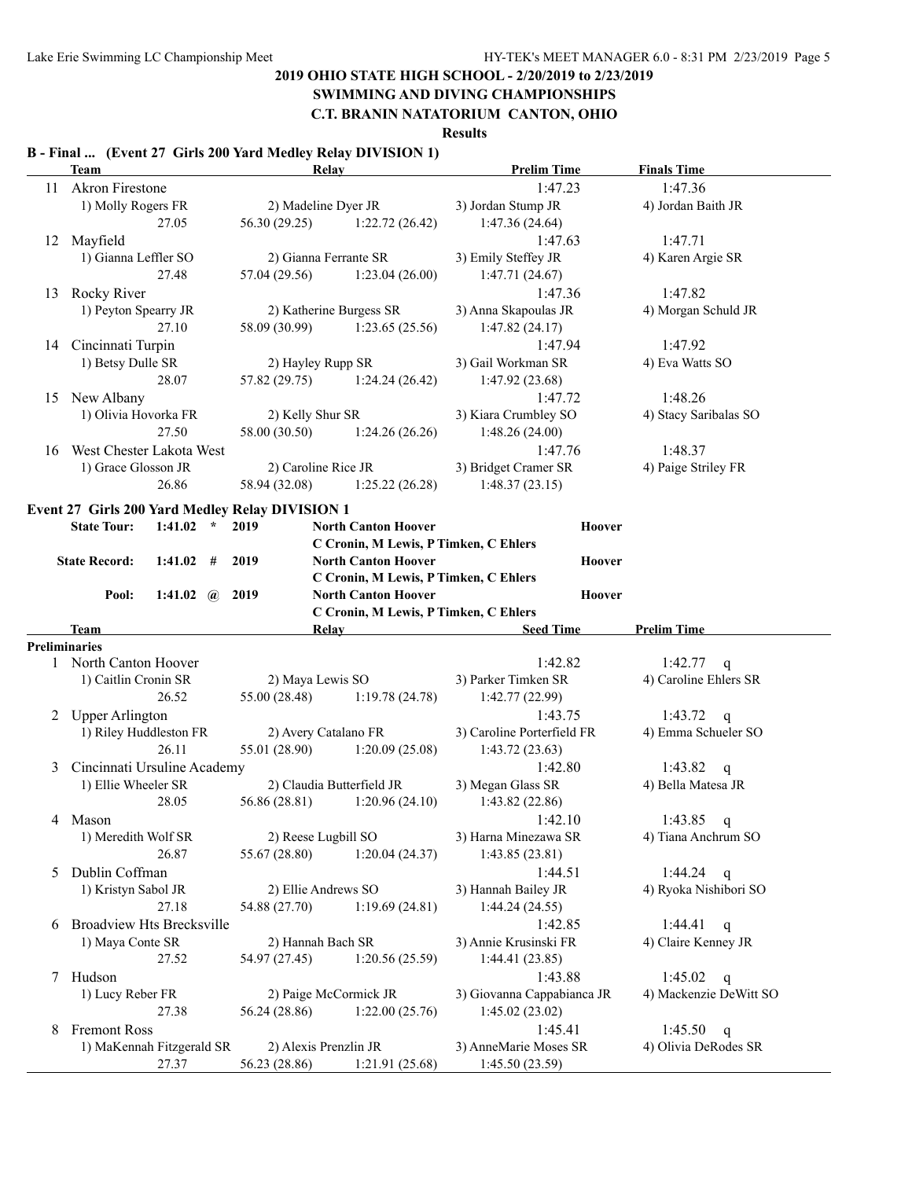## 2019 OHIO STATE HIGH SCHOOL - 2/20/2019 to 2/23/2019
## SWIMMING AND DIVING CHAMPIONSHIPS
## C.T. BRANIN NATATORIUM CANTON, OHIO

**Results**

### B - Final ... (Event 27 Girls 200 Yard Medley Relay DIVISION 1)

| | Team | Relay | | Prelim Time | Finals Time |
|---|---|---|---|---|---|
| 11 | Akron Firestone | | | 1:47.23 | 1:47.36 |
| | 1) Molly Rogers FR | 2) Madeline Dyer JR | | 3) Jordan Stump JR | 4) Jordan Baith JR |
| | 27.05 | 56.30 (29.25) | 1:22.72 (26.42) | 1:47.36 (24.64) | |
| 12 | Mayfield | | | 1:47.63 | 1:47.71 |
| | 1) Gianna Leffler SO | 2) Gianna Ferrante SR | | 3) Emily Steffey JR | 4) Karen Argie SR |
| | 27.48 | 57.04 (29.56) | 1:23.04 (26.00) | 1:47.71 (24.67) | |
| 13 | Rocky River | | | 1:47.36 | 1:47.82 |
| | 1) Peyton Spearry JR | 2) Katherine Burgess SR | | 3) Anna Skapoulas JR | 4) Morgan Schuld JR |
| | 27.10 | 58.09 (30.99) | 1:23.65 (25.56) | 1:47.82 (24.17) | |
| 14 | Cincinnati Turpin | | | 1:47.94 | 1:47.92 |
| | 1) Betsy Dulle SR | 2) Hayley Rupp SR | | 3) Gail Workman SR | 4) Eva Watts SO |
| | 28.07 | 57.82 (29.75) | 1:24.24 (26.42) | 1:47.92 (23.68) | |
| 15 | New Albany | | | 1:47.72 | 1:48.26 |
| | 1) Olivia Hovorka FR | 2) Kelly Shur SR | | 3) Kiara Crumbley SO | 4) Stacy Saribalas SO |
| | 27.50 | 58.00 (30.50) | 1:24.26 (26.26) | 1:48.26 (24.00) | |
| 16 | West Chester Lakota West | | | 1:47.76 | 1:48.37 |
| | 1) Grace Glosson JR | 2) Caroline Rice JR | | 3) Bridget Cramer SR | 4) Paige Striley FR |
| | 26.86 | 58.94 (32.08) | 1:25.22 (26.28) | 1:48.37 (23.15) | |

### Event 27 Girls 200 Yard Medley Relay DIVISION 1

| | | | | | |
|---|---|---|---|---|---|
| State Tour: | 1:41.02 | * | 2019 | North Canton Hoover<br>C Cronin, M Lewis, P Timken, C Ehlers | Hoover |
| State Record: | 1:41.02 | # | 2019 | North Canton Hoover<br>C Cronin, M Lewis, P Timken, C Ehlers | Hoover |
| Pool: | 1:41.02 | @ | 2019 | North Canton Hoover<br>C Cronin, M Lewis, P Timken, C Ehlers | Hoover |

**Preliminaries**

| | Team | Relay | | Seed Time | Prelim Time |
|---|---|---|---|---|---|
| 1 | North Canton Hoover | | | 1:42.82 | 1:42.77 q |
| | 1) Caitlin Cronin SR | 2) Maya Lewis SO | | 3) Parker Timken SR | 4) Caroline Ehlers SR |
| | 26.52 | 55.00 (28.48) | 1:19.78 (24.78) | 1:42.77 (22.99) | |
| 2 | Upper Arlington | | | 1:43.75 | 1:43.72 q |
| | 1) Riley Huddleston FR | 2) Avery Catalano FR | | 3) Caroline Porterfield FR | 4) Emma Schueler SO |
| | 26.11 | 55.01 (28.90) | 1:20.09 (25.08) | 1:43.72 (23.63) | |
| 3 | Cincinnati Ursuline Academy | | | 1:42.80 | 1:43.82 q |
| | 1) Ellie Wheeler SR | 2) Claudia Butterfield JR | | 3) Megan Glass SR | 4) Bella Matesa JR |
| | 28.05 | 56.86 (28.81) | 1:20.96 (24.10) | 1:43.82 (22.86) | |
| 4 | Mason | | | 1:42.10 | 1:43.85 q |
| | 1) Meredith Wolf SR | 2) Reese Lugbill SO | | 3) Harna Minezawa SR | 4) Tiana Anchrum SO |
| | 26.87 | 55.67 (28.80) | 1:20.04 (24.37) | 1:43.85 (23.81) | |
| 5 | Dublin Coffman | | | 1:44.51 | 1:44.24 q |
| | 1) Kristyn Sabol JR | 2) Ellie Andrews SO | | 3) Hannah Bailey JR | 4) Ryoka Nishibori SO |
| | 27.18 | 54.88 (27.70) | 1:19.69 (24.81) | 1:44.24 (24.55) | |
| 6 | Broadview Hts Brecksville | | | 1:42.85 | 1:44.41 q |
| | 1) Maya Conte SR | 2) Hannah Bach SR | | 3) Annie Krusinski FR | 4) Claire Kenney JR |
| | 27.52 | 54.97 (27.45) | 1:20.56 (25.59) | 1:44.41 (23.85) | |
| 7 | Hudson | | | 1:43.88 | 1:45.02 q |
| | 1) Lucy Reber FR | 2) Paige McCormick JR | | 3) Giovanna Cappabianca JR | 4) Mackenzie DeWitt SO |
| | 27.38 | 56.24 (28.86) | 1:22.00 (25.76) | 1:45.02 (23.02) | |
| 8 | Fremont Ross | | | 1:45.41 | 1:45.50 q |
| | 1) MaKennah Fitzgerald SR | 2) Alexis Prenzlin JR | | 3) AnneMarie Moses SR | 4) Olivia DeRodes SR |
| | 27.37 | 56.23 (28.86) | 1:21.91 (25.68) | 1:45.50 (23.59) | |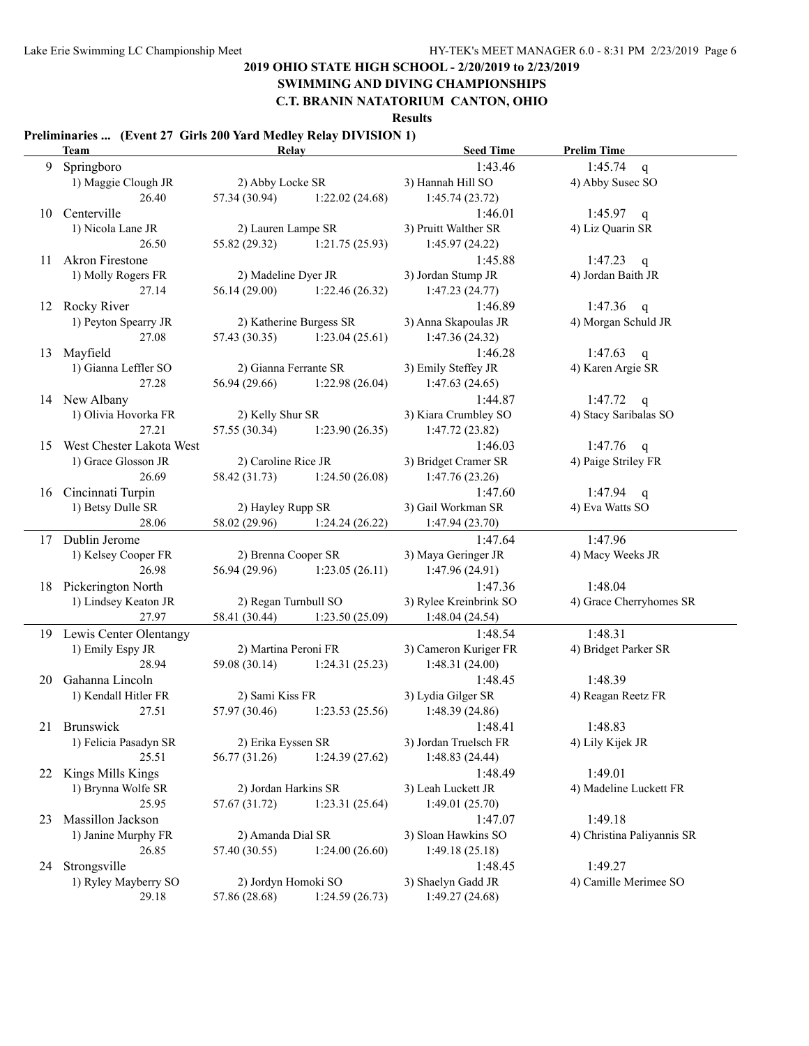## 2019 OHIO STATE HIGH SCHOOL - 2/20/2019 to 2/23/2019
## SWIMMING AND DIVING CHAMPIONSHIPS
## C.T. BRANIN NATATORIUM CANTON, OHIO

**Results**

**Preliminaries ... (Event 27 Girls 200 Yard Medley Relay DIVISION 1)**

| | Team | Relay | | Seed Time | Prelim Time |
|---|---|---|---|---|---|
| 9 | Springboro | | | 1:43.46 | 1:45.74 q |
| | 1) Maggie Clough JR | 2) Abby Locke SR | | 3) Hannah Hill SO | 4) Abby Susec SO |
| | 26.40 | 57.34 (30.94) | 1:22.02 (24.68) | 1:45.74 (23.72) | |
| 10 | Centerville | | | 1:46.01 | 1:45.97 q |
| | 1) Nicola Lane JR | 2) Lauren Lampe SR | | 3) Pruitt Walther SR | 4) Liz Quarin SR |
| | 26.50 | 55.82 (29.32) | 1:21.75 (25.93) | 1:45.97 (24.22) | |
| 11 | Akron Firestone | | | 1:45.88 | 1:47.23 q |
| | 1) Molly Rogers FR | 2) Madeline Dyer JR | | 3) Jordan Stump JR | 4) Jordan Baith JR |
| | 27.14 | 56.14 (29.00) | 1:22.46 (26.32) | 1:47.23 (24.77) | |
| 12 | Rocky River | | | 1:46.89 | 1:47.36 q |
| | 1) Peyton Spearry JR | 2) Katherine Burgess SR | | 3) Anna Skapoulas JR | 4) Morgan Schuld JR |
| | 27.08 | 57.43 (30.35) | 1:23.04 (25.61) | 1:47.36 (24.32) | |
| 13 | Mayfield | | | 1:46.28 | 1:47.63 q |
| | 1) Gianna Leffler SO | 2) Gianna Ferrante SR | | 3) Emily Steffey JR | 4) Karen Argie SR |
| | 27.28 | 56.94 (29.66) | 1:22.98 (26.04) | 1:47.63 (24.65) | |
| 14 | New Albany | | | 1:44.87 | 1:47.72 q |
| | 1) Olivia Hovorka FR | 2) Kelly Shur SR | | 3) Kiara Crumbley SO | 4) Stacy Saribalas SO |
| | 27.21 | 57.55 (30.34) | 1:23.90 (26.35) | 1:47.72 (23.82) | |
| 15 | West Chester Lakota West | | | 1:46.03 | 1:47.76 q |
| | 1) Grace Glosson JR | 2) Caroline Rice JR | | 3) Bridget Cramer SR | 4) Paige Striley FR |
| | 26.69 | 58.42 (31.73) | 1:24.50 (26.08) | 1:47.76 (23.26) | |
| 16 | Cincinnati Turpin | | | 1:47.60 | 1:47.94 q |
| | 1) Betsy Dulle SR | 2) Hayley Rupp SR | | 3) Gail Workman SR | 4) Eva Watts SO |
| | 28.06 | 58.02 (29.96) | 1:24.24 (26.22) | 1:47.94 (23.70) | |
| 17 | Dublin Jerome | | | 1:47.64 | 1:47.96 |
| | 1) Kelsey Cooper FR | 2) Brenna Cooper SR | | 3) Maya Geringer JR | 4) Macy Weeks JR |
| | 26.98 | 56.94 (29.96) | 1:23.05 (26.11) | 1:47.96 (24.91) | |
| 18 | Pickerington North | | | 1:47.36 | 1:48.04 |
| | 1) Lindsey Keaton JR | 2) Regan Turnbull SO | | 3) Rylee Kreinbrink SO | 4) Grace Cherryhomes SR |
| | 27.97 | 58.41 (30.44) | 1:23.50 (25.09) | 1:48.04 (24.54) | |
| 19 | Lewis Center Olentangy | | | 1:48.54 | 1:48.31 |
| | 1) Emily Espy JR | 2) Martina Peroni FR | | 3) Cameron Kuriger FR | 4) Bridget Parker SR |
| | 28.94 | 59.08 (30.14) | 1:24.31 (25.23) | 1:48.31 (24.00) | |
| 20 | Gahanna Lincoln | | | 1:48.45 | 1:48.39 |
| | 1) Kendall Hitler FR | 2) Sami Kiss FR | | 3) Lydia Gilger SR | 4) Reagan Reetz FR |
| | 27.51 | 57.97 (30.46) | 1:23.53 (25.56) | 1:48.39 (24.86) | |
| 21 | Brunswick | | | 1:48.41 | 1:48.83 |
| | 1) Felicia Pasadyn SR | 2) Erika Eyssen SR | | 3) Jordan Truelsch FR | 4) Lily Kijek JR |
| | 25.51 | 56.77 (31.26) | 1:24.39 (27.62) | 1:48.83 (24.44) | |
| 22 | Kings Mills Kings | | | 1:48.49 | 1:49.01 |
| | 1) Brynna Wolfe SR | 2) Jordan Harkins SR | | 3) Leah Luckett JR | 4) Madeline Luckett FR |
| | 25.95 | 57.67 (31.72) | 1:23.31 (25.64) | 1:49.01 (25.70) | |
| 23 | Massillon Jackson | | | 1:47.07 | 1:49.18 |
| | 1) Janine Murphy FR | 2) Amanda Dial SR | | 3) Sloan Hawkins SO | 4) Christina Paliyannis SR |
| | 26.85 | 57.40 (30.55) | 1:24.00 (26.60) | 1:49.18 (25.18) | |
| 24 | Strongsville | | | 1:48.45 | 1:49.27 |
| | 1) Ryley Mayberry SO | 2) Jordyn Homoki SO | | 3) Shaelyn Gadd JR | 4) Camille Merimee SO |
| | 29.18 | 57.86 (28.68) | 1:24.59 (26.73) | 1:49.27 (24.68) | |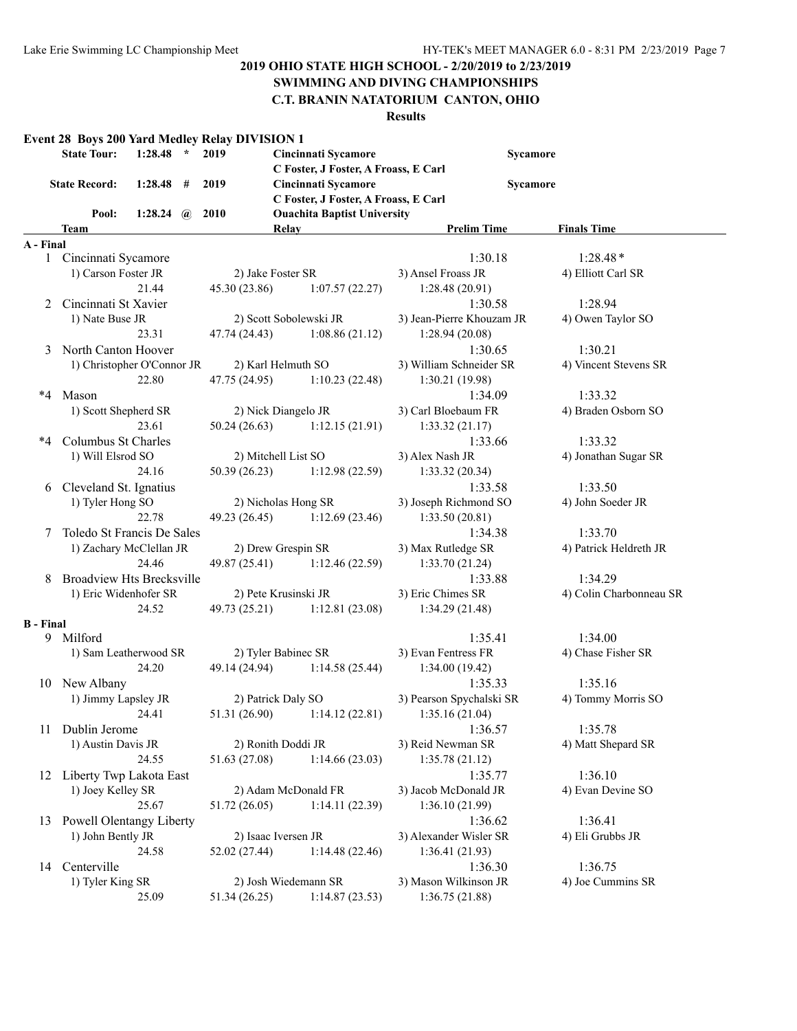**2019 OHIO STATE HIGH SCHOOL - 2/20/2019 to 2/23/2019**

**SWIMMING AND DIVING CHAMPIONSHIPS**

**C.T. BRANIN NATATORIUM CANTON, OHIO**

**Results**

### Event 28 Boys 200 Yard Medley Relay DIVISION 1

| | | | | | |
|---|---|---|---|---|---|
| State Tour: | 1:28.48 * | 2019 | Cincinnati Sycamore | Sycamore |
| | | | C Foster, J Foster, A Froass, E Carl | |
| State Record: | 1:28.48 # | 2019 | Cincinnati Sycamore | Sycamore |
| | | | C Foster, J Foster, A Froass, E Carl | |
| Pool: | 1:28.24 @ | 2010 | Ouachita Baptist University | |

| | Team | Relay | | Prelim Time | Finals Time |
|---|---|---|---|---|---|
| **A - Final** | | | | | |
| 1 | Cincinnati Sycamore | | | 1:30.18 | 1:28.48* |
| | 1) Carson Foster JR | 2) Jake Foster SR | | 3) Ansel Froass JR | 4) Elliott Carl SR |
| | 21.44 | 45.30 (23.86) | 1:07.57 (22.27) | 1:28.48 (20.91) | |
| 2 | Cincinnati St Xavier | | | 1:30.58 | 1:28.94 |
| | 1) Nate Buse JR | 2) Scott Sobolewski JR | | 3) Jean-Pierre Khouzam JR | 4) Owen Taylor SO |
| | 23.31 | 47.74 (24.43) | 1:08.86 (21.12) | 1:28.94 (20.08) | |
| 3 | North Canton Hoover | | | 1:30.65 | 1:30.21 |
| | 1) Christopher O'Connor JR | 2) Karl Helmuth SO | | 3) William Schneider SR | 4) Vincent Stevens SR |
| | 22.80 | 47.75 (24.95) | 1:10.23 (22.48) | 1:30.21 (19.98) | |
| *4 | Mason | | | 1:34.09 | 1:33.32 |
| | 1) Scott Shepherd SR | 2) Nick Diangelo JR | | 3) Carl Bloebaum FR | 4) Braden Osborn SO |
| | 23.61 | 50.24 (26.63) | 1:12.15 (21.91) | 1:33.32 (21.17) | |
| *4 | Columbus St Charles | | | 1:33.66 | 1:33.32 |
| | 1) Will Elsrod SO | 2) Mitchell List SO | | 3) Alex Nash JR | 4) Jonathan Sugar SR |
| | 24.16 | 50.39 (26.23) | 1:12.98 (22.59) | 1:33.32 (20.34) | |
| 6 | Cleveland St. Ignatius | | | 1:33.58 | 1:33.50 |
| | 1) Tyler Hong SO | 2) Nicholas Hong SR | | 3) Joseph Richmond SO | 4) John Soeder JR |
| | 22.78 | 49.23 (26.45) | 1:12.69 (23.46) | 1:33.50 (20.81) | |
| 7 | Toledo St Francis De Sales | | | 1:34.38 | 1:33.70 |
| | 1) Zachary McClellan JR | 2) Drew Grespin SR | | 3) Max Rutledge SR | 4) Patrick Heldreth JR |
| | 24.46 | 49.87 (25.41) | 1:12.46 (22.59) | 1:33.70 (21.24) | |
| 8 | Broadview Hts Brecksville | | | 1:33.88 | 1:34.29 |
| | 1) Eric Widenhofer SR | 2) Pete Krusinski JR | | 3) Eric Chimes SR | 4) Colin Charbonneau SR |
| | 24.52 | 49.73 (25.21) | 1:12.81 (23.08) | 1:34.29 (21.48) | |
| **B - Final** | | | | | |
| 9 | Milford | | | 1:35.41 | 1:34.00 |
| | 1) Sam Leatherwood SR | 2) Tyler Babinec SR | | 3) Evan Fentress FR | 4) Chase Fisher SR |
| | 24.20 | 49.14 (24.94) | 1:14.58 (25.44) | 1:34.00 (19.42) | |
| 10 | New Albany | | | 1:35.33 | 1:35.16 |
| | 1) Jimmy Lapsley JR | 2) Patrick Daly SO | | 3) Pearson Spychalski SR | 4) Tommy Morris SO |
| | 24.41 | 51.31 (26.90) | 1:14.12 (22.81) | 1:35.16 (21.04) | |
| 11 | Dublin Jerome | | | 1:36.57 | 1:35.78 |
| | 1) Austin Davis JR | 2) Ronith Doddi JR | | 3) Reid Newman SR | 4) Matt Shepard SR |
| | 24.55 | 51.63 (27.08) | 1:14.66 (23.03) | 1:35.78 (21.12) | |
| 12 | Liberty Twp Lakota East | | | 1:35.77 | 1:36.10 |
| | 1) Joey Kelley SR | 2) Adam McDonald FR | | 3) Jacob McDonald JR | 4) Evan Devine SO |
| | 25.67 | 51.72 (26.05) | 1:14.11 (22.39) | 1:36.10 (21.99) | |
| 13 | Powell Olentangy Liberty | | | 1:36.62 | 1:36.41 |
| | 1) John Bently JR | 2) Isaac Iversen JR | | 3) Alexander Wisler SR | 4) Eli Grubbs JR |
| | 24.58 | 52.02 (27.44) | 1:14.48 (22.46) | 1:36.41 (21.93) | |
| 14 | Centerville | | | 1:36.30 | 1:36.75 |
| | 1) Tyler King SR | 2) Josh Wiedemann SR | | 3) Mason Wilkinson JR | 4) Joe Cummins SR |
| | 25.09 | 51.34 (26.25) | 1:14.87 (23.53) | 1:36.75 (21.88) | |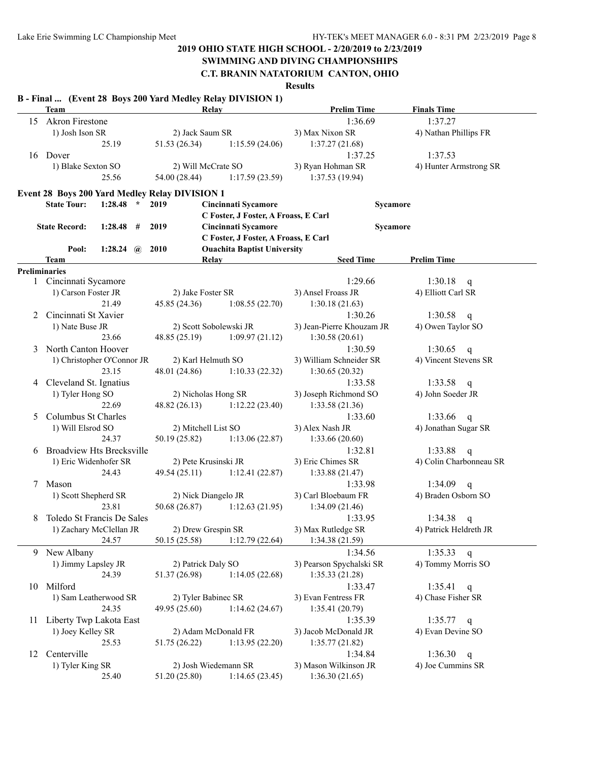**2019 OHIO STATE HIGH SCHOOL - 2/20/2019 to 2/23/2019**

**SWIMMING AND DIVING CHAMPIONSHIPS**

**C.T. BRANIN NATATORIUM CANTON, OHIO**

**Results**

**B - Final ... (Event 28 Boys 200 Yard Medley Relay DIVISION 1)**

| | Team | Relay | | Prelim Time | Finals Time |
|---|---|---|---|---|---|
| 15 | Akron Firestone | | | 1:36.69 | 1:37.27 |
| | 1) Josh Ison SR | 2) Jack Saum SR | | 3) Max Nixon SR | 4) Nathan Phillips FR |
| | 25.19 | 51.53 (26.34) | 1:15.59 (24.06) | 1:37.27 (21.68) | |
| 16 | Dover | | | 1:37.25 | 1:37.53 |
| | 1) Blake Sexton SO | 2) Will McCrate SO | | 3) Ryan Hohman SR | 4) Hunter Armstrong SR |
| | 25.56 | 54.00 (28.44) | 1:17.59 (23.59) | 1:37.53 (19.94) | |

**Event 28 Boys 200 Yard Medley Relay DIVISION 1**

| | | | | |
|---|---|---|---|---|
| State Tour: | 1:28.48 * | 2019 | Cincinnati Sycamore | Sycamore |
| | | | C Foster, J Foster, A Froass, E Carl | |
| State Record: | 1:28.48 # | 2019 | Cincinnati Sycamore | Sycamore |
| | | | C Foster, J Foster, A Froass, E Carl | |
| Pool: | 1:28.24 @ | 2010 | Ouachita Baptist University | |

| | Team | Relay | | Seed Time | Prelim Time |
|---|---|---|---|---|---|
| **Preliminaries** | | | | | |
| 1 | Cincinnati Sycamore | | | 1:29.66 | 1:30.18 q |
| | 1) Carson Foster JR | 2) Jake Foster SR | | 3) Ansel Froass JR | 4) Elliott Carl SR |
| | 21.49 | 45.85 (24.36) | 1:08.55 (22.70) | 1:30.18 (21.63) | |
| 2 | Cincinnati St Xavier | | | 1:30.26 | 1:30.58 q |
| | 1) Nate Buse JR | 2) Scott Sobolewski JR | | 3) Jean-Pierre Khouzam JR | 4) Owen Taylor SO |
| | 23.66 | 48.85 (25.19) | 1:09.97 (21.12) | 1:30.58 (20.61) | |
| 3 | North Canton Hoover | | | 1:30.59 | 1:30.65 q |
| | 1) Christopher O'Connor JR | 2) Karl Helmuth SO | | 3) William Schneider SR | 4) Vincent Stevens SR |
| | 23.15 | 48.01 (24.86) | 1:10.33 (22.32) | 1:30.65 (20.32) | |
| 4 | Cleveland St. Ignatius | | | 1:33.58 | 1:33.58 q |
| | 1) Tyler Hong SO | 2) Nicholas Hong SR | | 3) Joseph Richmond SO | 4) John Soeder JR |
| | 22.69 | 48.82 (26.13) | 1:12.22 (23.40) | 1:33.58 (21.36) | |
| 5 | Columbus St Charles | | | 1:33.60 | 1:33.66 q |
| | 1) Will Elsrod SO | 2) Mitchell List SO | | 3) Alex Nash JR | 4) Jonathan Sugar SR |
| | 24.37 | 50.19 (25.82) | 1:13.06 (22.87) | 1:33.66 (20.60) | |
| 6 | Broadview Hts Brecksville | | | 1:32.81 | 1:33.88 q |
| | 1) Eric Widenhofer SR | 2) Pete Krusinski JR | | 3) Eric Chimes SR | 4) Colin Charbonneau SR |
| | 24.43 | 49.54 (25.11) | 1:12.41 (22.87) | 1:33.88 (21.47) | |
| 7 | Mason | | | 1:33.98 | 1:34.09 q |
| | 1) Scott Shepherd SR | 2) Nick Diangelo JR | | 3) Carl Bloebaum FR | 4) Braden Osborn SO |
| | 23.81 | 50.68 (26.87) | 1:12.63 (21.95) | 1:34.09 (21.46) | |
| 8 | Toledo St Francis De Sales | | | 1:33.95 | 1:34.38 q |
| | 1) Zachary McClellan JR | 2) Drew Grespin SR | | 3) Max Rutledge SR | 4) Patrick Heldreth JR |
| | 24.57 | 50.15 (25.58) | 1:12.79 (22.64) | 1:34.38 (21.59) | |
| 9 | New Albany | | | 1:34.56 | 1:35.33 q |
| | 1) Jimmy Lapsley JR | 2) Patrick Daly SO | | 3) Pearson Spychalski SR | 4) Tommy Morris SO |
| | 24.39 | 51.37 (26.98) | 1:14.05 (22.68) | 1:35.33 (21.28) | |
| 10 | Milford | | | 1:33.47 | 1:35.41 q |
| | 1) Sam Leatherwood SR | 2) Tyler Babinec SR | | 3) Evan Fentress FR | 4) Chase Fisher SR |
| | 24.35 | 49.95 (25.60) | 1:14.62 (24.67) | 1:35.41 (20.79) | |
| 11 | Liberty Twp Lakota East | | | 1:35.39 | 1:35.77 q |
| | 1) Joey Kelley SR | 2) Adam McDonald FR | | 3) Jacob McDonald JR | 4) Evan Devine SO |
| | 25.53 | 51.75 (26.22) | 1:13.95 (22.20) | 1:35.77 (21.82) | |
| 12 | Centerville | | | 1:34.84 | 1:36.30 q |
| | 1) Tyler King SR | 2) Josh Wiedemann SR | | 3) Mason Wilkinson JR | 4) Joe Cummins SR |
| | 25.40 | 51.20 (25.80) | 1:14.65 (23.45) | 1:36.30 (21.65) | |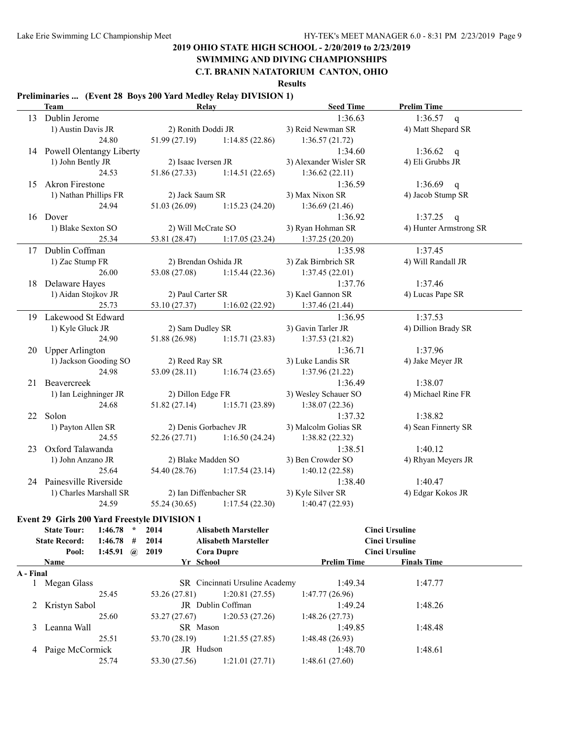## 2019 OHIO STATE HIGH SCHOOL - 2/20/2019 to 2/23/2019
## SWIMMING AND DIVING CHAMPIONSHIPS
## C.T. BRANIN NATATORIUM CANTON, OHIO

**Results**

### Preliminaries ... (Event 28 Boys 200 Yard Medley Relay DIVISION 1)

| | Team | Relay | | Seed Time | Prelim Time |
|---|---|---|---|---|---|
| 13 | Dublin Jerome | | | 1:36.63 | 1:36.57 q |
| | 1) Austin Davis JR | 2) Ronith Doddi JR | | 3) Reid Newman SR | 4) Matt Shepard SR |
| | 24.80 | 51.99 (27.19) | 1:14.85 (22.86) | 1:36.57 (21.72) | |
| 14 | Powell Olentangy Liberty | | | 1:34.60 | 1:36.62 q |
| | 1) John Bently JR | 2) Isaac Iversen JR | | 3) Alexander Wisler SR | 4) Eli Grubbs JR |
| | 24.53 | 51.86 (27.33) | 1:14.51 (22.65) | 1:36.62 (22.11) | |
| 15 | Akron Firestone | | | 1:36.59 | 1:36.69 q |
| | 1) Nathan Phillips FR | 2) Jack Saum SR | | 3) Max Nixon SR | 4) Jacob Stump SR |
| | 24.94 | 51.03 (26.09) | 1:15.23 (24.20) | 1:36.69 (21.46) | |
| 16 | Dover | | | 1:36.92 | 1:37.25 q |
| | 1) Blake Sexton SO | 2) Will McCrate SO | | 3) Ryan Hohman SR | 4) Hunter Armstrong SR |
| | 25.34 | 53.81 (28.47) | 1:17.05 (23.24) | 1:37.25 (20.20) | |
| 17 | Dublin Coffman | | | 1:35.98 | 1:37.45 |
| | 1) Zac Stump FR | 2) Brendan Oshida JR | | 3) Zak Birnbrich SR | 4) Will Randall JR |
| | 26.00 | 53.08 (27.08) | 1:15.44 (22.36) | 1:37.45 (22.01) | |
| 18 | Delaware Hayes | | | 1:37.76 | 1:37.46 |
| | 1) Aidan Stojkov JR | 2) Paul Carter SR | | 3) Kael Gannon SR | 4) Lucas Pape SR |
| | 25.73 | 53.10 (27.37) | 1:16.02 (22.92) | 1:37.46 (21.44) | |
| 19 | Lakewood St Edward | | | 1:36.95 | 1:37.53 |
| | 1) Kyle Gluck JR | 2) Sam Dudley SR | | 3) Gavin Tarler JR | 4) Dillion Brady SR |
| | 24.90 | 51.88 (26.98) | 1:15.71 (23.83) | 1:37.53 (21.82) | |
| 20 | Upper Arlington | | | 1:36.71 | 1:37.96 |
| | 1) Jackson Gooding SO | 2) Reed Ray SR | | 3) Luke Landis SR | 4) Jake Meyer JR |
| | 24.98 | 53.09 (28.11) | 1:16.74 (23.65) | 1:37.96 (21.22) | |
| 21 | Beavercreek | | | 1:36.49 | 1:38.07 |
| | 1) Ian Leighninger JR | 2) Dillon Edge FR | | 3) Wesley Schauer SO | 4) Michael Rine FR |
| | 24.68 | 51.82 (27.14) | 1:15.71 (23.89) | 1:38.07 (22.36) | |
| 22 | Solon | | | 1:37.32 | 1:38.82 |
| | 1) Payton Allen SR | 2) Denis Gorbachev JR | | 3) Malcolm Golias SR | 4) Sean Finnerty SR |
| | 24.55 | 52.26 (27.71) | 1:16.50 (24.24) | 1:38.82 (22.32) | |
| 23 | Oxford Talawanda | | | 1:38.51 | 1:40.12 |
| | 1) John Anzano JR | 2) Blake Madden SO | | 3) Ben Crowder SO | 4) Rhyan Meyers JR |
| | 25.64 | 54.40 (28.76) | 1:17.54 (23.14) | 1:40.12 (22.58) | |
| 24 | Painesville Riverside | | | 1:38.40 | 1:40.47 |
| | 1) Charles Marshall SR | 2) Ian Diffenbacher SR | | 3) Kyle Silver SR | 4) Edgar Kokos JR |
| | 24.59 | 55.24 (30.65) | 1:17.54 (22.30) | 1:40.47 (22.93) | |

### Event 29 Girls 200 Yard Freestyle DIVISION 1

| | | | | |
|---|---|---|---|---|
| **State Tour:** | **1:46.78 *** | **2014** | **Alisabeth Marsteller** | **Cinci Ursuline** |
| **State Record:** | **1:46.78 #** | **2014** | **Alisabeth Marsteller** | **Cinci Ursuline** |
| **Pool:** | **1:45.91 @** | **2019** | **Cora Dupre** | **Cinci Ursuline** |

| | Name | Yr | School | Prelim Time | Finals Time |
|---|---|---|---|---|---|
| **A - Final** | | | | | |
| 1 | Megan Glass | SR | Cincinnati Ursuline Academy | 1:49.34 | 1:47.77 |
| | 25.45 | 53.26 (27.81) | 1:20.81 (27.55) | 1:47.77 (26.96) | |
| 2 | Kristyn Sabol | JR | Dublin Coffman | 1:49.24 | 1:48.26 |
| | 25.60 | 53.27 (27.67) | 1:20.53 (27.26) | 1:48.26 (27.73) | |
| 3 | Leanna Wall | SR | Mason | 1:49.85 | 1:48.48 |
| | 25.51 | 53.70 (28.19) | 1:21.55 (27.85) | 1:48.48 (26.93) | |
| 4 | Paige McCormick | JR | Hudson | 1:48.70 | 1:48.61 |
| | 25.74 | 53.30 (27.56) | 1:21.01 (27.71) | 1:48.61 (27.60) | |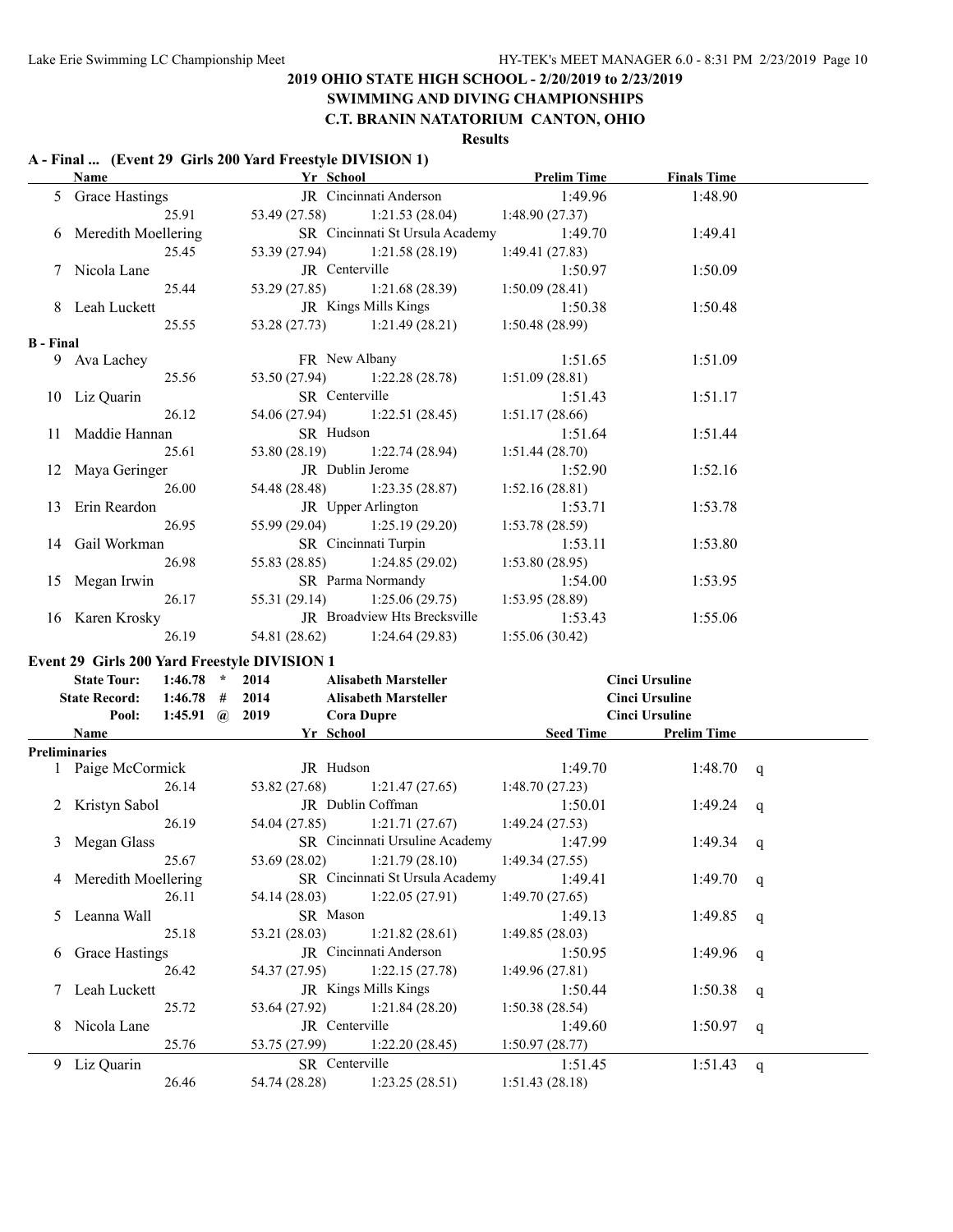## 2019 OHIO STATE HIGH SCHOOL - 2/20/2019 to 2/23/2019
## SWIMMING AND DIVING CHAMPIONSHIPS
## C.T. BRANIN NATATORIUM CANTON, OHIO

**Results**

### A - Final ... (Event 29 Girls 200 Yard Freestyle DIVISION 1)

| | Name | Yr | School | Prelim Time | Finals Time |
|---|---|---|---|---|---|
| 5 | Grace Hastings | JR | Cincinnati Anderson | 1:49.96 | 1:48.90 |
| | 25.91 | 53.49 (27.58) | 1:21.53 (28.04) | 1:48.90 (27.37) | |
| 6 | Meredith Moellering | SR | Cincinnati St Ursula Academy | 1:49.70 | 1:49.41 |
| | 25.45 | 53.39 (27.94) | 1:21.58 (28.19) | 1:49.41 (27.83) | |
| 7 | Nicola Lane | JR | Centerville | 1:50.97 | 1:50.09 |
| | 25.44 | 53.29 (27.85) | 1:21.68 (28.39) | 1:50.09 (28.41) | |
| 8 | Leah Luckett | JR | Kings Mills Kings | 1:50.38 | 1:50.48 |
| | 25.55 | 53.28 (27.73) | 1:21.49 (28.21) | 1:50.48 (28.99) | |
| **B - Final** | | | | | |
| 9 | Ava Lachey | FR | New Albany | 1:51.65 | 1:51.09 |
| | 25.56 | 53.50 (27.94) | 1:22.28 (28.78) | 1:51.09 (28.81) | |
| 10 | Liz Quarin | SR | Centerville | 1:51.43 | 1:51.17 |
| | 26.12 | 54.06 (27.94) | 1:22.51 (28.45) | 1:51.17 (28.66) | |
| 11 | Maddie Hannan | SR | Hudson | 1:51.64 | 1:51.44 |
| | 25.61 | 53.80 (28.19) | 1:22.74 (28.94) | 1:51.44 (28.70) | |
| 12 | Maya Geringer | JR | Dublin Jerome | 1:52.90 | 1:52.16 |
| | 26.00 | 54.48 (28.48) | 1:23.35 (28.87) | 1:52.16 (28.81) | |
| 13 | Erin Reardon | JR | Upper Arlington | 1:53.71 | 1:53.78 |
| | 26.95 | 55.99 (29.04) | 1:25.19 (29.20) | 1:53.78 (28.59) | |
| 14 | Gail Workman | SR | Cincinnati Turpin | 1:53.11 | 1:53.80 |
| | 26.98 | 55.83 (28.85) | 1:24.85 (29.02) | 1:53.80 (28.95) | |
| 15 | Megan Irwin | SR | Parma Normandy | 1:54.00 | 1:53.95 |
| | 26.17 | 55.31 (29.14) | 1:25.06 (29.75) | 1:53.95 (28.89) | |
| 16 | Karen Krosky | JR | Broadview Hts Brecksville | 1:53.43 | 1:55.06 |
| | 26.19 | 54.81 (28.62) | 1:24.64 (29.83) | 1:55.06 (30.42) | |

### Event 29 Girls 200 Yard Freestyle DIVISION 1

| | | | | | |
|---|---|---|---|---|---|
| State Tour: | 1:46.78 | * | 2014 | Alisabeth Marsteller | Cinci Ursuline |
| State Record: | 1:46.78 | # | 2014 | Alisabeth Marsteller | Cinci Ursuline |
| Pool: | 1:45.91 | @ | 2019 | Cora Dupre | Cinci Ursuline |

| | Name | Yr | School | Seed Time | Prelim Time | |
|---|---|---|---|---|---|---|
| **Preliminaries** | | | | | | |
| 1 | Paige McCormick | JR | Hudson | 1:49.70 | 1:48.70 | q |
| | 26.14 | 53.82 (27.68) | 1:21.47 (27.65) | 1:48.70 (27.23) | | |
| 2 | Kristyn Sabol | JR | Dublin Coffman | 1:50.01 | 1:49.24 | q |
| | 26.19 | 54.04 (27.85) | 1:21.71 (27.67) | 1:49.24 (27.53) | | |
| 3 | Megan Glass | SR | Cincinnati Ursuline Academy | 1:47.99 | 1:49.34 | q |
| | 25.67 | 53.69 (28.02) | 1:21.79 (28.10) | 1:49.34 (27.55) | | |
| 4 | Meredith Moellering | SR | Cincinnati St Ursula Academy | 1:49.41 | 1:49.70 | q |
| | 26.11 | 54.14 (28.03) | 1:22.05 (27.91) | 1:49.70 (27.65) | | |
| 5 | Leanna Wall | SR | Mason | 1:49.13 | 1:49.85 | q |
| | 25.18 | 53.21 (28.03) | 1:21.82 (28.61) | 1:49.85 (28.03) | | |
| 6 | Grace Hastings | JR | Cincinnati Anderson | 1:50.95 | 1:49.96 | q |
| | 26.42 | 54.37 (27.95) | 1:22.15 (27.78) | 1:49.96 (27.81) | | |
| 7 | Leah Luckett | JR | Kings Mills Kings | 1:50.44 | 1:50.38 | q |
| | 25.72 | 53.64 (27.92) | 1:21.84 (28.20) | 1:50.38 (28.54) | | |
| 8 | Nicola Lane | JR | Centerville | 1:49.60 | 1:50.97 | q |
| | 25.76 | 53.75 (27.99) | 1:22.20 (28.45) | 1:50.97 (28.77) | | |
| 9 | Liz Quarin | SR | Centerville | 1:51.45 | 1:51.43 | q |
| | 26.46 | 54.74 (28.28) | 1:23.25 (28.51) | 1:51.43 (28.18) | | |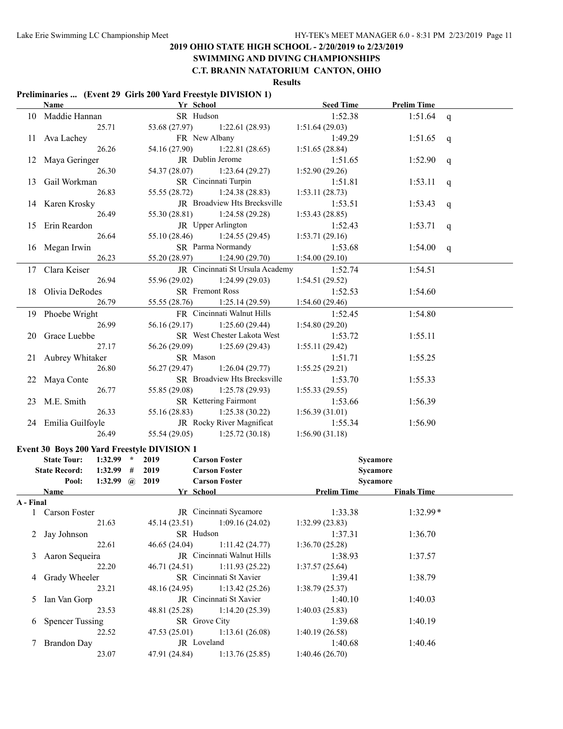## 2019 OHIO STATE HIGH SCHOOL - 2/20/2019 to 2/23/2019

## SWIMMING AND DIVING CHAMPIONSHIPS

## C.T. BRANIN NATATORIUM CANTON, OHIO

### Results

### Preliminaries ... (Event 29 Girls 200 Yard Freestyle DIVISION 1)

| | Name | Yr | School | Seed Time | Prelim Time | |
|---|---|---|---|---|---|---|
| 10 | Maddie Hannan | SR | Hudson | 1:52.38 | 1:51.64 | q |
| | 25.71 | 53.68 (27.97) | 1:22.61 (28.93) | 1:51.64 (29.03) | | |
| 11 | Ava Lachey | FR | New Albany | 1:49.29 | 1:51.65 | q |
| | 26.26 | 54.16 (27.90) | 1:22.81 (28.65) | 1:51.65 (28.84) | | |
| 12 | Maya Geringer | JR | Dublin Jerome | 1:51.65 | 1:52.90 | q |
| | 26.30 | 54.37 (28.07) | 1:23.64 (29.27) | 1:52.90 (29.26) | | |
| 13 | Gail Workman | SR | Cincinnati Turpin | 1:51.81 | 1:53.11 | q |
| | 26.83 | 55.55 (28.72) | 1:24.38 (28.83) | 1:53.11 (28.73) | | |
| 14 | Karen Krosky | JR | Broadview Hts Brecksville | 1:53.51 | 1:53.43 | q |
| | 26.49 | 55.30 (28.81) | 1:24.58 (29.28) | 1:53.43 (28.85) | | |
| 15 | Erin Reardon | JR | Upper Arlington | 1:52.43 | 1:53.71 | q |
| | 26.64 | 55.10 (28.46) | 1:24.55 (29.45) | 1:53.71 (29.16) | | |
| 16 | Megan Irwin | SR | Parma Normandy | 1:53.68 | 1:54.00 | q |
| | 26.23 | 55.20 (28.97) | 1:24.90 (29.70) | 1:54.00 (29.10) | | |
| 17 | Clara Keiser | JR | Cincinnati St Ursula Academy | 1:52.74 | 1:54.51 | |
| | 26.94 | 55.96 (29.02) | 1:24.99 (29.03) | 1:54.51 (29.52) | | |
| 18 | Olivia DeRodes | SR | Fremont Ross | 1:52.53 | 1:54.60 | |
| | 26.79 | 55.55 (28.76) | 1:25.14 (29.59) | 1:54.60 (29.46) | | |
| 19 | Phoebe Wright | FR | Cincinnati Walnut Hills | 1:52.45 | 1:54.80 | |
| | 26.99 | 56.16 (29.17) | 1:25.60 (29.44) | 1:54.80 (29.20) | | |
| 20 | Grace Luebbe | SR | West Chester Lakota West | 1:53.72 | 1:55.11 | |
| | 27.17 | 56.26 (29.09) | 1:25.69 (29.43) | 1:55.11 (29.42) | | |
| 21 | Aubrey Whitaker | SR | Mason | 1:51.71 | 1:55.25 | |
| | 26.80 | 56.27 (29.47) | 1:26.04 (29.77) | 1:55.25 (29.21) | | |
| 22 | Maya Conte | SR | Broadview Hts Brecksville | 1:53.70 | 1:55.33 | |
| | 26.77 | 55.85 (29.08) | 1:25.78 (29.93) | 1:55.33 (29.55) | | |
| 23 | M.E. Smith | SR | Kettering Fairmont | 1:53.66 | 1:56.39 | |
| | 26.33 | 55.16 (28.83) | 1:25.38 (30.22) | 1:56.39 (31.01) | | |
| 24 | Emilia Guilfoyle | JR | Rocky River Magnificat | 1:55.34 | 1:56.90 | |
| | 26.49 | 55.54 (29.05) | 1:25.72 (30.18) | 1:56.90 (31.18) | | |

### Event 30 Boys 200 Yard Freestyle DIVISION 1

| | | | | | |
|---|---|---|---|---|---|
| State Tour: | 1:32.99 | * | 2019 | Carson Foster | Sycamore |
| State Record: | 1:32.99 | # | 2019 | Carson Foster | Sycamore |
| Pool: | 1:32.99 | @ | 2019 | Carson Foster | Sycamore |

**A - Final**

| | Name | Yr | School | Prelim Time | Finals Time |
|---|---|---|---|---|---|
| 1 | Carson Foster | JR | Cincinnati Sycamore | 1:33.38 | 1:32.99* |
| | 21.63 | 45.14 (23.51) | 1:09.16 (24.02) | 1:32.99 (23.83) | |
| 2 | Jay Johnson | SR | Hudson | 1:37.31 | 1:36.70 |
| | 22.61 | 46.65 (24.04) | 1:11.42 (24.77) | 1:36.70 (25.28) | |
| 3 | Aaron Sequeira | JR | Cincinnati Walnut Hills | 1:38.93 | 1:37.57 |
| | 22.20 | 46.71 (24.51) | 1:11.93 (25.22) | 1:37.57 (25.64) | |
| 4 | Grady Wheeler | SR | Cincinnati St Xavier | 1:39.41 | 1:38.79 |
| | 23.21 | 48.16 (24.95) | 1:13.42 (25.26) | 1:38.79 (25.37) | |
| 5 | Ian Van Gorp | JR | Cincinnati St Xavier | 1:40.10 | 1:40.03 |
| | 23.53 | 48.81 (25.28) | 1:14.20 (25.39) | 1:40.03 (25.83) | |
| 6 | Spencer Tussing | SR | Grove City | 1:39.68 | 1:40.19 |
| | 22.52 | 47.53 (25.01) | 1:13.61 (26.08) | 1:40.19 (26.58) | |
| 7 | Brandon Day | JR | Loveland | 1:40.68 | 1:40.46 |
| | 23.07 | 47.91 (24.84) | 1:13.76 (25.85) | 1:40.46 (26.70) | |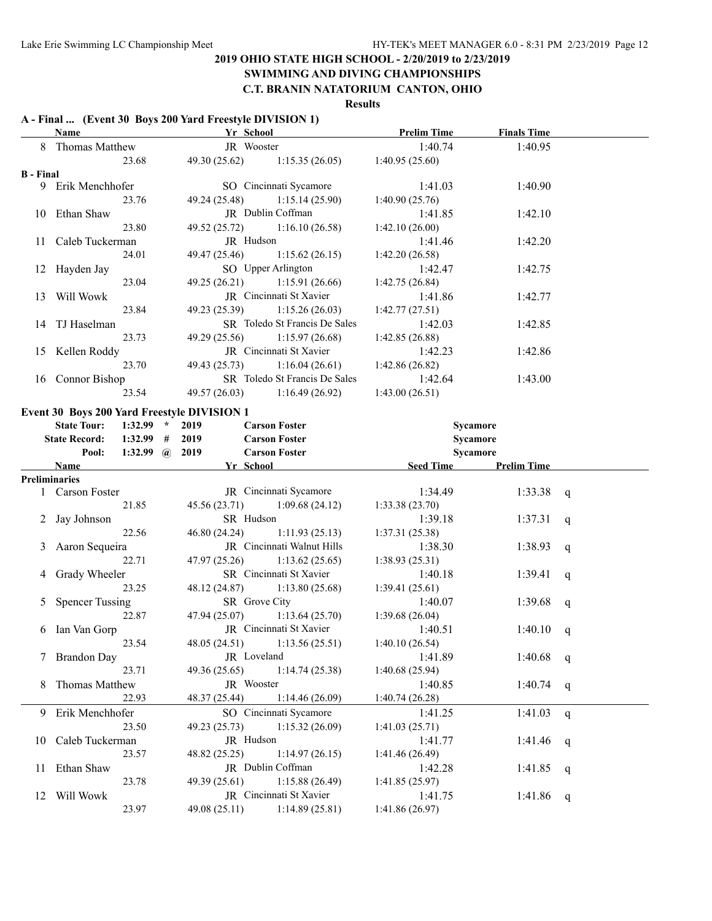# 2019 OHIO STATE HIGH SCHOOL - 2/20/2019 to 2/23/2019
## SWIMMING AND DIVING CHAMPIONSHIPS
## C.T. BRANIN NATATORIUM CANTON, OHIO

**Results**

### A - Final ... (Event 30 Boys 200 Yard Freestyle DIVISION 1)

| | Name | Yr | School | Prelim Time | Finals Time |
|---|---|---|---|---|---|
| 8 | Thomas Matthew | JR | Wooster | 1:40.74 | 1:40.95 |
| | 23.68 | 49.30 (25.62) | 1:15.35 (26.05) | 1:40.95 (25.60) | |
| **B - Final** | | | | | |
| 9 | Erik Menchhofer | SO | Cincinnati Sycamore | 1:41.03 | 1:40.90 |
| | 23.76 | 49.24 (25.48) | 1:15.14 (25.90) | 1:40.90 (25.76) | |
| 10 | Ethan Shaw | JR | Dublin Coffman | 1:41.85 | 1:42.10 |
| | 23.80 | 49.52 (25.72) | 1:16.10 (26.58) | 1:42.10 (26.00) | |
| 11 | Caleb Tuckerman | JR | Hudson | 1:41.46 | 1:42.20 |
| | 24.01 | 49.47 (25.46) | 1:15.62 (26.15) | 1:42.20 (26.58) | |
| 12 | Hayden Jay | SO | Upper Arlington | 1:42.47 | 1:42.75 |
| | 23.04 | 49.25 (26.21) | 1:15.91 (26.66) | 1:42.75 (26.84) | |
| 13 | Will Wowk | JR | Cincinnati St Xavier | 1:41.86 | 1:42.77 |
| | 23.84 | 49.23 (25.39) | 1:15.26 (26.03) | 1:42.77 (27.51) | |
| 14 | TJ Haselman | SR | Toledo St Francis De Sales | 1:42.03 | 1:42.85 |
| | 23.73 | 49.29 (25.56) | 1:15.97 (26.68) | 1:42.85 (26.88) | |
| 15 | Kellen Roddy | JR | Cincinnati St Xavier | 1:42.23 | 1:42.86 |
| | 23.70 | 49.43 (25.73) | 1:16.04 (26.61) | 1:42.86 (26.82) | |
| 16 | Connor Bishop | SR | Toledo St Francis De Sales | 1:42.64 | 1:43.00 |
| | 23.54 | 49.57 (26.03) | 1:16.49 (26.92) | 1:43.00 (26.51) | |

### Event 30 Boys 200 Yard Freestyle DIVISION 1

| | | | | | |
|---|---|---|---|---|---|
| State Tour: | 1:32.99 | * | 2019 | Carson Foster | Sycamore |
| State Record: | 1:32.99 | # | 2019 | Carson Foster | Sycamore |
| Pool: | 1:32.99 | @ | 2019 | Carson Foster | Sycamore |

| | Name | Yr | School | Seed Time | Prelim Time | |
|---|---|---|---|---|---|---|
| **Preliminaries** | | | | | | |
| 1 | Carson Foster | JR | Cincinnati Sycamore | 1:34.49 | 1:33.38 | q |
| | 21.85 | 45.56 (23.71) | 1:09.68 (24.12) | 1:33.38 (23.70) | | |
| 2 | Jay Johnson | SR | Hudson | 1:39.18 | 1:37.31 | q |
| | 22.56 | 46.80 (24.24) | 1:11.93 (25.13) | 1:37.31 (25.38) | | |
| 3 | Aaron Sequeira | JR | Cincinnati Walnut Hills | 1:38.30 | 1:38.93 | q |
| | 22.71 | 47.97 (25.26) | 1:13.62 (25.65) | 1:38.93 (25.31) | | |
| 4 | Grady Wheeler | SR | Cincinnati St Xavier | 1:40.18 | 1:39.41 | q |
| | 23.25 | 48.12 (24.87) | 1:13.80 (25.68) | 1:39.41 (25.61) | | |
| 5 | Spencer Tussing | SR | Grove City | 1:40.07 | 1:39.68 | q |
| | 22.87 | 47.94 (25.07) | 1:13.64 (25.70) | 1:39.68 (26.04) | | |
| 6 | Ian Van Gorp | JR | Cincinnati St Xavier | 1:40.51 | 1:40.10 | q |
| | 23.54 | 48.05 (24.51) | 1:13.56 (25.51) | 1:40.10 (26.54) | | |
| 7 | Brandon Day | JR | Loveland | 1:41.89 | 1:40.68 | q |
| | 23.71 | 49.36 (25.65) | 1:14.74 (25.38) | 1:40.68 (25.94) | | |
| 8 | Thomas Matthew | JR | Wooster | 1:40.85 | 1:40.74 | q |
| | 22.93 | 48.37 (25.44) | 1:14.46 (26.09) | 1:40.74 (26.28) | | |
| 9 | Erik Menchhofer | SO | Cincinnati Sycamore | 1:41.25 | 1:41.03 | q |
| | 23.50 | 49.23 (25.73) | 1:15.32 (26.09) | 1:41.03 (25.71) | | |
| 10 | Caleb Tuckerman | JR | Hudson | 1:41.77 | 1:41.46 | q |
| | 23.57 | 48.82 (25.25) | 1:14.97 (26.15) | 1:41.46 (26.49) | | |
| 11 | Ethan Shaw | JR | Dublin Coffman | 1:42.28 | 1:41.85 | q |
| | 23.78 | 49.39 (25.61) | 1:15.88 (26.49) | 1:41.85 (25.97) | | |
| 12 | Will Wowk | JR | Cincinnati St Xavier | 1:41.75 | 1:41.86 | q |
| | 23.97 | 49.08 (25.11) | 1:14.89 (25.81) | 1:41.86 (26.97) | | |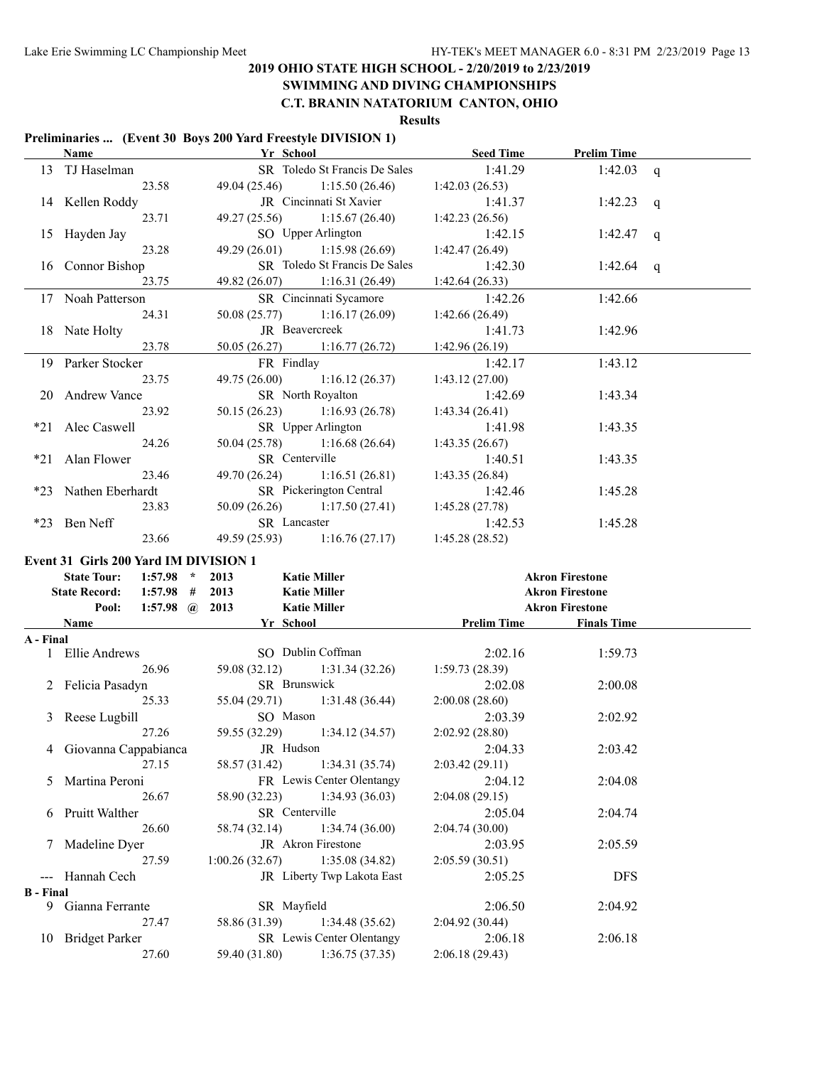# 2019 OHIO STATE HIGH SCHOOL - 2/20/2019 to 2/23/2019

## SWIMMING AND DIVING CHAMPIONSHIPS

## C.T. BRANIN NATATORIUM CANTON, OHIO

### Results

### Preliminaries ... (Event 30 Boys 200 Yard Freestyle DIVISION 1)

| | Name | Yr | School | Seed Time | Prelim Time | |
|---|---|---|---|---|---|---|
| 13 | TJ Haselman | SR | Toledo St Francis De Sales | 1:41.29 | 1:42.03 | q |
| | 23.58 | 49.04 (25.46) | 1:15.50 (26.46) | 1:42.03 (26.53) | | |
| 14 | Kellen Roddy | JR | Cincinnati St Xavier | 1:41.37 | 1:42.23 | q |
| | 23.71 | 49.27 (25.56) | 1:15.67 (26.40) | 1:42.23 (26.56) | | |
| 15 | Hayden Jay | SO | Upper Arlington | 1:42.15 | 1:42.47 | q |
| | 23.28 | 49.29 (26.01) | 1:15.98 (26.69) | 1:42.47 (26.49) | | |
| 16 | Connor Bishop | SR | Toledo St Francis De Sales | 1:42.30 | 1:42.64 | q |
| | 23.75 | 49.82 (26.07) | 1:16.31 (26.49) | 1:42.64 (26.33) | | |
| 17 | Noah Patterson | SR | Cincinnati Sycamore | 1:42.26 | 1:42.66 | |
| | 24.31 | 50.08 (25.77) | 1:16.17 (26.09) | 1:42.66 (26.49) | | |
| 18 | Nate Holty | JR | Beavercreek | 1:41.73 | 1:42.96 | |
| | 23.78 | 50.05 (26.27) | 1:16.77 (26.72) | 1:42.96 (26.19) | | |
| 19 | Parker Stocker | FR | Findlay | 1:42.17 | 1:43.12 | |
| | 23.75 | 49.75 (26.00) | 1:16.12 (26.37) | 1:43.12 (27.00) | | |
| 20 | Andrew Vance | SR | North Royalton | 1:42.69 | 1:43.34 | |
| | 23.92 | 50.15 (26.23) | 1:16.93 (26.78) | 1:43.34 (26.41) | | |
| *21 | Alec Caswell | SR | Upper Arlington | 1:41.98 | 1:43.35 | |
| | 24.26 | 50.04 (25.78) | 1:16.68 (26.64) | 1:43.35 (26.67) | | |
| *21 | Alan Flower | SR | Centerville | 1:40.51 | 1:43.35 | |
| | 23.46 | 49.70 (26.24) | 1:16.51 (26.81) | 1:43.35 (26.84) | | |
| *23 | Nathen Eberhardt | SR | Pickerington Central | 1:42.46 | 1:45.28 | |
| | 23.83 | 50.09 (26.26) | 1:17.50 (27.41) | 1:45.28 (27.78) | | |
| *23 | Ben Neff | SR | Lancaster | 1:42.53 | 1:45.28 | |
| | 23.66 | 49.59 (25.93) | 1:16.76 (27.17) | 1:45.28 (28.52) | | |

### Event 31 Girls 200 Yard IM DIVISION 1

| | | | | | |
|---|---|---|---|---|---|
| State Tour: | 1:57.98 | * | 2013 | Katie Miller | Akron Firestone |
| State Record: | 1:57.98 | # | 2013 | Katie Miller | Akron Firestone |
| Pool: | 1:57.98 | @ | 2013 | Katie Miller | Akron Firestone |

| | Name | Yr | School | Prelim Time | Finals Time |
|---|---|---|---|---|---|
| **A - Final** | | | | | |
| 1 | Ellie Andrews | SO | Dublin Coffman | 2:02.16 | 1:59.73 |
| | 26.96 | 59.08 (32.12) | 1:31.34 (32.26) | 1:59.73 (28.39) | |
| 2 | Felicia Pasadyn | SR | Brunswick | 2:02.08 | 2:00.08 |
| | 25.33 | 55.04 (29.71) | 1:31.48 (36.44) | 2:00.08 (28.60) | |
| 3 | Reese Lugbill | SO | Mason | 2:03.39 | 2:02.92 |
| | 27.26 | 59.55 (32.29) | 1:34.12 (34.57) | 2:02.92 (28.80) | |
| 4 | Giovanna Cappabianca | JR | Hudson | 2:04.33 | 2:03.42 |
| | 27.15 | 58.57 (31.42) | 1:34.31 (35.74) | 2:03.42 (29.11) | |
| 5 | Martina Peroni | FR | Lewis Center Olentangy | 2:04.12 | 2:04.08 |
| | 26.67 | 58.90 (32.23) | 1:34.93 (36.03) | 2:04.08 (29.15) | |
| 6 | Pruitt Walther | SR | Centerville | 2:05.04 | 2:04.74 |
| | 26.60 | 58.74 (32.14) | 1:34.74 (36.00) | 2:04.74 (30.00) | |
| 7 | Madeline Dyer | JR | Akron Firestone | 2:03.95 | 2:05.59 |
| | 27.59 | 1:00.26 (32.67) | 1:35.08 (34.82) | 2:05.59 (30.51) | |
| --- | Hannah Cech | JR | Liberty Twp Lakota East | 2:05.25 | DFS |
| **B - Final** | | | | | |
| 9 | Gianna Ferrante | SR | Mayfield | 2:06.50 | 2:04.92 |
| | 27.47 | 58.86 (31.39) | 1:34.48 (35.62) | 2:04.92 (30.44) | |
| 10 | Bridget Parker | SR | Lewis Center Olentangy | 2:06.18 | 2:06.18 |
| | 27.60 | 59.40 (31.80) | 1:36.75 (37.35) | 2:06.18 (29.43) | |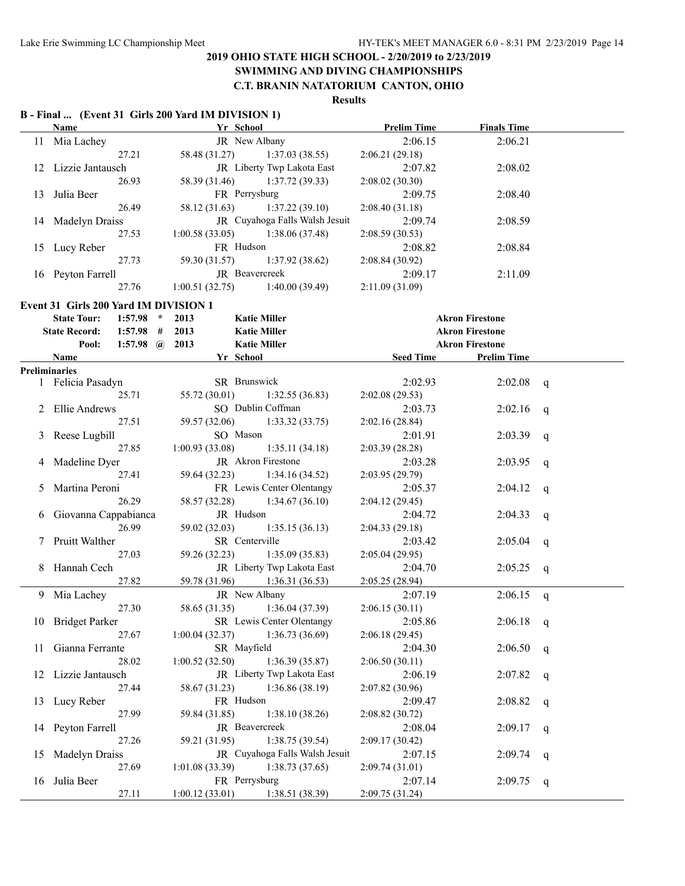## 2019 OHIO STATE HIGH SCHOOL - 2/20/2019 to 2/23/2019

## SWIMMING AND DIVING CHAMPIONSHIPS

## C.T. BRANIN NATATORIUM CANTON, OHIO

### Results

**B - Final ... (Event 31 Girls 200 Yard IM DIVISION 1)**

| | Name | Yr | School | Prelim Time | Finals Time |
|---|---|---|---|---|---|
| 11 | Mia Lachey | JR | New Albany | 2:06.15 | 2:06.21 |
| | 27.21 | 58.48 (31.27) | 1:37.03 (38.55) | 2:06.21 (29.18) | |
| 12 | Lizzie Jantausch | JR | Liberty Twp Lakota East | 2:07.82 | 2:08.02 |
| | 26.93 | 58.39 (31.46) | 1:37.72 (39.33) | 2:08.02 (30.30) | |
| 13 | Julia Beer | FR | Perrysburg | 2:09.75 | 2:08.40 |
| | 26.49 | 58.12 (31.63) | 1:37.22 (39.10) | 2:08.40 (31.18) | |
| 14 | Madelyn Draiss | JR | Cuyahoga Falls Walsh Jesuit | 2:09.74 | 2:08.59 |
| | 27.53 | 1:00.58 (33.05) | 1:38.06 (37.48) | 2:08.59 (30.53) | |
| 15 | Lucy Reber | FR | Hudson | 2:08.82 | 2:08.84 |
| | 27.73 | 59.30 (31.57) | 1:37.92 (38.62) | 2:08.84 (30.92) | |
| 16 | Peyton Farrell | JR | Beavercreek | 2:09.17 | 2:11.09 |
| | 27.76 | 1:00.51 (32.75) | 1:40.00 (39.49) | 2:11.09 (31.09) | |

**Event 31 Girls 200 Yard IM DIVISION 1**

| | | | | |
|---|---|---|---|---|
| State Tour: | 1:57.98 * | 2013 | Katie Miller | Akron Firestone |
| State Record: | 1:57.98 # | 2013 | Katie Miller | Akron Firestone |
| Pool: | 1:57.98 @ | 2013 | Katie Miller | Akron Firestone |

**Preliminaries**

| | Name | Yr | School | Seed Time | Prelim Time | |
|---|---|---|---|---|---|---|
| 1 | Felicia Pasadyn | SR | Brunswick | 2:02.93 | 2:02.08 | q |
| | 25.71 | 55.72 (30.01) | 1:32.55 (36.83) | 2:02.08 (29.53) | | |
| 2 | Ellie Andrews | SO | Dublin Coffman | 2:03.73 | 2:02.16 | q |
| | 27.51 | 59.57 (32.06) | 1:33.32 (33.75) | 2:02.16 (28.84) | | |
| 3 | Reese Lugbill | SO | Mason | 2:01.91 | 2:03.39 | q |
| | 27.85 | 1:00.93 (33.08) | 1:35.11 (34.18) | 2:03.39 (28.28) | | |
| 4 | Madeline Dyer | JR | Akron Firestone | 2:03.28 | 2:03.95 | q |
| | 27.41 | 59.64 (32.23) | 1:34.16 (34.52) | 2:03.95 (29.79) | | |
| 5 | Martina Peroni | FR | Lewis Center Olentangy | 2:05.37 | 2:04.12 | q |
| | 26.29 | 58.57 (32.28) | 1:34.67 (36.10) | 2:04.12 (29.45) | | |
| 6 | Giovanna Cappabianca | JR | Hudson | 2:04.72 | 2:04.33 | q |
| | 26.99 | 59.02 (32.03) | 1:35.15 (36.13) | 2:04.33 (29.18) | | |
| 7 | Pruitt Walther | SR | Centerville | 2:03.42 | 2:05.04 | q |
| | 27.03 | 59.26 (32.23) | 1:35.09 (35.83) | 2:05.04 (29.95) | | |
| 8 | Hannah Cech | JR | Liberty Twp Lakota East | 2:04.70 | 2:05.25 | q |
| | 27.82 | 59.78 (31.96) | 1:36.31 (36.53) | 2:05.25 (28.94) | | |
| 9 | Mia Lachey | JR | New Albany | 2:07.19 | 2:06.15 | q |
| | 27.30 | 58.65 (31.35) | 1:36.04 (37.39) | 2:06.15 (30.11) | | |
| 10 | Bridget Parker | SR | Lewis Center Olentangy | 2:05.86 | 2:06.18 | q |
| | 27.67 | 1:00.04 (32.37) | 1:36.73 (36.69) | 2:06.18 (29.45) | | |
| 11 | Gianna Ferrante | SR | Mayfield | 2:04.30 | 2:06.50 | q |
| | 28.02 | 1:00.52 (32.50) | 1:36.39 (35.87) | 2:06.50 (30.11) | | |
| 12 | Lizzie Jantausch | JR | Liberty Twp Lakota East | 2:06.19 | 2:07.82 | q |
| | 27.44 | 58.67 (31.23) | 1:36.86 (38.19) | 2:07.82 (30.96) | | |
| 13 | Lucy Reber | FR | Hudson | 2:09.47 | 2:08.82 | q |
| | 27.99 | 59.84 (31.85) | 1:38.10 (38.26) | 2:08.82 (30.72) | | |
| 14 | Peyton Farrell | JR | Beavercreek | 2:08.04 | 2:09.17 | q |
| | 27.26 | 59.21 (31.95) | 1:38.75 (39.54) | 2:09.17 (30.42) | | |
| 15 | Madelyn Draiss | JR | Cuyahoga Falls Walsh Jesuit | 2:07.15 | 2:09.74 | q |
| | 27.69 | 1:01.08 (33.39) | 1:38.73 (37.65) | 2:09.74 (31.01) | | |
| 16 | Julia Beer | FR | Perrysburg | 2:07.14 | 2:09.75 | q |
| | 27.11 | 1:00.12 (33.01) | 1:38.51 (38.39) | 2:09.75 (31.24) | | |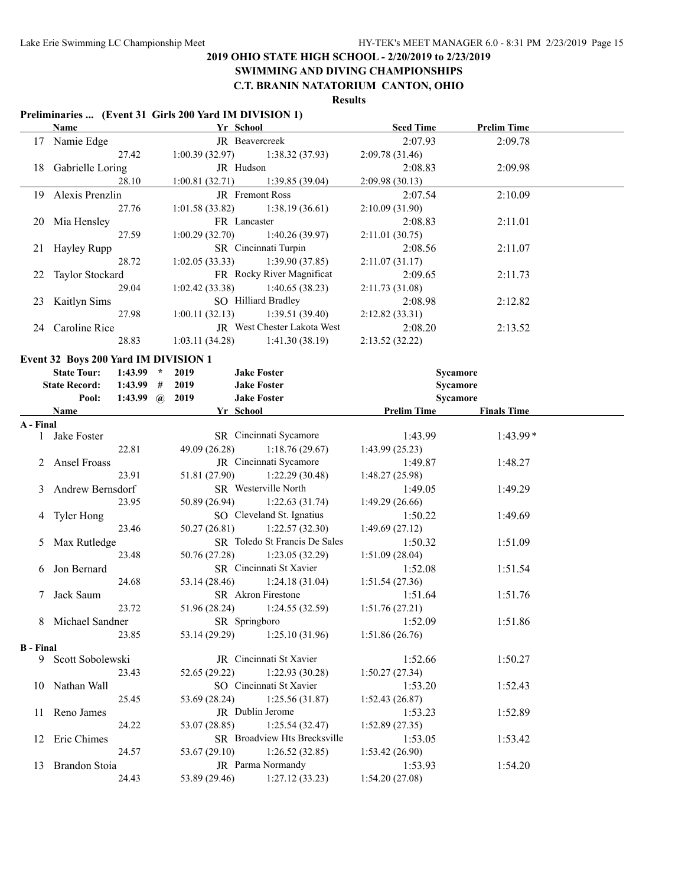# 2019 OHIO STATE HIGH SCHOOL - 2/20/2019 to 2/23/2019
## SWIMMING AND DIVING CHAMPIONSHIPS
## C.T. BRANIN NATATORIUM CANTON, OHIO
### Results

**Preliminaries ... (Event 31 Girls 200 Yard IM DIVISION 1)**

| | Name | Yr | School | Seed Time | Prelim Time |
|---|---|---|---|---|---|
| 17 | Namie Edge | JR | Beavercreek | 2:07.93 | 2:09.78 |
| | 27.42 | 1:00.39 (32.97) | 1:38.32 (37.93) | 2:09.78 (31.46) | |
| 18 | Gabrielle Loring | JR | Hudson | 2:08.83 | 2:09.98 |
| | 28.10 | 1:00.81 (32.71) | 1:39.85 (39.04) | 2:09.98 (30.13) | |
| 19 | Alexis Prenzlin | JR | Fremont Ross | 2:07.54 | 2:10.09 |
| | 27.76 | 1:01.58 (33.82) | 1:38.19 (36.61) | 2:10.09 (31.90) | |
| 20 | Mia Hensley | FR | Lancaster | 2:08.83 | 2:11.01 |
| | 27.59 | 1:00.29 (32.70) | 1:40.26 (39.97) | 2:11.01 (30.75) | |
| 21 | Hayley Rupp | SR | Cincinnati Turpin | 2:08.56 | 2:11.07 |
| | 28.72 | 1:02.05 (33.33) | 1:39.90 (37.85) | 2:11.07 (31.17) | |
| 22 | Taylor Stockard | FR | Rocky River Magnificat | 2:09.65 | 2:11.73 |
| | 29.04 | 1:02.42 (33.38) | 1:40.65 (38.23) | 2:11.73 (31.08) | |
| 23 | Kaitlyn Sims | SO | Hilliard Bradley | 2:08.98 | 2:12.82 |
| | 27.98 | 1:00.11 (32.13) | 1:39.51 (39.40) | 2:12.82 (33.31) | |
| 24 | Caroline Rice | JR | West Chester Lakota West | 2:08.20 | 2:13.52 |
| | 28.83 | 1:03.11 (34.28) | 1:41.30 (38.19) | 2:13.52 (32.22) | |

**Event 32 Boys 200 Yard IM DIVISION 1**

| | | | | | |
|---|---|---|---|---|---|
| State Tour: | 1:43.99 | * | 2019 | Jake Foster | Sycamore |
| State Record: | 1:43.99 | # | 2019 | Jake Foster | Sycamore |
| Pool: | 1:43.99 | @ | 2019 | Jake Foster | Sycamore |

| | Name | Yr | School | Prelim Time | Finals Time |
|---|---|---|---|---|---|
| **A - Final** | | | | | |
| 1 | Jake Foster | SR | Cincinnati Sycamore | 1:43.99 | 1:43.99* |
| | 22.81 | 49.09 (26.28) | 1:18.76 (29.67) | 1:43.99 (25.23) | |
| 2 | Ansel Froass | JR | Cincinnati Sycamore | 1:49.87 | 1:48.27 |
| | 23.91 | 51.81 (27.90) | 1:22.29 (30.48) | 1:48.27 (25.98) | |
| 3 | Andrew Bernsdorf | SR | Westerville North | 1:49.05 | 1:49.29 |
| | 23.95 | 50.89 (26.94) | 1:22.63 (31.74) | 1:49.29 (26.66) | |
| 4 | Tyler Hong | SO | Cleveland St. Ignatius | 1:50.22 | 1:49.69 |
| | 23.46 | 50.27 (26.81) | 1:22.57 (32.30) | 1:49.69 (27.12) | |
| 5 | Max Rutledge | SR | Toledo St Francis De Sales | 1:50.32 | 1:51.09 |
| | 23.48 | 50.76 (27.28) | 1:23.05 (32.29) | 1:51.09 (28.04) | |
| 6 | Jon Bernard | SR | Cincinnati St Xavier | 1:52.08 | 1:51.54 |
| | 24.68 | 53.14 (28.46) | 1:24.18 (31.04) | 1:51.54 (27.36) | |
| 7 | Jack Saum | SR | Akron Firestone | 1:51.64 | 1:51.76 |
| | 23.72 | 51.96 (28.24) | 1:24.55 (32.59) | 1:51.76 (27.21) | |
| 8 | Michael Sandner | SR | Springboro | 1:52.09 | 1:51.86 |
| | 23.85 | 53.14 (29.29) | 1:25.10 (31.96) | 1:51.86 (26.76) | |
| **B - Final** | | | | | |
| 9 | Scott Sobolewski | JR | Cincinnati St Xavier | 1:52.66 | 1:50.27 |
| | 23.43 | 52.65 (29.22) | 1:22.93 (30.28) | 1:50.27 (27.34) | |
| 10 | Nathan Wall | SO | Cincinnati St Xavier | 1:53.20 | 1:52.43 |
| | 25.45 | 53.69 (28.24) | 1:25.56 (31.87) | 1:52.43 (26.87) | |
| 11 | Reno James | JR | Dublin Jerome | 1:53.23 | 1:52.89 |
| | 24.22 | 53.07 (28.85) | 1:25.54 (32.47) | 1:52.89 (27.35) | |
| 12 | Eric Chimes | SR | Broadview Hts Brecksville | 1:53.05 | 1:53.42 |
| | 24.57 | 53.67 (29.10) | 1:26.52 (32.85) | 1:53.42 (26.90) | |
| 13 | Brandon Stoia | JR | Parma Normandy | 1:53.93 | 1:54.20 |
| | 24.43 | 53.89 (29.46) | 1:27.12 (33.23) | 1:54.20 (27.08) | |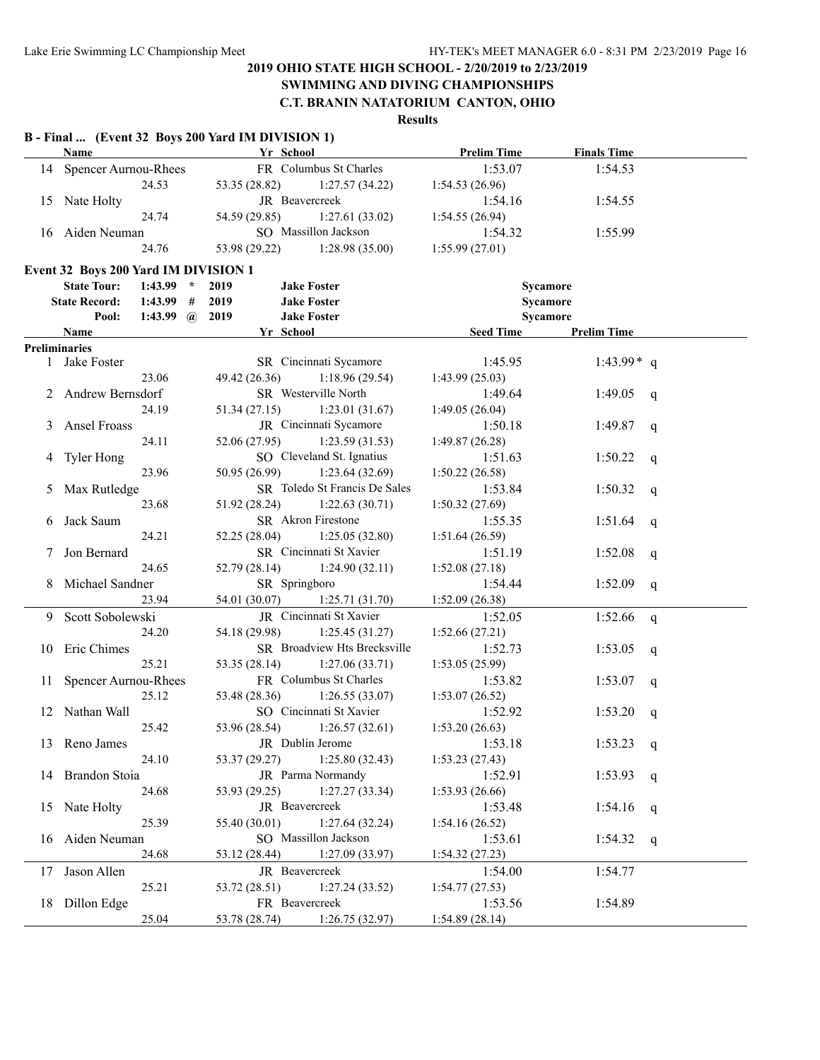## 2019 OHIO STATE HIGH SCHOOL - 2/20/2019 to 2/23/2019
## SWIMMING AND DIVING CHAMPIONSHIPS
## C.T. BRANIN NATATORIUM CANTON, OHIO

**Results**

### B - Final ... (Event 32 Boys 200 Yard IM DIVISION 1)

| | Name | Yr | School | Prelim Time | Finals Time |
|---|---|---|---|---|---|
| 14 | Spencer Aurnou-Rhees | FR | Columbus St Charles | 1:53.07 | 1:54.53 |
| | 24.53 | 53.35 (28.82) | 1:27.57 (34.22) | 1:54.53 (26.96) | |
| 15 | Nate Holty | JR | Beavercreek | 1:54.16 | 1:54.55 |
| | 24.74 | 54.59 (29.85) | 1:27.61 (33.02) | 1:54.55 (26.94) | |
| 16 | Aiden Neuman | SO | Massillon Jackson | 1:54.32 | 1:55.99 |
| | 24.76 | 53.98 (29.22) | 1:28.98 (35.00) | 1:55.99 (27.01) | |

### Event 32 Boys 200 Yard IM DIVISION 1

| | | | | |
|---|---|---|---|---|
| State Tour: | 1:43.99 * | 2019 | Jake Foster | Sycamore |
| State Record: | 1:43.99 # | 2019 | Jake Foster | Sycamore |
| Pool: | 1:43.99 @ | 2019 | Jake Foster | Sycamore |

| | Name | Yr | School | Seed Time | Prelim Time | |
|---|---|---|---|---|---|---|
| **Preliminaries** | | | | | | |
| 1 | Jake Foster | SR | Cincinnati Sycamore | 1:45.95 | 1:43.99* | q |
| | 23.06 | 49.42 (26.36) | 1:18.96 (29.54) | 1:43.99 (25.03) | | |
| 2 | Andrew Bernsdorf | SR | Westerville North | 1:49.64 | 1:49.05 | q |
| | 24.19 | 51.34 (27.15) | 1:23.01 (31.67) | 1:49.05 (26.04) | | |
| 3 | Ansel Froass | JR | Cincinnati Sycamore | 1:50.18 | 1:49.87 | q |
| | 24.11 | 52.06 (27.95) | 1:23.59 (31.53) | 1:49.87 (26.28) | | |
| 4 | Tyler Hong | SO | Cleveland St. Ignatius | 1:51.63 | 1:50.22 | q |
| | 23.96 | 50.95 (26.99) | 1:23.64 (32.69) | 1:50.22 (26.58) | | |
| 5 | Max Rutledge | SR | Toledo St Francis De Sales | 1:53.84 | 1:50.32 | q |
| | 23.68 | 51.92 (28.24) | 1:22.63 (30.71) | 1:50.32 (27.69) | | |
| 6 | Jack Saum | SR | Akron Firestone | 1:55.35 | 1:51.64 | q |
| | 24.21 | 52.25 (28.04) | 1:25.05 (32.80) | 1:51.64 (26.59) | | |
| 7 | Jon Bernard | SR | Cincinnati St Xavier | 1:51.19 | 1:52.08 | q |
| | 24.65 | 52.79 (28.14) | 1:24.90 (32.11) | 1:52.08 (27.18) | | |
| 8 | Michael Sandner | SR | Springboro | 1:54.44 | 1:52.09 | q |
| | 23.94 | 54.01 (30.07) | 1:25.71 (31.70) | 1:52.09 (26.38) | | |
| 9 | Scott Sobolewski | JR | Cincinnati St Xavier | 1:52.05 | 1:52.66 | q |
| | 24.20 | 54.18 (29.98) | 1:25.45 (31.27) | 1:52.66 (27.21) | | |
| 10 | Eric Chimes | SR | Broadview Hts Brecksville | 1:52.73 | 1:53.05 | q |
| | 25.21 | 53.35 (28.14) | 1:27.06 (33.71) | 1:53.05 (25.99) | | |
| 11 | Spencer Aurnou-Rhees | FR | Columbus St Charles | 1:53.82 | 1:53.07 | q |
| | 25.12 | 53.48 (28.36) | 1:26.55 (33.07) | 1:53.07 (26.52) | | |
| 12 | Nathan Wall | SO | Cincinnati St Xavier | 1:52.92 | 1:53.20 | q |
| | 25.42 | 53.96 (28.54) | 1:26.57 (32.61) | 1:53.20 (26.63) | | |
| 13 | Reno James | JR | Dublin Jerome | 1:53.18 | 1:53.23 | q |
| | 24.10 | 53.37 (29.27) | 1:25.80 (32.43) | 1:53.23 (27.43) | | |
| 14 | Brandon Stoia | JR | Parma Normandy | 1:52.91 | 1:53.93 | q |
| | 24.68 | 53.93 (29.25) | 1:27.27 (33.34) | 1:53.93 (26.66) | | |
| 15 | Nate Holty | JR | Beavercreek | 1:53.48 | 1:54.16 | q |
| | 25.39 | 55.40 (30.01) | 1:27.64 (32.24) | 1:54.16 (26.52) | | |
| 16 | Aiden Neuman | SO | Massillon Jackson | 1:53.61 | 1:54.32 | q |
| | 24.68 | 53.12 (28.44) | 1:27.09 (33.97) | 1:54.32 (27.23) | | |
| 17 | Jason Allen | JR | Beavercreek | 1:54.00 | 1:54.77 | |
| | 25.21 | 53.72 (28.51) | 1:27.24 (33.52) | 1:54.77 (27.53) | | |
| 18 | Dillon Edge | FR | Beavercreek | 1:53.56 | 1:54.89 | |
| | 25.04 | 53.78 (28.74) | 1:26.75 (32.97) | 1:54.89 (28.14) | | |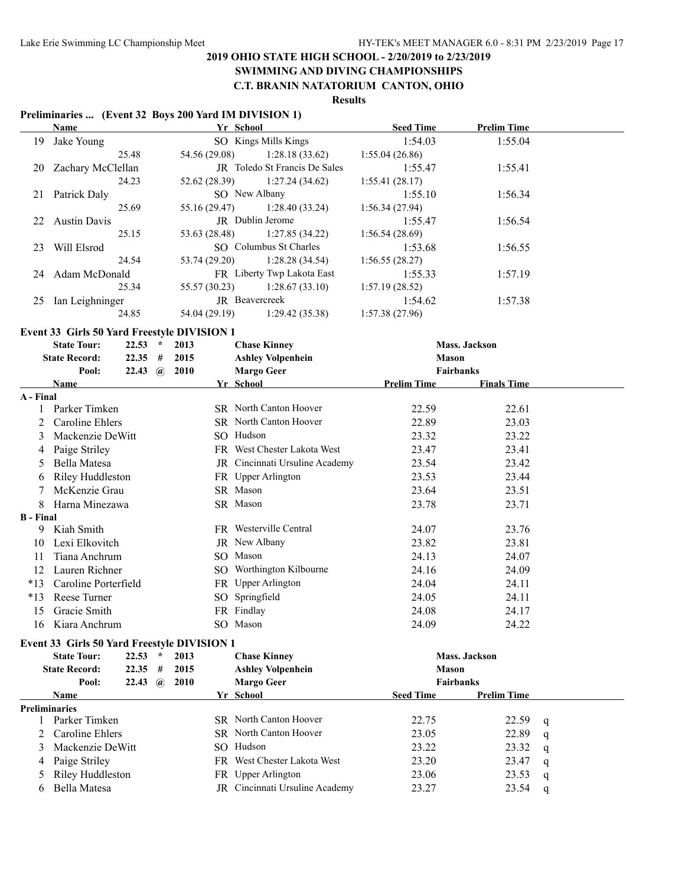# 2019 OHIO STATE HIGH SCHOOL - 2/20/2019 to 2/23/2019
## SWIMMING AND DIVING CHAMPIONSHIPS
## C.T. BRANIN NATATORIUM CANTON, OHIO
### Results

**Preliminaries ... (Event 32 Boys 200 Yard IM DIVISION 1)**

| | Name | Yr | School | Seed Time | Prelim Time |
|---|---|---|---|---|---|
| 19 | Jake Young | SO | Kings Mills Kings | 1:54.03 | 1:55.04 |
| | 25.48 | 54.56 (29.08) | 1:28.18 (33.62) | 1:55.04 (26.86) | |
| 20 | Zachary McClellan | JR | Toledo St Francis De Sales | 1:55.47 | 1:55.41 |
| | 24.23 | 52.62 (28.39) | 1:27.24 (34.62) | 1:55.41 (28.17) | |
| 21 | Patrick Daly | SO | New Albany | 1:55.10 | 1:56.34 |
| | 25.69 | 55.16 (29.47) | 1:28.40 (33.24) | 1:56.34 (27.94) | |
| 22 | Austin Davis | JR | Dublin Jerome | 1:55.47 | 1:56.54 |
| | 25.15 | 53.63 (28.48) | 1:27.85 (34.22) | 1:56.54 (28.69) | |
| 23 | Will Elsrod | SO | Columbus St Charles | 1:53.68 | 1:56.55 |
| | 24.54 | 53.74 (29.20) | 1:28.28 (34.54) | 1:56.55 (28.27) | |
| 24 | Adam McDonald | FR | Liberty Twp Lakota East | 1:55.33 | 1:57.19 |
| | 25.34 | 55.57 (30.23) | 1:28.67 (33.10) | 1:57.19 (28.52) | |
| 25 | Ian Leighninger | JR | Beavercreek | 1:54.62 | 1:57.38 |
| | 24.85 | 54.04 (29.19) | 1:29.42 (35.38) | 1:57.38 (27.96) | |

**Event 33 Girls 50 Yard Freestyle DIVISION 1**

| | | | | | |
|---|---|---|---|---|---|
| State Tour: | 22.53 | * | 2013 | Chase Kinney | Mass. Jackson |
| State Record: | 22.35 | # | 2015 | Ashley Volpenhein | Mason |
| Pool: | 22.43 | @ | 2010 | Margo Geer | Fairbanks |

| | Name | Yr | School | Prelim Time | Finals Time |
|---|---|---|---|---|---|
| **A - Final** | | | | | |
| 1 | Parker Timken | SR | North Canton Hoover | 22.59 | 22.61 |
| 2 | Caroline Ehlers | SR | North Canton Hoover | 22.89 | 23.03 |
| 3 | Mackenzie DeWitt | SO | Hudson | 23.32 | 23.22 |
| 4 | Paige Striley | FR | West Chester Lakota West | 23.47 | 23.41 |
| 5 | Bella Matesa | JR | Cincinnati Ursuline Academy | 23.54 | 23.42 |
| 6 | Riley Huddleston | FR | Upper Arlington | 23.53 | 23.44 |
| 7 | McKenzie Grau | SR | Mason | 23.64 | 23.51 |
| 8 | Harna Minezawa | SR | Mason | 23.78 | 23.71 |
| **B - Final** | | | | | |
| 9 | Kiah Smith | FR | Westerville Central | 24.07 | 23.76 |
| 10 | Lexi Elkovitch | JR | New Albany | 23.82 | 23.81 |
| 11 | Tiana Anchrum | SO | Mason | 24.13 | 24.07 |
| 12 | Lauren Richner | SO | Worthington Kilbourne | 24.16 | 24.09 |
| *13 | Caroline Porterfield | FR | Upper Arlington | 24.04 | 24.11 |
| *13 | Reese Turner | SO | Springfield | 24.05 | 24.11 |
| 15 | Gracie Smith | FR | Findlay | 24.08 | 24.17 |
| 16 | Kiara Anchrum | SO | Mason | 24.09 | 24.22 |

**Event 33 Girls 50 Yard Freestyle DIVISION 1**

| | | | | | |
|---|---|---|---|---|---|
| State Tour: | 22.53 | * | 2013 | Chase Kinney | Mass. Jackson |
| State Record: | 22.35 | # | 2015 | Ashley Volpenhein | Mason |
| Pool: | 22.43 | @ | 2010 | Margo Geer | Fairbanks |

| | Name | Yr | School | Seed Time | Prelim Time | |
|---|---|---|---|---|---|---|
| **Preliminaries** | | | | | | |
| 1 | Parker Timken | SR | North Canton Hoover | 22.75 | 22.59 | q |
| 2 | Caroline Ehlers | SR | North Canton Hoover | 23.05 | 22.89 | q |
| 3 | Mackenzie DeWitt | SO | Hudson | 23.22 | 23.32 | q |
| 4 | Paige Striley | FR | West Chester Lakota West | 23.20 | 23.47 | q |
| 5 | Riley Huddleston | FR | Upper Arlington | 23.06 | 23.53 | q |
| 6 | Bella Matesa | JR | Cincinnati Ursuline Academy | 23.27 | 23.54 | q |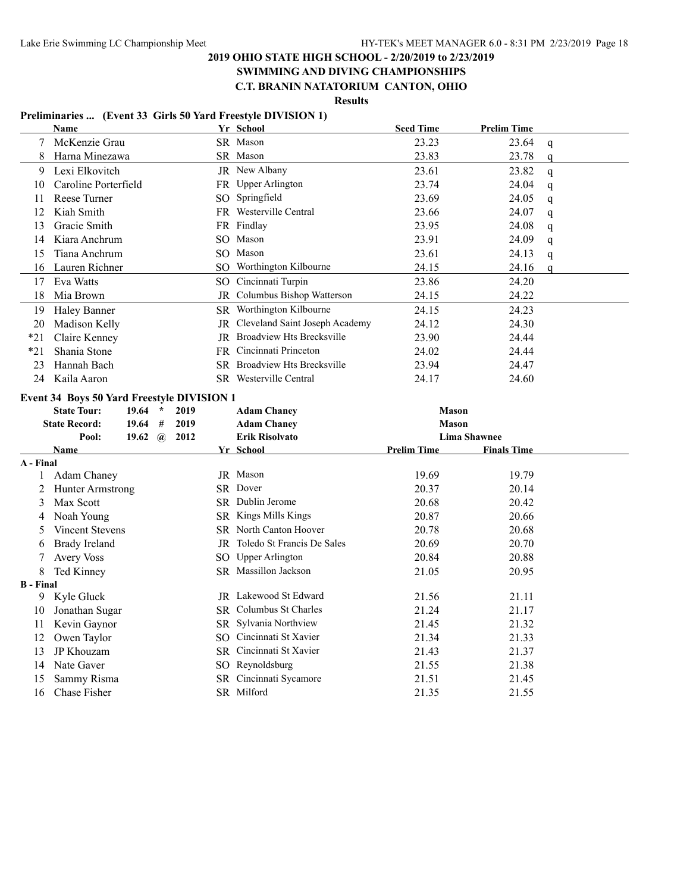# 2019 OHIO STATE HIGH SCHOOL - 2/20/2019 to 2/23/2019

## SWIMMING AND DIVING CHAMPIONSHIPS

## C.T. BRANIN NATATORIUM CANTON, OHIO

### Results

**Preliminaries ... (Event 33 Girls 50 Yard Freestyle DIVISION 1)**

| | Name | Yr | School | Seed Time | Prelim Time | |
|---|---|---|---|---|---|---|
| 7 | McKenzie Grau | SR | Mason | 23.23 | 23.64 | q |
| 8 | Harna Minezawa | SR | Mason | 23.83 | 23.78 | q |
| 9 | Lexi Elkovitch | JR | New Albany | 23.61 | 23.82 | q |
| 10 | Caroline Porterfield | FR | Upper Arlington | 23.74 | 24.04 | q |
| 11 | Reese Turner | SO | Springfield | 23.69 | 24.05 | q |
| 12 | Kiah Smith | FR | Westerville Central | 23.66 | 24.07 | q |
| 13 | Gracie Smith | FR | Findlay | 23.95 | 24.08 | q |
| 14 | Kiara Anchrum | SO | Mason | 23.91 | 24.09 | q |
| 15 | Tiana Anchrum | SO | Mason | 23.61 | 24.13 | q |
| 16 | Lauren Richner | SO | Worthington Kilbourne | 24.15 | 24.16 | q |
| 17 | Eva Watts | SO | Cincinnati Turpin | 23.86 | 24.20 | |
| 18 | Mia Brown | JR | Columbus Bishop Watterson | 24.15 | 24.22 | |
| 19 | Haley Banner | SR | Worthington Kilbourne | 24.15 | 24.23 | |
| 20 | Madison Kelly | JR | Cleveland Saint Joseph Academy | 24.12 | 24.30 | |
| *21 | Claire Kenney | JR | Broadview Hts Brecksville | 23.90 | 24.44 | |
| *21 | Shania Stone | FR | Cincinnati Princeton | 24.02 | 24.44 | |
| 23 | Hannah Bach | SR | Broadview Hts Brecksville | 23.94 | 24.47 | |
| 24 | Kaila Aaron | SR | Westerville Central | 24.17 | 24.60 | |

**Event 34 Boys 50 Yard Freestyle DIVISION 1**

| | | | | |
|---|---|---|---|---|
| State Tour: | 19.64 * | 2019 | Adam Chaney | Mason |
| State Record: | 19.64 # | 2019 | Adam Chaney | Mason |
| Pool: | 19.62 @ | 2012 | Erik Risolvato | Lima Shawnee |

| | Name | Yr | School | Prelim Time | Finals Time |
|---|---|---|---|---|---|
| **A - Final** | | | | | |
| 1 | Adam Chaney | JR | Mason | 19.69 | 19.79 |
| 2 | Hunter Armstrong | SR | Dover | 20.37 | 20.14 |
| 3 | Max Scott | SR | Dublin Jerome | 20.68 | 20.42 |
| 4 | Noah Young | SR | Kings Mills Kings | 20.87 | 20.66 |
| 5 | Vincent Stevens | SR | North Canton Hoover | 20.78 | 20.68 |
| 6 | Brady Ireland | JR | Toledo St Francis De Sales | 20.69 | 20.70 |
| 7 | Avery Voss | SO | Upper Arlington | 20.84 | 20.88 |
| 8 | Ted Kinney | SR | Massillon Jackson | 21.05 | 20.95 |
| **B - Final** | | | | | |
| 9 | Kyle Gluck | JR | Lakewood St Edward | 21.56 | 21.11 |
| 10 | Jonathan Sugar | SR | Columbus St Charles | 21.24 | 21.17 |
| 11 | Kevin Gaynor | SR | Sylvania Northview | 21.45 | 21.32 |
| 12 | Owen Taylor | SO | Cincinnati St Xavier | 21.34 | 21.33 |
| 13 | JP Khouzam | SR | Cincinnati St Xavier | 21.43 | 21.37 |
| 14 | Nate Gaver | SO | Reynoldsburg | 21.55 | 21.38 |
| 15 | Sammy Risma | SR | Cincinnati Sycamore | 21.51 | 21.45 |
| 16 | Chase Fisher | SR | Milford | 21.35 | 21.55 |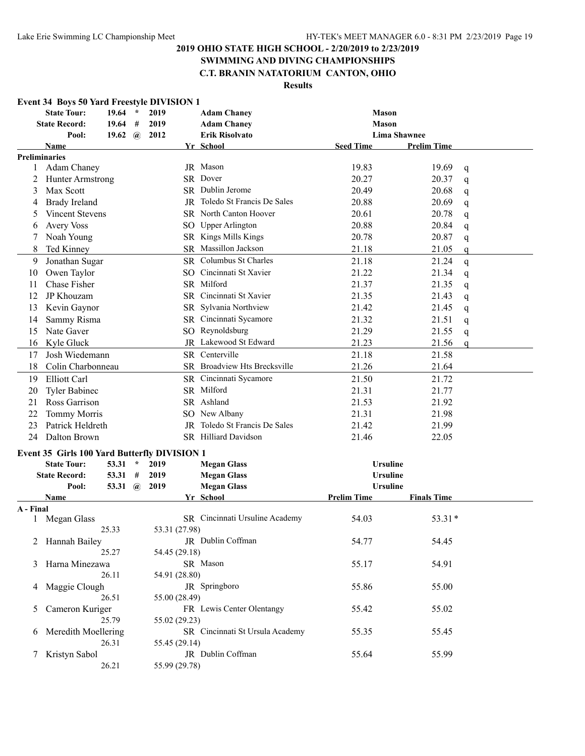## 2019 OHIO STATE HIGH SCHOOL - 2/20/2019 to 2/23/2019
## SWIMMING AND DIVING CHAMPIONSHIPS
## C.T. BRANIN NATATORIUM CANTON, OHIO
### Results

### Event 34 Boys 50 Yard Freestyle DIVISION 1

| | | | | | |
|---|---|---|---|---|---|
| State Tour: | 19.64 * | 2019 | Adam Chaney | Mason | |
| State Record: | 19.64 # | 2019 | Adam Chaney | Mason | |
| Pool: | 19.62 @ | 2012 | Erik Risolvato | Lima Shawnee | |

**Preliminaries**

| | Name | Yr | School | Seed Time | Prelim Time | |
|---|---|---|---|---|---|---|
| 1 | Adam Chaney | JR | Mason | 19.83 | 19.69 | q |
| 2 | Hunter Armstrong | SR | Dover | 20.27 | 20.37 | q |
| 3 | Max Scott | SR | Dublin Jerome | 20.49 | 20.68 | q |
| 4 | Brady Ireland | JR | Toledo St Francis De Sales | 20.88 | 20.69 | q |
| 5 | Vincent Stevens | SR | North Canton Hoover | 20.61 | 20.78 | q |
| 6 | Avery Voss | SO | Upper Arlington | 20.88 | 20.84 | q |
| 7 | Noah Young | SR | Kings Mills Kings | 20.78 | 20.87 | q |
| 8 | Ted Kinney | SR | Massillon Jackson | 21.18 | 21.05 | q |
| 9 | Jonathan Sugar | SR | Columbus St Charles | 21.18 | 21.24 | q |
| 10 | Owen Taylor | SO | Cincinnati St Xavier | 21.22 | 21.34 | q |
| 11 | Chase Fisher | SR | Milford | 21.37 | 21.35 | q |
| 12 | JP Khouzam | SR | Cincinnati St Xavier | 21.35 | 21.43 | q |
| 13 | Kevin Gaynor | SR | Sylvania Northview | 21.42 | 21.45 | q |
| 14 | Sammy Risma | SR | Cincinnati Sycamore | 21.32 | 21.51 | q |
| 15 | Nate Gaver | SO | Reynoldsburg | 21.29 | 21.55 | q |
| 16 | Kyle Gluck | JR | Lakewood St Edward | 21.23 | 21.56 | q |
| 17 | Josh Wiedemann | SR | Centerville | 21.18 | 21.58 | |
| 18 | Colin Charbonneau | SR | Broadview Hts Brecksville | 21.26 | 21.64 | |
| 19 | Elliott Carl | SR | Cincinnati Sycamore | 21.50 | 21.72 | |
| 20 | Tyler Babinec | SR | Milford | 21.31 | 21.77 | |
| 21 | Ross Garrison | SR | Ashland | 21.53 | 21.92 | |
| 22 | Tommy Morris | SO | New Albany | 21.31 | 21.98 | |
| 23 | Patrick Heldreth | JR | Toledo St Francis De Sales | 21.42 | 21.99 | |
| 24 | Dalton Brown | SR | Hilliard Davidson | 21.46 | 22.05 | |

### Event 35 Girls 100 Yard Butterfly DIVISION 1

| | | | | |
|---|---|---|---|---|
| State Tour: | 53.31 * | 2019 | Megan Glass | Ursuline |
| State Record: | 53.31 # | 2019 | Megan Glass | Ursuline |
| Pool: | 53.31 @ | 2019 | Megan Glass | Ursuline |

**A - Final**

| | Name | Yr | School | Prelim Time | Finals Time |
|---|---|---|---|---|---|
| 1 | Megan Glass | SR | Cincinnati Ursuline Academy | 54.03 | 53.31* |
| | 25.33 | | 53.31 (27.98) | | |
| 2 | Hannah Bailey | JR | Dublin Coffman | 54.77 | 54.45 |
| | 25.27 | | 54.45 (29.18) | | |
| 3 | Harna Minezawa | SR | Mason | 55.17 | 54.91 |
| | 26.11 | | 54.91 (28.80) | | |
| 4 | Maggie Clough | JR | Springboro | 55.86 | 55.00 |
| | 26.51 | | 55.00 (28.49) | | |
| 5 | Cameron Kuriger | FR | Lewis Center Olentangy | 55.42 | 55.02 |
| | 25.79 | | 55.02 (29.23) | | |
| 6 | Meredith Moellering | SR | Cincinnati St Ursula Academy | 55.35 | 55.45 |
| | 26.31 | | 55.45 (29.14) | | |
| 7 | Kristyn Sabol | JR | Dublin Coffman | 55.64 | 55.99 |
| | 26.21 | | 55.99 (29.78) | | |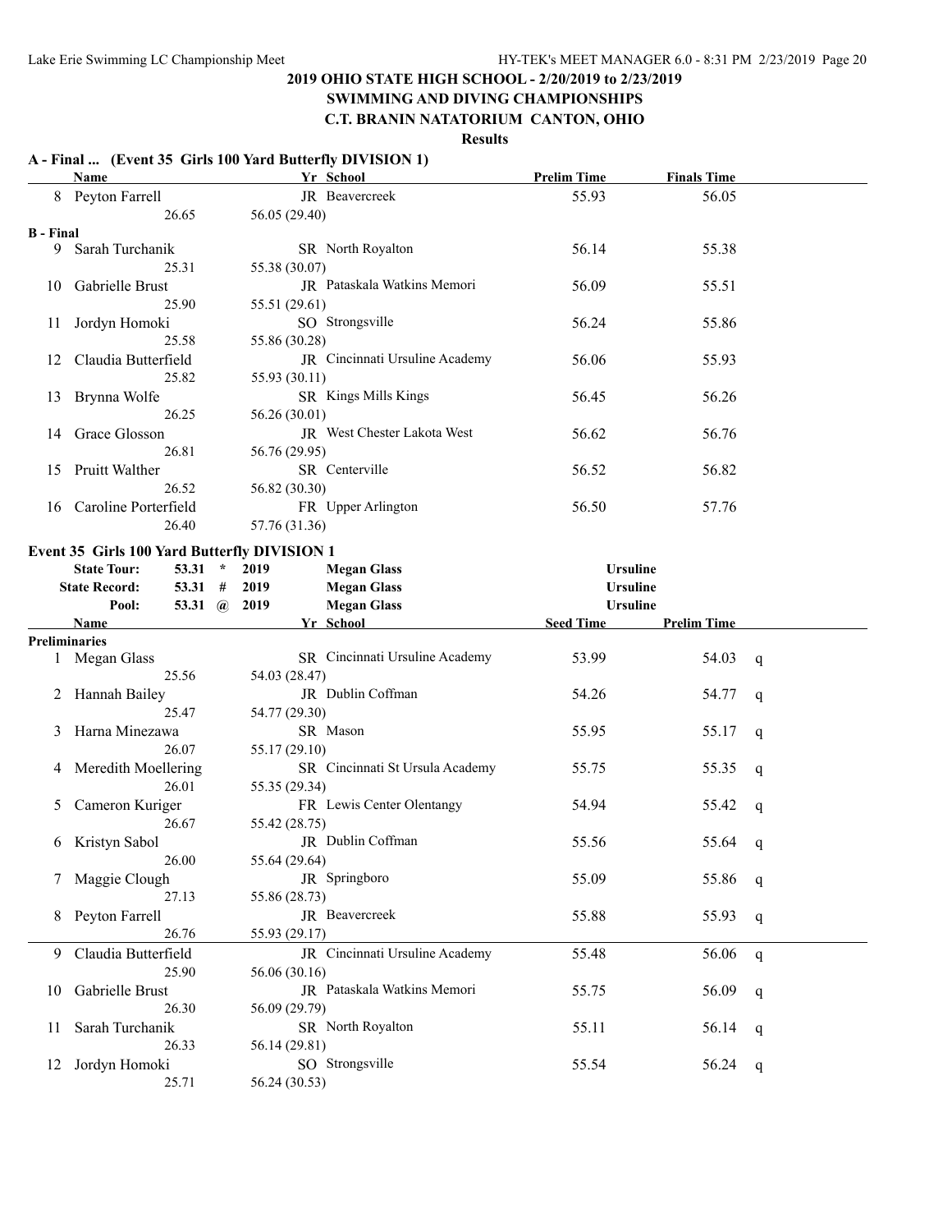## 2019 OHIO STATE HIGH SCHOOL - 2/20/2019 to 2/23/2019

## SWIMMING AND DIVING CHAMPIONSHIPS

## C.T. BRANIN NATATORIUM CANTON, OHIO

### Results

**A - Final ... (Event 35 Girls 100 Yard Butterfly DIVISION 1)**

| | Name | Yr | School | Prelim Time | Finals Time |
|---|---|---|---|---|---|
| 8 | Peyton Farrell | JR | Beavercreek | 55.93 | 56.05 |
| | 26.65 | 56.05 (29.40) | | | |

**B - Final**

| | Name | Yr | School | Prelim Time | Finals Time |
|---|---|---|---|---|---|
| 9 | Sarah Turchanik | SR | North Royalton | 56.14 | 55.38 |
| | 25.31 | 55.38 (30.07) | | | |
| 10 | Gabrielle Brust | JR | Pataskala Watkins Memori | 56.09 | 55.51 |
| | 25.90 | 55.51 (29.61) | | | |
| 11 | Jordyn Homoki | SO | Strongsville | 56.24 | 55.86 |
| | 25.58 | 55.86 (30.28) | | | |
| 12 | Claudia Butterfield | JR | Cincinnati Ursuline Academy | 56.06 | 55.93 |
| | 25.82 | 55.93 (30.11) | | | |
| 13 | Brynna Wolfe | SR | Kings Mills Kings | 56.45 | 56.26 |
| | 26.25 | 56.26 (30.01) | | | |
| 14 | Grace Glosson | JR | West Chester Lakota West | 56.62 | 56.76 |
| | 26.81 | 56.76 (29.95) | | | |
| 15 | Pruitt Walther | SR | Centerville | 56.52 | 56.82 |
| | 26.52 | 56.82 (30.30) | | | |
| 16 | Caroline Porterfield | FR | Upper Arlington | 56.50 | 57.76 |
| | 26.40 | 57.76 (31.36) | | | |

### Event 35 Girls 100 Yard Butterfly DIVISION 1

| | | | | | |
|---|---|---|---|---|---|
| State Tour: | 53.31 | * | 2019 | Megan Glass | Ursuline |
| State Record: | 53.31 | # | 2019 | Megan Glass | Ursuline |
| Pool: | 53.31 | @ | 2019 | Megan Glass | Ursuline |

**Preliminaries**

| | Name | Yr | School | Seed Time | Prelim Time | |
|---|---|---|---|---|---|---|
| 1 | Megan Glass | SR | Cincinnati Ursuline Academy | 53.99 | 54.03 | q |
| | 25.56 | 54.03 (28.47) | | | | |
| 2 | Hannah Bailey | JR | Dublin Coffman | 54.26 | 54.77 | q |
| | 25.47 | 54.77 (29.30) | | | | |
| 3 | Harna Minezawa | SR | Mason | 55.95 | 55.17 | q |
| | 26.07 | 55.17 (29.10) | | | | |
| 4 | Meredith Moellering | SR | Cincinnati St Ursula Academy | 55.75 | 55.35 | q |
| | 26.01 | 55.35 (29.34) | | | | |
| 5 | Cameron Kuriger | FR | Lewis Center Olentangy | 54.94 | 55.42 | q |
| | 26.67 | 55.42 (28.75) | | | | |
| 6 | Kristyn Sabol | JR | Dublin Coffman | 55.56 | 55.64 | q |
| | 26.00 | 55.64 (29.64) | | | | |
| 7 | Maggie Clough | JR | Springboro | 55.09 | 55.86 | q |
| | 27.13 | 55.86 (28.73) | | | | |
| 8 | Peyton Farrell | JR | Beavercreek | 55.88 | 55.93 | q |
| | 26.76 | 55.93 (29.17) | | | | |
| 9 | Claudia Butterfield | JR | Cincinnati Ursuline Academy | 55.48 | 56.06 | q |
| | 25.90 | 56.06 (30.16) | | | | |
| 10 | Gabrielle Brust | JR | Pataskala Watkins Memori | 55.75 | 56.09 | q |
| | 26.30 | 56.09 (29.79) | | | | |
| 11 | Sarah Turchanik | SR | North Royalton | 55.11 | 56.14 | q |
| | 26.33 | 56.14 (29.81) | | | | |
| 12 | Jordyn Homoki | SO | Strongsville | 55.54 | 56.24 | q |
| | 25.71 | 56.24 (30.53) | | | | |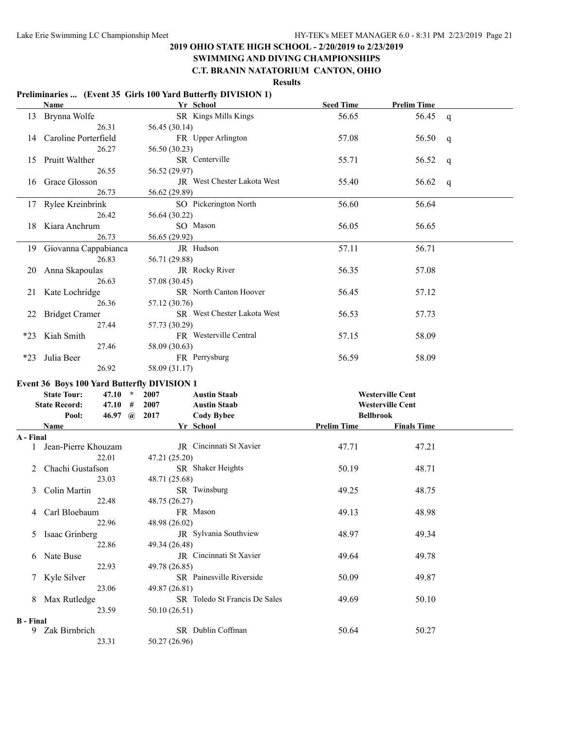## 2019 OHIO STATE HIGH SCHOOL - 2/20/2019 to 2/23/2019
## SWIMMING AND DIVING CHAMPIONSHIPS
## C.T. BRANIN NATATORIUM CANTON, OHIO

**Results**

### Preliminaries ... (Event 35 Girls 100 Yard Butterfly DIVISION 1)

| | Name | Yr | School | Seed Time | Prelim Time | |
|---|---|---|---|---|---|---|
| 13 | Brynna Wolfe | SR | Kings Mills Kings | 56.65 | 56.45 | q |
| | 26.31 | 56.45 (30.14) | | | | |
| 14 | Caroline Porterfield | FR | Upper Arlington | 57.08 | 56.50 | q |
| | 26.27 | 56.50 (30.23) | | | | |
| 15 | Pruitt Walther | SR | Centerville | 55.71 | 56.52 | q |
| | 26.55 | 56.52 (29.97) | | | | |
| 16 | Grace Glosson | JR | West Chester Lakota West | 55.40 | 56.62 | q |
| | 26.73 | 56.62 (29.89) | | | | |
| 17 | Rylee Kreinbrink | SO | Pickerington North | 56.60 | 56.64 | |
| | 26.42 | 56.64 (30.22) | | | | |
| 18 | Kiara Anchrum | SO | Mason | 56.05 | 56.65 | |
| | 26.73 | 56.65 (29.92) | | | | |
| 19 | Giovanna Cappabianca | JR | Hudson | 57.11 | 56.71 | |
| | 26.83 | 56.71 (29.88) | | | | |
| 20 | Anna Skapoulas | JR | Rocky River | 56.35 | 57.08 | |
| | 26.63 | 57.08 (30.45) | | | | |
| 21 | Kate Lochridge | SR | North Canton Hoover | 56.45 | 57.12 | |
| | 26.36 | 57.12 (30.76) | | | | |
| 22 | Bridget Cramer | SR | West Chester Lakota West | 56.53 | 57.73 | |
| | 27.44 | 57.73 (30.29) | | | | |
| *23 | Kiah Smith | FR | Westerville Central | 57.15 | 58.09 | |
| | 27.46 | 58.09 (30.63) | | | | |
| *23 | Julia Beer | FR | Perrysburg | 56.59 | 58.09 | |
| | 26.92 | 58.09 (31.17) | | | | |

### Event 36 Boys 100 Yard Butterfly DIVISION 1

| | | | | | |
|---|---|---|---|---|---|
| State Tour: | 47.10 | * | 2007 | Austin Staab | Westerville Cent |
| State Record: | 47.10 | # | 2007 | Austin Staab | Westerville Cent |
| Pool: | 46.97 | @ | 2017 | Cody Bybee | Bellbrook |

| | Name | Yr | School | Prelim Time | Finals Time |
|---|---|---|---|---|---|
| **A - Final** | | | | | |
| 1 | Jean-Pierre Khouzam | JR | Cincinnati St Xavier | 47.71 | 47.21 |
| | 22.01 | 47.21 (25.20) | | | |
| 2 | Chachi Gustafson | SR | Shaker Heights | 50.19 | 48.71 |
| | 23.03 | 48.71 (25.68) | | | |
| 3 | Colin Martin | SR | Twinsburg | 49.25 | 48.75 |
| | 22.48 | 48.75 (26.27) | | | |
| 4 | Carl Bloebaum | FR | Mason | 49.13 | 48.98 |
| | 22.96 | 48.98 (26.02) | | | |
| 5 | Isaac Grinberg | JR | Sylvania Southview | 48.97 | 49.34 |
| | 22.86 | 49.34 (26.48) | | | |
| 6 | Nate Buse | JR | Cincinnati St Xavier | 49.64 | 49.78 |
| | 22.93 | 49.78 (26.85) | | | |
| 7 | Kyle Silver | SR | Painesville Riverside | 50.09 | 49.87 |
| | 23.06 | 49.87 (26.81) | | | |
| 8 | Max Rutledge | SR | Toledo St Francis De Sales | 49.69 | 50.10 |
| | 23.59 | 50.10 (26.51) | | | |
| **B - Final** | | | | | |
| 9 | Zak Birnbrich | SR | Dublin Coffman | 50.64 | 50.27 |
| | 23.31 | 50.27 (26.96) | | | |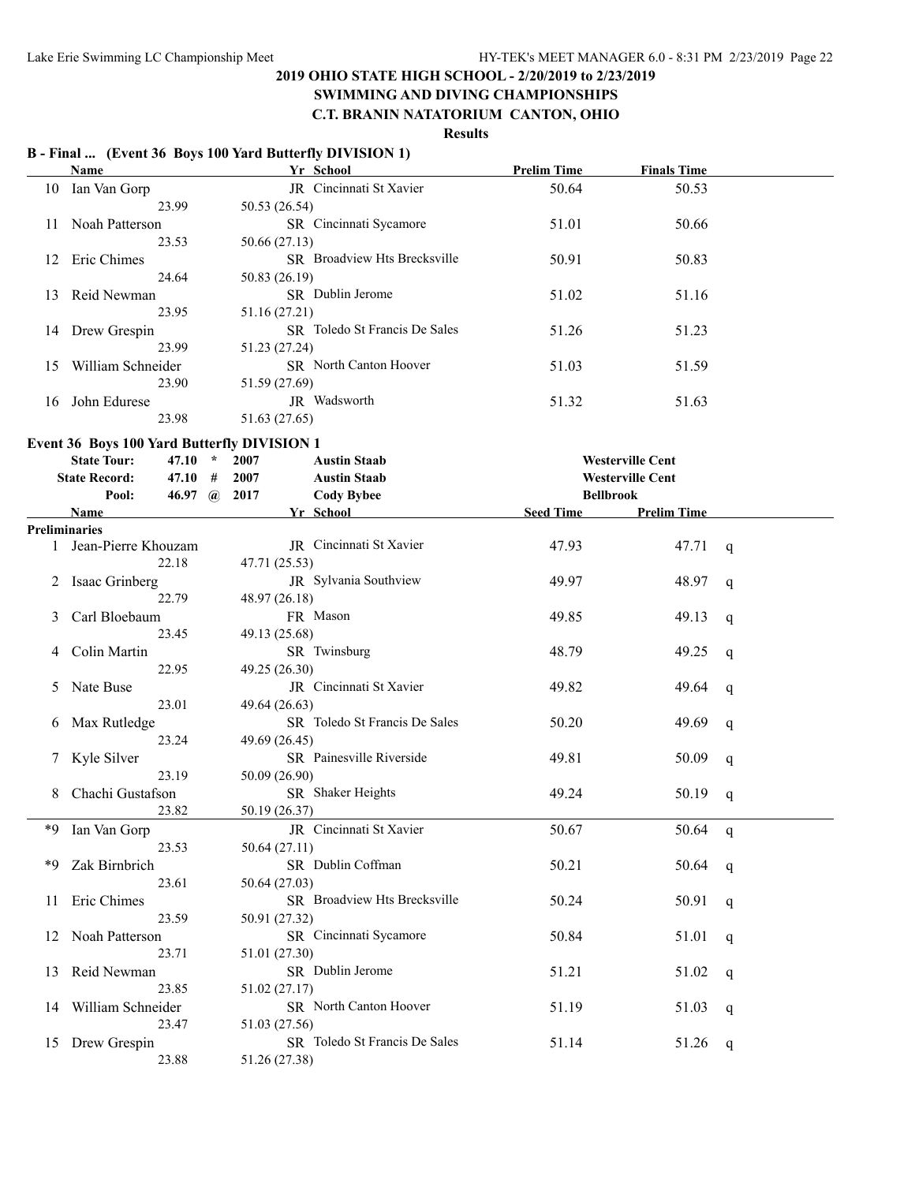## 2019 OHIO STATE HIGH SCHOOL - 2/20/2019 to 2/23/2019
## SWIMMING AND DIVING CHAMPIONSHIPS
## C.T. BRANIN NATATORIUM CANTON, OHIO

**Results**

### B - Final ... (Event 36 Boys 100 Yard Butterfly DIVISION 1)

| | Name | Yr | School | Prelim Time | Finals Time |
|---|---|---|---|---|---|
| 10 | Ian Van Gorp | JR | Cincinnati St Xavier | 50.64 | 50.53 |
| | 23.99 | 50.53 (26.54) | | | |
| 11 | Noah Patterson | SR | Cincinnati Sycamore | 51.01 | 50.66 |
| | 23.53 | 50.66 (27.13) | | | |
| 12 | Eric Chimes | SR | Broadview Hts Brecksville | 50.91 | 50.83 |
| | 24.64 | 50.83 (26.19) | | | |
| 13 | Reid Newman | SR | Dublin Jerome | 51.02 | 51.16 |
| | 23.95 | 51.16 (27.21) | | | |
| 14 | Drew Grespin | SR | Toledo St Francis De Sales | 51.26 | 51.23 |
| | 23.99 | 51.23 (27.24) | | | |
| 15 | William Schneider | SR | North Canton Hoover | 51.03 | 51.59 |
| | 23.90 | 51.59 (27.69) | | | |
| 16 | John Edurese | JR | Wadsworth | 51.32 | 51.63 |
| | 23.98 | 51.63 (27.65) | | | |

### Event 36 Boys 100 Yard Butterfly DIVISION 1

| | | | | | |
|---|---|---|---|---|---|
| State Tour: | 47.10 | * | 2007 | Austin Staab | Westerville Cent |
| State Record: | 47.10 | # | 2007 | Austin Staab | Westerville Cent |
| Pool: | 46.97 | @ | 2017 | Cody Bybee | Bellbrook |

**Preliminaries**

| | Name | Yr | School | Seed Time | Prelim Time | |
|---|---|---|---|---|---|---|
| 1 | Jean-Pierre Khouzam | JR | Cincinnati St Xavier | 47.93 | 47.71 | q |
| | 22.18 | 47.71 (25.53) | | | | |
| 2 | Isaac Grinberg | JR | Sylvania Southview | 49.97 | 48.97 | q |
| | 22.79 | 48.97 (26.18) | | | | |
| 3 | Carl Bloebaum | FR | Mason | 49.85 | 49.13 | q |
| | 23.45 | 49.13 (25.68) | | | | |
| 4 | Colin Martin | SR | Twinsburg | 48.79 | 49.25 | q |
| | 22.95 | 49.25 (26.30) | | | | |
| 5 | Nate Buse | JR | Cincinnati St Xavier | 49.82 | 49.64 | q |
| | 23.01 | 49.64 (26.63) | | | | |
| 6 | Max Rutledge | SR | Toledo St Francis De Sales | 50.20 | 49.69 | q |
| | 23.24 | 49.69 (26.45) | | | | |
| 7 | Kyle Silver | SR | Painesville Riverside | 49.81 | 50.09 | q |
| | 23.19 | 50.09 (26.90) | | | | |
| 8 | Chachi Gustafson | SR | Shaker Heights | 49.24 | 50.19 | q |
| | 23.82 | 50.19 (26.37) | | | | |
| *9 | Ian Van Gorp | JR | Cincinnati St Xavier | 50.67 | 50.64 | q |
| | 23.53 | 50.64 (27.11) | | | | |
| *9 | Zak Birnbrich | SR | Dublin Coffman | 50.21 | 50.64 | q |
| | 23.61 | 50.64 (27.03) | | | | |
| 11 | Eric Chimes | SR | Broadview Hts Brecksville | 50.24 | 50.91 | q |
| | 23.59 | 50.91 (27.32) | | | | |
| 12 | Noah Patterson | SR | Cincinnati Sycamore | 50.84 | 51.01 | q |
| | 23.71 | 51.01 (27.30) | | | | |
| 13 | Reid Newman | SR | Dublin Jerome | 51.21 | 51.02 | q |
| | 23.85 | 51.02 (27.17) | | | | |
| 14 | William Schneider | SR | North Canton Hoover | 51.19 | 51.03 | q |
| | 23.47 | 51.03 (27.56) | | | | |
| 15 | Drew Grespin | SR | Toledo St Francis De Sales | 51.14 | 51.26 | q |
| | 23.88 | 51.26 (27.38) | | | | |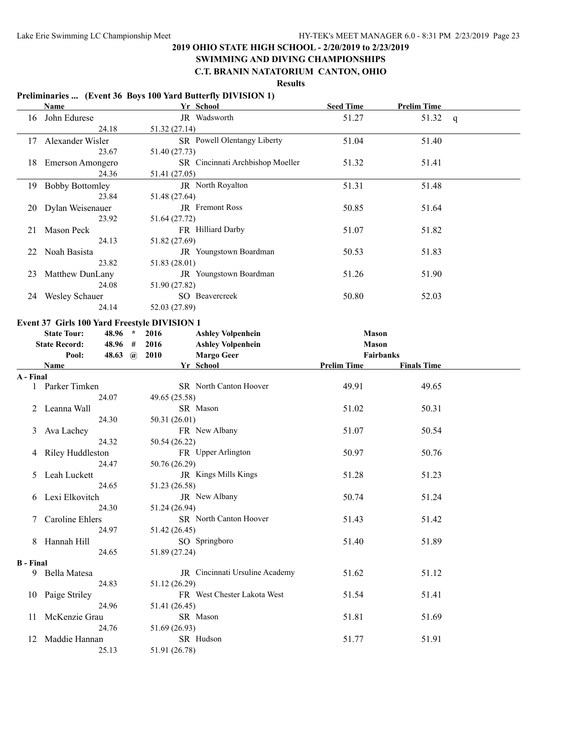# 2019 OHIO STATE HIGH SCHOOL - 2/20/2019 to 2/23/2019
## SWIMMING AND DIVING CHAMPIONSHIPS
## C.T. BRANIN NATATORIUM CANTON, OHIO
### Results

**Preliminaries ... (Event 36 Boys 100 Yard Butterfly DIVISION 1)**

| | Name | Yr | School | Seed Time | Prelim Time | |
|---|---|---|---|---|---|---|
| 16 | John Edurese | JR | Wadsworth | 51.27 | 51.32 | q |
| | 24.18 | 51.32 (27.14) | | | | |
| 17 | Alexander Wisler | SR | Powell Olentangy Liberty | 51.04 | 51.40 | |
| | 23.67 | 51.40 (27.73) | | | | |
| 18 | Emerson Amongero | SR | Cincinnati Archbishop Moeller | 51.32 | 51.41 | |
| | 24.36 | 51.41 (27.05) | | | | |
| 19 | Bobby Bottomley | JR | North Royalton | 51.31 | 51.48 | |
| | 23.84 | 51.48 (27.64) | | | | |
| 20 | Dylan Weisenauer | JR | Fremont Ross | 50.85 | 51.64 | |
| | 23.92 | 51.64 (27.72) | | | | |
| 21 | Mason Peck | FR | Hilliard Darby | 51.07 | 51.82 | |
| | 24.13 | 51.82 (27.69) | | | | |
| 22 | Noah Basista | JR | Youngstown Boardman | 50.53 | 51.83 | |
| | 23.82 | 51.83 (28.01) | | | | |
| 23 | Matthew DunLany | JR | Youngstown Boardman | 51.26 | 51.90 | |
| | 24.08 | 51.90 (27.82) | | | | |
| 24 | Wesley Schauer | SO | Beavercreek | 50.80 | 52.03 | |
| | 24.14 | 52.03 (27.89) | | | | |

**Event 37 Girls 100 Yard Freestyle DIVISION 1**

| | | | | |
|---|---|---|---|---|
| State Tour: | 48.96 * | 2016 | Ashley Volpenhein | Mason |
| State Record: | 48.96 # | 2016 | Ashley Volpenhein | Mason |
| Pool: | 48.63 @ | 2010 | Margo Geer | Fairbanks |

| | Name | Yr | School | Prelim Time | Finals Time |
|---|---|---|---|---|---|
| **A - Final** | | | | | |
| 1 | Parker Timken | SR | North Canton Hoover | 49.91 | 49.65 |
| | 24.07 | 49.65 (25.58) | | | |
| 2 | Leanna Wall | SR | Mason | 51.02 | 50.31 |
| | 24.30 | 50.31 (26.01) | | | |
| 3 | Ava Lachey | FR | New Albany | 51.07 | 50.54 |
| | 24.32 | 50.54 (26.22) | | | |
| 4 | Riley Huddleston | FR | Upper Arlington | 50.97 | 50.76 |
| | 24.47 | 50.76 (26.29) | | | |
| 5 | Leah Luckett | JR | Kings Mills Kings | 51.28 | 51.23 |
| | 24.65 | 51.23 (26.58) | | | |
| 6 | Lexi Elkovitch | JR | New Albany | 50.74 | 51.24 |
| | 24.30 | 51.24 (26.94) | | | |
| 7 | Caroline Ehlers | SR | North Canton Hoover | 51.43 | 51.42 |
| | 24.97 | 51.42 (26.45) | | | |
| 8 | Hannah Hill | SO | Springboro | 51.40 | 51.89 |
| | 24.65 | 51.89 (27.24) | | | |
| **B - Final** | | | | | |
| 9 | Bella Matesa | JR | Cincinnati Ursuline Academy | 51.62 | 51.12 |
| | 24.83 | 51.12 (26.29) | | | |
| 10 | Paige Striley | FR | West Chester Lakota West | 51.54 | 51.41 |
| | 24.96 | 51.41 (26.45) | | | |
| 11 | McKenzie Grau | SR | Mason | 51.81 | 51.69 |
| | 24.76 | 51.69 (26.93) | | | |
| 12 | Maddie Hannan | SR | Hudson | 51.77 | 51.91 |
| | 25.13 | 51.91 (26.78) | | | |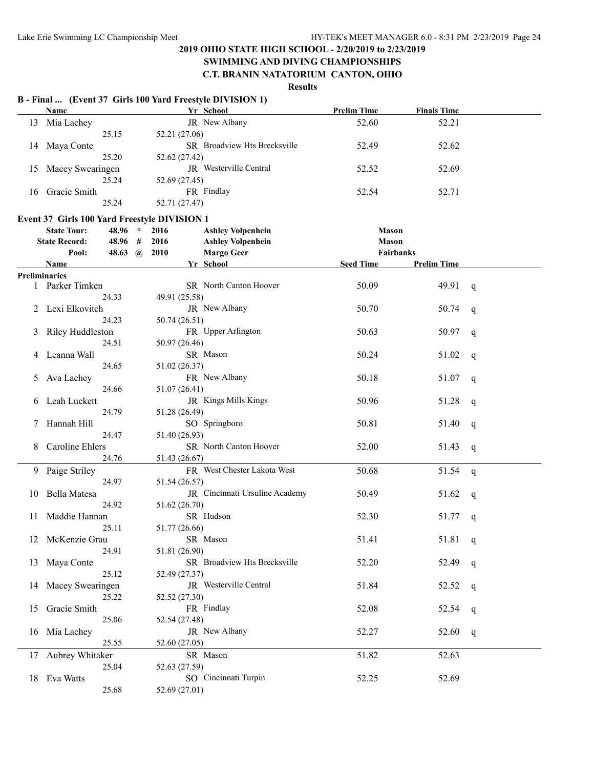## 2019 OHIO STATE HIGH SCHOOL - 2/20/2019 to 2/23/2019

## SWIMMING AND DIVING CHAMPIONSHIPS

## C.T. BRANIN NATATORIUM CANTON, OHIO

### Results

### B - Final ... (Event 37 Girls 100 Yard Freestyle DIVISION 1)

| | Name | Yr | School | Prelim Time | Finals Time |
|---|---|---|---|---|---|
| 13 | Mia Lachey | JR | New Albany | 52.60 | 52.21 |
| | 25.15 | 52.21 (27.06) | | | |
| 14 | Maya Conte | SR | Broadview Hts Brecksville | 52.49 | 52.62 |
| | 25.20 | 52.62 (27.42) | | | |
| 15 | Macey Swearingen | JR | Westerville Central | 52.52 | 52.69 |
| | 25.24 | 52.69 (27.45) | | | |
| 16 | Gracie Smith | FR | Findlay | 52.54 | 52.71 |
| | 25.24 | 52.71 (27.47) | | | |

### Event 37 Girls 100 Yard Freestyle DIVISION 1

| | Time | | Year | Name | School |
|---|---|---|---|---|---|
| State Tour: | 48.96 | * | 2016 | Ashley Volpenhein | Mason |
| State Record: | 48.96 | # | 2016 | Ashley Volpenhein | Mason |
| Pool: | 48.63 | @ | 2010 | Margo Geer | Fairbanks |

**Preliminaries**

| | Name | Yr | School | Seed Time | Prelim Time | |
|---|---|---|---|---|---|---|
| 1 | Parker Timken | SR | North Canton Hoover | 50.09 | 49.91 | q |
| | 24.33 | 49.91 (25.58) | | | | |
| 2 | Lexi Elkovitch | JR | New Albany | 50.70 | 50.74 | q |
| | 24.23 | 50.74 (26.51) | | | | |
| 3 | Riley Huddleston | FR | Upper Arlington | 50.63 | 50.97 | q |
| | 24.51 | 50.97 (26.46) | | | | |
| 4 | Leanna Wall | SR | Mason | 50.24 | 51.02 | q |
| | 24.65 | 51.02 (26.37) | | | | |
| 5 | Ava Lachey | FR | New Albany | 50.18 | 51.07 | q |
| | 24.66 | 51.07 (26.41) | | | | |
| 6 | Leah Luckett | JR | Kings Mills Kings | 50.96 | 51.28 | q |
| | 24.79 | 51.28 (26.49) | | | | |
| 7 | Hannah Hill | SO | Springboro | 50.81 | 51.40 | q |
| | 24.47 | 51.40 (26.93) | | | | |
| 8 | Caroline Ehlers | SR | North Canton Hoover | 52.00 | 51.43 | q |
| | 24.76 | 51.43 (26.67) | | | | |
| 9 | Paige Striley | FR | West Chester Lakota West | 50.68 | 51.54 | q |
| | 24.97 | 51.54 (26.57) | | | | |
| 10 | Bella Matesa | JR | Cincinnati Ursuline Academy | 50.49 | 51.62 | q |
| | 24.92 | 51.62 (26.70) | | | | |
| 11 | Maddie Hannan | SR | Hudson | 52.30 | 51.77 | q |
| | 25.11 | 51.77 (26.66) | | | | |
| 12 | McKenzie Grau | SR | Mason | 51.41 | 51.81 | q |
| | 24.91 | 51.81 (26.90) | | | | |
| 13 | Maya Conte | SR | Broadview Hts Brecksville | 52.20 | 52.49 | q |
| | 25.12 | 52.49 (27.37) | | | | |
| 14 | Macey Swearingen | JR | Westerville Central | 51.84 | 52.52 | q |
| | 25.22 | 52.52 (27.30) | | | | |
| 15 | Gracie Smith | FR | Findlay | 52.08 | 52.54 | q |
| | 25.06 | 52.54 (27.48) | | | | |
| 16 | Mia Lachey | JR | New Albany | 52.27 | 52.60 | q |
| | 25.55 | 52.60 (27.05) | | | | |
| 17 | Aubrey Whitaker | SR | Mason | 51.82 | 52.63 | |
| | 25.04 | 52.63 (27.59) | | | | |
| 18 | Eva Watts | SO | Cincinnati Turpin | 52.25 | 52.69 | |
| | 25.68 | 52.69 (27.01) | | | | |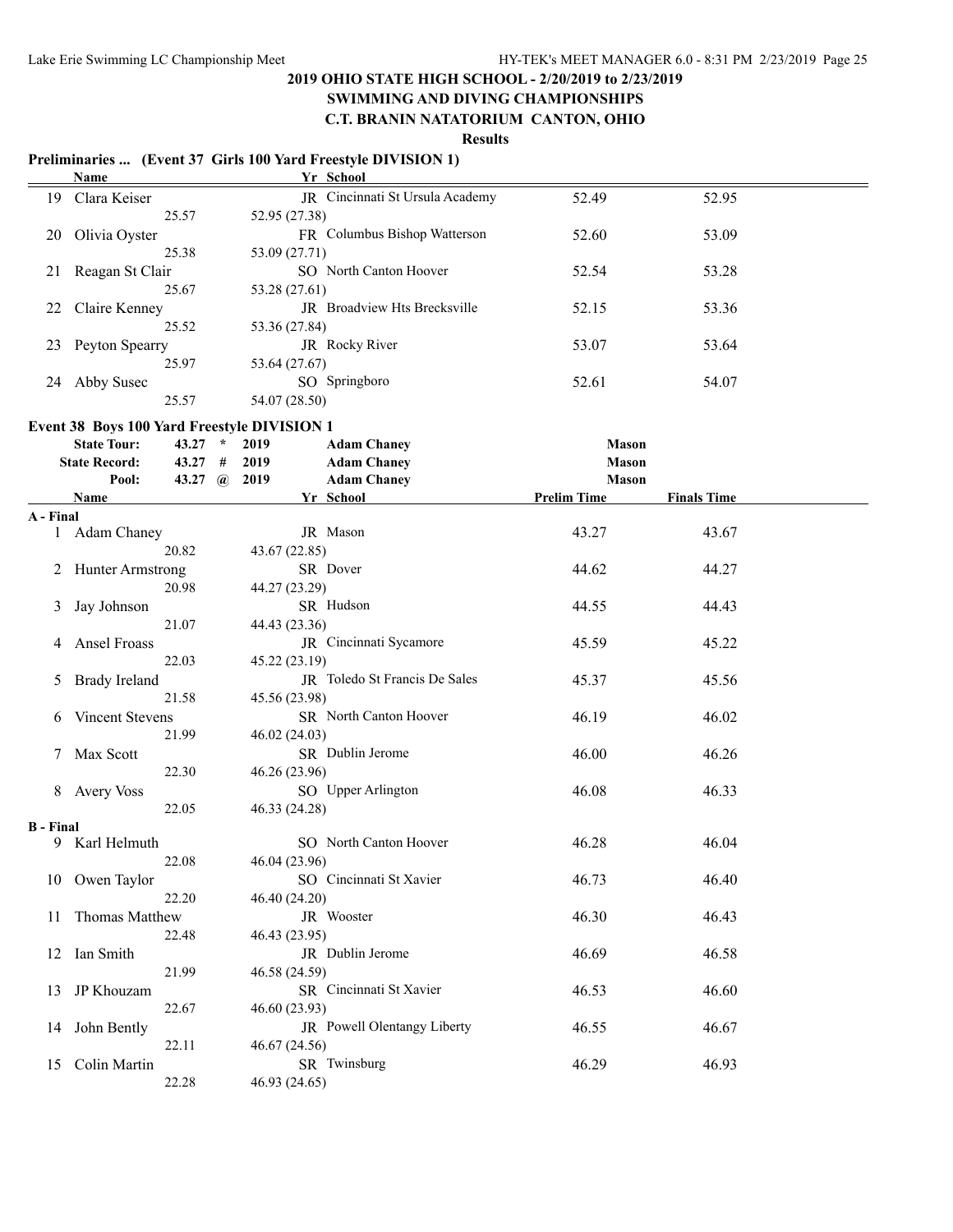# 2019 OHIO STATE HIGH SCHOOL - 2/20/2019 to 2/23/2019
## SWIMMING AND DIVING CHAMPIONSHIPS
## C.T. BRANIN NATATORIUM CANTON, OHIO
### Results

**Preliminaries ... (Event 37 Girls 100 Yard Freestyle DIVISION 1)**

| | Name | Yr | School | | |
|---|---|---|---|---|---|
| 19 | Clara Keiser | JR | Cincinnati St Ursula Academy | 52.49 | 52.95 |
| | 25.57 | 52.95 (27.38) | | | |
| 20 | Olivia Oyster | FR | Columbus Bishop Watterson | 52.60 | 53.09 |
| | 25.38 | 53.09 (27.71) | | | |
| 21 | Reagan St Clair | SO | North Canton Hoover | 52.54 | 53.28 |
| | 25.67 | 53.28 (27.61) | | | |
| 22 | Claire Kenney | JR | Broadview Hts Brecksville | 52.15 | 53.36 |
| | 25.52 | 53.36 (27.84) | | | |
| 23 | Peyton Spearry | JR | Rocky River | 53.07 | 53.64 |
| | 25.97 | 53.64 (27.67) | | | |
| 24 | Abby Susec | SO | Springboro | 52.61 | 54.07 |
| | 25.57 | 54.07 (28.50) | | | |

**Event 38 Boys 100 Yard Freestyle DIVISION 1**

| | | | | |
|---|---|---|---|---|
| State Tour: | 43.27 * | 2019 | Adam Chaney | Mason |
| State Record: | 43.27 # | 2019 | Adam Chaney | Mason |
| Pool: | 43.27 @ | 2019 | Adam Chaney | Mason |

| | Name | Yr | School | Prelim Time | Finals Time |
|---|---|---|---|---|---|
| **A - Final** | | | | | |
| 1 | Adam Chaney | JR | Mason | 43.27 | 43.67 |
| | 20.82 | 43.67 (22.85) | | | |
| 2 | Hunter Armstrong | SR | Dover | 44.62 | 44.27 |
| | 20.98 | 44.27 (23.29) | | | |
| 3 | Jay Johnson | SR | Hudson | 44.55 | 44.43 |
| | 21.07 | 44.43 (23.36) | | | |
| 4 | Ansel Froass | JR | Cincinnati Sycamore | 45.59 | 45.22 |
| | 22.03 | 45.22 (23.19) | | | |
| 5 | Brady Ireland | JR | Toledo St Francis De Sales | 45.37 | 45.56 |
| | 21.58 | 45.56 (23.98) | | | |
| 6 | Vincent Stevens | SR | North Canton Hoover | 46.19 | 46.02 |
| | 21.99 | 46.02 (24.03) | | | |
| 7 | Max Scott | SR | Dublin Jerome | 46.00 | 46.26 |
| | 22.30 | 46.26 (23.96) | | | |
| 8 | Avery Voss | SO | Upper Arlington | 46.08 | 46.33 |
| | 22.05 | 46.33 (24.28) | | | |
| **B - Final** | | | | | |
| 9 | Karl Helmuth | SO | North Canton Hoover | 46.28 | 46.04 |
| | 22.08 | 46.04 (23.96) | | | |
| 10 | Owen Taylor | SO | Cincinnati St Xavier | 46.73 | 46.40 |
| | 22.20 | 46.40 (24.20) | | | |
| 11 | Thomas Matthew | JR | Wooster | 46.30 | 46.43 |
| | 22.48 | 46.43 (23.95) | | | |
| 12 | Ian Smith | JR | Dublin Jerome | 46.69 | 46.58 |
| | 21.99 | 46.58 (24.59) | | | |
| 13 | JP Khouzam | SR | Cincinnati St Xavier | 46.53 | 46.60 |
| | 22.67 | 46.60 (23.93) | | | |
| 14 | John Bently | JR | Powell Olentangy Liberty | 46.55 | 46.67 |
| | 22.11 | 46.67 (24.56) | | | |
| 15 | Colin Martin | SR | Twinsburg | 46.29 | 46.93 |
| | 22.28 | 46.93 (24.65) | | | |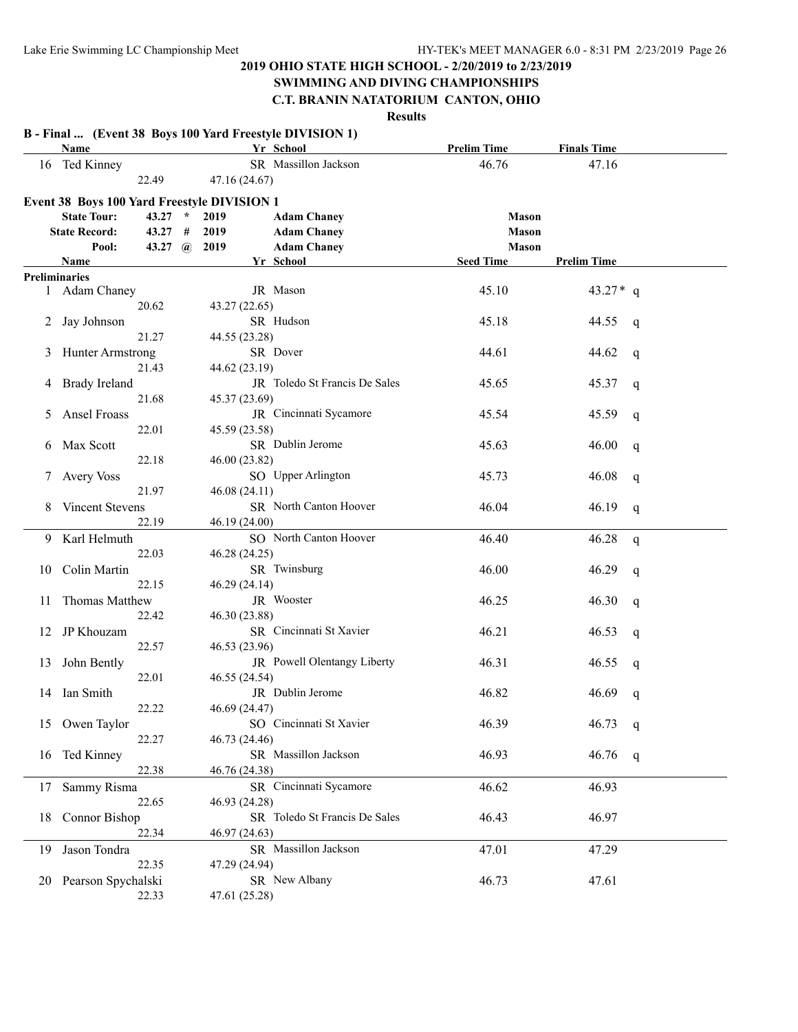## 2019 OHIO STATE HIGH SCHOOL - 2/20/2019 to 2/23/2019

## SWIMMING AND DIVING CHAMPIONSHIPS

## C.T. BRANIN NATATORIUM CANTON, OHIO

### Results

**B - Final ... (Event 38 Boys 100 Yard Freestyle DIVISION 1)**

| | Name | Yr | School | Prelim Time | Finals Time |
|---|---|---|---|---|---|
| 16 | Ted Kinney | SR | Massillon Jackson | 46.76 | 47.16 |
| | 22.49 | 47.16 (24.67) | | | |

**Event 38 Boys 100 Yard Freestyle DIVISION 1**

| | | | | |
|---|---|---|---|---|
| State Tour: | 43.27 * | 2019 | Adam Chaney | Mason |
| State Record: | 43.27 # | 2019 | Adam Chaney | Mason |
| Pool: | 43.27 @ | 2019 | Adam Chaney | Mason |

**Preliminaries**

| | Name | Yr | School | Seed Time | Prelim Time | |
|---|---|---|---|---|---|---|
| 1 | Adam Chaney | JR | Mason | 45.10 | 43.27* | q |
| | 20.62 | 43.27 (22.65) | | | | |
| 2 | Jay Johnson | SR | Hudson | 45.18 | 44.55 | q |
| | 21.27 | 44.55 (23.28) | | | | |
| 3 | Hunter Armstrong | SR | Dover | 44.61 | 44.62 | q |
| | 21.43 | 44.62 (23.19) | | | | |
| 4 | Brady Ireland | JR | Toledo St Francis De Sales | 45.65 | 45.37 | q |
| | 21.68 | 45.37 (23.69) | | | | |
| 5 | Ansel Froass | JR | Cincinnati Sycamore | 45.54 | 45.59 | q |
| | 22.01 | 45.59 (23.58) | | | | |
| 6 | Max Scott | SR | Dublin Jerome | 45.63 | 46.00 | q |
| | 22.18 | 46.00 (23.82) | | | | |
| 7 | Avery Voss | SO | Upper Arlington | 45.73 | 46.08 | q |
| | 21.97 | 46.08 (24.11) | | | | |
| 8 | Vincent Stevens | SR | North Canton Hoover | 46.04 | 46.19 | q |
| | 22.19 | 46.19 (24.00) | | | | |
| 9 | Karl Helmuth | SO | North Canton Hoover | 46.40 | 46.28 | q |
| | 22.03 | 46.28 (24.25) | | | | |
| 10 | Colin Martin | SR | Twinsburg | 46.00 | 46.29 | q |
| | 22.15 | 46.29 (24.14) | | | | |
| 11 | Thomas Matthew | JR | Wooster | 46.25 | 46.30 | q |
| | 22.42 | 46.30 (23.88) | | | | |
| 12 | JP Khouzam | SR | Cincinnati St Xavier | 46.21 | 46.53 | q |
| | 22.57 | 46.53 (23.96) | | | | |
| 13 | John Bently | JR | Powell Olentangy Liberty | 46.31 | 46.55 | q |
| | 22.01 | 46.55 (24.54) | | | | |
| 14 | Ian Smith | JR | Dublin Jerome | 46.82 | 46.69 | q |
| | 22.22 | 46.69 (24.47) | | | | |
| 15 | Owen Taylor | SO | Cincinnati St Xavier | 46.39 | 46.73 | q |
| | 22.27 | 46.73 (24.46) | | | | |
| 16 | Ted Kinney | SR | Massillon Jackson | 46.93 | 46.76 | q |
| | 22.38 | 46.76 (24.38) | | | | |
| 17 | Sammy Risma | SR | Cincinnati Sycamore | 46.62 | 46.93 | |
| | 22.65 | 46.93 (24.28) | | | | |
| 18 | Connor Bishop | SR | Toledo St Francis De Sales | 46.43 | 46.97 | |
| | 22.34 | 46.97 (24.63) | | | | |
| 19 | Jason Tondra | SR | Massillon Jackson | 47.01 | 47.29 | |
| | 22.35 | 47.29 (24.94) | | | | |
| 20 | Pearson Spychalski | SR | New Albany | 46.73 | 47.61 | |
| | 22.33 | 47.61 (25.28) | | | | |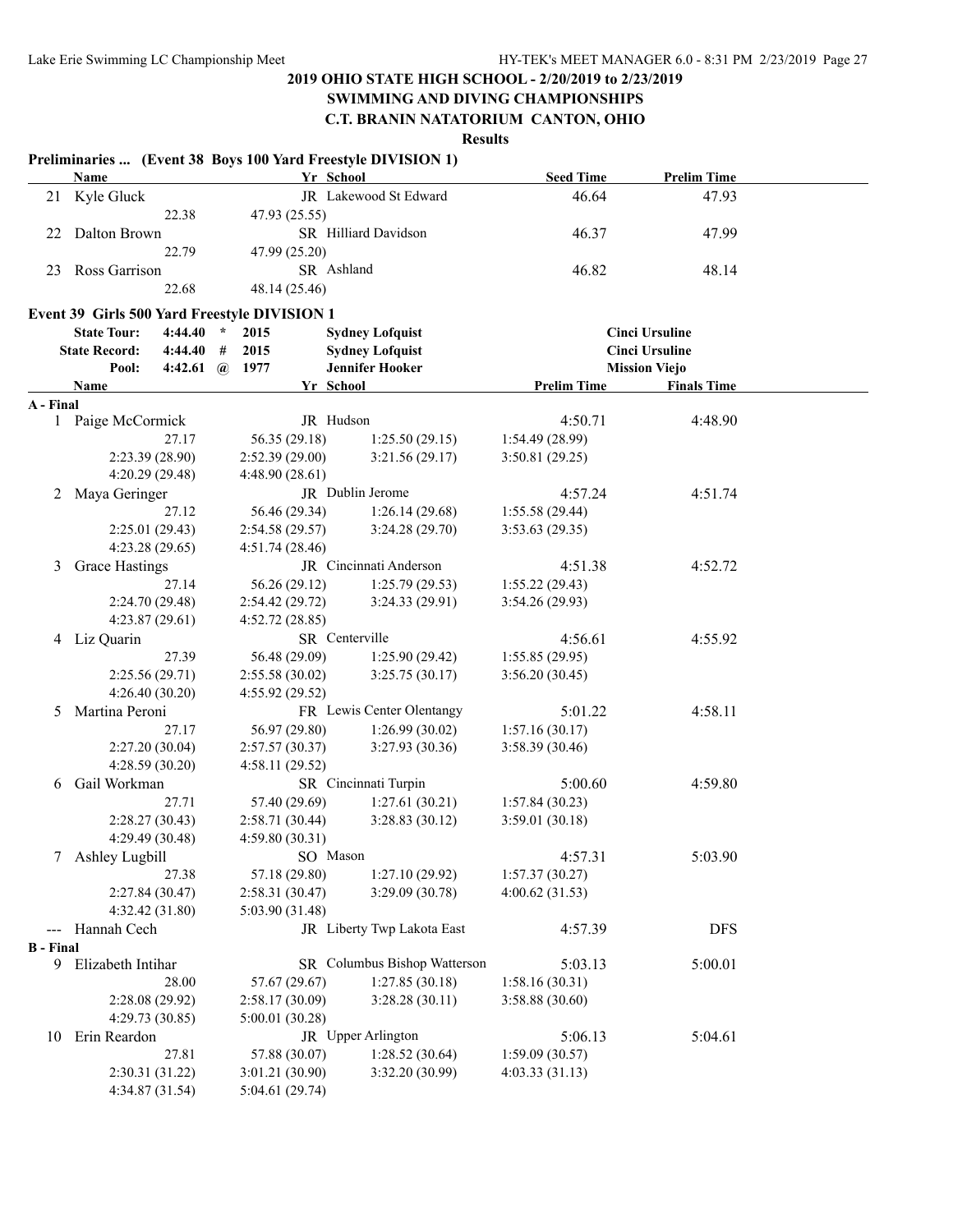## 2019 OHIO STATE HIGH SCHOOL - 2/20/2019 to 2/23/2019

## SWIMMING AND DIVING CHAMPIONSHIPS

## C.T. BRANIN NATATORIUM CANTON, OHIO

### Results

**Preliminaries ... (Event 38 Boys 100 Yard Freestyle DIVISION 1)**

| | Name | Yr | School | Seed Time | Prelim Time |
|---|---|---|---|---|---|
| 21 | Kyle Gluck | JR | Lakewood St Edward | 46.64 | 47.93 |
| | 22.38 | 47.93 (25.55) | | | |
| 22 | Dalton Brown | SR | Hilliard Davidson | 46.37 | 47.99 |
| | 22.79 | 47.99 (25.20) | | | |
| 23 | Ross Garrison | SR | Ashland | 46.82 | 48.14 |
| | 22.68 | 48.14 (25.46) | | | |

**Event 39 Girls 500 Yard Freestyle DIVISION 1**

| | | | | | |
|---|---|---|---|---|---|
| State Tour: | 4:44.40 * | 2015 | Sydney Lofquist | | Cinci Ursuline |
| State Record: | 4:44.40 # | 2015 | Sydney Lofquist | | Cinci Ursuline |
| Pool: | 4:42.61 @ | 1977 | Jennifer Hooker | | Mission Viejo |

| | Name | Yr | School | Prelim Time | Finals Time |
|---|---|---|---|---|---|
| **A - Final** | | | | | |
| 1 | Paige McCormick | JR | Hudson | 4:50.71 | 4:48.90 |
| | 27.17 | 56.35 (29.18) | 1:25.50 (29.15) | 1:54.49 (28.99) | |
| | 2:23.39 (28.90) | 2:52.39 (29.00) | 3:21.56 (29.17) | 3:50.81 (29.25) | |
| | 4:20.29 (29.48) | 4:48.90 (28.61) | | | |
| 2 | Maya Geringer | JR | Dublin Jerome | 4:57.24 | 4:51.74 |
| | 27.12 | 56.46 (29.34) | 1:26.14 (29.68) | 1:55.58 (29.44) | |
| | 2:25.01 (29.43) | 2:54.58 (29.57) | 3:24.28 (29.70) | 3:53.63 (29.35) | |
| | 4:23.28 (29.65) | 4:51.74 (28.46) | | | |
| 3 | Grace Hastings | JR | Cincinnati Anderson | 4:51.38 | 4:52.72 |
| | 27.14 | 56.26 (29.12) | 1:25.79 (29.53) | 1:55.22 (29.43) | |
| | 2:24.70 (29.48) | 2:54.42 (29.72) | 3:24.33 (29.91) | 3:54.26 (29.93) | |
| | 4:23.87 (29.61) | 4:52.72 (28.85) | | | |
| 4 | Liz Quarin | SR | Centerville | 4:56.61 | 4:55.92 |
| | 27.39 | 56.48 (29.09) | 1:25.90 (29.42) | 1:55.85 (29.95) | |
| | 2:25.56 (29.71) | 2:55.58 (30.02) | 3:25.75 (30.17) | 3:56.20 (30.45) | |
| | 4:26.40 (30.20) | 4:55.92 (29.52) | | | |
| 5 | Martina Peroni | FR | Lewis Center Olentangy | 5:01.22 | 4:58.11 |
| | 27.17 | 56.97 (29.80) | 1:26.99 (30.02) | 1:57.16 (30.17) | |
| | 2:27.20 (30.04) | 2:57.57 (30.37) | 3:27.93 (30.36) | 3:58.39 (30.46) | |
| | 4:28.59 (30.20) | 4:58.11 (29.52) | | | |
| 6 | Gail Workman | SR | Cincinnati Turpin | 5:00.60 | 4:59.80 |
| | 27.71 | 57.40 (29.69) | 1:27.61 (30.21) | 1:57.84 (30.23) | |
| | 2:28.27 (30.43) | 2:58.71 (30.44) | 3:28.83 (30.12) | 3:59.01 (30.18) | |
| | 4:29.49 (30.48) | 4:59.80 (30.31) | | | |
| 7 | Ashley Lugbill | SO | Mason | 4:57.31 | 5:03.90 |
| | 27.38 | 57.18 (29.80) | 1:27.10 (29.92) | 1:57.37 (30.27) | |
| | 2:27.84 (30.47) | 2:58.31 (30.47) | 3:29.09 (30.78) | 4:00.62 (31.53) | |
| | 4:32.42 (31.80) | 5:03.90 (31.48) | | | |
| --- | Hannah Cech | JR | Liberty Twp Lakota East | 4:57.39 | DFS |
| **B - Final** | | | | | |
| 9 | Elizabeth Intihar | SR | Columbus Bishop Watterson | 5:03.13 | 5:00.01 |
| | 28.00 | 57.67 (29.67) | 1:27.85 (30.18) | 1:58.16 (30.31) | |
| | 2:28.08 (29.92) | 2:58.17 (30.09) | 3:28.28 (30.11) | 3:58.88 (30.60) | |
| | 4:29.73 (30.85) | 5:00.01 (30.28) | | | |
| 10 | Erin Reardon | JR | Upper Arlington | 5:06.13 | 5:04.61 |
| | 27.81 | 57.88 (30.07) | 1:28.52 (30.64) | 1:59.09 (30.57) | |
| | 2:30.31 (31.22) | 3:01.21 (30.90) | 3:32.20 (30.99) | 4:03.33 (31.13) | |
| | 4:34.87 (31.54) | 5:04.61 (29.74) | | | |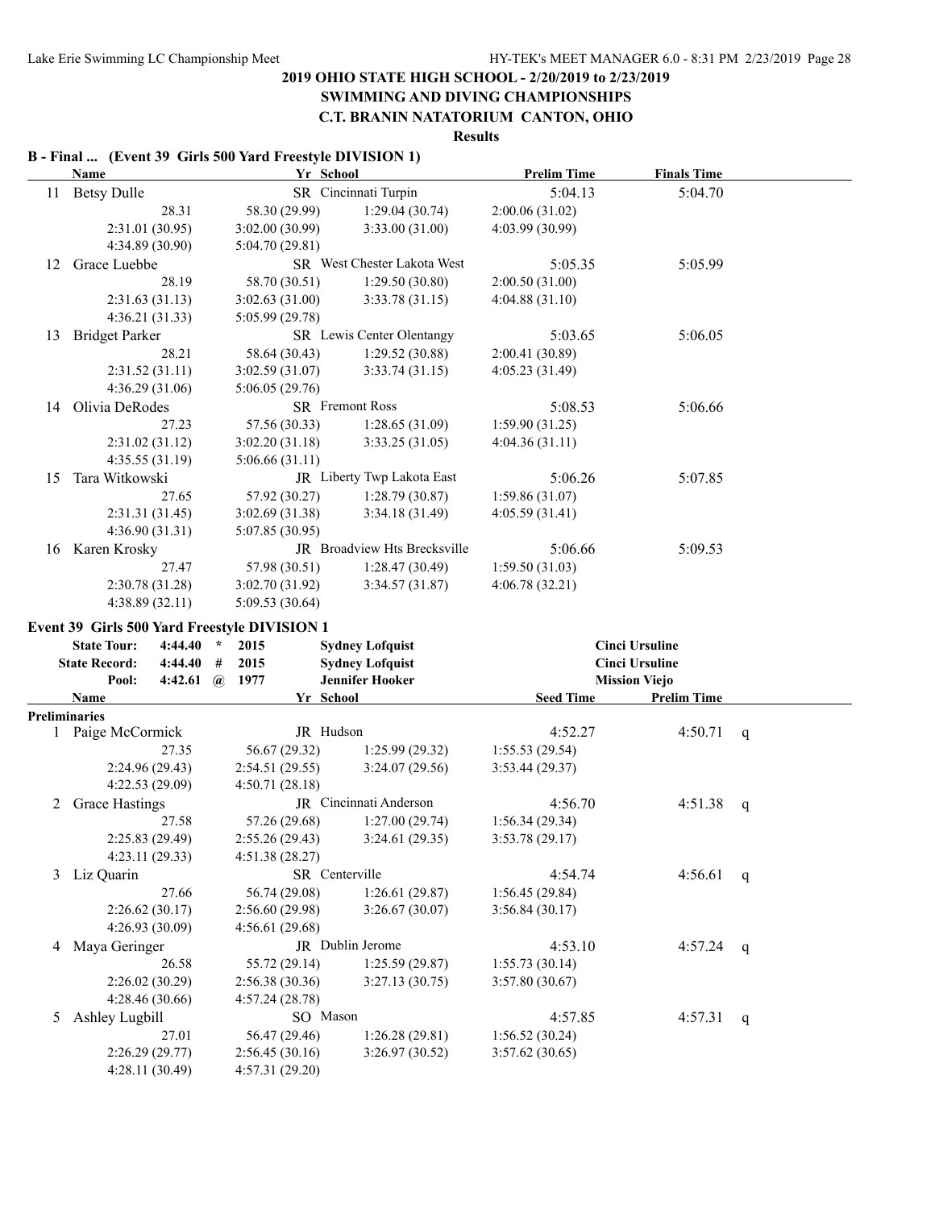# 2019 OHIO STATE HIGH SCHOOL - 2/20/2019 to 2/23/2019

## SWIMMING AND DIVING CHAMPIONSHIPS

## C.T. BRANIN NATATORIUM CANTON, OHIO

### Results

### B - Final ... (Event 39 Girls 500 Yard Freestyle DIVISION 1)

| | Name | Yr | School | Prelim Time | Finals Time |
|---|---|---|---|---|---|
| 11 | Betsy Dulle | SR | Cincinnati Turpin | 5:04.13 | 5:04.70 |
| | 28.31 | 58.30 (29.99) | 1:29.04 (30.74) | 2:00.06 (31.02) | |
| | 2:31.01 (30.95) | 3:02.00 (30.99) | 3:33.00 (31.00) | 4:03.99 (30.99) | |
| | 4:34.89 (30.90) | 5:04.70 (29.81) | | | |
| 12 | Grace Luebbe | SR | West Chester Lakota West | 5:05.35 | 5:05.99 |
| | 28.19 | 58.70 (30.51) | 1:29.50 (30.80) | 2:00.50 (31.00) | |
| | 2:31.63 (31.13) | 3:02.63 (31.00) | 3:33.78 (31.15) | 4:04.88 (31.10) | |
| | 4:36.21 (31.33) | 5:05.99 (29.78) | | | |
| 13 | Bridget Parker | SR | Lewis Center Olentangy | 5:03.65 | 5:06.05 |
| | 28.21 | 58.64 (30.43) | 1:29.52 (30.88) | 2:00.41 (30.89) | |
| | 2:31.52 (31.11) | 3:02.59 (31.07) | 3:33.74 (31.15) | 4:05.23 (31.49) | |
| | 4:36.29 (31.06) | 5:06.05 (29.76) | | | |
| 14 | Olivia DeRodes | SR | Fremont Ross | 5:08.53 | 5:06.66 |
| | 27.23 | 57.56 (30.33) | 1:28.65 (31.09) | 1:59.90 (31.25) | |
| | 2:31.02 (31.12) | 3:02.20 (31.18) | 3:33.25 (31.05) | 4:04.36 (31.11) | |
| | 4:35.55 (31.19) | 5:06.66 (31.11) | | | |
| 15 | Tara Witkowski | JR | Liberty Twp Lakota East | 5:06.26 | 5:07.85 |
| | 27.65 | 57.92 (30.27) | 1:28.79 (30.87) | 1:59.86 (31.07) | |
| | 2:31.31 (31.45) | 3:02.69 (31.38) | 3:34.18 (31.49) | 4:05.59 (31.41) | |
| | 4:36.90 (31.31) | 5:07.85 (30.95) | | | |
| 16 | Karen Krosky | JR | Broadview Hts Brecksville | 5:06.66 | 5:09.53 |
| | 27.47 | 57.98 (30.51) | 1:28.47 (30.49) | 1:59.50 (31.03) | |
| | 2:30.78 (31.28) | 3:02.70 (31.92) | 3:34.57 (31.87) | 4:06.78 (32.21) | |
| | 4:38.89 (32.11) | 5:09.53 (30.64) | | | |

### Event 39 Girls 500 Yard Freestyle DIVISION 1

| | | | | | |
|---|---|---|---|---|---|
| State Tour: | 4:44.40 | * | 2015 | Sydney Lofquist | Cinci Ursuline |
| State Record: | 4:44.40 | # | 2015 | Sydney Lofquist | Cinci Ursuline |
| Pool: | 4:42.61 | @ | 1977 | Jennifer Hooker | Mission Viejo |

**Preliminaries**

| | Name | Yr | School | Seed Time | Prelim Time | |
|---|---|---|---|---|---|---|
| 1 | Paige McCormick | JR | Hudson | 4:52.27 | 4:50.71 | q |
| | 27.35 | 56.67 (29.32) | 1:25.99 (29.32) | 1:55.53 (29.54) | | |
| | 2:24.96 (29.43) | 2:54.51 (29.55) | 3:24.07 (29.56) | 3:53.44 (29.37) | | |
| | 4:22.53 (29.09) | 4:50.71 (28.18) | | | | |
| 2 | Grace Hastings | JR | Cincinnati Anderson | 4:56.70 | 4:51.38 | q |
| | 27.58 | 57.26 (29.68) | 1:27.00 (29.74) | 1:56.34 (29.34) | | |
| | 2:25.83 (29.49) | 2:55.26 (29.43) | 3:24.61 (29.35) | 3:53.78 (29.17) | | |
| | 4:23.11 (29.33) | 4:51.38 (28.27) | | | | |
| 3 | Liz Quarin | SR | Centerville | 4:54.74 | 4:56.61 | q |
| | 27.66 | 56.74 (29.08) | 1:26.61 (29.87) | 1:56.45 (29.84) | | |
| | 2:26.62 (30.17) | 2:56.60 (29.98) | 3:26.67 (30.07) | 3:56.84 (30.17) | | |
| | 4:26.93 (30.09) | 4:56.61 (29.68) | | | | |
| 4 | Maya Geringer | JR | Dublin Jerome | 4:53.10 | 4:57.24 | q |
| | 26.58 | 55.72 (29.14) | 1:25.59 (29.87) | 1:55.73 (30.14) | | |
| | 2:26.02 (30.29) | 2:56.38 (30.36) | 3:27.13 (30.75) | 3:57.80 (30.67) | | |
| | 4:28.46 (30.66) | 4:57.24 (28.78) | | | | |
| 5 | Ashley Lugbill | SO | Mason | 4:57.85 | 4:57.31 | q |
| | 27.01 | 56.47 (29.46) | 1:26.28 (29.81) | 1:56.52 (30.24) | | |
| | 2:26.29 (29.77) | 2:56.45 (30.16) | 3:26.97 (30.52) | 3:57.62 (30.65) | | |
| | 4:28.11 (30.49) | 4:57.31 (29.20) | | | | |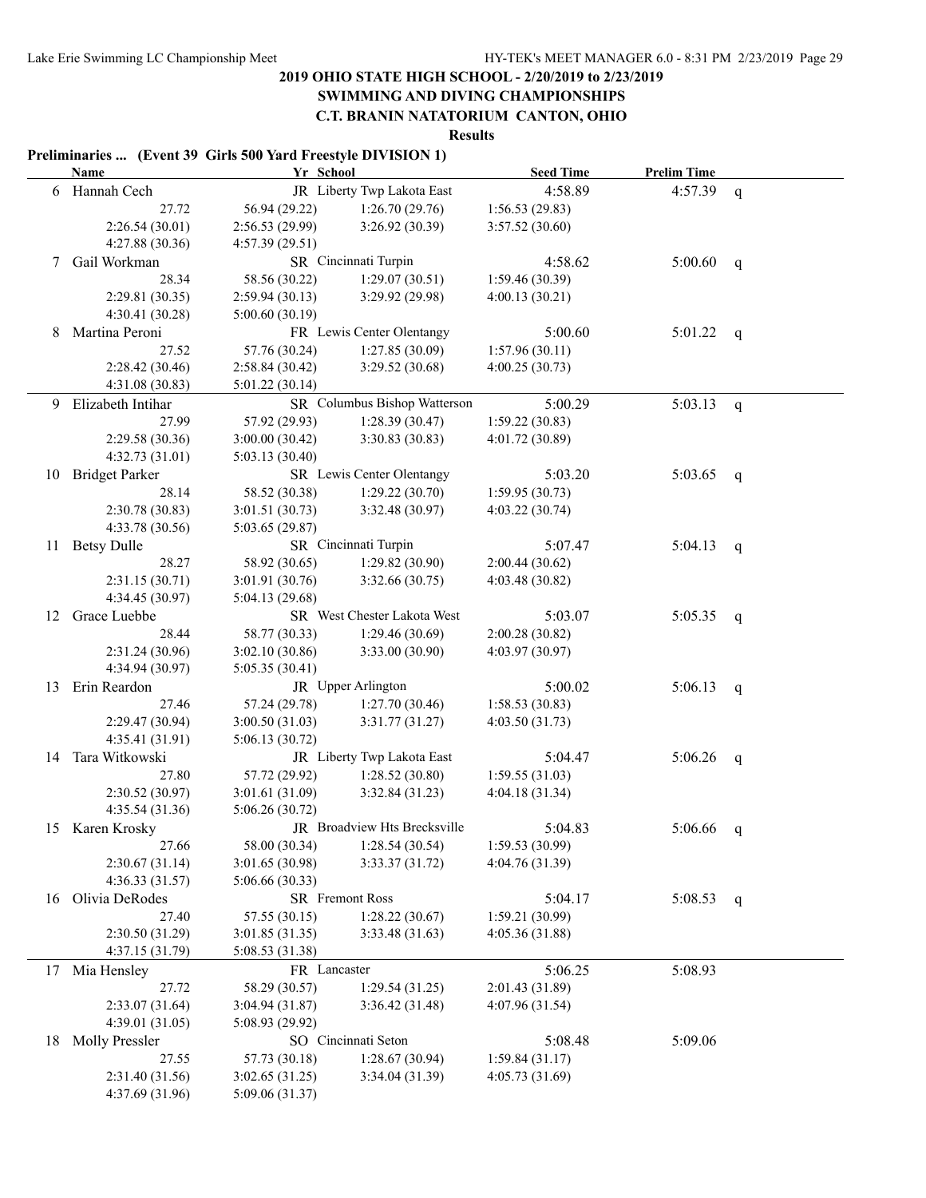# 2019 OHIO STATE HIGH SCHOOL - 2/20/2019 to 2/23/2019
## SWIMMING AND DIVING CHAMPIONSHIPS
## C.T. BRANIN NATATORIUM CANTON, OHIO
### Results

**Preliminaries ... (Event 39 Girls 500 Yard Freestyle DIVISION 1)**

| | Name | Yr | School | Seed Time | Prelim Time | |
|---|---|---|---|---|---|---|
| 6 | Hannah Cech | JR | Liberty Twp Lakota East | 4:58.89 | 4:57.39 | q |
| | 27.72 | 56.94 (29.22) | 1:26.70 (29.76) | 1:56.53 (29.83) | | |
| | 2:26.54 (30.01) | 2:56.53 (29.99) | 3:26.92 (30.39) | 3:57.52 (30.60) | | |
| | 4:27.88 (30.36) | 4:57.39 (29.51) | | | | |
| 7 | Gail Workman | SR | Cincinnati Turpin | 4:58.62 | 5:00.60 | q |
| | 28.34 | 58.56 (30.22) | 1:29.07 (30.51) | 1:59.46 (30.39) | | |
| | 2:29.81 (30.35) | 2:59.94 (30.13) | 3:29.92 (29.98) | 4:00.13 (30.21) | | |
| | 4:30.41 (30.28) | 5:00.60 (30.19) | | | | |
| 8 | Martina Peroni | FR | Lewis Center Olentangy | 5:00.60 | 5:01.22 | q |
| | 27.52 | 57.76 (30.24) | 1:27.85 (30.09) | 1:57.96 (30.11) | | |
| | 2:28.42 (30.46) | 2:58.84 (30.42) | 3:29.52 (30.68) | 4:00.25 (30.73) | | |
| | 4:31.08 (30.83) | 5:01.22 (30.14) | | | | |
| 9 | Elizabeth Intihar | SR | Columbus Bishop Watterson | 5:00.29 | 5:03.13 | q |
| | 27.99 | 57.92 (29.93) | 1:28.39 (30.47) | 1:59.22 (30.83) | | |
| | 2:29.58 (30.36) | 3:00.00 (30.42) | 3:30.83 (30.83) | 4:01.72 (30.89) | | |
| | 4:32.73 (31.01) | 5:03.13 (30.40) | | | | |
| 10 | Bridget Parker | SR | Lewis Center Olentangy | 5:03.20 | 5:03.65 | q |
| | 28.14 | 58.52 (30.38) | 1:29.22 (30.70) | 1:59.95 (30.73) | | |
| | 2:30.78 (30.83) | 3:01.51 (30.73) | 3:32.48 (30.97) | 4:03.22 (30.74) | | |
| | 4:33.78 (30.56) | 5:03.65 (29.87) | | | | |
| 11 | Betsy Dulle | SR | Cincinnati Turpin | 5:07.47 | 5:04.13 | q |
| | 28.27 | 58.92 (30.65) | 1:29.82 (30.90) | 2:00.44 (30.62) | | |
| | 2:31.15 (30.71) | 3:01.91 (30.76) | 3:32.66 (30.75) | 4:03.48 (30.82) | | |
| | 4:34.45 (30.97) | 5:04.13 (29.68) | | | | |
| 12 | Grace Luebbe | SR | West Chester Lakota West | 5:03.07 | 5:05.35 | q |
| | 28.44 | 58.77 (30.33) | 1:29.46 (30.69) | 2:00.28 (30.82) | | |
| | 2:31.24 (30.96) | 3:02.10 (30.86) | 3:33.00 (30.90) | 4:03.97 (30.97) | | |
| | 4:34.94 (30.97) | 5:05.35 (30.41) | | | | |
| 13 | Erin Reardon | JR | Upper Arlington | 5:00.02 | 5:06.13 | q |
| | 27.46 | 57.24 (29.78) | 1:27.70 (30.46) | 1:58.53 (30.83) | | |
| | 2:29.47 (30.94) | 3:00.50 (31.03) | 3:31.77 (31.27) | 4:03.50 (31.73) | | |
| | 4:35.41 (31.91) | 5:06.13 (30.72) | | | | |
| 14 | Tara Witkowski | JR | Liberty Twp Lakota East | 5:04.47 | 5:06.26 | q |
| | 27.80 | 57.72 (29.92) | 1:28.52 (30.80) | 1:59.55 (31.03) | | |
| | 2:30.52 (30.97) | 3:01.61 (31.09) | 3:32.84 (31.23) | 4:04.18 (31.34) | | |
| | 4:35.54 (31.36) | 5:06.26 (30.72) | | | | |
| 15 | Karen Krosky | JR | Broadview Hts Brecksville | 5:04.83 | 5:06.66 | q |
| | 27.66 | 58.00 (30.34) | 1:28.54 (30.54) | 1:59.53 (30.99) | | |
| | 2:30.67 (31.14) | 3:01.65 (30.98) | 3:33.37 (31.72) | 4:04.76 (31.39) | | |
| | 4:36.33 (31.57) | 5:06.66 (30.33) | | | | |
| 16 | Olivia DeRodes | SR | Fremont Ross | 5:04.17 | 5:08.53 | q |
| | 27.40 | 57.55 (30.15) | 1:28.22 (30.67) | 1:59.21 (30.99) | | |
| | 2:30.50 (31.29) | 3:01.85 (31.35) | 3:33.48 (31.63) | 4:05.36 (31.88) | | |
| | 4:37.15 (31.79) | 5:08.53 (31.38) | | | | |
| 17 | Mia Hensley | FR | Lancaster | 5:06.25 | 5:08.93 | |
| | 27.72 | 58.29 (30.57) | 1:29.54 (31.25) | 2:01.43 (31.89) | | |
| | 2:33.07 (31.64) | 3:04.94 (31.87) | 3:36.42 (31.48) | 4:07.96 (31.54) | | |
| | 4:39.01 (31.05) | 5:08.93 (29.92) | | | | |
| 18 | Molly Pressler | SO | Cincinnati Seton | 5:08.48 | 5:09.06 | |
| | 27.55 | 57.73 (30.18) | 1:28.67 (30.94) | 1:59.84 (31.17) | | |
| | 2:31.40 (31.56) | 3:02.65 (31.25) | 3:34.04 (31.39) | 4:05.73 (31.69) | | |
| | 4:37.69 (31.96) | 5:09.06 (31.37) | | | | |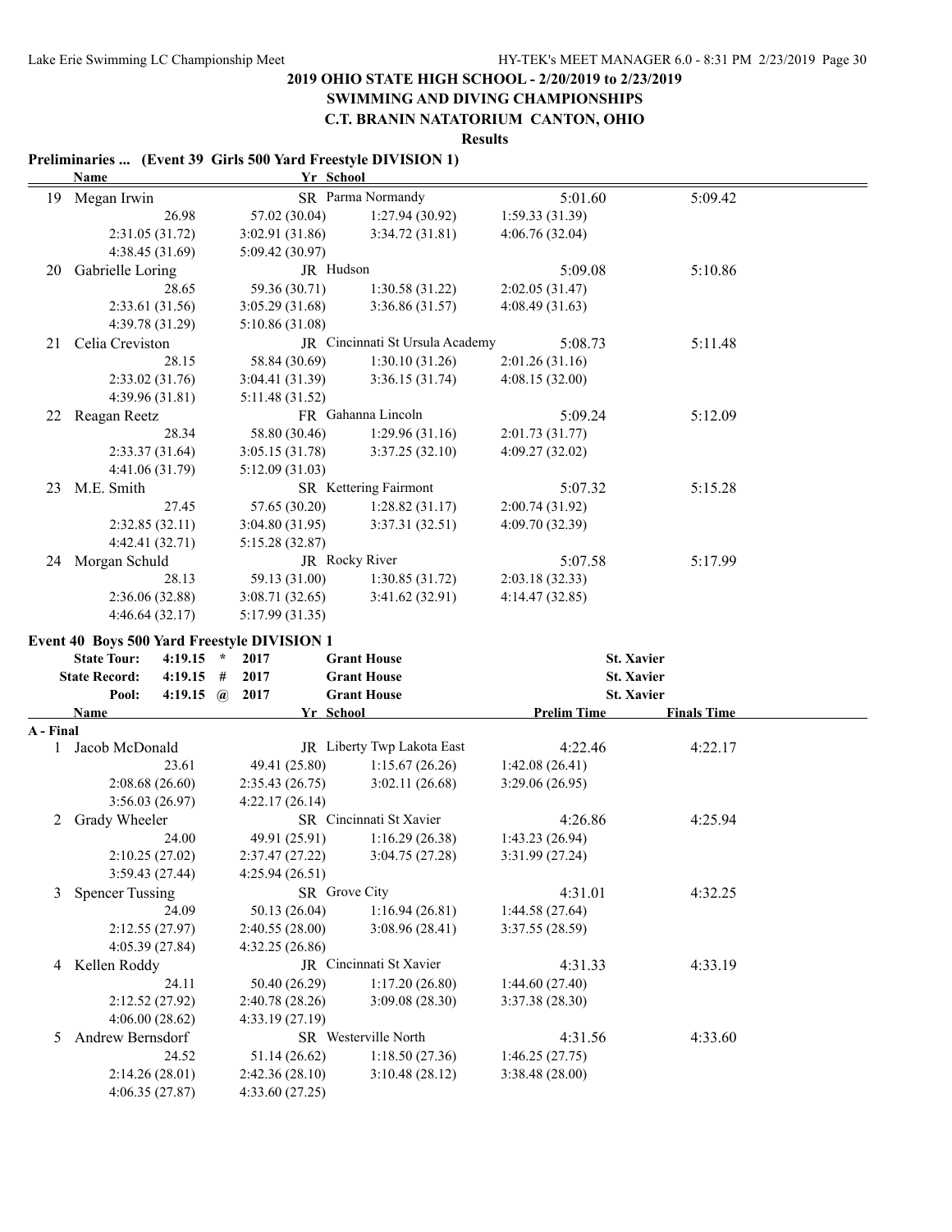## 2019 OHIO STATE HIGH SCHOOL - 2/20/2019 to 2/23/2019
## SWIMMING AND DIVING CHAMPIONSHIPS
## C.T. BRANIN NATATORIUM CANTON, OHIO

**Results**

### Preliminaries ... (Event 39 Girls 500 Yard Freestyle DIVISION 1)

| | Name | Yr | School | Seed Time | Prelim Time |
|---|---|---|---|---|---|
| 19 | Megan Irwin | SR | Parma Normandy | 5:01.60 | 5:09.42 |
| | 26.98 | 57.02 (30.04) | 1:27.94 (30.92) | 1:59.33 (31.39) | |
| | 2:31.05 (31.72) | 3:02.91 (31.86) | 3:34.72 (31.81) | 4:06.76 (32.04) | |
| | 4:38.45 (31.69) | 5:09.42 (30.97) | | | |
| 20 | Gabrielle Loring | JR | Hudson | 5:09.08 | 5:10.86 |
| | 28.65 | 59.36 (30.71) | 1:30.58 (31.22) | 2:02.05 (31.47) | |
| | 2:33.61 (31.56) | 3:05.29 (31.68) | 3:36.86 (31.57) | 4:08.49 (31.63) | |
| | 4:39.78 (31.29) | 5:10.86 (31.08) | | | |
| 21 | Celia Creviston | JR | Cincinnati St Ursula Academy | 5:08.73 | 5:11.48 |
| | 28.15 | 58.84 (30.69) | 1:30.10 (31.26) | 2:01.26 (31.16) | |
| | 2:33.02 (31.76) | 3:04.41 (31.39) | 3:36.15 (31.74) | 4:08.15 (32.00) | |
| | 4:39.96 (31.81) | 5:11.48 (31.52) | | | |
| 22 | Reagan Reetz | FR | Gahanna Lincoln | 5:09.24 | 5:12.09 |
| | 28.34 | 58.80 (30.46) | 1:29.96 (31.16) | 2:01.73 (31.77) | |
| | 2:33.37 (31.64) | 3:05.15 (31.78) | 3:37.25 (32.10) | 4:09.27 (32.02) | |
| | 4:41.06 (31.79) | 5:12.09 (31.03) | | | |
| 23 | M.E. Smith | SR | Kettering Fairmont | 5:07.32 | 5:15.28 |
| | 27.45 | 57.65 (30.20) | 1:28.82 (31.17) | 2:00.74 (31.92) | |
| | 2:32.85 (32.11) | 3:04.80 (31.95) | 3:37.31 (32.51) | 4:09.70 (32.39) | |
| | 4:42.41 (32.71) | 5:15.28 (32.87) | | | |
| 24 | Morgan Schuld | JR | Rocky River | 5:07.58 | 5:17.99 |
| | 28.13 | 59.13 (31.00) | 1:30.85 (31.72) | 2:03.18 (32.33) | |
| | 2:36.06 (32.88) | 3:08.71 (32.65) | 3:41.62 (32.91) | 4:14.47 (32.85) | |
| | 4:46.64 (32.17) | 5:17.99 (31.35) | | | |

### Event 40 Boys 500 Yard Freestyle DIVISION 1

| | | | | | |
|---|---|---|---|---|---|
| State Tour: | 4:19.15 * | 2017 | Grant House | St. Xavier | |
| State Record: | 4:19.15 # | 2017 | Grant House | St. Xavier | |
| Pool: | 4:19.15 @ | 2017 | Grant House | St. Xavier | |

**A - Final**

| | Name | Yr | School | Prelim Time | Finals Time |
|---|---|---|---|---|---|
| 1 | Jacob McDonald | JR | Liberty Twp Lakota East | 4:22.46 | 4:22.17 |
| | 23.61 | 49.41 (25.80) | 1:15.67 (26.26) | 1:42.08 (26.41) | |
| | 2:08.68 (26.60) | 2:35.43 (26.75) | 3:02.11 (26.68) | 3:29.06 (26.95) | |
| | 3:56.03 (26.97) | 4:22.17 (26.14) | | | |
| 2 | Grady Wheeler | SR | Cincinnati St Xavier | 4:26.86 | 4:25.94 |
| | 24.00 | 49.91 (25.91) | 1:16.29 (26.38) | 1:43.23 (26.94) | |
| | 2:10.25 (27.02) | 2:37.47 (27.22) | 3:04.75 (27.28) | 3:31.99 (27.24) | |
| | 3:59.43 (27.44) | 4:25.94 (26.51) | | | |
| 3 | Spencer Tussing | SR | Grove City | 4:31.01 | 4:32.25 |
| | 24.09 | 50.13 (26.04) | 1:16.94 (26.81) | 1:44.58 (27.64) | |
| | 2:12.55 (27.97) | 2:40.55 (28.00) | 3:08.96 (28.41) | 3:37.55 (28.59) | |
| | 4:05.39 (27.84) | 4:32.25 (26.86) | | | |
| 4 | Kellen Roddy | JR | Cincinnati St Xavier | 4:31.33 | 4:33.19 |
| | 24.11 | 50.40 (26.29) | 1:17.20 (26.80) | 1:44.60 (27.40) | |
| | 2:12.52 (27.92) | 2:40.78 (28.26) | 3:09.08 (28.30) | 3:37.38 (28.30) | |
| | 4:06.00 (28.62) | 4:33.19 (27.19) | | | |
| 5 | Andrew Bernsdorf | SR | Westerville North | 4:31.56 | 4:33.60 |
| | 24.52 | 51.14 (26.62) | 1:18.50 (27.36) | 1:46.25 (27.75) | |
| | 2:14.26 (28.01) | 2:42.36 (28.10) | 3:10.48 (28.12) | 3:38.48 (28.00) | |
| | 4:06.35 (27.87) | 4:33.60 (27.25) | | | |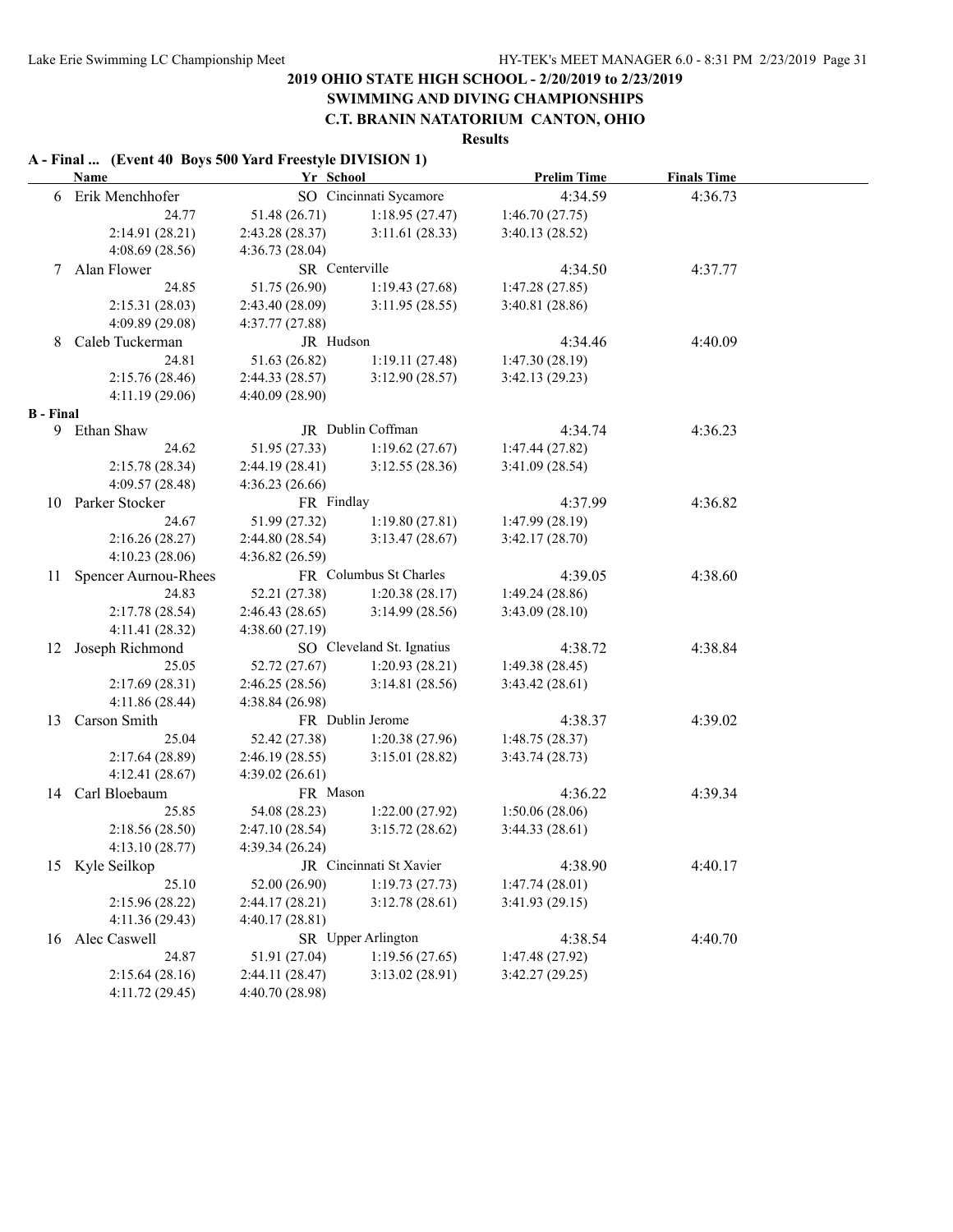# 2019 OHIO STATE HIGH SCHOOL - 2/20/2019 to 2/23/2019

## SWIMMING AND DIVING CHAMPIONSHIPS

## C.T. BRANIN NATATORIUM CANTON, OHIO

### Results

**A - Final ... (Event 40 Boys 500 Yard Freestyle DIVISION 1)**

| | Name | Yr | School | Prelim Time | Finals Time |
|---|---|---|---|---|---|
| 6 | Erik Menchhofer | SO | Cincinnati Sycamore | 4:34.59 | 4:36.73 |
| | 24.77 | 51.48 (26.71) | 1:18.95 (27.47) | 1:46.70 (27.75) | |
| | 2:14.91 (28.21) | 2:43.28 (28.37) | 3:11.61 (28.33) | 3:40.13 (28.52) | |
| | 4:08.69 (28.56) | 4:36.73 (28.04) | | | |
| 7 | Alan Flower | SR | Centerville | 4:34.50 | 4:37.77 |
| | 24.85 | 51.75 (26.90) | 1:19.43 (27.68) | 1:47.28 (27.85) | |
| | 2:15.31 (28.03) | 2:43.40 (28.09) | 3:11.95 (28.55) | 3:40.81 (28.86) | |
| | 4:09.89 (29.08) | 4:37.77 (27.88) | | | |
| 8 | Caleb Tuckerman | JR | Hudson | 4:34.46 | 4:40.09 |
| | 24.81 | 51.63 (26.82) | 1:19.11 (27.48) | 1:47.30 (28.19) | |
| | 2:15.76 (28.46) | 2:44.33 (28.57) | 3:12.90 (28.57) | 3:42.13 (29.23) | |
| | 4:11.19 (29.06) | 4:40.09 (28.90) | | | |

**B - Final**

| | Name | Yr | School | Prelim Time | Finals Time |
|---|---|---|---|---|---|
| 9 | Ethan Shaw | JR | Dublin Coffman | 4:34.74 | 4:36.23 |
| | 24.62 | 51.95 (27.33) | 1:19.62 (27.67) | 1:47.44 (27.82) | |
| | 2:15.78 (28.34) | 2:44.19 (28.41) | 3:12.55 (28.36) | 3:41.09 (28.54) | |
| | 4:09.57 (28.48) | 4:36.23 (26.66) | | | |
| 10 | Parker Stocker | FR | Findlay | 4:37.99 | 4:36.82 |
| | 24.67 | 51.99 (27.32) | 1:19.80 (27.81) | 1:47.99 (28.19) | |
| | 2:16.26 (28.27) | 2:44.80 (28.54) | 3:13.47 (28.67) | 3:42.17 (28.70) | |
| | 4:10.23 (28.06) | 4:36.82 (26.59) | | | |
| 11 | Spencer Aurnou-Rhees | FR | Columbus St Charles | 4:39.05 | 4:38.60 |
| | 24.83 | 52.21 (27.38) | 1:20.38 (28.17) | 1:49.24 (28.86) | |
| | 2:17.78 (28.54) | 2:46.43 (28.65) | 3:14.99 (28.56) | 3:43.09 (28.10) | |
| | 4:11.41 (28.32) | 4:38.60 (27.19) | | | |
| 12 | Joseph Richmond | SO | Cleveland St. Ignatius | 4:38.72 | 4:38.84 |
| | 25.05 | 52.72 (27.67) | 1:20.93 (28.21) | 1:49.38 (28.45) | |
| | 2:17.69 (28.31) | 2:46.25 (28.56) | 3:14.81 (28.56) | 3:43.42 (28.61) | |
| | 4:11.86 (28.44) | 4:38.84 (26.98) | | | |
| 13 | Carson Smith | FR | Dublin Jerome | 4:38.37 | 4:39.02 |
| | 25.04 | 52.42 (27.38) | 1:20.38 (27.96) | 1:48.75 (28.37) | |
| | 2:17.64 (28.89) | 2:46.19 (28.55) | 3:15.01 (28.82) | 3:43.74 (28.73) | |
| | 4:12.41 (28.67) | 4:39.02 (26.61) | | | |
| 14 | Carl Bloebaum | FR | Mason | 4:36.22 | 4:39.34 |
| | 25.85 | 54.08 (28.23) | 1:22.00 (27.92) | 1:50.06 (28.06) | |
| | 2:18.56 (28.50) | 2:47.10 (28.54) | 3:15.72 (28.62) | 3:44.33 (28.61) | |
| | 4:13.10 (28.77) | 4:39.34 (26.24) | | | |
| 15 | Kyle Seilkop | JR | Cincinnati St Xavier | 4:38.90 | 4:40.17 |
| | 25.10 | 52.00 (26.90) | 1:19.73 (27.73) | 1:47.74 (28.01) | |
| | 2:15.96 (28.22) | 2:44.17 (28.21) | 3:12.78 (28.61) | 3:41.93 (29.15) | |
| | 4:11.36 (29.43) | 4:40.17 (28.81) | | | |
| 16 | Alec Caswell | SR | Upper Arlington | 4:38.54 | 4:40.70 |
| | 24.87 | 51.91 (27.04) | 1:19.56 (27.65) | 1:47.48 (27.92) | |
| | 2:15.64 (28.16) | 2:44.11 (28.47) | 3:13.02 (28.91) | 3:42.27 (29.25) | |
| | 4:11.72 (29.45) | 4:40.70 (28.98) | | | |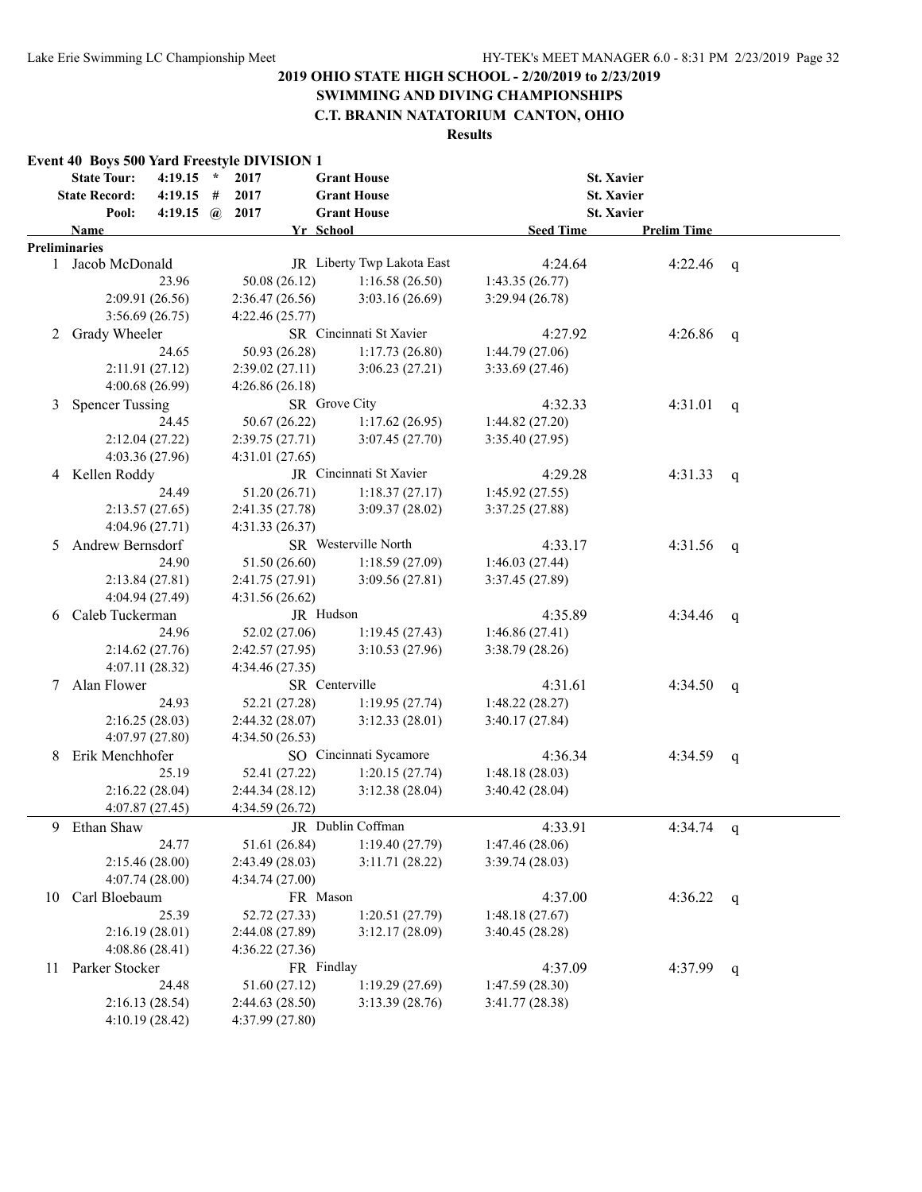## 2019 OHIO STATE HIGH SCHOOL - 2/20/2019 to 2/23/2019

## SWIMMING AND DIVING CHAMPIONSHIPS

## C.T. BRANIN NATATORIUM CANTON, OHIO

**Results**

### Event 40 Boys 500 Yard Freestyle DIVISION 1

| | | | | | |
|---|---|---|---|---|---|
| **State Tour:** | 4:19.15 * | 2017 | Grant House | St. Xavier | |
| **State Record:** | 4:19.15 # | 2017 | Grant House | St. Xavier | |
| **Pool:** | 4:19.15 @ | 2017 | Grant House | St. Xavier | |

| Name | Yr | School | Seed Time | Prelim Time | |
|---|---|---|---|---|---|
| **Preliminaries** | | | | | |
| 1 Jacob McDonald | JR | Liberty Twp Lakota East | 4:24.64 | 4:22.46 | q |
| 23.96 | 50.08 (26.12) | 1:16.58 (26.50) | 1:43.35 (26.77) | | |
| 2:09.91 (26.56) | 2:36.47 (26.56) | 3:03.16 (26.69) | 3:29.94 (26.78) | | |
| 3:56.69 (26.75) | 4:22.46 (25.77) | | | | |
| 2 Grady Wheeler | SR | Cincinnati St Xavier | 4:27.92 | 4:26.86 | q |
| 24.65 | 50.93 (26.28) | 1:17.73 (26.80) | 1:44.79 (27.06) | | |
| 2:11.91 (27.12) | 2:39.02 (27.11) | 3:06.23 (27.21) | 3:33.69 (27.46) | | |
| 4:00.68 (26.99) | 4:26.86 (26.18) | | | | |
| 3 Spencer Tussing | SR | Grove City | 4:32.33 | 4:31.01 | q |
| 24.45 | 50.67 (26.22) | 1:17.62 (26.95) | 1:44.82 (27.20) | | |
| 2:12.04 (27.22) | 2:39.75 (27.71) | 3:07.45 (27.70) | 3:35.40 (27.95) | | |
| 4:03.36 (27.96) | 4:31.01 (27.65) | | | | |
| 4 Kellen Roddy | JR | Cincinnati St Xavier | 4:29.28 | 4:31.33 | q |
| 24.49 | 51.20 (26.71) | 1:18.37 (27.17) | 1:45.92 (27.55) | | |
| 2:13.57 (27.65) | 2:41.35 (27.78) | 3:09.37 (28.02) | 3:37.25 (27.88) | | |
| 4:04.96 (27.71) | 4:31.33 (26.37) | | | | |
| 5 Andrew Bernsdorf | SR | Westerville North | 4:33.17 | 4:31.56 | q |
| 24.90 | 51.50 (26.60) | 1:18.59 (27.09) | 1:46.03 (27.44) | | |
| 2:13.84 (27.81) | 2:41.75 (27.91) | 3:09.56 (27.81) | 3:37.45 (27.89) | | |
| 4:04.94 (27.49) | 4:31.56 (26.62) | | | | |
| 6 Caleb Tuckerman | JR | Hudson | 4:35.89 | 4:34.46 | q |
| 24.96 | 52.02 (27.06) | 1:19.45 (27.43) | 1:46.86 (27.41) | | |
| 2:14.62 (27.76) | 2:42.57 (27.95) | 3:10.53 (27.96) | 3:38.79 (28.26) | | |
| 4:07.11 (28.32) | 4:34.46 (27.35) | | | | |
| 7 Alan Flower | SR | Centerville | 4:31.61 | 4:34.50 | q |
| 24.93 | 52.21 (27.28) | 1:19.95 (27.74) | 1:48.22 (28.27) | | |
| 2:16.25 (28.03) | 2:44.32 (28.07) | 3:12.33 (28.01) | 3:40.17 (27.84) | | |
| 4:07.97 (27.80) | 4:34.50 (26.53) | | | | |
| 8 Erik Menchhofer | SO | Cincinnati Sycamore | 4:36.34 | 4:34.59 | q |
| 25.19 | 52.41 (27.22) | 1:20.15 (27.74) | 1:48.18 (28.03) | | |
| 2:16.22 (28.04) | 2:44.34 (28.12) | 3:12.38 (28.04) | 3:40.42 (28.04) | | |
| 4:07.87 (27.45) | 4:34.59 (26.72) | | | | |
| 9 Ethan Shaw | JR | Dublin Coffman | 4:33.91 | 4:34.74 | q |
| 24.77 | 51.61 (26.84) | 1:19.40 (27.79) | 1:47.46 (28.06) | | |
| 2:15.46 (28.00) | 2:43.49 (28.03) | 3:11.71 (28.22) | 3:39.74 (28.03) | | |
| 4:07.74 (28.00) | 4:34.74 (27.00) | | | | |
| 10 Carl Bloebaum | FR | Mason | 4:37.00 | 4:36.22 | q |
| 25.39 | 52.72 (27.33) | 1:20.51 (27.79) | 1:48.18 (27.67) | | |
| 2:16.19 (28.01) | 2:44.08 (27.89) | 3:12.17 (28.09) | 3:40.45 (28.28) | | |
| 4:08.86 (28.41) | 4:36.22 (27.36) | | | | |
| 11 Parker Stocker | FR | Findlay | 4:37.09 | 4:37.99 | q |
| 24.48 | 51.60 (27.12) | 1:19.29 (27.69) | 1:47.59 (28.30) | | |
| 2:16.13 (28.54) | 2:44.63 (28.50) | 3:13.39 (28.76) | 3:41.77 (28.38) | | |
| 4:10.19 (28.42) | 4:37.99 (27.80) | | | | |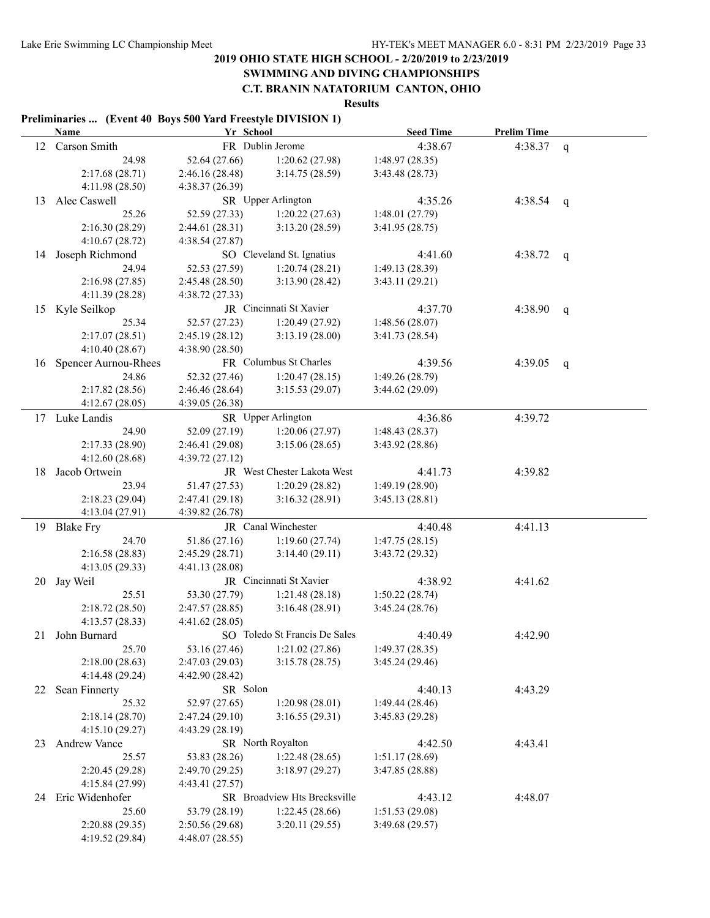# 2019 OHIO STATE HIGH SCHOOL - 2/20/2019 to 2/23/2019

## SWIMMING AND DIVING CHAMPIONSHIPS

## C.T. BRANIN NATATORIUM CANTON, OHIO

### Results

**Preliminaries ... (Event 40 Boys 500 Yard Freestyle DIVISION 1)**

| | Name | Yr | School | Seed Time | Prelim Time | |
|---|---|---|---|---|---|---|
| 12 | Carson Smith | FR | Dublin Jerome | 4:38.67 | 4:38.37 | q |
| | 24.98 | 52.64 (27.66) | 1:20.62 (27.98) | 1:48.97 (28.35) | | |
| | 2:17.68 (28.71) | 2:46.16 (28.48) | 3:14.75 (28.59) | 3:43.48 (28.73) | | |
| | 4:11.98 (28.50) | 4:38.37 (26.39) | | | | |
| 13 | Alec Caswell | SR | Upper Arlington | 4:35.26 | 4:38.54 | q |
| | 25.26 | 52.59 (27.33) | 1:20.22 (27.63) | 1:48.01 (27.79) | | |
| | 2:16.30 (28.29) | 2:44.61 (28.31) | 3:13.20 (28.59) | 3:41.95 (28.75) | | |
| | 4:10.67 (28.72) | 4:38.54 (27.87) | | | | |
| 14 | Joseph Richmond | SO | Cleveland St. Ignatius | 4:41.60 | 4:38.72 | q |
| | 24.94 | 52.53 (27.59) | 1:20.74 (28.21) | 1:49.13 (28.39) | | |
| | 2:16.98 (27.85) | 2:45.48 (28.50) | 3:13.90 (28.42) | 3:43.11 (29.21) | | |
| | 4:11.39 (28.28) | 4:38.72 (27.33) | | | | |
| 15 | Kyle Seilkop | JR | Cincinnati St Xavier | 4:37.70 | 4:38.90 | q |
| | 25.34 | 52.57 (27.23) | 1:20.49 (27.92) | 1:48.56 (28.07) | | |
| | 2:17.07 (28.51) | 2:45.19 (28.12) | 3:13.19 (28.00) | 3:41.73 (28.54) | | |
| | 4:10.40 (28.67) | 4:38.90 (28.50) | | | | |
| 16 | Spencer Aurnou-Rhees | FR | Columbus St Charles | 4:39.56 | 4:39.05 | q |
| | 24.86 | 52.32 (27.46) | 1:20.47 (28.15) | 1:49.26 (28.79) | | |
| | 2:17.82 (28.56) | 2:46.46 (28.64) | 3:15.53 (29.07) | 3:44.62 (29.09) | | |
| | 4:12.67 (28.05) | 4:39.05 (26.38) | | | | |
| 17 | Luke Landis | SR | Upper Arlington | 4:36.86 | 4:39.72 | |
| | 24.90 | 52.09 (27.19) | 1:20.06 (27.97) | 1:48.43 (28.37) | | |
| | 2:17.33 (28.90) | 2:46.41 (29.08) | 3:15.06 (28.65) | 3:43.92 (28.86) | | |
| | 4:12.60 (28.68) | 4:39.72 (27.12) | | | | |
| 18 | Jacob Ortwein | JR | West Chester Lakota West | 4:41.73 | 4:39.82 | |
| | 23.94 | 51.47 (27.53) | 1:20.29 (28.82) | 1:49.19 (28.90) | | |
| | 2:18.23 (29.04) | 2:47.41 (29.18) | 3:16.32 (28.91) | 3:45.13 (28.81) | | |
| | 4:13.04 (27.91) | 4:39.82 (26.78) | | | | |
| 19 | Blake Fry | JR | Canal Winchester | 4:40.48 | 4:41.13 | |
| | 24.70 | 51.86 (27.16) | 1:19.60 (27.74) | 1:47.75 (28.15) | | |
| | 2:16.58 (28.83) | 2:45.29 (28.71) | 3:14.40 (29.11) | 3:43.72 (29.32) | | |
| | 4:13.05 (29.33) | 4:41.13 (28.08) | | | | |
| 20 | Jay Weil | JR | Cincinnati St Xavier | 4:38.92 | 4:41.62 | |
| | 25.51 | 53.30 (27.79) | 1:21.48 (28.18) | 1:50.22 (28.74) | | |
| | 2:18.72 (28.50) | 2:47.57 (28.85) | 3:16.48 (28.91) | 3:45.24 (28.76) | | |
| | 4:13.57 (28.33) | 4:41.62 (28.05) | | | | |
| 21 | John Burnard | SO | Toledo St Francis De Sales | 4:40.49 | 4:42.90 | |
| | 25.70 | 53.16 (27.46) | 1:21.02 (27.86) | 1:49.37 (28.35) | | |
| | 2:18.00 (28.63) | 2:47.03 (29.03) | 3:15.78 (28.75) | 3:45.24 (29.46) | | |
| | 4:14.48 (29.24) | 4:42.90 (28.42) | | | | |
| 22 | Sean Finnerty | SR | Solon | 4:40.13 | 4:43.29 | |
| | 25.32 | 52.97 (27.65) | 1:20.98 (28.01) | 1:49.44 (28.46) | | |
| | 2:18.14 (28.70) | 2:47.24 (29.10) | 3:16.55 (29.31) | 3:45.83 (29.28) | | |
| | 4:15.10 (29.27) | 4:43.29 (28.19) | | | | |
| 23 | Andrew Vance | SR | North Royalton | 4:42.50 | 4:43.41 | |
| | 25.57 | 53.83 (28.26) | 1:22.48 (28.65) | 1:51.17 (28.69) | | |
| | 2:20.45 (29.28) | 2:49.70 (29.25) | 3:18.97 (29.27) | 3:47.85 (28.88) | | |
| | 4:15.84 (27.99) | 4:43.41 (27.57) | | | | |
| 24 | Eric Widenhofer | SR | Broadview Hts Brecksville | 4:43.12 | 4:48.07 | |
| | 25.60 | 53.79 (28.19) | 1:22.45 (28.66) | 1:51.53 (29.08) | | |
| | 2:20.88 (29.35) | 2:50.56 (29.68) | 3:20.11 (29.55) | 3:49.68 (29.57) | | |
| | 4:19.52 (29.84) | 4:48.07 (28.55) | | | | |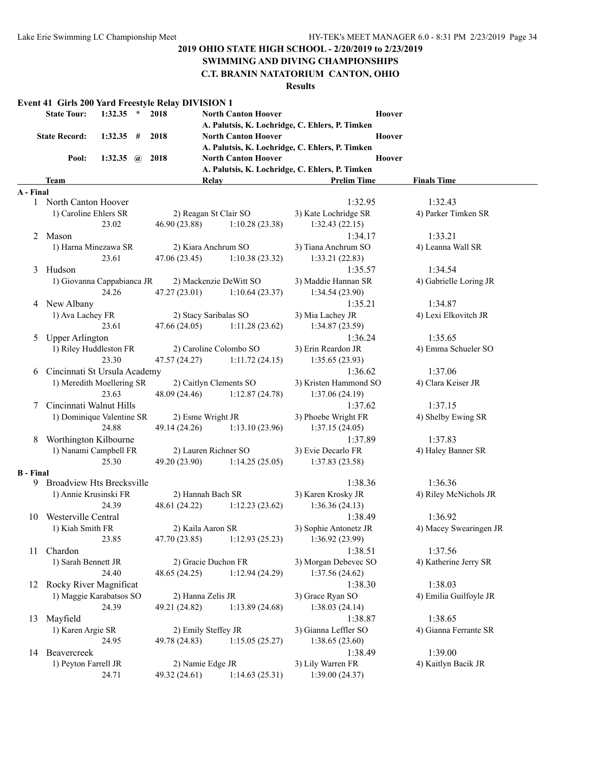## 2019 OHIO STATE HIGH SCHOOL - 2/20/2019 to 2/23/2019
## SWIMMING AND DIVING CHAMPIONSHIPS
## C.T. BRANIN NATATORIUM CANTON, OHIO

**Results**

### Event 41 Girls 200 Yard Freestyle Relay DIVISION 1

| | | | | | |
|---|---|---|---|---|---|
| State Tour: | 1:32.35 * | 2018 | North Canton Hoover | Hoover | |
| | | | A. Palutsis, K. Lochridge, C. Ehlers, P. Timken | | |
| State Record: | 1:32.35 # | 2018 | North Canton Hoover | Hoover | |
| | | | A. Palutsis, K. Lochridge, C. Ehlers, P. Timken | | |
| Pool: | 1:32.35 @ | 2018 | North Canton Hoover | Hoover | |
| | | | A. Palutsis, K. Lochridge, C. Ehlers, P. Timken | | |

| | Team | Relay | | Prelim Time | Finals Time |
|---|---|---|---|---|---|
| **A - Final** | | | | | |
| 1 | North Canton Hoover | | | 1:32.95 | 1:32.43 |
| | 1) Caroline Ehlers SR | 2) Reagan St Clair SO | | 3) Kate Lochridge SR | 4) Parker Timken SR |
| | 23.02 | 46.90 (23.88) | 1:10.28 (23.38) | 1:32.43 (22.15) | |
| 2 | Mason | | | 1:34.17 | 1:33.21 |
| | 1) Harna Minezawa SR | 2) Kiara Anchrum SO | | 3) Tiana Anchrum SO | 4) Leanna Wall SR |
| | 23.61 | 47.06 (23.45) | 1:10.38 (23.32) | 1:33.21 (22.83) | |
| 3 | Hudson | | | 1:35.57 | 1:34.54 |
| | 1) Giovanna Cappabianca JR | 2) Mackenzie DeWitt SO | | 3) Maddie Hannan SR | 4) Gabrielle Loring JR |
| | 24.26 | 47.27 (23.01) | 1:10.64 (23.37) | 1:34.54 (23.90) | |
| 4 | New Albany | | | 1:35.21 | 1:34.87 |
| | 1) Ava Lachey FR | 2) Stacy Saribalas SO | | 3) Mia Lachey JR | 4) Lexi Elkovitch JR |
| | 23.61 | 47.66 (24.05) | 1:11.28 (23.62) | 1:34.87 (23.59) | |
| 5 | Upper Arlington | | | 1:36.24 | 1:35.65 |
| | 1) Riley Huddleston FR | 2) Caroline Colombo SO | | 3) Erin Reardon JR | 4) Emma Schueler SO |
| | 23.30 | 47.57 (24.27) | 1:11.72 (24.15) | 1:35.65 (23.93) | |
| 6 | Cincinnati St Ursula Academy | | | 1:36.62 | 1:37.06 |
| | 1) Meredith Moellering SR | 2) Caitlyn Clements SO | | 3) Kristen Hammond SO | 4) Clara Keiser JR |
| | 23.63 | 48.09 (24.46) | 1:12.87 (24.78) | 1:37.06 (24.19) | |
| 7 | Cincinnati Walnut Hills | | | 1:37.62 | 1:37.15 |
| | 1) Dominique Valentine SR | 2) Esme Wright JR | | 3) Phoebe Wright FR | 4) Shelby Ewing SR |
| | 24.88 | 49.14 (24.26) | 1:13.10 (23.96) | 1:37.15 (24.05) | |
| 8 | Worthington Kilbourne | | | 1:37.89 | 1:37.83 |
| | 1) Nanami Campbell FR | 2) Lauren Richner SO | | 3) Evie Decarlo FR | 4) Haley Banner SR |
| | 25.30 | 49.20 (23.90) | 1:14.25 (25.05) | 1:37.83 (23.58) | |
| **B - Final** | | | | | |
| 9 | Broadview Hts Brecksville | | | 1:38.36 | 1:36.36 |
| | 1) Annie Krusinski FR | 2) Hannah Bach SR | | 3) Karen Krosky JR | 4) Riley McNichols JR |
| | 24.39 | 48.61 (24.22) | 1:12.23 (23.62) | 1:36.36 (24.13) | |
| 10 | Westerville Central | | | 1:38.49 | 1:36.92 |
| | 1) Kiah Smith FR | 2) Kaila Aaron SR | | 3) Sophie Antonetz JR | 4) Macey Swearingen JR |
| | 23.85 | 47.70 (23.85) | 1:12.93 (25.23) | 1:36.92 (23.99) | |
| 11 | Chardon | | | 1:38.51 | 1:37.56 |
| | 1) Sarah Bennett JR | 2) Gracie Duchon FR | | 3) Morgan Debevec SO | 4) Katherine Jerry SR |
| | 24.40 | 48.65 (24.25) | 1:12.94 (24.29) | 1:37.56 (24.62) | |
| 12 | Rocky River Magnificat | | | 1:38.30 | 1:38.03 |
| | 1) Maggie Karabatsos SO | 2) Hanna Zelis JR | | 3) Grace Ryan SO | 4) Emilia Guilfoyle JR |
| | 24.39 | 49.21 (24.82) | 1:13.89 (24.68) | 1:38.03 (24.14) | |
| 13 | Mayfield | | | 1:38.87 | 1:38.65 |
| | 1) Karen Argie SR | 2) Emily Steffey JR | | 3) Gianna Leffler SO | 4) Gianna Ferrante SR |
| | 24.95 | 49.78 (24.83) | 1:15.05 (25.27) | 1:38.65 (23.60) | |
| 14 | Beavercreek | | | 1:38.49 | 1:39.00 |
| | 1) Peyton Farrell JR | 2) Namie Edge JR | | 3) Lily Warren FR | 4) Kaitlyn Bacik JR |
| | 24.71 | 49.32 (24.61) | 1:14.63 (25.31) | 1:39.00 (24.37) | |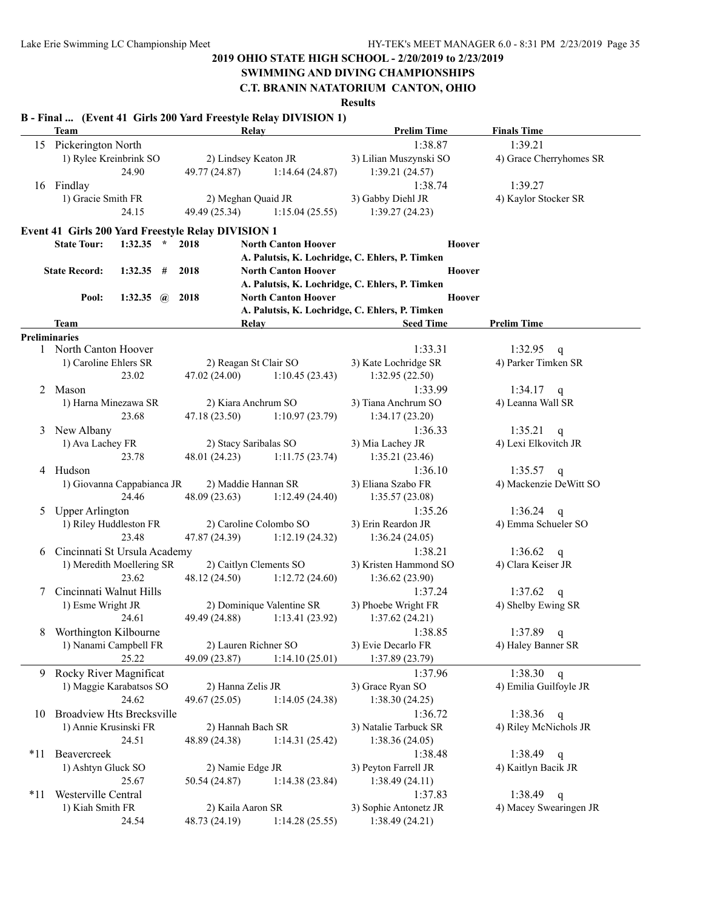# 2019 OHIO STATE HIGH SCHOOL - 2/20/2019 to 2/23/2019

## SWIMMING AND DIVING CHAMPIONSHIPS

## C.T. BRANIN NATATORIUM CANTON, OHIO

### Results

**B - Final ... (Event 41 Girls 200 Yard Freestyle Relay DIVISION 1)**

| | Team | Relay | | Prelim Time | Finals Time |
|---|---|---|---|---|---|
| 15 | Pickerington North | | | 1:38.87 | 1:39.21 |
| | 1) Rylee Kreinbrink SO | 2) Lindsey Keaton JR | | 3) Lilian Muszynski SO | 4) Grace Cherryhomes SR |
| | 24.90 | 49.77 (24.87) | 1:14.64 (24.87) | 1:39.21 (24.57) | |
| 16 | Findlay | | | 1:38.74 | 1:39.27 |
| | 1) Gracie Smith FR | 2) Meghan Quaid JR | | 3) Gabby Diehl JR | 4) Kaylor Stocker SR |
| | 24.15 | 49.49 (25.34) | 1:15.04 (25.55) | 1:39.27 (24.23) | |

**Event 41 Girls 200 Yard Freestyle Relay DIVISION 1**

| | | | | | |
|---|---|---|---|---|---|
| State Tour: | 1:32.35 * | 2018 | North Canton Hoover | | Hoover |
| | | | A. Palutsis, K. Lochridge, C. Ehlers, P. Timken | | |
| State Record: | 1:32.35 # | 2018 | North Canton Hoover | | Hoover |
| | | | A. Palutsis, K. Lochridge, C. Ehlers, P. Timken | | |
| Pool: | 1:32.35 @ | 2018 | North Canton Hoover | | Hoover |
| | | | A. Palutsis, K. Lochridge, C. Ehlers, P. Timken | | |

**Preliminaries**

| | Team | Relay | | Seed Time | Prelim Time |
|---|---|---|---|---|---|
| 1 | North Canton Hoover | | | 1:33.31 | 1:32.95 q |
| | 1) Caroline Ehlers SR | 2) Reagan St Clair SO | | 3) Kate Lochridge SR | 4) Parker Timken SR |
| | 23.02 | 47.02 (24.00) | 1:10.45 (23.43) | 1:32.95 (22.50) | |
| 2 | Mason | | | 1:33.99 | 1:34.17 q |
| | 1) Harna Minezawa SR | 2) Kiara Anchrum SO | | 3) Tiana Anchrum SO | 4) Leanna Wall SR |
| | 23.68 | 47.18 (23.50) | 1:10.97 (23.79) | 1:34.17 (23.20) | |
| 3 | New Albany | | | 1:36.33 | 1:35.21 q |
| | 1) Ava Lachey FR | 2) Stacy Saribalas SO | | 3) Mia Lachey JR | 4) Lexi Elkovitch JR |
| | 23.78 | 48.01 (24.23) | 1:11.75 (23.74) | 1:35.21 (23.46) | |
| 4 | Hudson | | | 1:36.10 | 1:35.57 q |
| | 1) Giovanna Cappabianca JR | 2) Maddie Hannan SR | | 3) Eliana Szabo FR | 4) Mackenzie DeWitt SO |
| | 24.46 | 48.09 (23.63) | 1:12.49 (24.40) | 1:35.57 (23.08) | |
| 5 | Upper Arlington | | | 1:35.26 | 1:36.24 q |
| | 1) Riley Huddleston FR | 2) Caroline Colombo SO | | 3) Erin Reardon JR | 4) Emma Schueler SO |
| | 23.48 | 47.87 (24.39) | 1:12.19 (24.32) | 1:36.24 (24.05) | |
| 6 | Cincinnati St Ursula Academy | | | 1:38.21 | 1:36.62 q |
| | 1) Meredith Moellering SR | 2) Caitlyn Clements SO | | 3) Kristen Hammond SO | 4) Clara Keiser JR |
| | 23.62 | 48.12 (24.50) | 1:12.72 (24.60) | 1:36.62 (23.90) | |
| 7 | Cincinnati Walnut Hills | | | 1:37.24 | 1:37.62 q |
| | 1) Esme Wright JR | 2) Dominique Valentine SR | | 3) Phoebe Wright FR | 4) Shelby Ewing SR |
| | 24.61 | 49.49 (24.88) | 1:13.41 (23.92) | 1:37.62 (24.21) | |
| 8 | Worthington Kilbourne | | | 1:38.85 | 1:37.89 q |
| | 1) Nanami Campbell FR | 2) Lauren Richner SO | | 3) Evie Decarlo FR | 4) Haley Banner SR |
| | 25.22 | 49.09 (23.87) | 1:14.10 (25.01) | 1:37.89 (23.79) | |
| 9 | Rocky River Magnificat | | | 1:37.96 | 1:38.30 q |
| | 1) Maggie Karabatsos SO | 2) Hanna Zelis JR | | 3) Grace Ryan SO | 4) Emilia Guilfoyle JR |
| | 24.62 | 49.67 (25.05) | 1:14.05 (24.38) | 1:38.30 (24.25) | |
| 10 | Broadview Hts Brecksville | | | 1:36.72 | 1:38.36 q |
| | 1) Annie Krusinski FR | 2) Hannah Bach SR | | 3) Natalie Tarbuck SR | 4) Riley McNichols JR |
| | 24.51 | 48.89 (24.38) | 1:14.31 (25.42) | 1:38.36 (24.05) | |
| *11 | Beavercreek | | | 1:38.48 | 1:38.49 q |
| | 1) Ashtyn Gluck SO | 2) Namie Edge JR | | 3) Peyton Farrell JR | 4) Kaitlyn Bacik JR |
| | 25.67 | 50.54 (24.87) | 1:14.38 (23.84) | 1:38.49 (24.11) | |
| *11 | Westerville Central | | | 1:37.83 | 1:38.49 q |
| | 1) Kiah Smith FR | 2) Kaila Aaron SR | | 3) Sophie Antonetz JR | 4) Macey Swearingen JR |
| | 24.54 | 48.73 (24.19) | 1:14.28 (25.55) | 1:38.49 (24.21) | |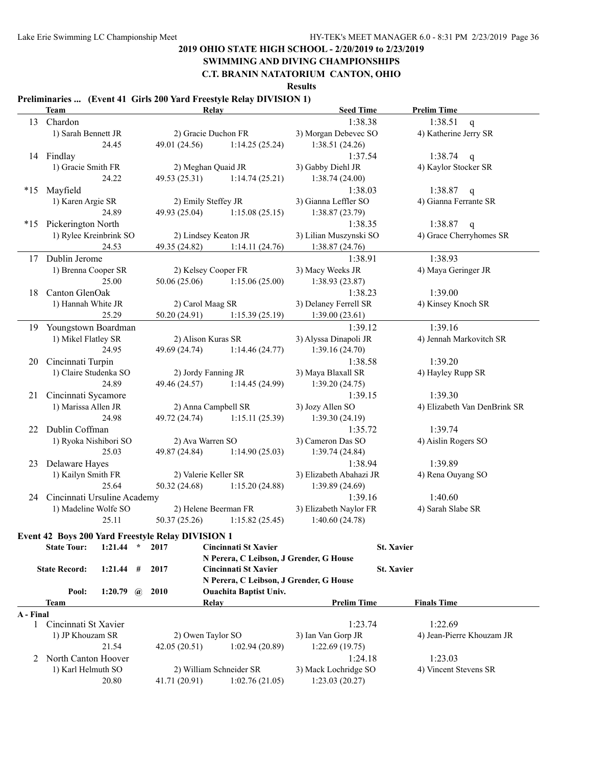**2019 OHIO STATE HIGH SCHOOL - 2/20/2019 to 2/23/2019**

**SWIMMING AND DIVING CHAMPIONSHIPS**

**C.T. BRANIN NATATORIUM CANTON, OHIO**

**Results**

**Preliminaries ... (Event 41 Girls 200 Yard Freestyle Relay DIVISION 1)**

| | Team | Relay | | Seed Time | Prelim Time |
|---|---|---|---|---|---|
| 13 | Chardon | | | 1:38.38 | 1:38.51 q |
| | 1) Sarah Bennett JR | 2) Gracie Duchon FR | | 3) Morgan Debevec SO | 4) Katherine Jerry SR |
| | 24.45 | 49.01 (24.56) | 1:14.25 (25.24) | 1:38.51 (24.26) | |
| 14 | Findlay | | | 1:37.54 | 1:38.74 q |
| | 1) Gracie Smith FR | 2) Meghan Quaid JR | | 3) Gabby Diehl JR | 4) Kaylor Stocker SR |
| | 24.22 | 49.53 (25.31) | 1:14.74 (25.21) | 1:38.74 (24.00) | |
| *15 | Mayfield | | | 1:38.03 | 1:38.87 q |
| | 1) Karen Argie SR | 2) Emily Steffey JR | | 3) Gianna Leffler SO | 4) Gianna Ferrante SR |
| | 24.89 | 49.93 (25.04) | 1:15.08 (25.15) | 1:38.87 (23.79) | |
| *15 | Pickerington North | | | 1:38.35 | 1:38.87 q |
| | 1) Rylee Kreinbrink SO | 2) Lindsey Keaton JR | | 3) Lilian Muszynski SO | 4) Grace Cherryhomes SR |
| | 24.53 | 49.35 (24.82) | 1:14.11 (24.76) | 1:38.87 (24.76) | |
| 17 | Dublin Jerome | | | 1:38.91 | 1:38.93 |
| | 1) Brenna Cooper SR | 2) Kelsey Cooper FR | | 3) Macy Weeks JR | 4) Maya Geringer JR |
| | 25.00 | 50.06 (25.06) | 1:15.06 (25.00) | 1:38.93 (23.87) | |
| 18 | Canton GlenOak | | | 1:38.23 | 1:39.00 |
| | 1) Hannah White JR | 2) Carol Maag SR | | 3) Delaney Ferrell SR | 4) Kinsey Knoch SR |
| | 25.29 | 50.20 (24.91) | 1:15.39 (25.19) | 1:39.00 (23.61) | |
| 19 | Youngstown Boardman | | | 1:39.12 | 1:39.16 |
| | 1) Mikel Flatley SR | 2) Alison Kuras SR | | 3) Alyssa Dinapoli JR | 4) Jennah Markovitch SR |
| | 24.95 | 49.69 (24.74) | 1:14.46 (24.77) | 1:39.16 (24.70) | |
| 20 | Cincinnati Turpin | | | 1:38.58 | 1:39.20 |
| | 1) Claire Studenka SO | 2) Jordy Fanning JR | | 3) Maya Blaxall SR | 4) Hayley Rupp SR |
| | 24.89 | 49.46 (24.57) | 1:14.45 (24.99) | 1:39.20 (24.75) | |
| 21 | Cincinnati Sycamore | | | 1:39.15 | 1:39.30 |
| | 1) Marissa Allen JR | 2) Anna Campbell SR | | 3) Jozy Allen SO | 4) Elizabeth Van DenBrink SR |
| | 24.98 | 49.72 (24.74) | 1:15.11 (25.39) | 1:39.30 (24.19) | |
| 22 | Dublin Coffman | | | 1:35.72 | 1:39.74 |
| | 1) Ryoka Nishibori SO | 2) Ava Warren SO | | 3) Cameron Das SO | 4) Aislin Rogers SO |
| | 25.03 | 49.87 (24.84) | 1:14.90 (25.03) | 1:39.74 (24.84) | |
| 23 | Delaware Hayes | | | 1:38.94 | 1:39.89 |
| | 1) Kailyn Smith FR | 2) Valerie Keller SR | | 3) Elizabeth Abahazi JR | 4) Rena Ouyang SO |
| | 25.64 | 50.32 (24.68) | 1:15.20 (24.88) | 1:39.89 (24.69) | |
| 24 | Cincinnati Ursuline Academy | | | 1:39.16 | 1:40.60 |
| | 1) Madeline Wolfe SO | 2) Helene Beerman FR | | 3) Elizabeth Naylor FR | 4) Sarah Slabe SR |
| | 25.11 | 50.37 (25.26) | 1:15.82 (25.45) | 1:40.60 (24.78) | |

**Event 42 Boys 200 Yard Freestyle Relay DIVISION 1**

| | | | | |
|---|---|---|---|---|
| **State Tour:** | 1:21.44 * | 2017 | Cincinnati St Xavier<br>N Perera, C Leibson, J Grender, G House | St. Xavier |
| **State Record:** | 1:21.44 # | 2017 | Cincinnati St Xavier<br>N Perera, C Leibson, J Grender, G House | St. Xavier |
| **Pool:** | 1:20.79 @ | 2010 | Ouachita Baptist Univ. | |

| | Team | Relay | | Prelim Time | Finals Time |
|---|---|---|---|---|---|
| **A - Final** | | | | | |
| 1 | Cincinnati St Xavier | | | 1:23.74 | 1:22.69 |
| | 1) JP Khouzam SR | 2) Owen Taylor SO | | 3) Ian Van Gorp JR | 4) Jean-Pierre Khouzam JR |
| | 21.54 | 42.05 (20.51) | 1:02.94 (20.89) | 1:22.69 (19.75) | |
| 2 | North Canton Hoover | | | 1:24.18 | 1:23.03 |
| | 1) Karl Helmuth SO | 2) William Schneider SR | | 3) Mack Lochridge SO | 4) Vincent Stevens SR |
| | 20.80 | 41.71 (20.91) | 1:02.76 (21.05) | 1:23.03 (20.27) | |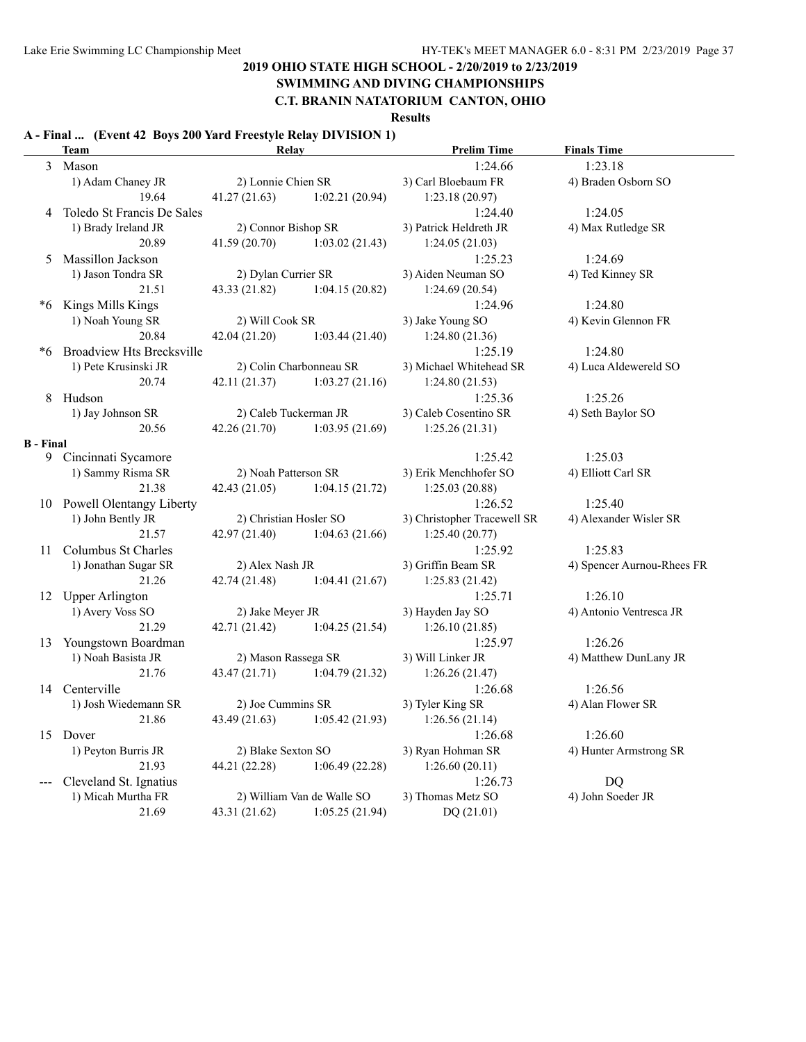# 2019 OHIO STATE HIGH SCHOOL - 2/20/2019 to 2/23/2019

## SWIMMING AND DIVING CHAMPIONSHIPS

## C.T. BRANIN NATATORIUM CANTON, OHIO

### Results

**A - Final ... (Event 42 Boys 200 Yard Freestyle Relay DIVISION 1)**

| | Team | Relay | | Prelim Time | Finals Time |
|---|---|---|---|---|---|
| 3 | Mason | | | 1:24.66 | 1:23.18 |
| | 1) Adam Chaney JR | 2) Lonnie Chien SR | | 3) Carl Bloebaum FR | 4) Braden Osborn SO |
| | 19.64 | 41.27 (21.63) | 1:02.21 (20.94) | 1:23.18 (20.97) | |
| 4 | Toledo St Francis De Sales | | | 1:24.40 | 1:24.05 |
| | 1) Brady Ireland JR | 2) Connor Bishop SR | | 3) Patrick Heldreth JR | 4) Max Rutledge SR |
| | 20.89 | 41.59 (20.70) | 1:03.02 (21.43) | 1:24.05 (21.03) | |
| 5 | Massillon Jackson | | | 1:25.23 | 1:24.69 |
| | 1) Jason Tondra SR | 2) Dylan Currier SR | | 3) Aiden Neuman SO | 4) Ted Kinney SR |
| | 21.51 | 43.33 (21.82) | 1:04.15 (20.82) | 1:24.69 (20.54) | |
| *6 | Kings Mills Kings | | | 1:24.96 | 1:24.80 |
| | 1) Noah Young SR | 2) Will Cook SR | | 3) Jake Young SO | 4) Kevin Glennon FR |
| | 20.84 | 42.04 (21.20) | 1:03.44 (21.40) | 1:24.80 (21.36) | |
| *6 | Broadview Hts Brecksville | | | 1:25.19 | 1:24.80 |
| | 1) Pete Krusinski JR | 2) Colin Charbonneau SR | | 3) Michael Whitehead SR | 4) Luca Aldewereld SO |
| | 20.74 | 42.11 (21.37) | 1:03.27 (21.16) | 1:24.80 (21.53) | |
| 8 | Hudson | | | 1:25.36 | 1:25.26 |
| | 1) Jay Johnson SR | 2) Caleb Tuckerman JR | | 3) Caleb Cosentino SR | 4) Seth Baylor SO |
| | 20.56 | 42.26 (21.70) | 1:03.95 (21.69) | 1:25.26 (21.31) | |

**B - Final**

| | Team | Relay | | Prelim Time | Finals Time |
|---|---|---|---|---|---|
| 9 | Cincinnati Sycamore | | | 1:25.42 | 1:25.03 |
| | 1) Sammy Risma SR | 2) Noah Patterson SR | | 3) Erik Menchhofer SO | 4) Elliott Carl SR |
| | 21.38 | 42.43 (21.05) | 1:04.15 (21.72) | 1:25.03 (20.88) | |
| 10 | Powell Olentangy Liberty | | | 1:26.52 | 1:25.40 |
| | 1) John Bently JR | 2) Christian Hosler SO | | 3) Christopher Tracewell SR | 4) Alexander Wisler SR |
| | 21.57 | 42.97 (21.40) | 1:04.63 (21.66) | 1:25.40 (20.77) | |
| 11 | Columbus St Charles | | | 1:25.92 | 1:25.83 |
| | 1) Jonathan Sugar SR | 2) Alex Nash JR | | 3) Griffin Beam SR | 4) Spencer Aurnou-Rhees FR |
| | 21.26 | 42.74 (21.48) | 1:04.41 (21.67) | 1:25.83 (21.42) | |
| 12 | Upper Arlington | | | 1:25.71 | 1:26.10 |
| | 1) Avery Voss SO | 2) Jake Meyer JR | | 3) Hayden Jay SO | 4) Antonio Ventresca JR |
| | 21.29 | 42.71 (21.42) | 1:04.25 (21.54) | 1:26.10 (21.85) | |
| 13 | Youngstown Boardman | | | 1:25.97 | 1:26.26 |
| | 1) Noah Basista JR | 2) Mason Rassega SR | | 3) Will Linker JR | 4) Matthew DunLany JR |
| | 21.76 | 43.47 (21.71) | 1:04.79 (21.32) | 1:26.26 (21.47) | |
| 14 | Centerville | | | 1:26.68 | 1:26.56 |
| | 1) Josh Wiedemann SR | 2) Joe Cummins SR | | 3) Tyler King SR | 4) Alan Flower SR |
| | 21.86 | 43.49 (21.63) | 1:05.42 (21.93) | 1:26.56 (21.14) | |
| 15 | Dover | | | 1:26.68 | 1:26.60 |
| | 1) Peyton Burris JR | 2) Blake Sexton SO | | 3) Ryan Hohman SR | 4) Hunter Armstrong SR |
| | 21.93 | 44.21 (22.28) | 1:06.49 (22.28) | 1:26.60 (20.11) | |
| --- | Cleveland St. Ignatius | | | 1:26.73 | DQ |
| | 1) Micah Murtha FR | 2) William Van de Walle SO | | 3) Thomas Metz SO | 4) John Soeder JR |
| | 21.69 | 43.31 (21.62) | 1:05.25 (21.94) | DQ (21.01) | |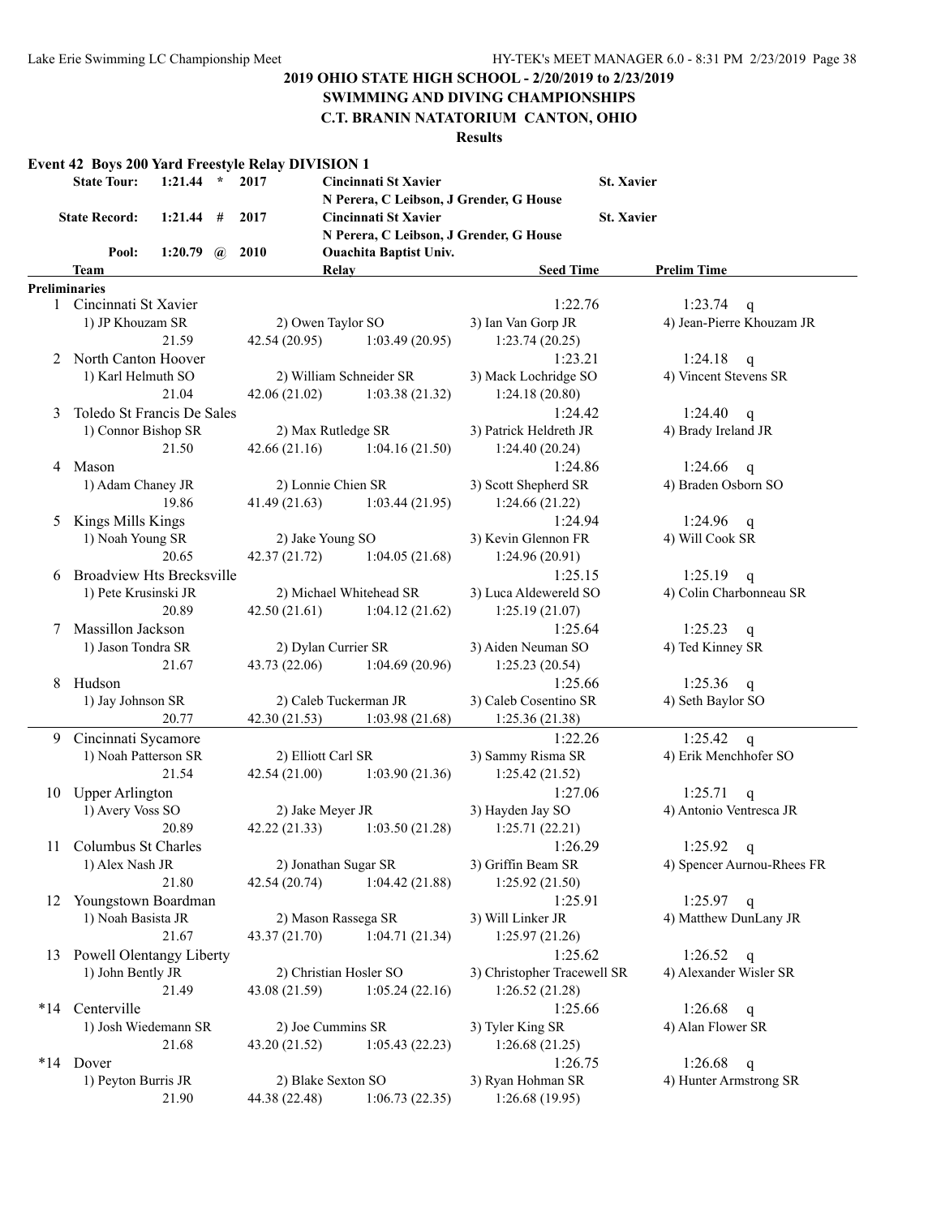# 2019 OHIO STATE HIGH SCHOOL - 2/20/2019 to 2/23/2019

## SWIMMING AND DIVING CHAMPIONSHIPS

## C.T. BRANIN NATATORIUM CANTON, OHIO

### Results

**Event 42 Boys 200 Yard Freestyle Relay DIVISION 1**

| | | | | | |
|---|---|---|---|---|---|
| State Tour: | 1:21.44 * | 2017 | Cincinnati St Xavier | St. Xavier | |
| | | | N Perera, C Leibson, J Grender, G House | | |
| State Record: | 1:21.44 # | 2017 | Cincinnati St Xavier | St. Xavier | |
| | | | N Perera, C Leibson, J Grender, G House | | |
| Pool: | 1:20.79 @ | 2010 | Ouachita Baptist Univ. | | |

| | Team | Relay | | Seed Time | Prelim Time |
|---|---|---|---|---|---|
| **Preliminaries** | | | | | |
| 1 | Cincinnati St Xavier | | | 1:22.76 | 1:23.74 q |
| | 1) JP Khouzam SR | 2) Owen Taylor SO | 3) Ian Van Gorp JR | 4) Jean-Pierre Khouzam JR | |
| | 21.59 | 42.54 (20.95) | 1:03.49 (20.95) | 1:23.74 (20.25) | |
| 2 | North Canton Hoover | | | 1:23.21 | 1:24.18 q |
| | 1) Karl Helmuth SO | 2) William Schneider SR | 3) Mack Lochridge SO | 4) Vincent Stevens SR | |
| | 21.04 | 42.06 (21.02) | 1:03.38 (21.32) | 1:24.18 (20.80) | |
| 3 | Toledo St Francis De Sales | | | 1:24.42 | 1:24.40 q |
| | 1) Connor Bishop SR | 2) Max Rutledge SR | 3) Patrick Heldreth JR | 4) Brady Ireland JR | |
| | 21.50 | 42.66 (21.16) | 1:04.16 (21.50) | 1:24.40 (20.24) | |
| 4 | Mason | | | 1:24.86 | 1:24.66 q |
| | 1) Adam Chaney JR | 2) Lonnie Chien SR | 3) Scott Shepherd SR | 4) Braden Osborn SO | |
| | 19.86 | 41.49 (21.63) | 1:03.44 (21.95) | 1:24.66 (21.22) | |
| 5 | Kings Mills Kings | | | 1:24.94 | 1:24.96 q |
| | 1) Noah Young SR | 2) Jake Young SO | 3) Kevin Glennon FR | 4) Will Cook SR | |
| | 20.65 | 42.37 (21.72) | 1:04.05 (21.68) | 1:24.96 (20.91) | |
| 6 | Broadview Hts Brecksville | | | 1:25.15 | 1:25.19 q |
| | 1) Pete Krusinski JR | 2) Michael Whitehead SR | 3) Luca Aldewereld SO | 4) Colin Charbonneau SR | |
| | 20.89 | 42.50 (21.61) | 1:04.12 (21.62) | 1:25.19 (21.07) | |
| 7 | Massillon Jackson | | | 1:25.64 | 1:25.23 q |
| | 1) Jason Tondra SR | 2) Dylan Currier SR | 3) Aiden Neuman SO | 4) Ted Kinney SR | |
| | 21.67 | 43.73 (22.06) | 1:04.69 (20.96) | 1:25.23 (20.54) | |
| 8 | Hudson | | | 1:25.66 | 1:25.36 q |
| | 1) Jay Johnson SR | 2) Caleb Tuckerman JR | 3) Caleb Cosentino SR | 4) Seth Baylor SO | |
| | 20.77 | 42.30 (21.53) | 1:03.98 (21.68) | 1:25.36 (21.38) | |
| 9 | Cincinnati Sycamore | | | 1:22.26 | 1:25.42 q |
| | 1) Noah Patterson SR | 2) Elliott Carl SR | 3) Sammy Risma SR | 4) Erik Menchhofer SO | |
| | 21.54 | 42.54 (21.00) | 1:03.90 (21.36) | 1:25.42 (21.52) | |
| 10 | Upper Arlington | | | 1:27.06 | 1:25.71 q |
| | 1) Avery Voss SO | 2) Jake Meyer JR | 3) Hayden Jay SO | 4) Antonio Ventresca JR | |
| | 20.89 | 42.22 (21.33) | 1:03.50 (21.28) | 1:25.71 (22.21) | |
| 11 | Columbus St Charles | | | 1:26.29 | 1:25.92 q |
| | 1) Alex Nash JR | 2) Jonathan Sugar SR | 3) Griffin Beam SR | 4) Spencer Aurnou-Rhees FR | |
| | 21.80 | 42.54 (20.74) | 1:04.42 (21.88) | 1:25.92 (21.50) | |
| 12 | Youngstown Boardman | | | 1:25.91 | 1:25.97 q |
| | 1) Noah Basista JR | 2) Mason Rassega SR | 3) Will Linker JR | 4) Matthew DunLany JR | |
| | 21.67 | 43.37 (21.70) | 1:04.71 (21.34) | 1:25.97 (21.26) | |
| 13 | Powell Olentangy Liberty | | | 1:25.62 | 1:26.52 q |
| | 1) John Bently JR | 2) Christian Hosler SO | 3) Christopher Tracewell SR | 4) Alexander Wisler SR | |
| | 21.49 | 43.08 (21.59) | 1:05.24 (22.16) | 1:26.52 (21.28) | |
| *14 | Centerville | | | 1:25.66 | 1:26.68 q |
| | 1) Josh Wiedemann SR | 2) Joe Cummins SR | 3) Tyler King SR | 4) Alan Flower SR | |
| | 21.68 | 43.20 (21.52) | 1:05.43 (22.23) | 1:26.68 (21.25) | |
| *14 | Dover | | | 1:26.75 | 1:26.68 q |
| | 1) Peyton Burris JR | 2) Blake Sexton SO | 3) Ryan Hohman SR | 4) Hunter Armstrong SR | |
| | 21.90 | 44.38 (22.48) | 1:06.73 (22.35) | 1:26.68 (19.95) | |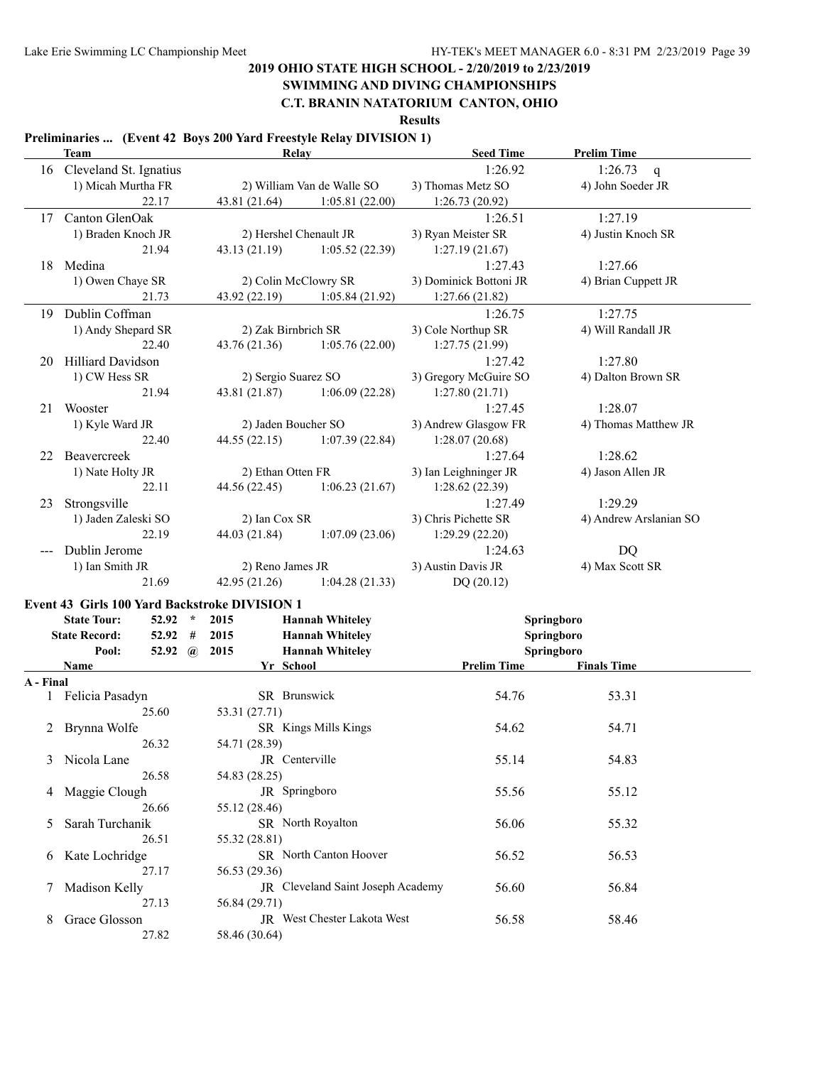# 2019 OHIO STATE HIGH SCHOOL - 2/20/2019 to 2/23/2019

## SWIMMING AND DIVING CHAMPIONSHIPS

## C.T. BRANIN NATATORIUM CANTON, OHIO

### Results

### Preliminaries ... (Event 42 Boys 200 Yard Freestyle Relay DIVISION 1)

| | Team | Relay | | Seed Time | Prelim Time |
|---|---|---|---|---|---|
| 16 | Cleveland St. Ignatius | | | 1:26.92 | 1:26.73 q |
| | 1) Micah Murtha FR | 2) William Van de Walle SO | | 3) Thomas Metz SO | 4) John Soeder JR |
| | 22.17 | 43.81 (21.64) | 1:05.81 (22.00) | 1:26.73 (20.92) | |
| 17 | Canton GlenOak | | | 1:26.51 | 1:27.19 |
| | 1) Braden Knoch JR | 2) Hershel Chenault JR | | 3) Ryan Meister SR | 4) Justin Knoch SR |
| | 21.94 | 43.13 (21.19) | 1:05.52 (22.39) | 1:27.19 (21.67) | |
| 18 | Medina | | | 1:27.43 | 1:27.66 |
| | 1) Owen Chaye SR | 2) Colin McClowry SR | | 3) Dominick Bottoni JR | 4) Brian Cuppett JR |
| | 21.73 | 43.92 (22.19) | 1:05.84 (21.92) | 1:27.66 (21.82) | |
| 19 | Dublin Coffman | | | 1:26.75 | 1:27.75 |
| | 1) Andy Shepard SR | 2) Zak Birnbrich SR | | 3) Cole Northup SR | 4) Will Randall JR |
| | 22.40 | 43.76 (21.36) | 1:05.76 (22.00) | 1:27.75 (21.99) | |
| 20 | Hilliard Davidson | | | 1:27.42 | 1:27.80 |
| | 1) CW Hess SR | 2) Sergio Suarez SO | | 3) Gregory McGuire SO | 4) Dalton Brown SR |
| | 21.94 | 43.81 (21.87) | 1:06.09 (22.28) | 1:27.80 (21.71) | |
| 21 | Wooster | | | 1:27.45 | 1:28.07 |
| | 1) Kyle Ward JR | 2) Jaden Boucher SO | | 3) Andrew Glasgow FR | 4) Thomas Matthew JR |
| | 22.40 | 44.55 (22.15) | 1:07.39 (22.84) | 1:28.07 (20.68) | |
| 22 | Beavercreek | | | 1:27.64 | 1:28.62 |
| | 1) Nate Holty JR | 2) Ethan Otten FR | | 3) Ian Leighninger JR | 4) Jason Allen JR |
| | 22.11 | 44.56 (22.45) | 1:06.23 (21.67) | 1:28.62 (22.39) | |
| 23 | Strongsville | | | 1:27.49 | 1:29.29 |
| | 1) Jaden Zaleski SO | 2) Ian Cox SR | | 3) Chris Pichette SR | 4) Andrew Arslanian SO |
| | 22.19 | 44.03 (21.84) | 1:07.09 (23.06) | 1:29.29 (22.20) | |
| --- | Dublin Jerome | | | 1:24.63 | DQ |
| | 1) Ian Smith JR | 2) Reno James JR | | 3) Austin Davis JR | 4) Max Scott SR |
| | 21.69 | 42.95 (21.26) | 1:04.28 (21.33) | DQ (20.12) | |

### Event 43 Girls 100 Yard Backstroke DIVISION 1

| | | | | |
|---|---|---|---|---|
| State Tour: | 52.92 * | 2015 | Hannah Whiteley | Springboro |
| State Record: | 52.92 # | 2015 | Hannah Whiteley | Springboro |
| Pool: | 52.92 @ | 2015 | Hannah Whiteley | Springboro |

| | Name | Yr | School | Prelim Time | Finals Time |
|---|---|---|---|---|---|
| **A - Final** | | | | | |
| 1 | Felicia Pasadyn | SR | Brunswick | 54.76 | 53.31 |
| | 25.60 | 53.31 (27.71) | | | |
| 2 | Brynna Wolfe | SR | Kings Mills Kings | 54.62 | 54.71 |
| | 26.32 | 54.71 (28.39) | | | |
| 3 | Nicola Lane | JR | Centerville | 55.14 | 54.83 |
| | 26.58 | 54.83 (28.25) | | | |
| 4 | Maggie Clough | JR | Springboro | 55.56 | 55.12 |
| | 26.66 | 55.12 (28.46) | | | |
| 5 | Sarah Turchanik | SR | North Royalton | 56.06 | 55.32 |
| | 26.51 | 55.32 (28.81) | | | |
| 6 | Kate Lochridge | SR | North Canton Hoover | 56.52 | 56.53 |
| | 27.17 | 56.53 (29.36) | | | |
| 7 | Madison Kelly | JR | Cleveland Saint Joseph Academy | 56.60 | 56.84 |
| | 27.13 | 56.84 (29.71) | | | |
| 8 | Grace Glosson | JR | West Chester Lakota West | 56.58 | 58.46 |
| | 27.82 | 58.46 (30.64) | | | |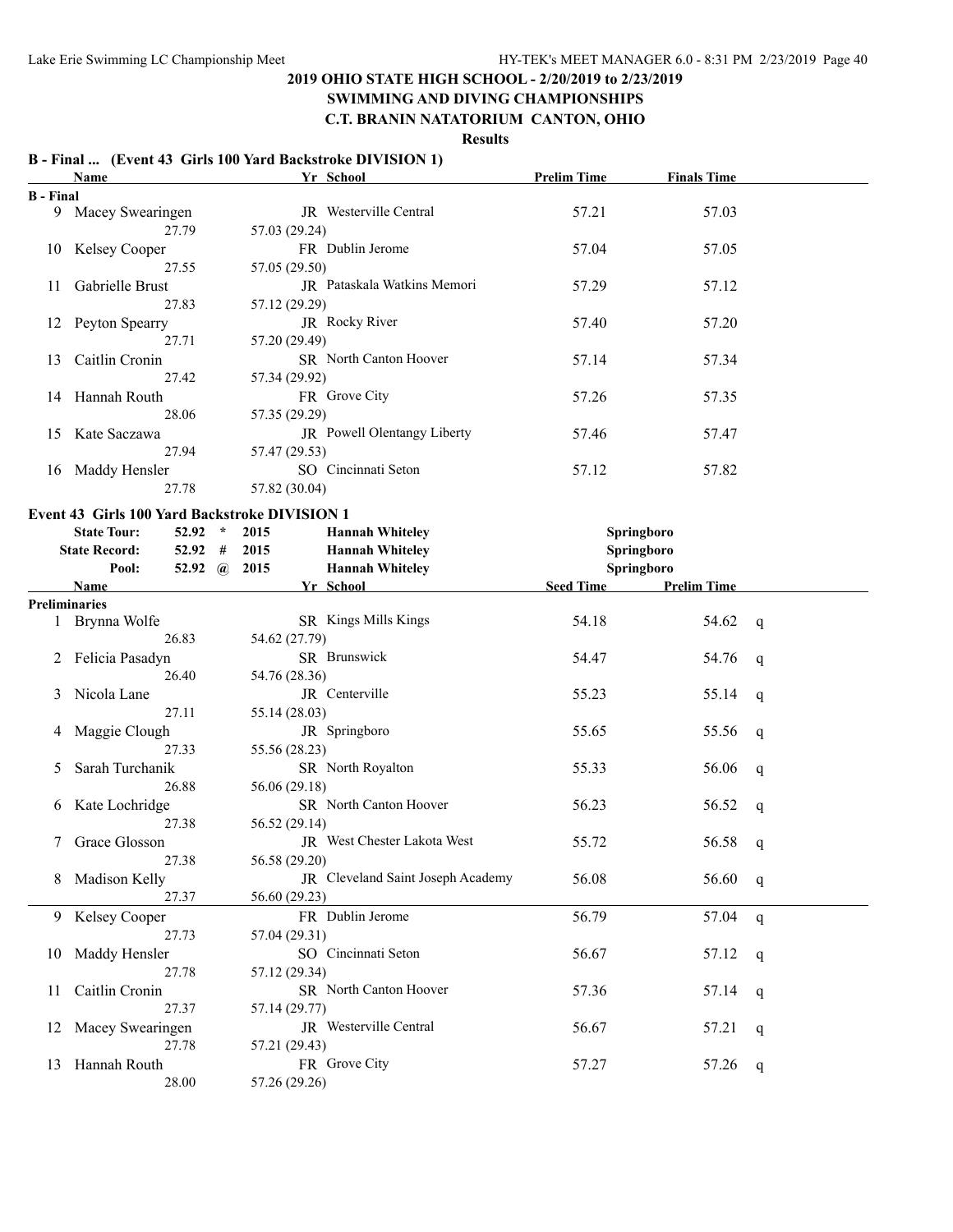## 2019 OHIO STATE HIGH SCHOOL - 2/20/2019 to 2/23/2019
## SWIMMING AND DIVING CHAMPIONSHIPS
## C.T. BRANIN NATATORIUM CANTON, OHIO

**Results**

### B - Final ... (Event 43 Girls 100 Yard Backstroke DIVISION 1)

| | Name | Yr | School | Prelim Time | Finals Time |
|---|---|---|---|---|---|
| **B - Final** | | | | | |
| 9 | Macey Swearingen | JR | Westerville Central | 57.21 | 57.03 |
| | 27.79 | 57.03 (29.24) | | | |
| 10 | Kelsey Cooper | FR | Dublin Jerome | 57.04 | 57.05 |
| | 27.55 | 57.05 (29.50) | | | |
| 11 | Gabrielle Brust | JR | Pataskala Watkins Memori | 57.29 | 57.12 |
| | 27.83 | 57.12 (29.29) | | | |
| 12 | Peyton Spearry | JR | Rocky River | 57.40 | 57.20 |
| | 27.71 | 57.20 (29.49) | | | |
| 13 | Caitlin Cronin | SR | North Canton Hoover | 57.14 | 57.34 |
| | 27.42 | 57.34 (29.92) | | | |
| 14 | Hannah Routh | FR | Grove City | 57.26 | 57.35 |
| | 28.06 | 57.35 (29.29) | | | |
| 15 | Kate Saczawa | JR | Powell Olentangy Liberty | 57.46 | 57.47 |
| | 27.94 | 57.47 (29.53) | | | |
| 16 | Maddy Hensler | SO | Cincinnati Seton | 57.12 | 57.82 |
| | 27.78 | 57.82 (30.04) | | | |

### Event 43 Girls 100 Yard Backstroke DIVISION 1

| | | | | |
|---|---|---|---|---|
| State Tour: | 52.92 * | 2015 | Hannah Whiteley | Springboro |
| State Record: | 52.92 # | 2015 | Hannah Whiteley | Springboro |
| Pool: | 52.92 @ | 2015 | Hannah Whiteley | Springboro |

| | Name | Yr | School | Seed Time | Prelim Time | |
|---|---|---|---|---|---|---|
| **Preliminaries** | | | | | | |
| 1 | Brynna Wolfe | SR | Kings Mills Kings | 54.18 | 54.62 | q |
| | 26.83 | 54.62 (27.79) | | | | |
| 2 | Felicia Pasadyn | SR | Brunswick | 54.47 | 54.76 | q |
| | 26.40 | 54.76 (28.36) | | | | |
| 3 | Nicola Lane | JR | Centerville | 55.23 | 55.14 | q |
| | 27.11 | 55.14 (28.03) | | | | |
| 4 | Maggie Clough | JR | Springboro | 55.65 | 55.56 | q |
| | 27.33 | 55.56 (28.23) | | | | |
| 5 | Sarah Turchanik | SR | North Royalton | 55.33 | 56.06 | q |
| | 26.88 | 56.06 (29.18) | | | | |
| 6 | Kate Lochridge | SR | North Canton Hoover | 56.23 | 56.52 | q |
| | 27.38 | 56.52 (29.14) | | | | |
| 7 | Grace Glosson | JR | West Chester Lakota West | 55.72 | 56.58 | q |
| | 27.38 | 56.58 (29.20) | | | | |
| 8 | Madison Kelly | JR | Cleveland Saint Joseph Academy | 56.08 | 56.60 | q |
| | 27.37 | 56.60 (29.23) | | | | |
| 9 | Kelsey Cooper | FR | Dublin Jerome | 56.79 | 57.04 | q |
| | 27.73 | 57.04 (29.31) | | | | |
| 10 | Maddy Hensler | SO | Cincinnati Seton | 56.67 | 57.12 | q |
| | 27.78 | 57.12 (29.34) | | | | |
| 11 | Caitlin Cronin | SR | North Canton Hoover | 57.36 | 57.14 | q |
| | 27.37 | 57.14 (29.77) | | | | |
| 12 | Macey Swearingen | JR | Westerville Central | 56.67 | 57.21 | q |
| | 27.78 | 57.21 (29.43) | | | | |
| 13 | Hannah Routh | FR | Grove City | 57.27 | 57.26 | q |
| | 28.00 | 57.26 (29.26) | | | | |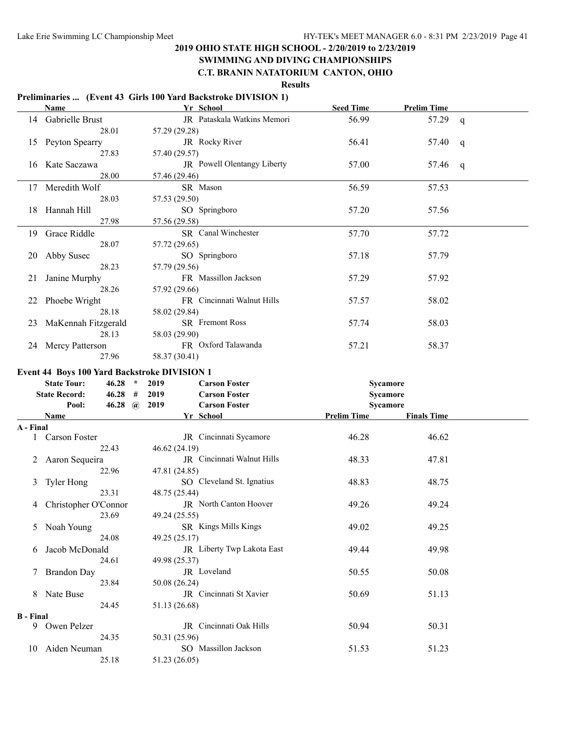## 2019 OHIO STATE HIGH SCHOOL - 2/20/2019 to 2/23/2019

## SWIMMING AND DIVING CHAMPIONSHIPS

## C.T. BRANIN NATATORIUM CANTON, OHIO

### Results

**Preliminaries ... (Event 43 Girls 100 Yard Backstroke DIVISION 1)**

| | Name | Yr | School | Seed Time | Prelim Time | |
|---|---|---|---|---|---|---|
| 14 | Gabrielle Brust | JR | Pataskala Watkins Memori | 56.99 | 57.29 | q |
| | 28.01 | 57.29 (29.28) | | | | |
| 15 | Peyton Spearry | JR | Rocky River | 56.41 | 57.40 | q |
| | 27.83 | 57.40 (29.57) | | | | |
| 16 | Kate Saczawa | JR | Powell Olentangy Liberty | 57.00 | 57.46 | q |
| | 28.00 | 57.46 (29.46) | | | | |
| 17 | Meredith Wolf | SR | Mason | 56.59 | 57.53 | |
| | 28.03 | 57.53 (29.50) | | | | |
| 18 | Hannah Hill | SO | Springboro | 57.20 | 57.56 | |
| | 27.98 | 57.56 (29.58) | | | | |
| 19 | Grace Riddle | SR | Canal Winchester | 57.70 | 57.72 | |
| | 28.07 | 57.72 (29.65) | | | | |
| 20 | Abby Susec | SO | Springboro | 57.18 | 57.79 | |
| | 28.23 | 57.79 (29.56) | | | | |
| 21 | Janine Murphy | FR | Massillon Jackson | 57.29 | 57.92 | |
| | 28.26 | 57.92 (29.66) | | | | |
| 22 | Phoebe Wright | FR | Cincinnati Walnut Hills | 57.57 | 58.02 | |
| | 28.18 | 58.02 (29.84) | | | | |
| 23 | MaKennah Fitzgerald | SR | Fremont Ross | 57.74 | 58.03 | |
| | 28.13 | 58.03 (29.90) | | | | |
| 24 | Mercy Patterson | FR | Oxford Talawanda | 57.21 | 58.37 | |
| | 27.96 | 58.37 (30.41) | | | | |

**Event 44 Boys 100 Yard Backstroke DIVISION 1**

| | | | | |
|---|---|---|---|---|
| State Tour: | 46.28 * | 2019 | Carson Foster | Sycamore |
| State Record: | 46.28 # | 2019 | Carson Foster | Sycamore |
| Pool: | 46.28 @ | 2019 | Carson Foster | Sycamore |

| | Name | Yr | School | Prelim Time | Finals Time |
|---|---|---|---|---|---|
| **A - Final** | | | | | |
| 1 | Carson Foster | JR | Cincinnati Sycamore | 46.28 | 46.62 |
| | 22.43 | 46.62 (24.19) | | | |
| 2 | Aaron Sequeira | JR | Cincinnati Walnut Hills | 48.33 | 47.81 |
| | 22.96 | 47.81 (24.85) | | | |
| 3 | Tyler Hong | SO | Cleveland St. Ignatius | 48.83 | 48.75 |
| | 23.31 | 48.75 (25.44) | | | |
| 4 | Christopher O'Connor | JR | North Canton Hoover | 49.26 | 49.24 |
| | 23.69 | 49.24 (25.55) | | | |
| 5 | Noah Young | SR | Kings Mills Kings | 49.02 | 49.25 |
| | 24.08 | 49.25 (25.17) | | | |
| 6 | Jacob McDonald | JR | Liberty Twp Lakota East | 49.44 | 49.98 |
| | 24.61 | 49.98 (25.37) | | | |
| 7 | Brandon Day | JR | Loveland | 50.55 | 50.08 |
| | 23.84 | 50.08 (26.24) | | | |
| 8 | Nate Buse | JR | Cincinnati St Xavier | 50.69 | 51.13 |
| | 24.45 | 51.13 (26.68) | | | |
| **B - Final** | | | | | |
| 9 | Owen Pelzer | JR | Cincinnati Oak Hills | 50.94 | 50.31 |
| | 24.35 | 50.31 (25.96) | | | |
| 10 | Aiden Neuman | SO | Massillon Jackson | 51.53 | 51.23 |
| | 25.18 | 51.23 (26.05) | | | |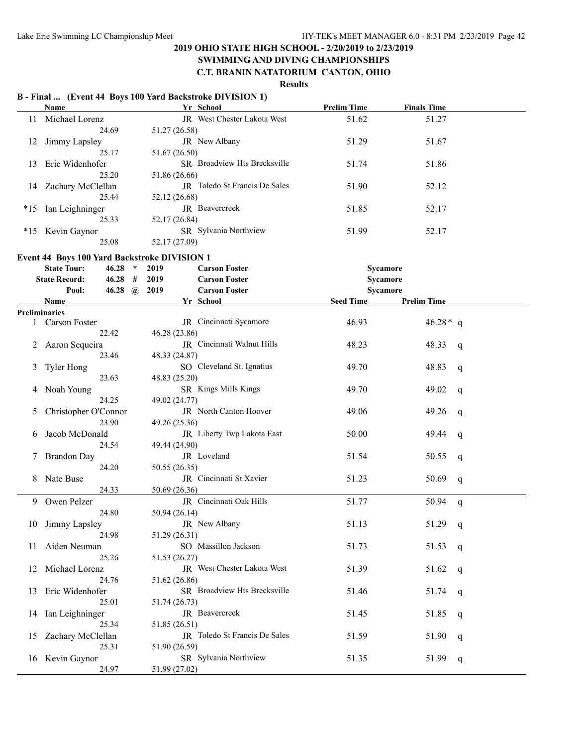## 2019 OHIO STATE HIGH SCHOOL - 2/20/2019 to 2/23/2019
## SWIMMING AND DIVING CHAMPIONSHIPS
## C.T. BRANIN NATATORIUM CANTON, OHIO

**Results**

### B - Final ... (Event 44 Boys 100 Yard Backstroke DIVISION 1)

| | Name | Yr | School | Prelim Time | Finals Time |
|---|---|---|---|---|---|
| 11 | Michael Lorenz | JR | West Chester Lakota West | 51.62 | 51.27 |
| | 24.69 | 51.27 (26.58) | | | |
| 12 | Jimmy Lapsley | JR | New Albany | 51.29 | 51.67 |
| | 25.17 | 51.67 (26.50) | | | |
| 13 | Eric Widenhofer | SR | Broadview Hts Brecksville | 51.74 | 51.86 |
| | 25.20 | 51.86 (26.66) | | | |
| 14 | Zachary McClellan | JR | Toledo St Francis De Sales | 51.90 | 52.12 |
| | 25.44 | 52.12 (26.68) | | | |
| *15 | Ian Leighninger | JR | Beavercreek | 51.85 | 52.17 |
| | 25.33 | 52.17 (26.84) | | | |
| *15 | Kevin Gaynor | SR | Sylvania Northview | 51.99 | 52.17 |
| | 25.08 | 52.17 (27.09) | | | |

### Event 44 Boys 100 Yard Backstroke DIVISION 1

| | | | | |
|---|---|---|---|---|
| State Tour: | 46.28 * | 2019 | Carson Foster | Sycamore |
| State Record: | 46.28 # | 2019 | Carson Foster | Sycamore |
| Pool: | 46.28 @ | 2019 | Carson Foster | Sycamore |

**Preliminaries**

| | Name | Yr | School | Seed Time | Prelim Time | |
|---|---|---|---|---|---|---|
| 1 | Carson Foster | JR | Cincinnati Sycamore | 46.93 | 46.28* | q |
| | 22.42 | 46.28 (23.86) | | | | |
| 2 | Aaron Sequeira | JR | Cincinnati Walnut Hills | 48.23 | 48.33 | q |
| | 23.46 | 48.33 (24.87) | | | | |
| 3 | Tyler Hong | SO | Cleveland St. Ignatius | 49.70 | 48.83 | q |
| | 23.63 | 48.83 (25.20) | | | | |
| 4 | Noah Young | SR | Kings Mills Kings | 49.70 | 49.02 | q |
| | 24.25 | 49.02 (24.77) | | | | |
| 5 | Christopher O'Connor | JR | North Canton Hoover | 49.06 | 49.26 | q |
| | 23.90 | 49.26 (25.36) | | | | |
| 6 | Jacob McDonald | JR | Liberty Twp Lakota East | 50.00 | 49.44 | q |
| | 24.54 | 49.44 (24.90) | | | | |
| 7 | Brandon Day | JR | Loveland | 51.54 | 50.55 | q |
| | 24.20 | 50.55 (26.35) | | | | |
| 8 | Nate Buse | JR | Cincinnati St Xavier | 51.23 | 50.69 | q |
| | 24.33 | 50.69 (26.36) | | | | |
| 9 | Owen Pelzer | JR | Cincinnati Oak Hills | 51.77 | 50.94 | q |
| | 24.80 | 50.94 (26.14) | | | | |
| 10 | Jimmy Lapsley | JR | New Albany | 51.13 | 51.29 | q |
| | 24.98 | 51.29 (26.31) | | | | |
| 11 | Aiden Neuman | SO | Massillon Jackson | 51.73 | 51.53 | q |
| | 25.26 | 51.53 (26.27) | | | | |
| 12 | Michael Lorenz | JR | West Chester Lakota West | 51.39 | 51.62 | q |
| | 24.76 | 51.62 (26.86) | | | | |
| 13 | Eric Widenhofer | SR | Broadview Hts Brecksville | 51.46 | 51.74 | q |
| | 25.01 | 51.74 (26.73) | | | | |
| 14 | Ian Leighninger | JR | Beavercreek | 51.45 | 51.85 | q |
| | 25.34 | 51.85 (26.51) | | | | |
| 15 | Zachary McClellan | JR | Toledo St Francis De Sales | 51.59 | 51.90 | q |
| | 25.31 | 51.90 (26.59) | | | | |
| 16 | Kevin Gaynor | SR | Sylvania Northview | 51.35 | 51.99 | q |
| | 24.97 | 51.99 (27.02) | | | | |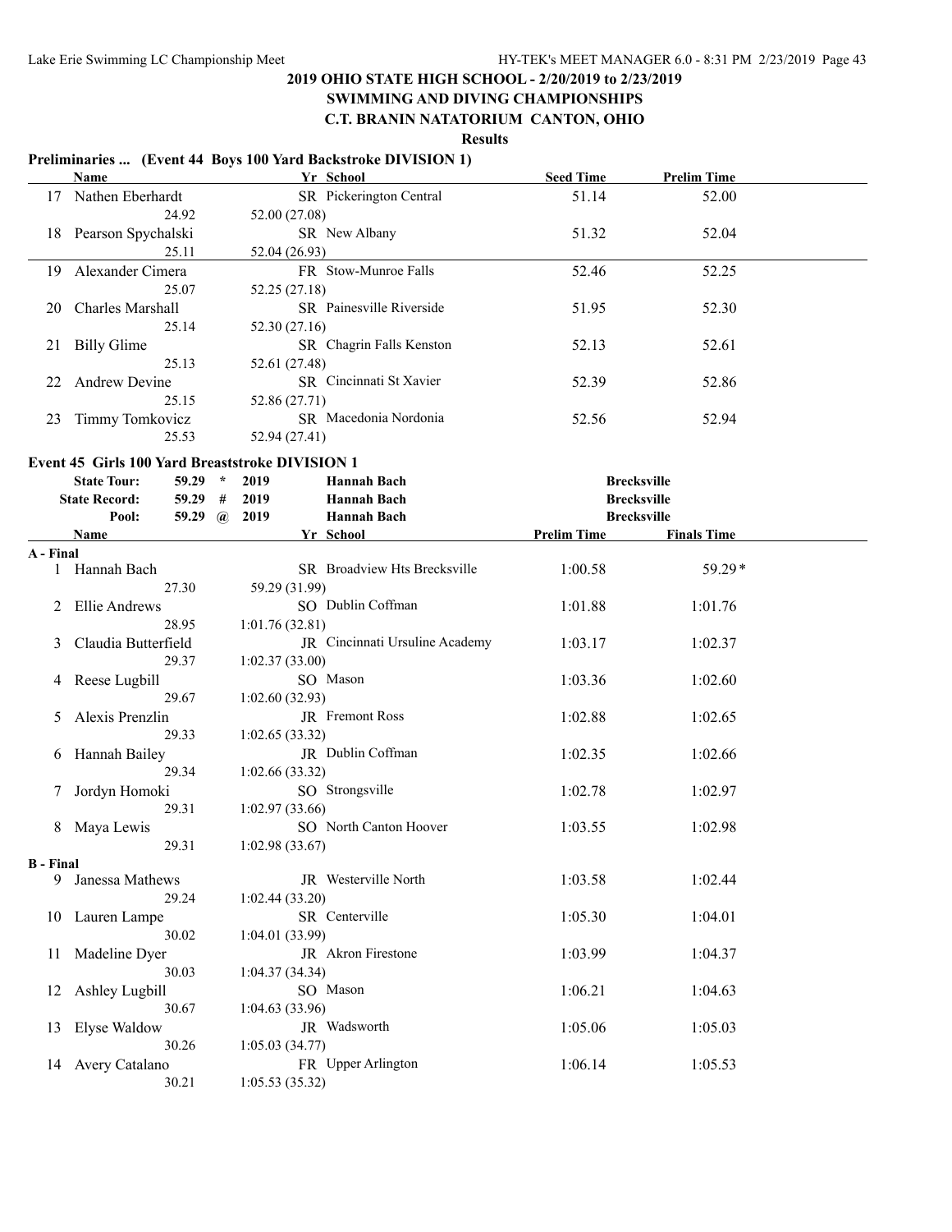## 2019 OHIO STATE HIGH SCHOOL - 2/20/2019 to 2/23/2019
## SWIMMING AND DIVING CHAMPIONSHIPS
## C.T. BRANIN NATATORIUM CANTON, OHIO

**Results**

### Preliminaries ... (Event 44 Boys 100 Yard Backstroke DIVISION 1)

| | Name | Yr | School | Seed Time | Prelim Time |
|---|---|---|---|---|---|
| 17 | Nathen Eberhardt | SR | Pickerington Central | 51.14 | 52.00 |
| | 24.92 | 52.00 (27.08) | | | |
| 18 | Pearson Spychalski | SR | New Albany | 51.32 | 52.04 |
| | 25.11 | 52.04 (26.93) | | | |
| 19 | Alexander Cimera | FR | Stow-Munroe Falls | 52.46 | 52.25 |
| | 25.07 | 52.25 (27.18) | | | |
| 20 | Charles Marshall | SR | Painesville Riverside | 51.95 | 52.30 |
| | 25.14 | 52.30 (27.16) | | | |
| 21 | Billy Glime | SR | Chagrin Falls Kenston | 52.13 | 52.61 |
| | 25.13 | 52.61 (27.48) | | | |
| 22 | Andrew Devine | SR | Cincinnati St Xavier | 52.39 | 52.86 |
| | 25.15 | 52.86 (27.71) | | | |
| 23 | Timmy Tomkovicz | SR | Macedonia Nordonia | 52.56 | 52.94 |
| | 25.53 | 52.94 (27.41) | | | |

### Event 45 Girls 100 Yard Breaststroke DIVISION 1

| | Time | | Year | Name | School |
|---|---|---|---|---|---|
| State Tour: | 59.29 | * | 2019 | Hannah Bach | Brecksville |
| State Record: | 59.29 | # | 2019 | Hannah Bach | Brecksville |
| Pool: | 59.29 | @ | 2019 | Hannah Bach | Brecksville |

| | Name | Yr | School | Prelim Time | Finals Time |
|---|---|---|---|---|---|
| **A - Final** | | | | | |
| 1 | Hannah Bach | SR | Broadview Hts Brecksville | 1:00.58 | 59.29* |
| | 27.30 | 59.29 (31.99) | | | |
| 2 | Ellie Andrews | SO | Dublin Coffman | 1:01.88 | 1:01.76 |
| | 28.95 | 1:01.76 (32.81) | | | |
| 3 | Claudia Butterfield | JR | Cincinnati Ursuline Academy | 1:03.17 | 1:02.37 |
| | 29.37 | 1:02.37 (33.00) | | | |
| 4 | Reese Lugbill | SO | Mason | 1:03.36 | 1:02.60 |
| | 29.67 | 1:02.60 (32.93) | | | |
| 5 | Alexis Prenzlin | JR | Fremont Ross | 1:02.88 | 1:02.65 |
| | 29.33 | 1:02.65 (33.32) | | | |
| 6 | Hannah Bailey | JR | Dublin Coffman | 1:02.35 | 1:02.66 |
| | 29.34 | 1:02.66 (33.32) | | | |
| 7 | Jordyn Homoki | SO | Strongsville | 1:02.78 | 1:02.97 |
| | 29.31 | 1:02.97 (33.66) | | | |
| 8 | Maya Lewis | SO | North Canton Hoover | 1:03.55 | 1:02.98 |
| | 29.31 | 1:02.98 (33.67) | | | |
| **B - Final** | | | | | |
| 9 | Janessa Mathews | JR | Westerville North | 1:03.58 | 1:02.44 |
| | 29.24 | 1:02.44 (33.20) | | | |
| 10 | Lauren Lampe | SR | Centerville | 1:05.30 | 1:04.01 |
| | 30.02 | 1:04.01 (33.99) | | | |
| 11 | Madeline Dyer | JR | Akron Firestone | 1:03.99 | 1:04.37 |
| | 30.03 | 1:04.37 (34.34) | | | |
| 12 | Ashley Lugbill | SO | Mason | 1:06.21 | 1:04.63 |
| | 30.67 | 1:04.63 (33.96) | | | |
| 13 | Elyse Waldow | JR | Wadsworth | 1:05.06 | 1:05.03 |
| | 30.26 | 1:05.03 (34.77) | | | |
| 14 | Avery Catalano | FR | Upper Arlington | 1:06.14 | 1:05.53 |
| | 30.21 | 1:05.53 (35.32) | | | |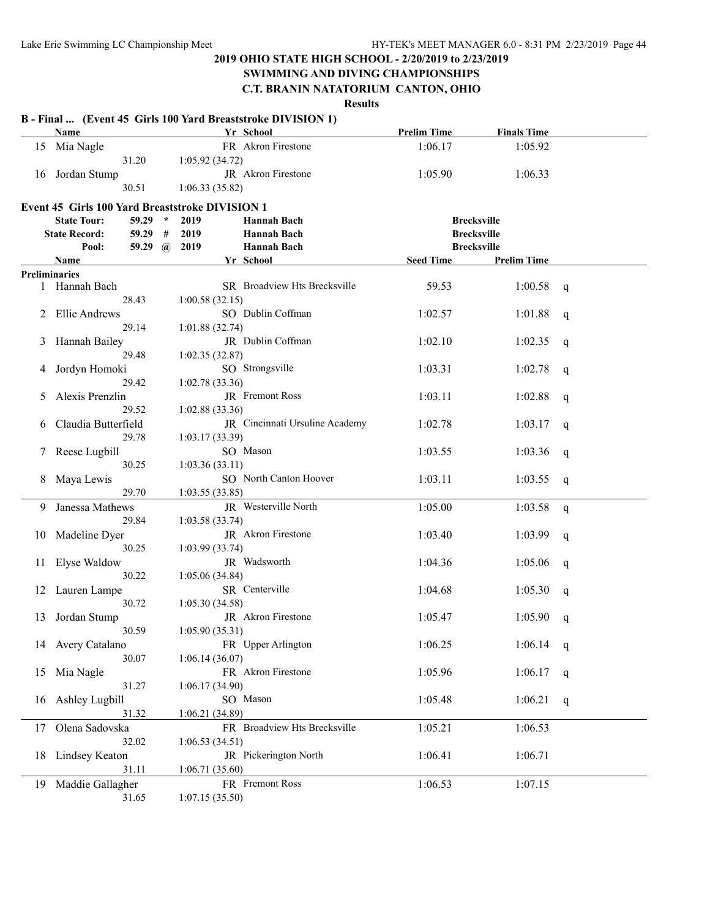## 2019 OHIO STATE HIGH SCHOOL - 2/20/2019 to 2/23/2019

## SWIMMING AND DIVING CHAMPIONSHIPS

## C.T. BRANIN NATATORIUM CANTON, OHIO

### Results

**B - Final ... (Event 45 Girls 100 Yard Breaststroke DIVISION 1)**

| | Name | Yr | School | Prelim Time | Finals Time |
|---|---|---|---|---|---|
| 15 | Mia Nagle | FR | Akron Firestone | 1:06.17 | 1:05.92 |
| | 31.20 1:05.92 (34.72) | | | | |
| 16 | Jordan Stump | JR | Akron Firestone | 1:05.90 | 1:06.33 |
| | 30.51 1:06.33 (35.82) | | | | |

**Event 45 Girls 100 Yard Breaststroke DIVISION 1**

| | | | | |
|---|---|---|---|---|
| State Tour: | 59.29 * | 2019 | Hannah Bach | Brecksville |
| State Record: | 59.29 # | 2019 | Hannah Bach | Brecksville |
| Pool: | 59.29 @ | 2019 | Hannah Bach | Brecksville |

**Preliminaries**

| | Name | Yr | School | Seed Time | Prelim Time | |
|---|---|---|---|---|---|---|
| 1 | Hannah Bach | SR | Broadview Hts Brecksville | 59.53 | 1:00.58 | q |
| | 28.43 1:00.58 (32.15) | | | | | |
| 2 | Ellie Andrews | SO | Dublin Coffman | 1:02.57 | 1:01.88 | q |
| | 29.14 1:01.88 (32.74) | | | | | |
| 3 | Hannah Bailey | JR | Dublin Coffman | 1:02.10 | 1:02.35 | q |
| | 29.48 1:02.35 (32.87) | | | | | |
| 4 | Jordyn Homoki | SO | Strongsville | 1:03.31 | 1:02.78 | q |
| | 29.42 1:02.78 (33.36) | | | | | |
| 5 | Alexis Prenzlin | JR | Fremont Ross | 1:03.11 | 1:02.88 | q |
| | 29.52 1:02.88 (33.36) | | | | | |
| 6 | Claudia Butterfield | JR | Cincinnati Ursuline Academy | 1:02.78 | 1:03.17 | q |
| | 29.78 1:03.17 (33.39) | | | | | |
| 7 | Reese Lugbill | SO | Mason | 1:03.55 | 1:03.36 | q |
| | 30.25 1:03.36 (33.11) | | | | | |
| 8 | Maya Lewis | SO | North Canton Hoover | 1:03.11 | 1:03.55 | q |
| | 29.70 1:03.55 (33.85) | | | | | |
| 9 | Janessa Mathews | JR | Westerville North | 1:05.00 | 1:03.58 | q |
| | 29.84 1:03.58 (33.74) | | | | | |
| 10 | Madeline Dyer | JR | Akron Firestone | 1:03.40 | 1:03.99 | q |
| | 30.25 1:03.99 (33.74) | | | | | |
| 11 | Elyse Waldow | JR | Wadsworth | 1:04.36 | 1:05.06 | q |
| | 30.22 1:05.06 (34.84) | | | | | |
| 12 | Lauren Lampe | SR | Centerville | 1:04.68 | 1:05.30 | q |
| | 30.72 1:05.30 (34.58) | | | | | |
| 13 | Jordan Stump | JR | Akron Firestone | 1:05.47 | 1:05.90 | q |
| | 30.59 1:05.90 (35.31) | | | | | |
| 14 | Avery Catalano | FR | Upper Arlington | 1:06.25 | 1:06.14 | q |
| | 30.07 1:06.14 (36.07) | | | | | |
| 15 | Mia Nagle | FR | Akron Firestone | 1:05.96 | 1:06.17 | q |
| | 31.27 1:06.17 (34.90) | | | | | |
| 16 | Ashley Lugbill | SO | Mason | 1:05.48 | 1:06.21 | q |
| | 31.32 1:06.21 (34.89) | | | | | |
| 17 | Olena Sadovska | FR | Broadview Hts Brecksville | 1:05.21 | 1:06.53 | |
| | 32.02 1:06.53 (34.51) | | | | | |
| 18 | Lindsey Keaton | JR | Pickerington North | 1:06.41 | 1:06.71 | |
| | 31.11 1:06.71 (35.60) | | | | | |
| 19 | Maddie Gallagher | FR | Fremont Ross | 1:06.53 | 1:07.15 | |
| | 31.65 1:07.15 (35.50) | | | | | |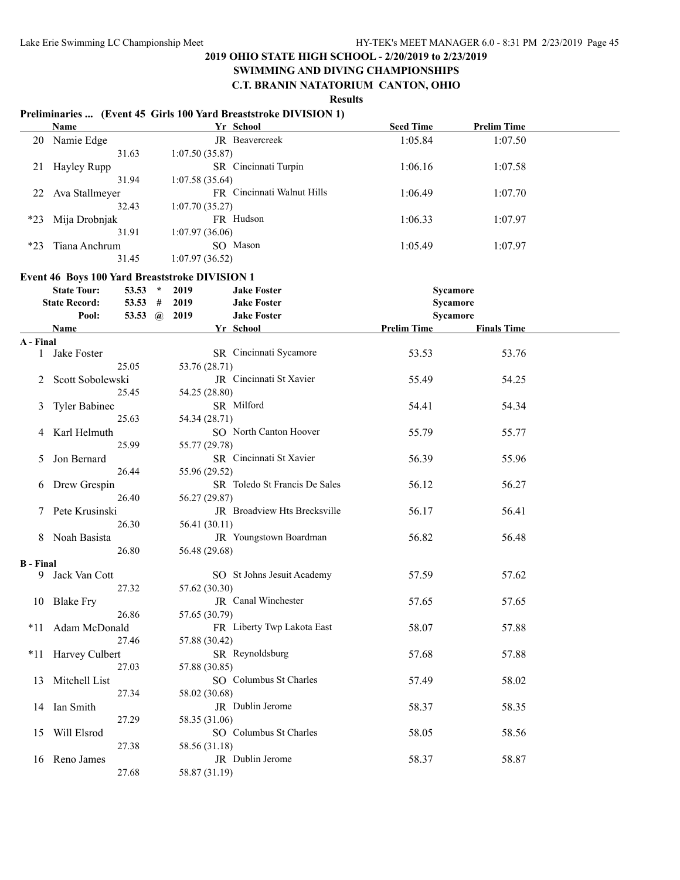## 2019 OHIO STATE HIGH SCHOOL - 2/20/2019 to 2/23/2019

## SWIMMING AND DIVING CHAMPIONSHIPS

## C.T. BRANIN NATATORIUM CANTON, OHIO

**Results**

### Preliminaries ... (Event 45 Girls 100 Yard Breaststroke DIVISION 1)

| | Name | Yr | School | Seed Time | Prelim Time |
|---|---|---|---|---|---|
| 20 | Namie Edge | JR | Beavercreek | 1:05.84 | 1:07.50 |
| | 31.63 | 1:07.50 (35.87) | | | |
| 21 | Hayley Rupp | SR | Cincinnati Turpin | 1:06.16 | 1:07.58 |
| | 31.94 | 1:07.58 (35.64) | | | |
| 22 | Ava Stallmeyer | FR | Cincinnati Walnut Hills | 1:06.49 | 1:07.70 |
| | 32.43 | 1:07.70 (35.27) | | | |
| *23 | Mija Drobnjak | FR | Hudson | 1:06.33 | 1:07.97 |
| | 31.91 | 1:07.97 (36.06) | | | |
| *23 | Tiana Anchrum | SO | Mason | 1:05.49 | 1:07.97 |
| | 31.45 | 1:07.97 (36.52) | | | |

### Event 46 Boys 100 Yard Breaststroke DIVISION 1

| | | | | | |
|---|---|---|---|---|---|
| State Tour: | 53.53 | * | 2019 | Jake Foster | Sycamore |
| State Record: | 53.53 | # | 2019 | Jake Foster | Sycamore |
| Pool: | 53.53 | @ | 2019 | Jake Foster | Sycamore |

| | Name | Yr | School | Prelim Time | Finals Time |
|---|---|---|---|---|---|
| **A - Final** | | | | | |
| 1 | Jake Foster | SR | Cincinnati Sycamore | 53.53 | 53.76 |
| | 25.05 | 53.76 (28.71) | | | |
| 2 | Scott Sobolewski | JR | Cincinnati St Xavier | 55.49 | 54.25 |
| | 25.45 | 54.25 (28.80) | | | |
| 3 | Tyler Babinec | SR | Milford | 54.41 | 54.34 |
| | 25.63 | 54.34 (28.71) | | | |
| 4 | Karl Helmuth | SO | North Canton Hoover | 55.79 | 55.77 |
| | 25.99 | 55.77 (29.78) | | | |
| 5 | Jon Bernard | SR | Cincinnati St Xavier | 56.39 | 55.96 |
| | 26.44 | 55.96 (29.52) | | | |
| 6 | Drew Grespin | SR | Toledo St Francis De Sales | 56.12 | 56.27 |
| | 26.40 | 56.27 (29.87) | | | |
| 7 | Pete Krusinski | JR | Broadview Hts Brecksville | 56.17 | 56.41 |
| | 26.30 | 56.41 (30.11) | | | |
| 8 | Noah Basista | JR | Youngstown Boardman | 56.82 | 56.48 |
| | 26.80 | 56.48 (29.68) | | | |
| **B - Final** | | | | | |
| 9 | Jack Van Cott | SO | St Johns Jesuit Academy | 57.59 | 57.62 |
| | 27.32 | 57.62 (30.30) | | | |
| 10 | Blake Fry | JR | Canal Winchester | 57.65 | 57.65 |
| | 26.86 | 57.65 (30.79) | | | |
| *11 | Adam McDonald | FR | Liberty Twp Lakota East | 58.07 | 57.88 |
| | 27.46 | 57.88 (30.42) | | | |
| *11 | Harvey Culbert | SR | Reynoldsburg | 57.68 | 57.88 |
| | 27.03 | 57.88 (30.85) | | | |
| 13 | Mitchell List | SO | Columbus St Charles | 57.49 | 58.02 |
| | 27.34 | 58.02 (30.68) | | | |
| 14 | Ian Smith | JR | Dublin Jerome | 58.37 | 58.35 |
| | 27.29 | 58.35 (31.06) | | | |
| 15 | Will Elsrod | SO | Columbus St Charles | 58.05 | 58.56 |
| | 27.38 | 58.56 (31.18) | | | |
| 16 | Reno James | JR | Dublin Jerome | 58.37 | 58.87 |
| | 27.68 | 58.87 (31.19) | | | |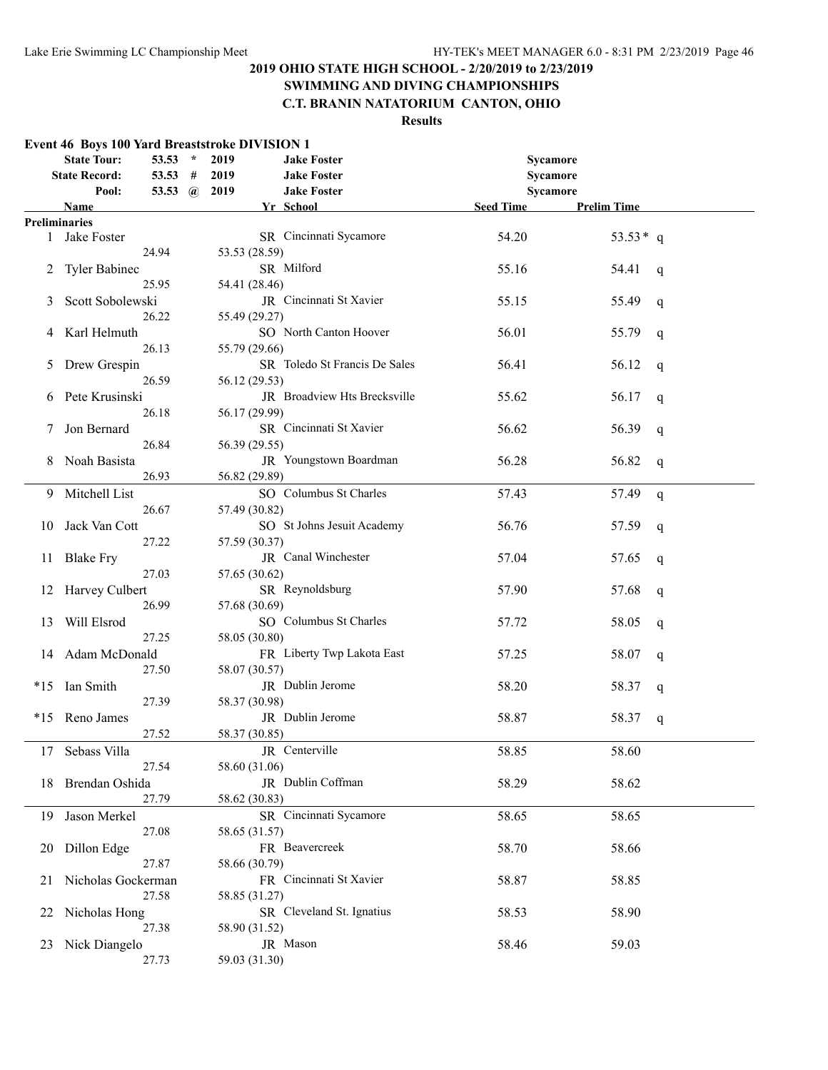## 2019 OHIO STATE HIGH SCHOOL - 2/20/2019 to 2/23/2019

## SWIMMING AND DIVING CHAMPIONSHIPS

## C.T. BRANIN NATATORIUM CANTON, OHIO

### Results

**Event 46 Boys 100 Yard Breaststroke DIVISION 1**

| | | | | | |
|---|---|---|---|---|---|
| State Tour: | 53.53 * | 2019 | Jake Foster | Sycamore | |
| State Record: | 53.53 # | 2019 | Jake Foster | Sycamore | |
| Pool: | 53.53 @ | 2019 | Jake Foster | Sycamore | |

**Preliminaries**

| Place | Name | Yr | School | Seed Time | Prelim Time | | Splits |
|---|---|---|---|---|---|---|---|
| 1 | Jake Foster | SR | Cincinnati Sycamore | 54.20 | 53.53* | q | 24.94, 53.53 (28.59) |
| 2 | Tyler Babinec | SR | Milford | 55.16 | 54.41 | q | 25.95, 54.41 (28.46) |
| 3 | Scott Sobolewski | JR | Cincinnati St Xavier | 55.15 | 55.49 | q | 26.22, 55.49 (29.27) |
| 4 | Karl Helmuth | SO | North Canton Hoover | 56.01 | 55.79 | q | 26.13, 55.79 (29.66) |
| 5 | Drew Grespin | SR | Toledo St Francis De Sales | 56.41 | 56.12 | q | 26.59, 56.12 (29.53) |
| 6 | Pete Krusinski | JR | Broadview Hts Brecksville | 55.62 | 56.17 | q | 26.18, 56.17 (29.99) |
| 7 | Jon Bernard | SR | Cincinnati St Xavier | 56.62 | 56.39 | q | 26.84, 56.39 (29.55) |
| 8 | Noah Basista | JR | Youngstown Boardman | 56.28 | 56.82 | q | 26.93, 56.82 (29.89) |
| 9 | Mitchell List | SO | Columbus St Charles | 57.43 | 57.49 | q | 26.67, 57.49 (30.82) |
| 10 | Jack Van Cott | SO | St Johns Jesuit Academy | 56.76 | 57.59 | q | 27.22, 57.59 (30.37) |
| 11 | Blake Fry | JR | Canal Winchester | 57.04 | 57.65 | q | 27.03, 57.65 (30.62) |
| 12 | Harvey Culbert | SR | Reynoldsburg | 57.90 | 57.68 | q | 26.99, 57.68 (30.69) |
| 13 | Will Elsrod | SO | Columbus St Charles | 57.72 | 58.05 | q | 27.25, 58.05 (30.80) |
| 14 | Adam McDonald | FR | Liberty Twp Lakota East | 57.25 | 58.07 | q | 27.50, 58.07 (30.57) |
| *15 | Ian Smith | JR | Dublin Jerome | 58.20 | 58.37 | q | 27.39, 58.37 (30.98) |
| *15 | Reno James | JR | Dublin Jerome | 58.87 | 58.37 | q | 27.52, 58.37 (30.85) |
| 17 | Sebass Villa | JR | Centerville | 58.85 | 58.60 | | 27.54, 58.60 (31.06) |
| 18 | Brendan Oshida | JR | Dublin Coffman | 58.29 | 58.62 | | 27.79, 58.62 (30.83) |
| 19 | Jason Merkel | SR | Cincinnati Sycamore | 58.65 | 58.65 | | 27.08, 58.65 (31.57) |
| 20 | Dillon Edge | FR | Beavercreek | 58.70 | 58.66 | | 27.87, 58.66 (30.79) |
| 21 | Nicholas Gockerman | FR | Cincinnati St Xavier | 58.87 | 58.85 | | 27.58, 58.85 (31.27) |
| 22 | Nicholas Hong | SR | Cleveland St. Ignatius | 58.53 | 58.90 | | 27.38, 58.90 (31.52) |
| 23 | Nick Diangelo | JR | Mason | 58.46 | 59.03 | | 27.73, 59.03 (31.30) |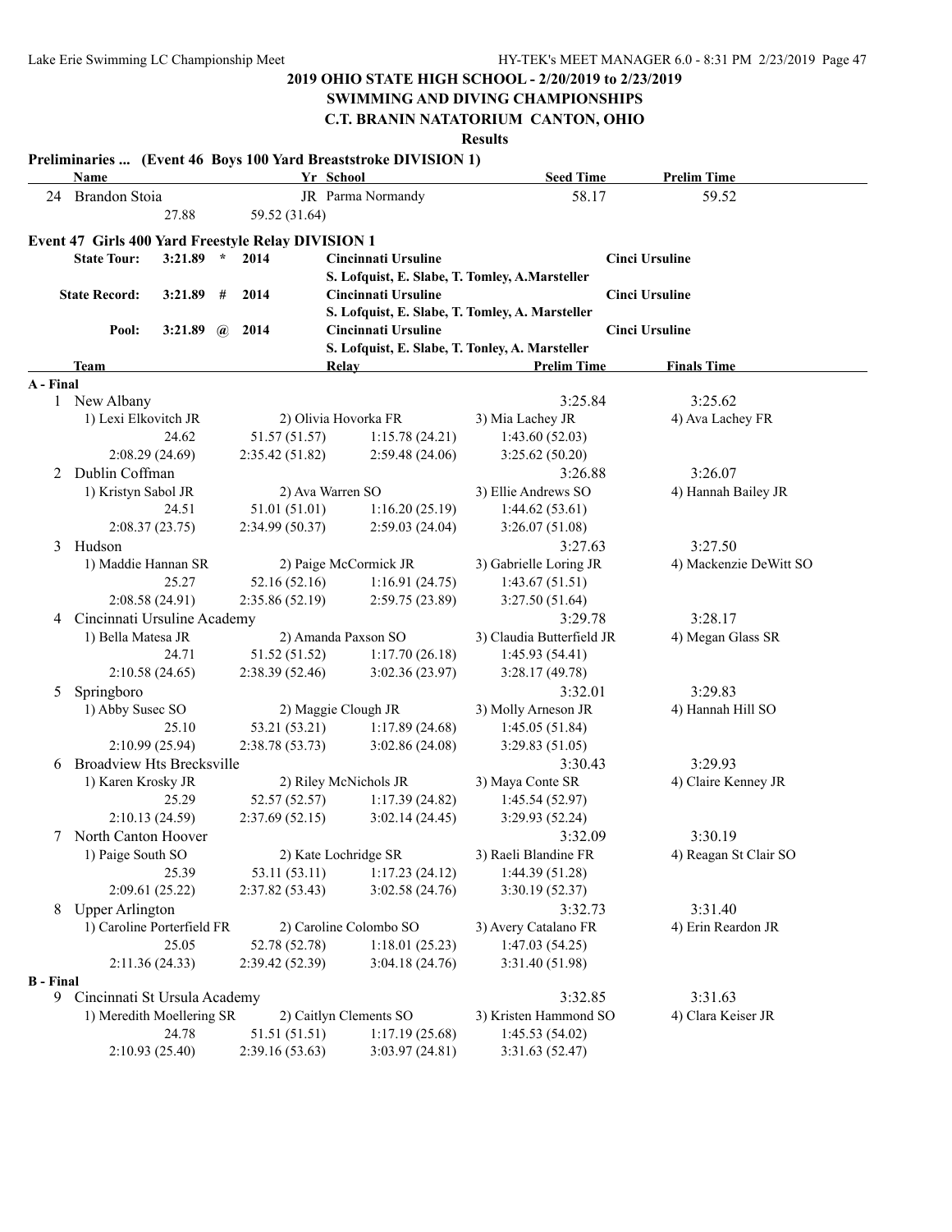# 2019 OHIO STATE HIGH SCHOOL - 2/20/2019 to 2/23/2019

## SWIMMING AND DIVING CHAMPIONSHIPS

## C.T. BRANIN NATATORIUM CANTON, OHIO

### Results

**Preliminaries ... (Event 46 Boys 100 Yard Breaststroke DIVISION 1)**

| | Name | Yr | School | Seed Time | Prelim Time |
|---|---|---|---|---|---|
| 24 | Brandon Stoia | JR | Parma Normandy | 58.17 | 59.52 |
| | 27.88 | 59.52 (31.64) | | | |

**Event 47 Girls 400 Yard Freestyle Relay DIVISION 1**

| | | | | | |
|---|---|---|---|---|---|
| State Tour: | 3:21.89 | * | 2014 | Cincinnati Ursuline<br>S. Lofquist, E. Slabe, T. Tomley, A.Marsteller | Cinci Ursuline |
| State Record: | 3:21.89 | # | 2014 | Cincinnati Ursuline<br>S. Lofquist, E. Slabe, T. Tomley, A. Marsteller | Cinci Ursuline |
| Pool: | 3:21.89 | @ | 2014 | Cincinnati Ursuline<br>S. Lofquist, E. Slabe, T. Tonley, A. Marsteller | Cinci Ursuline |

| | Team | Relay | | Prelim Time | Finals Time |
|---|---|---|---|---|---|
| **A - Final** | | | | | |
| 1 | New Albany | | | 3:25.84 | 3:25.62 |
| | 1) Lexi Elkovitch JR | 2) Olivia Hovorka FR | | 3) Mia Lachey JR | 4) Ava Lachey FR |
| | 24.62 | 51.57 (51.57) | 1:15.78 (24.21) | 1:43.60 (52.03) | |
| | 2:08.29 (24.69) | 2:35.42 (51.82) | 2:59.48 (24.06) | 3:25.62 (50.20) | |
| 2 | Dublin Coffman | | | 3:26.88 | 3:26.07 |
| | 1) Kristyn Sabol JR | 2) Ava Warren SO | | 3) Ellie Andrews SO | 4) Hannah Bailey JR |
| | 24.51 | 51.01 (51.01) | 1:16.20 (25.19) | 1:44.62 (53.61) | |
| | 2:08.37 (23.75) | 2:34.99 (50.37) | 2:59.03 (24.04) | 3:26.07 (51.08) | |
| 3 | Hudson | | | 3:27.63 | 3:27.50 |
| | 1) Maddie Hannan SR | 2) Paige McCormick JR | | 3) Gabrielle Loring JR | 4) Mackenzie DeWitt SO |
| | 25.27 | 52.16 (52.16) | 1:16.91 (24.75) | 1:43.67 (51.51) | |
| | 2:08.58 (24.91) | 2:35.86 (52.19) | 2:59.75 (23.89) | 3:27.50 (51.64) | |
| 4 | Cincinnati Ursuline Academy | | | 3:29.78 | 3:28.17 |
| | 1) Bella Matesa JR | 2) Amanda Paxson SO | | 3) Claudia Butterfield JR | 4) Megan Glass SR |
| | 24.71 | 51.52 (51.52) | 1:17.70 (26.18) | 1:45.93 (54.41) | |
| | 2:10.58 (24.65) | 2:38.39 (52.46) | 3:02.36 (23.97) | 3:28.17 (49.78) | |
| 5 | Springboro | | | 3:32.01 | 3:29.83 |
| | 1) Abby Susec SO | 2) Maggie Clough JR | | 3) Molly Arneson JR | 4) Hannah Hill SO |
| | 25.10 | 53.21 (53.21) | 1:17.89 (24.68) | 1:45.05 (51.84) | |
| | 2:10.99 (25.94) | 2:38.78 (53.73) | 3:02.86 (24.08) | 3:29.83 (51.05) | |
| 6 | Broadview Hts Brecksville | | | 3:30.43 | 3:29.93 |
| | 1) Karen Krosky JR | 2) Riley McNichols JR | | 3) Maya Conte SR | 4) Claire Kenney JR |
| | 25.29 | 52.57 (52.57) | 1:17.39 (24.82) | 1:45.54 (52.97) | |
| | 2:10.13 (24.59) | 2:37.69 (52.15) | 3:02.14 (24.45) | 3:29.93 (52.24) | |
| 7 | North Canton Hoover | | | 3:32.09 | 3:30.19 |
| | 1) Paige South SO | 2) Kate Lochridge SR | | 3) Raeli Blandine FR | 4) Reagan St Clair SO |
| | 25.39 | 53.11 (53.11) | 1:17.23 (24.12) | 1:44.39 (51.28) | |
| | 2:09.61 (25.22) | 2:37.82 (53.43) | 3:02.58 (24.76) | 3:30.19 (52.37) | |
| 8 | Upper Arlington | | | 3:32.73 | 3:31.40 |
| | 1) Caroline Porterfield FR | 2) Caroline Colombo SO | | 3) Avery Catalano FR | 4) Erin Reardon JR |
| | 25.05 | 52.78 (52.78) | 1:18.01 (25.23) | 1:47.03 (54.25) | |
| | 2:11.36 (24.33) | 2:39.42 (52.39) | 3:04.18 (24.76) | 3:31.40 (51.98) | |
| **B - Final** | | | | | |
| 9 | Cincinnati St Ursula Academy | | | 3:32.85 | 3:31.63 |
| | 1) Meredith Moellering SR | 2) Caitlyn Clements SO | | 3) Kristen Hammond SO | 4) Clara Keiser JR |
| | 24.78 | 51.51 (51.51) | 1:17.19 (25.68) | 1:45.53 (54.02) | |
| | 2:10.93 (25.40) | 2:39.16 (53.63) | 3:03.97 (24.81) | 3:31.63 (52.47) | |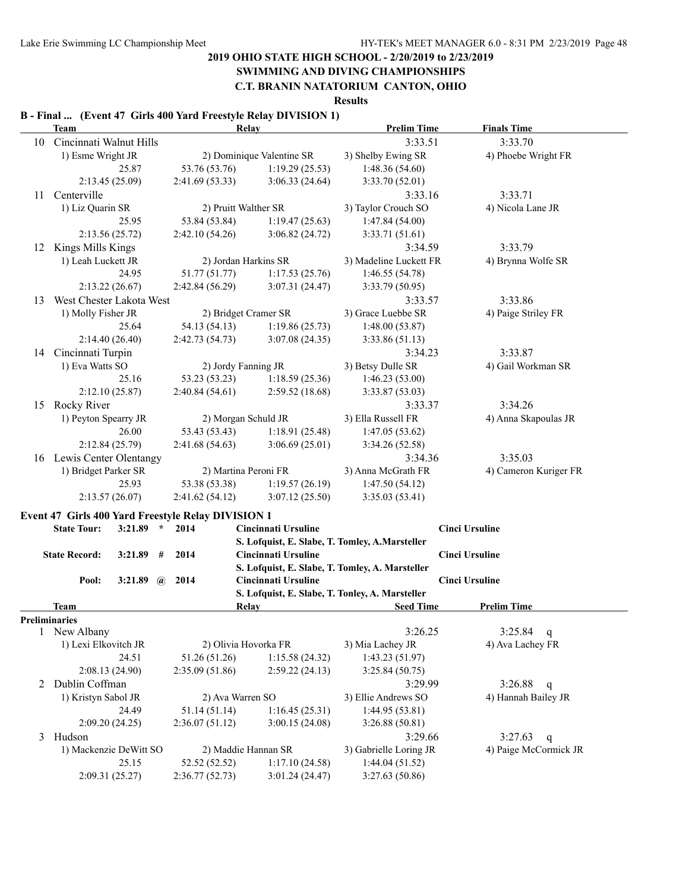## 2019 OHIO STATE HIGH SCHOOL - 2/20/2019 to 2/23/2019

## SWIMMING AND DIVING CHAMPIONSHIPS

## C.T. BRANIN NATATORIUM CANTON, OHIO

### Results

### B - Final ... (Event 47 Girls 400 Yard Freestyle Relay DIVISION 1)

| | Team | Relay | | Prelim Time | Finals Time |
|---|---|---|---|---|---|
| 10 | Cincinnati Walnut Hills | | | 3:33.51 | 3:33.70 |
| | 1) Esme Wright JR | 2) Dominique Valentine SR | | 3) Shelby Ewing SR | 4) Phoebe Wright FR |
| | 25.87 | 53.76 (53.76) | 1:19.29 (25.53) | 1:48.36 (54.60) | |
| | 2:13.45 (25.09) | 2:41.69 (53.33) | 3:06.33 (24.64) | 3:33.70 (52.01) | |
| 11 | Centerville | | | 3:33.16 | 3:33.71 |
| | 1) Liz Quarin SR | 2) Pruitt Walther SR | | 3) Taylor Crouch SO | 4) Nicola Lane JR |
| | 25.95 | 53.84 (53.84) | 1:19.47 (25.63) | 1:47.84 (54.00) | |
| | 2:13.56 (25.72) | 2:42.10 (54.26) | 3:06.82 (24.72) | 3:33.71 (51.61) | |
| 12 | Kings Mills Kings | | | 3:34.59 | 3:33.79 |
| | 1) Leah Luckett JR | 2) Jordan Harkins SR | | 3) Madeline Luckett FR | 4) Brynna Wolfe SR |
| | 24.95 | 51.77 (51.77) | 1:17.53 (25.76) | 1:46.55 (54.78) | |
| | 2:13.22 (26.67) | 2:42.84 (56.29) | 3:07.31 (24.47) | 3:33.79 (50.95) | |
| 13 | West Chester Lakota West | | | 3:33.57 | 3:33.86 |
| | 1) Molly Fisher JR | 2) Bridget Cramer SR | | 3) Grace Luebbe SR | 4) Paige Striley FR |
| | 25.64 | 54.13 (54.13) | 1:19.86 (25.73) | 1:48.00 (53.87) | |
| | 2:14.40 (26.40) | 2:42.73 (54.73) | 3:07.08 (24.35) | 3:33.86 (51.13) | |
| 14 | Cincinnati Turpin | | | 3:34.23 | 3:33.87 |
| | 1) Eva Watts SO | 2) Jordy Fanning JR | | 3) Betsy Dulle SR | 4) Gail Workman SR |
| | 25.16 | 53.23 (53.23) | 1:18.59 (25.36) | 1:46.23 (53.00) | |
| | 2:12.10 (25.87) | 2:40.84 (54.61) | 2:59.52 (18.68) | 3:33.87 (53.03) | |
| 15 | Rocky River | | | 3:33.37 | 3:34.26 |
| | 1) Peyton Spearry JR | 2) Morgan Schuld JR | | 3) Ella Russell FR | 4) Anna Skapoulas JR |
| | 26.00 | 53.43 (53.43) | 1:18.91 (25.48) | 1:47.05 (53.62) | |
| | 2:12.84 (25.79) | 2:41.68 (54.63) | 3:06.69 (25.01) | 3:34.26 (52.58) | |
| 16 | Lewis Center Olentangy | | | 3:34.36 | 3:35.03 |
| | 1) Bridget Parker SR | 2) Martina Peroni FR | | 3) Anna McGrath FR | 4) Cameron Kuriger FR |
| | 25.93 | 53.38 (53.38) | 1:19.57 (26.19) | 1:47.50 (54.12) | |
| | 2:13.57 (26.07) | 2:41.62 (54.12) | 3:07.12 (25.50) | 3:35.03 (53.41) | |

### Event 47 Girls 400 Yard Freestyle Relay DIVISION 1

| | | | | | |
|---|---|---|---|---|---|
| **State Tour:** | **3:21.89** | **\*** | **2014** | **Cincinnati Ursuline** S. Lofquist, E. Slabe, T. Tomley, A.Marsteller | **Cinci Ursuline** |
| **State Record:** | **3:21.89** | **#** | **2014** | **Cincinnati Ursuline** S. Lofquist, E. Slabe, T. Tomley, A. Marsteller | **Cinci Ursuline** |
| **Pool:** | **3:21.89** | **@** | **2014** | **Cincinnati Ursuline** S. Lofquist, E. Slabe, T. Tonley, A. Marsteller | **Cinci Ursuline** |

| | Team | Relay | | Seed Time | Prelim Time |
|---|---|---|---|---|---|
| **Preliminaries** | | | | | |
| 1 | New Albany | | | 3:26.25 | 3:25.84 q |
| | 1) Lexi Elkovitch JR | 2) Olivia Hovorka FR | | 3) Mia Lachey JR | 4) Ava Lachey FR |
| | 24.51 | 51.26 (51.26) | 1:15.58 (24.32) | 1:43.23 (51.97) | |
| | 2:08.13 (24.90) | 2:35.09 (51.86) | 2:59.22 (24.13) | 3:25.84 (50.75) | |
| 2 | Dublin Coffman | | | 3:29.99 | 3:26.88 q |
| | 1) Kristyn Sabol JR | 2) Ava Warren SO | | 3) Ellie Andrews SO | 4) Hannah Bailey JR |
| | 24.49 | 51.14 (51.14) | 1:16.45 (25.31) | 1:44.95 (53.81) | |
| | 2:09.20 (24.25) | 2:36.07 (51.12) | 3:00.15 (24.08) | 3:26.88 (50.81) | |
| 3 | Hudson | | | 3:29.66 | 3:27.63 q |
| | 1) Mackenzie DeWitt SO | 2) Maddie Hannan SR | | 3) Gabrielle Loring JR | 4) Paige McCormick JR |
| | 25.15 | 52.52 (52.52) | 1:17.10 (24.58) | 1:44.04 (51.52) | |
| | 2:09.31 (25.27) | 2:36.77 (52.73) | 3:01.24 (24.47) | 3:27.63 (50.86) | |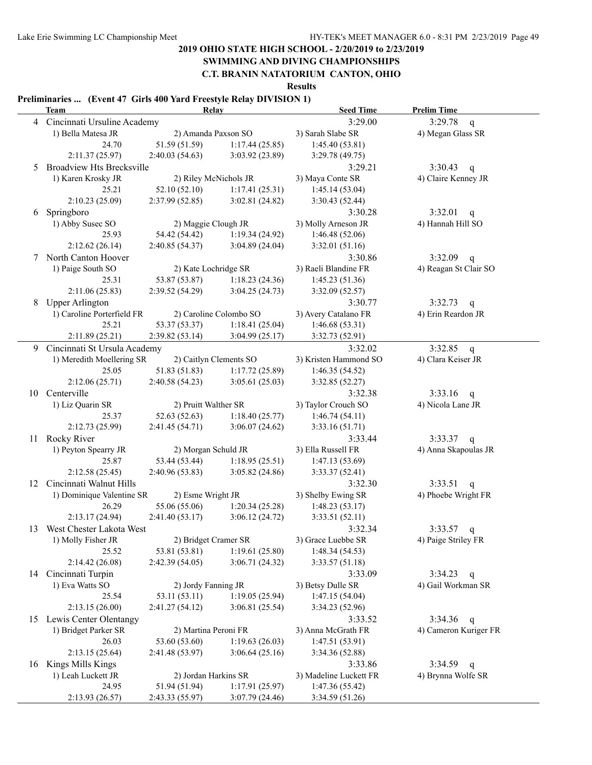# 2019 OHIO STATE HIGH SCHOOL - 2/20/2019 to 2/23/2019

## SWIMMING AND DIVING CHAMPIONSHIPS

## C.T. BRANIN NATATORIUM CANTON, OHIO

### Results

**Preliminaries ... (Event 47 Girls 400 Yard Freestyle Relay DIVISION 1)**

| | Team | Relay | | Seed Time | Prelim Time |
|---|---|---|---|---|---|
| 4 | Cincinnati Ursuline Academy | | | 3:29.00 | 3:29.78 q |
| | 1) Bella Matesa JR | 2) Amanda Paxson SO | | 3) Sarah Slabe SR | 4) Megan Glass SR |
| | 24.70 | 51.59 (51.59) | 1:17.44 (25.85) | 1:45.40 (53.81) | |
| | 2:11.37 (25.97) | 2:40.03 (54.63) | 3:03.92 (23.89) | 3:29.78 (49.75) | |
| 5 | Broadview Hts Brecksville | | | 3:29.21 | 3:30.43 q |
| | 1) Karen Krosky JR | 2) Riley McNichols JR | | 3) Maya Conte SR | 4) Claire Kenney JR |
| | 25.21 | 52.10 (52.10) | 1:17.41 (25.31) | 1:45.14 (53.04) | |
| | 2:10.23 (25.09) | 2:37.99 (52.85) | 3:02.81 (24.82) | 3:30.43 (52.44) | |
| 6 | Springboro | | | 3:30.28 | 3:32.01 q |
| | 1) Abby Susec SO | 2) Maggie Clough JR | | 3) Molly Arneson JR | 4) Hannah Hill SO |
| | 25.93 | 54.42 (54.42) | 1:19.34 (24.92) | 1:46.48 (52.06) | |
| | 2:12.62 (26.14) | 2:40.85 (54.37) | 3:04.89 (24.04) | 3:32.01 (51.16) | |
| 7 | North Canton Hoover | | | 3:30.86 | 3:32.09 q |
| | 1) Paige South SO | 2) Kate Lochridge SR | | 3) Raeli Blandine FR | 4) Reagan St Clair SO |
| | 25.31 | 53.87 (53.87) | 1:18.23 (24.36) | 1:45.23 (51.36) | |
| | 2:11.06 (25.83) | 2:39.52 (54.29) | 3:04.25 (24.73) | 3:32.09 (52.57) | |
| 8 | Upper Arlington | | | 3:30.77 | 3:32.73 q |
| | 1) Caroline Porterfield FR | 2) Caroline Colombo SO | | 3) Avery Catalano FR | 4) Erin Reardon JR |
| | 25.21 | 53.37 (53.37) | 1:18.41 (25.04) | 1:46.68 (53.31) | |
| | 2:11.89 (25.21) | 2:39.82 (53.14) | 3:04.99 (25.17) | 3:32.73 (52.91) | |
| 9 | Cincinnati St Ursula Academy | | | 3:32.02 | 3:32.85 q |
| | 1) Meredith Moellering SR | 2) Caitlyn Clements SO | | 3) Kristen Hammond SO | 4) Clara Keiser JR |
| | 25.05 | 51.83 (51.83) | 1:17.72 (25.89) | 1:46.35 (54.52) | |
| | 2:12.06 (25.71) | 2:40.58 (54.23) | 3:05.61 (25.03) | 3:32.85 (52.27) | |
| 10 | Centerville | | | 3:32.38 | 3:33.16 q |
| | 1) Liz Quarin SR | 2) Pruitt Walther SR | | 3) Taylor Crouch SO | 4) Nicola Lane JR |
| | 25.37 | 52.63 (52.63) | 1:18.40 (25.77) | 1:46.74 (54.11) | |
| | 2:12.73 (25.99) | 2:41.45 (54.71) | 3:06.07 (24.62) | 3:33.16 (51.71) | |
| 11 | Rocky River | | | 3:33.44 | 3:33.37 q |
| | 1) Peyton Spearry JR | 2) Morgan Schuld JR | | 3) Ella Russell FR | 4) Anna Skapoulas JR |
| | 25.87 | 53.44 (53.44) | 1:18.95 (25.51) | 1:47.13 (53.69) | |
| | 2:12.58 (25.45) | 2:40.96 (53.83) | 3:05.82 (24.86) | 3:33.37 (52.41) | |
| 12 | Cincinnati Walnut Hills | | | 3:32.30 | 3:33.51 q |
| | 1) Dominique Valentine SR | 2) Esme Wright JR | | 3) Shelby Ewing SR | 4) Phoebe Wright FR |
| | 26.29 | 55.06 (55.06) | 1:20.34 (25.28) | 1:48.23 (53.17) | |
| | 2:13.17 (24.94) | 2:41.40 (53.17) | 3:06.12 (24.72) | 3:33.51 (52.11) | |
| 13 | West Chester Lakota West | | | 3:32.34 | 3:33.57 q |
| | 1) Molly Fisher JR | 2) Bridget Cramer SR | | 3) Grace Luebbe SR | 4) Paige Striley FR |
| | 25.52 | 53.81 (53.81) | 1:19.61 (25.80) | 1:48.34 (54.53) | |
| | 2:14.42 (26.08) | 2:42.39 (54.05) | 3:06.71 (24.32) | 3:33.57 (51.18) | |
| 14 | Cincinnati Turpin | | | 3:33.09 | 3:34.23 q |
| | 1) Eva Watts SO | 2) Jordy Fanning JR | | 3) Betsy Dulle SR | 4) Gail Workman SR |
| | 25.54 | 53.11 (53.11) | 1:19.05 (25.94) | 1:47.15 (54.04) | |
| | 2:13.15 (26.00) | 2:41.27 (54.12) | 3:06.81 (25.54) | 3:34.23 (52.96) | |
| 15 | Lewis Center Olentangy | | | 3:33.52 | 3:34.36 q |
| | 1) Bridget Parker SR | 2) Martina Peroni FR | | 3) Anna McGrath FR | 4) Cameron Kuriger FR |
| | 26.03 | 53.60 (53.60) | 1:19.63 (26.03) | 1:47.51 (53.91) | |
| | 2:13.15 (25.64) | 2:41.48 (53.97) | 3:06.64 (25.16) | 3:34.36 (52.88) | |
| 16 | Kings Mills Kings | | | 3:33.86 | 3:34.59 q |
| | 1) Leah Luckett JR | 2) Jordan Harkins SR | | 3) Madeline Luckett FR | 4) Brynna Wolfe SR |
| | 24.95 | 51.94 (51.94) | 1:17.91 (25.97) | 1:47.36 (55.42) | |
| | 2:13.93 (26.57) | 2:43.33 (55.97) | 3:07.79 (24.46) | 3:34.59 (51.26) | |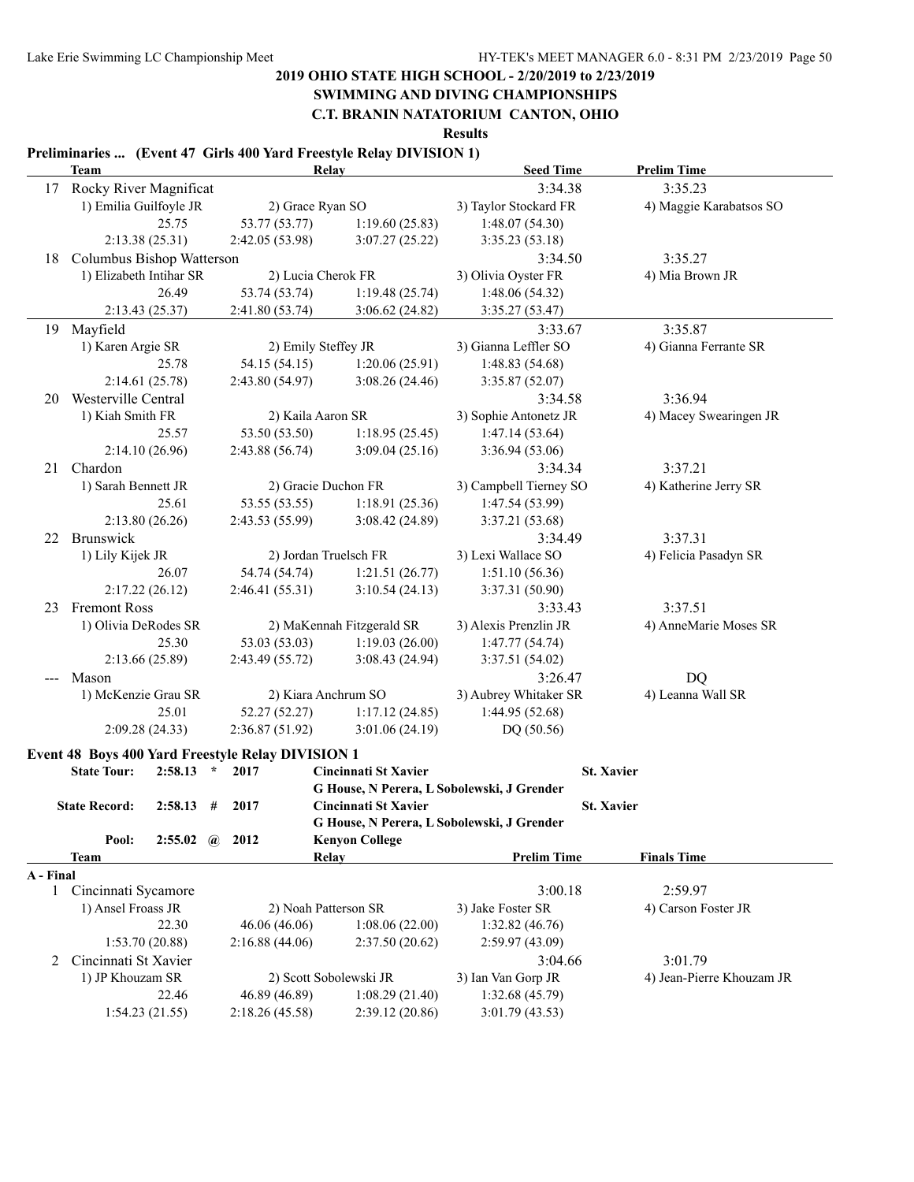## 2019 OHIO STATE HIGH SCHOOL - 2/20/2019 to 2/23/2019

## SWIMMING AND DIVING CHAMPIONSHIPS

## C.T. BRANIN NATATORIUM CANTON, OHIO

### Results

**Preliminaries ... (Event 47 Girls 400 Yard Freestyle Relay DIVISION 1)**

| | Team | Relay | | Seed Time | Prelim Time |
|---|---|---|---|---|---|
| 17 | Rocky River Magnificat | | | 3:34.38 | 3:35.23 |
| | 1) Emilia Guilfoyle JR | 2) Grace Ryan SO | | 3) Taylor Stockard FR | 4) Maggie Karabatsos SO |
| | 25.75 | 53.77 (53.77) | 1:19.60 (25.83) | 1:48.07 (54.30) | |
| | 2:13.38 (25.31) | 2:42.05 (53.98) | 3:07.27 (25.22) | 3:35.23 (53.18) | |
| 18 | Columbus Bishop Watterson | | | 3:34.50 | 3:35.27 |
| | 1) Elizabeth Intihar SR | 2) Lucia Cherok FR | | 3) Olivia Oyster FR | 4) Mia Brown JR |
| | 26.49 | 53.74 (53.74) | 1:19.48 (25.74) | 1:48.06 (54.32) | |
| | 2:13.43 (25.37) | 2:41.80 (53.74) | 3:06.62 (24.82) | 3:35.27 (53.47) | |
| 19 | Mayfield | | | 3:33.67 | 3:35.87 |
| | 1) Karen Argie SR | 2) Emily Steffey JR | | 3) Gianna Leffler SO | 4) Gianna Ferrante SR |
| | 25.78 | 54.15 (54.15) | 1:20.06 (25.91) | 1:48.83 (54.68) | |
| | 2:14.61 (25.78) | 2:43.80 (54.97) | 3:08.26 (24.46) | 3:35.87 (52.07) | |
| 20 | Westerville Central | | | 3:34.58 | 3:36.94 |
| | 1) Kiah Smith FR | 2) Kaila Aaron SR | | 3) Sophie Antonetz JR | 4) Macey Swearingen JR |
| | 25.57 | 53.50 (53.50) | 1:18.95 (25.45) | 1:47.14 (53.64) | |
| | 2:14.10 (26.96) | 2:43.88 (56.74) | 3:09.04 (25.16) | 3:36.94 (53.06) | |
| 21 | Chardon | | | 3:34.34 | 3:37.21 |
| | 1) Sarah Bennett JR | 2) Gracie Duchon FR | | 3) Campbell Tierney SO | 4) Katherine Jerry SR |
| | 25.61 | 53.55 (53.55) | 1:18.91 (25.36) | 1:47.54 (53.99) | |
| | 2:13.80 (26.26) | 2:43.53 (55.99) | 3:08.42 (24.89) | 3:37.21 (53.68) | |
| 22 | Brunswick | | | 3:34.49 | 3:37.31 |
| | 1) Lily Kijek JR | 2) Jordan Truelsch FR | | 3) Lexi Wallace SO | 4) Felicia Pasadyn SR |
| | 26.07 | 54.74 (54.74) | 1:21.51 (26.77) | 1:51.10 (56.36) | |
| | 2:17.22 (26.12) | 2:46.41 (55.31) | 3:10.54 (24.13) | 3:37.31 (50.90) | |
| 23 | Fremont Ross | | | 3:33.43 | 3:37.51 |
| | 1) Olivia DeRodes SR | 2) MaKennah Fitzgerald SR | | 3) Alexis Prenzlin JR | 4) AnneMarie Moses SR |
| | 25.30 | 53.03 (53.03) | 1:19.03 (26.00) | 1:47.77 (54.74) | |
| | 2:13.66 (25.89) | 2:43.49 (55.72) | 3:08.43 (24.94) | 3:37.51 (54.02) | |
| --- | Mason | | | 3:26.47 | DQ |
| | 1) McKenzie Grau SR | 2) Kiara Anchrum SO | | 3) Aubrey Whitaker SR | 4) Leanna Wall SR |
| | 25.01 | 52.27 (52.27) | 1:17.12 (24.85) | 1:44.95 (52.68) | |
| | 2:09.28 (24.33) | 2:36.87 (51.92) | 3:01.06 (24.19) | DQ (50.56) | |

**Event 48 Boys 400 Yard Freestyle Relay DIVISION 1**

| | | | | |
|---|---|---|---|---|
| State Tour: | 2:58.13 * | 2017 | Cincinnati St Xavier<br>G House, N Perera, L Sobolewski, J Grender | St. Xavier |
| State Record: | 2:58.13 # | 2017 | Cincinnati St Xavier<br>G House, N Perera, L Sobolewski, J Grender | St. Xavier |
| Pool: | 2:55.02 @ | 2012 | Kenyon College | |

| | Team | Relay | | Prelim Time | Finals Time |
|---|---|---|---|---|---|
| **A - Final** | | | | | |
| 1 | Cincinnati Sycamore | | | 3:00.18 | 2:59.97 |
| | 1) Ansel Froass JR | 2) Noah Patterson SR | | 3) Jake Foster SR | 4) Carson Foster JR |
| | 22.30 | 46.06 (46.06) | 1:08.06 (22.00) | 1:32.82 (46.76) | |
| | 1:53.70 (20.88) | 2:16.88 (44.06) | 2:37.50 (20.62) | 2:59.97 (43.09) | |
| 2 | Cincinnati St Xavier | | | 3:04.66 | 3:01.79 |
| | 1) JP Khouzam SR | 2) Scott Sobolewski JR | | 3) Ian Van Gorp JR | 4) Jean-Pierre Khouzam JR |
| | 22.46 | 46.89 (46.89) | 1:08.29 (21.40) | 1:32.68 (45.79) | |
| | 1:54.23 (21.55) | 2:18.26 (45.58) | 2:39.12 (20.86) | 3:01.79 (43.53) | |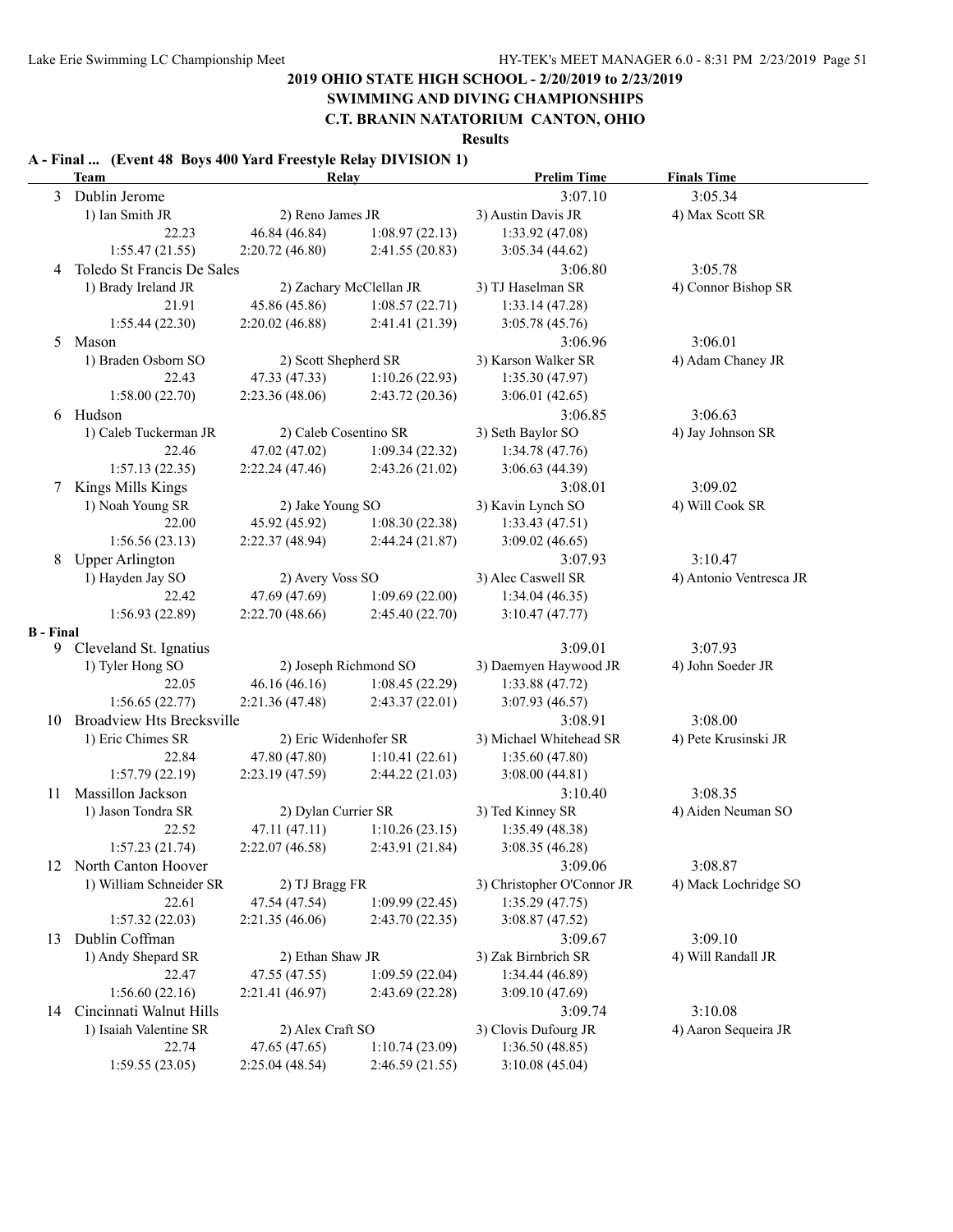## 2019 OHIO STATE HIGH SCHOOL - 2/20/2019 to 2/23/2019

## SWIMMING AND DIVING CHAMPIONSHIPS

## C.T. BRANIN NATATORIUM CANTON, OHIO

### Results

**A - Final ... (Event 48 Boys 400 Yard Freestyle Relay DIVISION 1)**

| | Team | Relay | | Prelim Time | Finals Time |
|---|---|---|---|---|---|
| 3 | Dublin Jerome | | | 3:07.10 | 3:05.34 |
| | 1) Ian Smith JR | 2) Reno James JR | | 3) Austin Davis JR | 4) Max Scott SR |
| | 22.23 | 46.84 (46.84) | 1:08.97 (22.13) | 1:33.92 (47.08) | |
| | 1:55.47 (21.55) | 2:20.72 (46.80) | 2:41.55 (20.83) | 3:05.34 (44.62) | |
| 4 | Toledo St Francis De Sales | | | 3:06.80 | 3:05.78 |
| | 1) Brady Ireland JR | 2) Zachary McClellan JR | | 3) TJ Haselman SR | 4) Connor Bishop SR |
| | 21.91 | 45.86 (45.86) | 1:08.57 (22.71) | 1:33.14 (47.28) | |
| | 1:55.44 (22.30) | 2:20.02 (46.88) | 2:41.41 (21.39) | 3:05.78 (45.76) | |
| 5 | Mason | | | 3:06.96 | 3:06.01 |
| | 1) Braden Osborn SO | 2) Scott Shepherd SR | | 3) Karson Walker SR | 4) Adam Chaney JR |
| | 22.43 | 47.33 (47.33) | 1:10.26 (22.93) | 1:35.30 (47.97) | |
| | 1:58.00 (22.70) | 2:23.36 (48.06) | 2:43.72 (20.36) | 3:06.01 (42.65) | |
| 6 | Hudson | | | 3:06.85 | 3:06.63 |
| | 1) Caleb Tuckerman JR | 2) Caleb Cosentino SR | | 3) Seth Baylor SO | 4) Jay Johnson SR |
| | 22.46 | 47.02 (47.02) | 1:09.34 (22.32) | 1:34.78 (47.76) | |
| | 1:57.13 (22.35) | 2:22.24 (47.46) | 2:43.26 (21.02) | 3:06.63 (44.39) | |
| 7 | Kings Mills Kings | | | 3:08.01 | 3:09.02 |
| | 1) Noah Young SR | 2) Jake Young SO | | 3) Kavin Lynch SO | 4) Will Cook SR |
| | 22.00 | 45.92 (45.92) | 1:08.30 (22.38) | 1:33.43 (47.51) | |
| | 1:56.56 (23.13) | 2:22.37 (48.94) | 2:44.24 (21.87) | 3:09.02 (46.65) | |
| 8 | Upper Arlington | | | 3:07.93 | 3:10.47 |
| | 1) Hayden Jay SO | 2) Avery Voss SO | | 3) Alec Caswell SR | 4) Antonio Ventresca JR |
| | 22.42 | 47.69 (47.69) | 1:09.69 (22.00) | 1:34.04 (46.35) | |
| | 1:56.93 (22.89) | 2:22.70 (48.66) | 2:45.40 (22.70) | 3:10.47 (47.77) | |

**B - Final**

| | Team | Relay | | Prelim Time | Finals Time |
|---|---|---|---|---|---|
| 9 | Cleveland St. Ignatius | | | 3:09.01 | 3:07.93 |
| | 1) Tyler Hong SO | 2) Joseph Richmond SO | | 3) Daemyen Haywood JR | 4) John Soeder JR |
| | 22.05 | 46.16 (46.16) | 1:08.45 (22.29) | 1:33.88 (47.72) | |
| | 1:56.65 (22.77) | 2:21.36 (47.48) | 2:43.37 (22.01) | 3:07.93 (46.57) | |
| 10 | Broadview Hts Brecksville | | | 3:08.91 | 3:08.00 |
| | 1) Eric Chimes SR | 2) Eric Widenhofer SR | | 3) Michael Whitehead SR | 4) Pete Krusinski JR |
| | 22.84 | 47.80 (47.80) | 1:10.41 (22.61) | 1:35.60 (47.80) | |
| | 1:57.79 (22.19) | 2:23.19 (47.59) | 2:44.22 (21.03) | 3:08.00 (44.81) | |
| 11 | Massillon Jackson | | | 3:10.40 | 3:08.35 |
| | 1) Jason Tondra SR | 2) Dylan Currier SR | | 3) Ted Kinney SR | 4) Aiden Neuman SO |
| | 22.52 | 47.11 (47.11) | 1:10.26 (23.15) | 1:35.49 (48.38) | |
| | 1:57.23 (21.74) | 2:22.07 (46.58) | 2:43.91 (21.84) | 3:08.35 (46.28) | |
| 12 | North Canton Hoover | | | 3:09.06 | 3:08.87 |
| | 1) William Schneider SR | 2) TJ Bragg FR | | 3) Christopher O'Connor JR | 4) Mack Lochridge SO |
| | 22.61 | 47.54 (47.54) | 1:09.99 (22.45) | 1:35.29 (47.75) | |
| | 1:57.32 (22.03) | 2:21.35 (46.06) | 2:43.70 (22.35) | 3:08.87 (47.52) | |
| 13 | Dublin Coffman | | | 3:09.67 | 3:09.10 |
| | 1) Andy Shepard SR | 2) Ethan Shaw JR | | 3) Zak Birnbrich SR | 4) Will Randall JR |
| | 22.47 | 47.55 (47.55) | 1:09.59 (22.04) | 1:34.44 (46.89) | |
| | 1:56.60 (22.16) | 2:21.41 (46.97) | 2:43.69 (22.28) | 3:09.10 (47.69) | |
| 14 | Cincinnati Walnut Hills | | | 3:09.74 | 3:10.08 |
| | 1) Isaiah Valentine SR | 2) Alex Craft SO | | 3) Clovis Dufourg JR | 4) Aaron Sequeira JR |
| | 22.74 | 47.65 (47.65) | 1:10.74 (23.09) | 1:36.50 (48.85) | |
| | 1:59.55 (23.05) | 2:25.04 (48.54) | 2:46.59 (21.55) | 3:10.08 (45.04) | |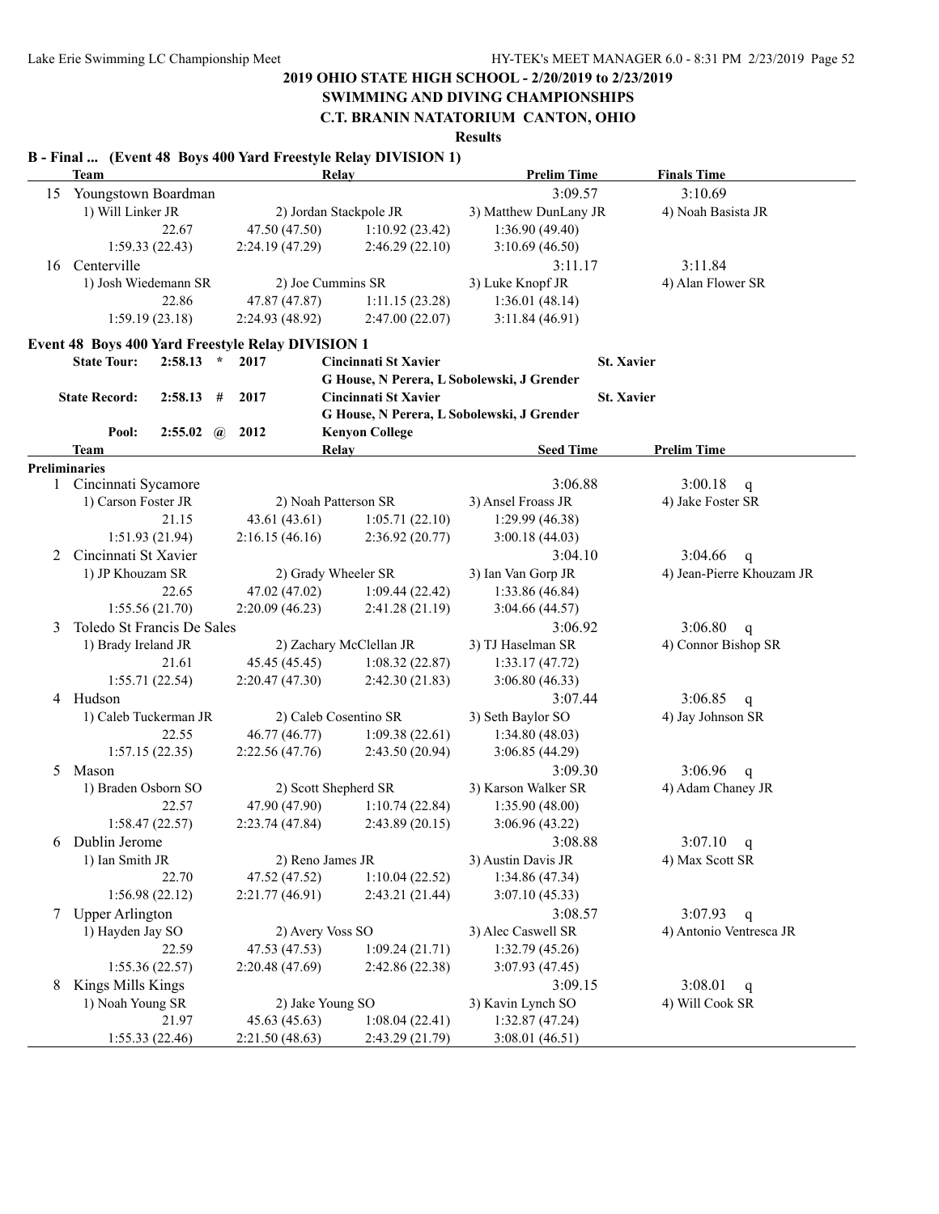# 2019 OHIO STATE HIGH SCHOOL - 2/20/2019 to 2/23/2019

## SWIMMING AND DIVING CHAMPIONSHIPS

## C.T. BRANIN NATATORIUM CANTON, OHIO

### Results

**B - Final ... (Event 48 Boys 400 Yard Freestyle Relay DIVISION 1)**

| | Team | Relay | | Prelim Time | Finals Time |
|---|---|---|---|---|---|
| 15 | Youngstown Boardman | | | 3:09.57 | 3:10.69 |
| | 1) Will Linker JR | 2) Jordan Stackpole JR | | 3) Matthew DunLany JR | 4) Noah Basista JR |
| | 22.67 | 47.50 (47.50) | 1:10.92 (23.42) | 1:36.90 (49.40) | |
| | 1:59.33 (22.43) | 2:24.19 (47.29) | 2:46.29 (22.10) | 3:10.69 (46.50) | |
| 16 | Centerville | | | 3:11.17 | 3:11.84 |
| | 1) Josh Wiedemann SR | 2) Joe Cummins SR | | 3) Luke Knopf JR | 4) Alan Flower SR |
| | 22.86 | 47.87 (47.87) | 1:11.15 (23.28) | 1:36.01 (48.14) | |
| | 1:59.19 (23.18) | 2:24.93 (48.92) | 2:47.00 (22.07) | 3:11.84 (46.91) | |

**Event 48 Boys 400 Yard Freestyle Relay DIVISION 1**

| | | | | | |
|---|---|---|---|---|---|
| State Tour: | 2:58.13 * | 2017 | Cincinnati St Xavier | St. Xavier | |
| | | | G House, N Perera, L Sobolewski, J Grender | | |
| State Record: | 2:58.13 # | 2017 | Cincinnati St Xavier | St. Xavier | |
| | | | G House, N Perera, L Sobolewski, J Grender | | |
| Pool: | 2:55.02 @ | 2012 | Kenyon College | | |

**Preliminaries**

| | Team | Relay | | Seed Time | Prelim Time |
|---|---|---|---|---|---|
| 1 | Cincinnati Sycamore | | | 3:06.88 | 3:00.18 q |
| | 1) Carson Foster JR | 2) Noah Patterson SR | | 3) Ansel Froass JR | 4) Jake Foster SR |
| | 21.15 | 43.61 (43.61) | 1:05.71 (22.10) | 1:29.99 (46.38) | |
| | 1:51.93 (21.94) | 2:16.15 (46.16) | 2:36.92 (20.77) | 3:00.18 (44.03) | |
| 2 | Cincinnati St Xavier | | | 3:04.10 | 3:04.66 q |
| | 1) JP Khouzam SR | 2) Grady Wheeler SR | | 3) Ian Van Gorp JR | 4) Jean-Pierre Khouzam JR |
| | 22.65 | 47.02 (47.02) | 1:09.44 (22.42) | 1:33.86 (46.84) | |
| | 1:55.56 (21.70) | 2:20.09 (46.23) | 2:41.28 (21.19) | 3:04.66 (44.57) | |
| 3 | Toledo St Francis De Sales | | | 3:06.92 | 3:06.80 q |
| | 1) Brady Ireland JR | 2) Zachary McClellan JR | | 3) TJ Haselman SR | 4) Connor Bishop SR |
| | 21.61 | 45.45 (45.45) | 1:08.32 (22.87) | 1:33.17 (47.72) | |
| | 1:55.71 (22.54) | 2:20.47 (47.30) | 2:42.30 (21.83) | 3:06.80 (46.33) | |
| 4 | Hudson | | | 3:07.44 | 3:06.85 q |
| | 1) Caleb Tuckerman JR | 2) Caleb Cosentino SR | | 3) Seth Baylor SO | 4) Jay Johnson SR |
| | 22.55 | 46.77 (46.77) | 1:09.38 (22.61) | 1:34.80 (48.03) | |
| | 1:57.15 (22.35) | 2:22.56 (47.76) | 2:43.50 (20.94) | 3:06.85 (44.29) | |
| 5 | Mason | | | 3:09.30 | 3:06.96 q |
| | 1) Braden Osborn SO | 2) Scott Shepherd SR | | 3) Karson Walker SR | 4) Adam Chaney JR |
| | 22.57 | 47.90 (47.90) | 1:10.74 (22.84) | 1:35.90 (48.00) | |
| | 1:58.47 (22.57) | 2:23.74 (47.84) | 2:43.89 (20.15) | 3:06.96 (43.22) | |
| 6 | Dublin Jerome | | | 3:08.88 | 3:07.10 q |
| | 1) Ian Smith JR | 2) Reno James JR | | 3) Austin Davis JR | 4) Max Scott SR |
| | 22.70 | 47.52 (47.52) | 1:10.04 (22.52) | 1:34.86 (47.34) | |
| | 1:56.98 (22.12) | 2:21.77 (46.91) | 2:43.21 (21.44) | 3:07.10 (45.33) | |
| 7 | Upper Arlington | | | 3:08.57 | 3:07.93 q |
| | 1) Hayden Jay SO | 2) Avery Voss SO | | 3) Alec Caswell SR | 4) Antonio Ventresca JR |
| | 22.59 | 47.53 (47.53) | 1:09.24 (21.71) | 1:32.79 (45.26) | |
| | 1:55.36 (22.57) | 2:20.48 (47.69) | 2:42.86 (22.38) | 3:07.93 (47.45) | |
| 8 | Kings Mills Kings | | | 3:09.15 | 3:08.01 q |
| | 1) Noah Young SR | 2) Jake Young SO | | 3) Kavin Lynch SO | 4) Will Cook SR |
| | 21.97 | 45.63 (45.63) | 1:08.04 (22.41) | 1:32.87 (47.24) | |
| | 1:55.33 (22.46) | 2:21.50 (48.63) | 2:43.29 (21.79) | 3:08.01 (46.51) | |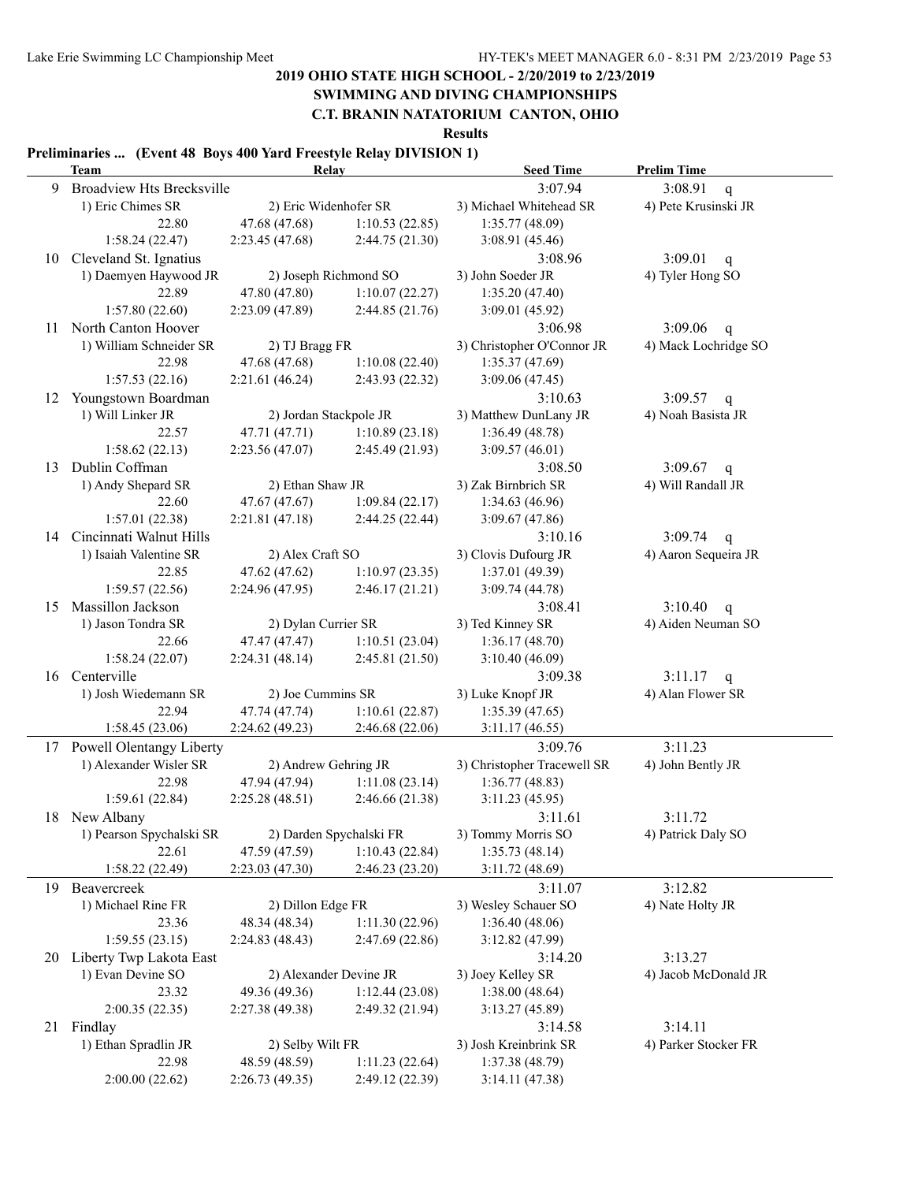## 2019 OHIO STATE HIGH SCHOOL - 2/20/2019 to 2/23/2019

## SWIMMING AND DIVING CHAMPIONSHIPS

## C.T. BRANIN NATATORIUM CANTON, OHIO

### Results

**Preliminaries ... (Event 48 Boys 400 Yard Freestyle Relay DIVISION 1)**

| | Team | Relay | | Seed Time | Prelim Time |
|---|---|---|---|---|---|
| 9 | Broadview Hts Brecksville | | | 3:07.94 | 3:08.91 q |
| | 1) Eric Chimes SR | 2) Eric Widenhofer SR | | 3) Michael Whitehead SR | 4) Pete Krusinski JR |
| | 22.80 | 47.68 (47.68) | 1:10.53 (22.85) | 1:35.77 (48.09) | |
| | 1:58.24 (22.47) | 2:23.45 (47.68) | 2:44.75 (21.30) | 3:08.91 (45.46) | |
| 10 | Cleveland St. Ignatius | | | 3:08.96 | 3:09.01 q |
| | 1) Daemyen Haywood JR | 2) Joseph Richmond SO | | 3) John Soeder JR | 4) Tyler Hong SO |
| | 22.89 | 47.80 (47.80) | 1:10.07 (22.27) | 1:35.20 (47.40) | |
| | 1:57.80 (22.60) | 2:23.09 (47.89) | 2:44.85 (21.76) | 3:09.01 (45.92) | |
| 11 | North Canton Hoover | | | 3:06.98 | 3:09.06 q |
| | 1) William Schneider SR | 2) TJ Bragg FR | | 3) Christopher O'Connor JR | 4) Mack Lochridge SO |
| | 22.98 | 47.68 (47.68) | 1:10.08 (22.40) | 1:35.37 (47.69) | |
| | 1:57.53 (22.16) | 2:21.61 (46.24) | 2:43.93 (22.32) | 3:09.06 (47.45) | |
| 12 | Youngstown Boardman | | | 3:10.63 | 3:09.57 q |
| | 1) Will Linker JR | 2) Jordan Stackpole JR | | 3) Matthew DunLany JR | 4) Noah Basista JR |
| | 22.57 | 47.71 (47.71) | 1:10.89 (23.18) | 1:36.49 (48.78) | |
| | 1:58.62 (22.13) | 2:23.56 (47.07) | 2:45.49 (21.93) | 3:09.57 (46.01) | |
| 13 | Dublin Coffman | | | 3:08.50 | 3:09.67 q |
| | 1) Andy Shepard SR | 2) Ethan Shaw JR | | 3) Zak Birnbrich SR | 4) Will Randall JR |
| | 22.60 | 47.67 (47.67) | 1:09.84 (22.17) | 1:34.63 (46.96) | |
| | 1:57.01 (22.38) | 2:21.81 (47.18) | 2:44.25 (22.44) | 3:09.67 (47.86) | |
| 14 | Cincinnati Walnut Hills | | | 3:10.16 | 3:09.74 q |
| | 1) Isaiah Valentine SR | 2) Alex Craft SO | | 3) Clovis Dufourg JR | 4) Aaron Sequeira JR |
| | 22.85 | 47.62 (47.62) | 1:10.97 (23.35) | 1:37.01 (49.39) | |
| | 1:59.57 (22.56) | 2:24.96 (47.95) | 2:46.17 (21.21) | 3:09.74 (44.78) | |
| 15 | Massillon Jackson | | | 3:08.41 | 3:10.40 q |
| | 1) Jason Tondra SR | 2) Dylan Currier SR | | 3) Ted Kinney SR | 4) Aiden Neuman SO |
| | 22.66 | 47.47 (47.47) | 1:10.51 (23.04) | 1:36.17 (48.70) | |
| | 1:58.24 (22.07) | 2:24.31 (48.14) | 2:45.81 (21.50) | 3:10.40 (46.09) | |
| 16 | Centerville | | | 3:09.38 | 3:11.17 q |
| | 1) Josh Wiedemann SR | 2) Joe Cummins SR | | 3) Luke Knopf JR | 4) Alan Flower SR |
| | 22.94 | 47.74 (47.74) | 1:10.61 (22.87) | 1:35.39 (47.65) | |
| | 1:58.45 (23.06) | 2:24.62 (49.23) | 2:46.68 (22.06) | 3:11.17 (46.55) | |
| 17 | Powell Olentangy Liberty | | | 3:09.76 | 3:11.23 |
| | 1) Alexander Wisler SR | 2) Andrew Gehring JR | | 3) Christopher Tracewell SR | 4) John Bently JR |
| | 22.98 | 47.94 (47.94) | 1:11.08 (23.14) | 1:36.77 (48.83) | |
| | 1:59.61 (22.84) | 2:25.28 (48.51) | 2:46.66 (21.38) | 3:11.23 (45.95) | |
| 18 | New Albany | | | 3:11.61 | 3:11.72 |
| | 1) Pearson Spychalski SR | 2) Darden Spychalski FR | | 3) Tommy Morris SO | 4) Patrick Daly SO |
| | 22.61 | 47.59 (47.59) | 1:10.43 (22.84) | 1:35.73 (48.14) | |
| | 1:58.22 (22.49) | 2:23.03 (47.30) | 2:46.23 (23.20) | 3:11.72 (48.69) | |
| 19 | Beavercreek | | | 3:11.07 | 3:12.82 |
| | 1) Michael Rine FR | 2) Dillon Edge FR | | 3) Wesley Schauer SO | 4) Nate Holty JR |
| | 23.36 | 48.34 (48.34) | 1:11.30 (22.96) | 1:36.40 (48.06) | |
| | 1:59.55 (23.15) | 2:24.83 (48.43) | 2:47.69 (22.86) | 3:12.82 (47.99) | |
| 20 | Liberty Twp Lakota East | | | 3:14.20 | 3:13.27 |
| | 1) Evan Devine SO | 2) Alexander Devine JR | | 3) Joey Kelley SR | 4) Jacob McDonald JR |
| | 23.32 | 49.36 (49.36) | 1:12.44 (23.08) | 1:38.00 (48.64) | |
| | 2:00.35 (22.35) | 2:27.38 (49.38) | 2:49.32 (21.94) | 3:13.27 (45.89) | |
| 21 | Findlay | | | 3:14.58 | 3:14.11 |
| | 1) Ethan Spradlin JR | 2) Selby Wilt FR | | 3) Josh Kreinbrink SR | 4) Parker Stocker FR |
| | 22.98 | 48.59 (48.59) | 1:11.23 (22.64) | 1:37.38 (48.79) | |
| | 2:00.00 (22.62) | 2:26.73 (49.35) | 2:49.12 (22.39) | 3:14.11 (47.38) | |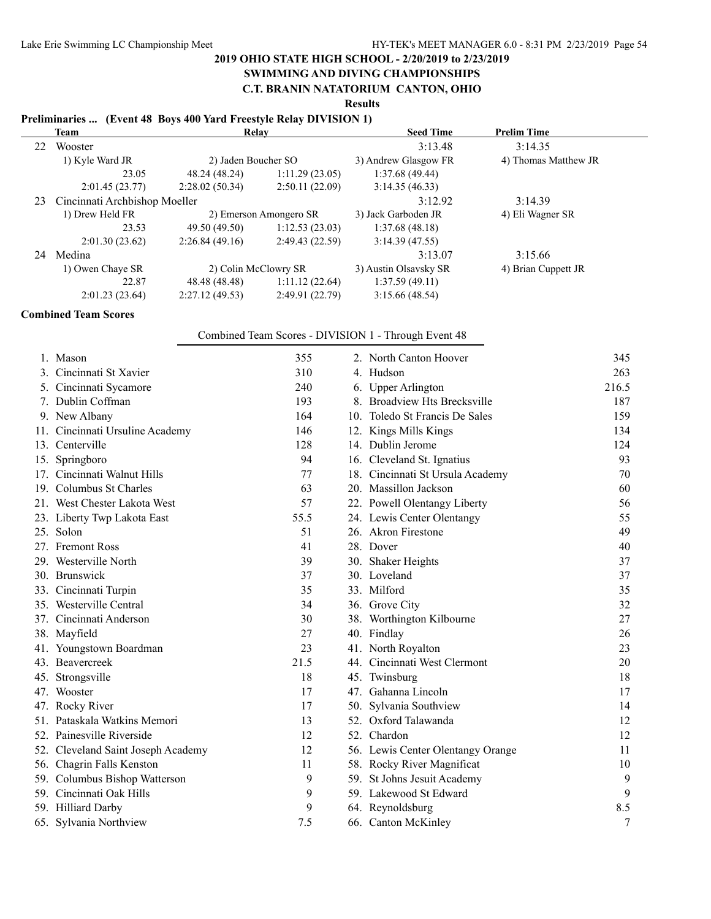# 2019 OHIO STATE HIGH SCHOOL - 2/20/2019 to 2/23/2019

## SWIMMING AND DIVING CHAMPIONSHIPS

## C.T. BRANIN NATATORIUM CANTON, OHIO

### Results

**Preliminaries ... (Event 48 Boys 400 Yard Freestyle Relay DIVISION 1)**

| | Team | Relay | | Seed Time | Prelim Time |
|---|---|---|---|---|---|
| 22 | Wooster | | | 3:13.48 | 3:14.35 |
| | 1) Kyle Ward JR | 2) Jaden Boucher SO | | 3) Andrew Glasgow FR | 4) Thomas Matthew JR |
| | 23.05 | 48.24 (48.24) | 1:11.29 (23.05) | 1:37.68 (49.44) | |
| | 2:01.45 (23.77) | 2:28.02 (50.34) | 2:50.11 (22.09) | 3:14.35 (46.33) | |
| 23 | Cincinnati Archbishop Moeller | | | 3:12.92 | 3:14.39 |
| | 1) Drew Held FR | 2) Emerson Amongero SR | | 3) Jack Garboden JR | 4) Eli Wagner SR |
| | 23.53 | 49.50 (49.50) | 1:12.53 (23.03) | 1:37.68 (48.18) | |
| | 2:01.30 (23.62) | 2:26.84 (49.16) | 2:49.43 (22.59) | 3:14.39 (47.55) | |
| 24 | Medina | | | 3:13.07 | 3:15.66 |
| | 1) Owen Chaye SR | 2) Colin McClowry SR | | 3) Austin Olsavsky SR | 4) Brian Cuppett JR |
| | 22.87 | 48.48 (48.48) | 1:11.12 (22.64) | 1:37.59 (49.11) | |
| | 2:01.23 (23.64) | 2:27.12 (49.53) | 2:49.91 (22.79) | 3:15.66 (48.54) | |

**Combined Team Scores**

Combined Team Scores - DIVISION 1 - Through Event 48

| Place | Team | Points |
|---|---|---|
| 1. | Mason | 355 |
| 2. | North Canton Hoover | 345 |
| 3. | Cincinnati St Xavier | 310 |
| 4. | Hudson | 263 |
| 5. | Cincinnati Sycamore | 240 |
| 6. | Upper Arlington | 216.5 |
| 7. | Dublin Coffman | 193 |
| 8. | Broadview Hts Brecksville | 187 |
| 9. | New Albany | 164 |
| 10. | Toledo St Francis De Sales | 159 |
| 11. | Cincinnati Ursuline Academy | 146 |
| 12. | Kings Mills Kings | 134 |
| 13. | Centerville | 128 |
| 14. | Dublin Jerome | 124 |
| 15. | Springboro | 94 |
| 16. | Cleveland St. Ignatius | 93 |
| 17. | Cincinnati Walnut Hills | 77 |
| 18. | Cincinnati St Ursula Academy | 70 |
| 19. | Columbus St Charles | 63 |
| 20. | Massillon Jackson | 60 |
| 21. | West Chester Lakota West | 57 |
| 22. | Powell Olentangy Liberty | 56 |
| 23. | Liberty Twp Lakota East | 55.5 |
| 24. | Lewis Center Olentangy | 55 |
| 25. | Solon | 51 |
| 26. | Akron Firestone | 49 |
| 27. | Fremont Ross | 41 |
| 28. | Dover | 40 |
| 29. | Westerville North | 39 |
| 30. | Shaker Heights | 37 |
| 30. | Brunswick | 37 |
| 30. | Loveland | 37 |
| 33. | Cincinnati Turpin | 35 |
| 33. | Milford | 35 |
| 35. | Westerville Central | 34 |
| 36. | Grove City | 32 |
| 37. | Cincinnati Anderson | 30 |
| 38. | Worthington Kilbourne | 27 |
| 38. | Mayfield | 27 |
| 40. | Findlay | 26 |
| 41. | Youngstown Boardman | 23 |
| 41. | North Royalton | 23 |
| 43. | Beavercreek | 21.5 |
| 44. | Cincinnati West Clermont | 20 |
| 45. | Strongsville | 18 |
| 45. | Twinsburg | 18 |
| 47. | Wooster | 17 |
| 47. | Gahanna Lincoln | 17 |
| 47. | Rocky River | 17 |
| 50. | Sylvania Southview | 14 |
| 51. | Pataskala Watkins Memori | 13 |
| 52. | Oxford Talawanda | 12 |
| 52. | Painesville Riverside | 12 |
| 52. | Chardon | 12 |
| 52. | Cleveland Saint Joseph Academy | 12 |
| 56. | Lewis Center Olentangy Orange | 11 |
| 56. | Chagrin Falls Kenston | 11 |
| 58. | Rocky River Magnificat | 10 |
| 59. | Columbus Bishop Watterson | 9 |
| 59. | St Johns Jesuit Academy | 9 |
| 59. | Cincinnati Oak Hills | 9 |
| 59. | Lakewood St Edward | 9 |
| 59. | Hilliard Darby | 9 |
| 64. | Reynoldsburg | 8.5 |
| 65. | Sylvania Northview | 7.5 |
| 66. | Canton McKinley | 7 |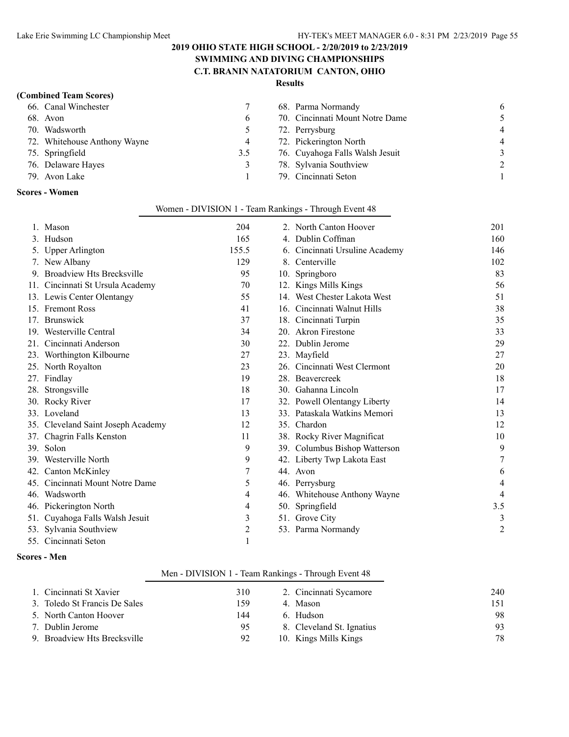**2019 OHIO STATE HIGH SCHOOL - 2/20/2019 to 2/23/2019**
**SWIMMING AND DIVING CHAMPIONSHIPS**
**C.T. BRANIN NATATORIUM CANTON, OHIO**
**Results**

**(Combined Team Scores)**

| | | | |
|---|---|---|---|
| 66. Canal Winchester | 7 | 68. Parma Normandy | 6 |
| 68. Avon | 6 | 70. Cincinnati Mount Notre Dame | 5 |
| 70. Wadsworth | 5 | 72. Perrysburg | 4 |
| 72. Whitehouse Anthony Wayne | 4 | 72. Pickerington North | 4 |
| 75. Springfield | 3.5 | 76. Cuyahoga Falls Walsh Jesuit | 3 |
| 76. Delaware Hayes | 3 | 78. Sylvania Southview | 2 |
| 79. Avon Lake | 1 | 79. Cincinnati Seton | 1 |

**Scores - Women**

Women - DIVISION 1 - Team Rankings - Through Event 48

| | | | |
|---|---|---|---|
| 1. Mason | 204 | 2. North Canton Hoover | 201 |
| 3. Hudson | 165 | 4. Dublin Coffman | 160 |
| 5. Upper Arlington | 155.5 | 6. Cincinnati Ursuline Academy | 146 |
| 7. New Albany | 129 | 8. Centerville | 102 |
| 9. Broadview Hts Brecksville | 95 | 10. Springboro | 83 |
| 11. Cincinnati St Ursula Academy | 70 | 12. Kings Mills Kings | 56 |
| 13. Lewis Center Olentangy | 55 | 14. West Chester Lakota West | 51 |
| 15. Fremont Ross | 41 | 16. Cincinnati Walnut Hills | 38 |
| 17. Brunswick | 37 | 18. Cincinnati Turpin | 35 |
| 19. Westerville Central | 34 | 20. Akron Firestone | 33 |
| 21. Cincinnati Anderson | 30 | 22. Dublin Jerome | 29 |
| 23. Worthington Kilbourne | 27 | 23. Mayfield | 27 |
| 25. North Royalton | 23 | 26. Cincinnati West Clermont | 20 |
| 27. Findlay | 19 | 28. Beavercreek | 18 |
| 28. Strongsville | 18 | 30. Gahanna Lincoln | 17 |
| 30. Rocky River | 17 | 32. Powell Olentangy Liberty | 14 |
| 33. Loveland | 13 | 33. Pataskala Watkins Memori | 13 |
| 35. Cleveland Saint Joseph Academy | 12 | 35. Chardon | 12 |
| 37. Chagrin Falls Kenston | 11 | 38. Rocky River Magnificat | 10 |
| 39. Solon | 9 | 39. Columbus Bishop Watterson | 9 |
| 39. Westerville North | 9 | 42. Liberty Twp Lakota East | 7 |
| 42. Canton McKinley | 7 | 44. Avon | 6 |
| 45. Cincinnati Mount Notre Dame | 5 | 46. Perrysburg | 4 |
| 46. Wadsworth | 4 | 46. Whitehouse Anthony Wayne | 4 |
| 46. Pickerington North | 4 | 50. Springfield | 3.5 |
| 51. Cuyahoga Falls Walsh Jesuit | 3 | 51. Grove City | 3 |
| 53. Sylvania Southview | 2 | 53. Parma Normandy | 2 |
| 55. Cincinnati Seton | 1 | | |

**Scores - Men**

Men - DIVISION 1 - Team Rankings - Through Event 48

| | | | |
|---|---|---|---|
| 1. Cincinnati St Xavier | 310 | 2. Cincinnati Sycamore | 240 |
| 3. Toledo St Francis De Sales | 159 | 4. Mason | 151 |
| 5. North Canton Hoover | 144 | 6. Hudson | 98 |
| 7. Dublin Jerome | 95 | 8. Cleveland St. Ignatius | 93 |
| 9. Broadview Hts Brecksville | 92 | 10. Kings Mills Kings | 78 |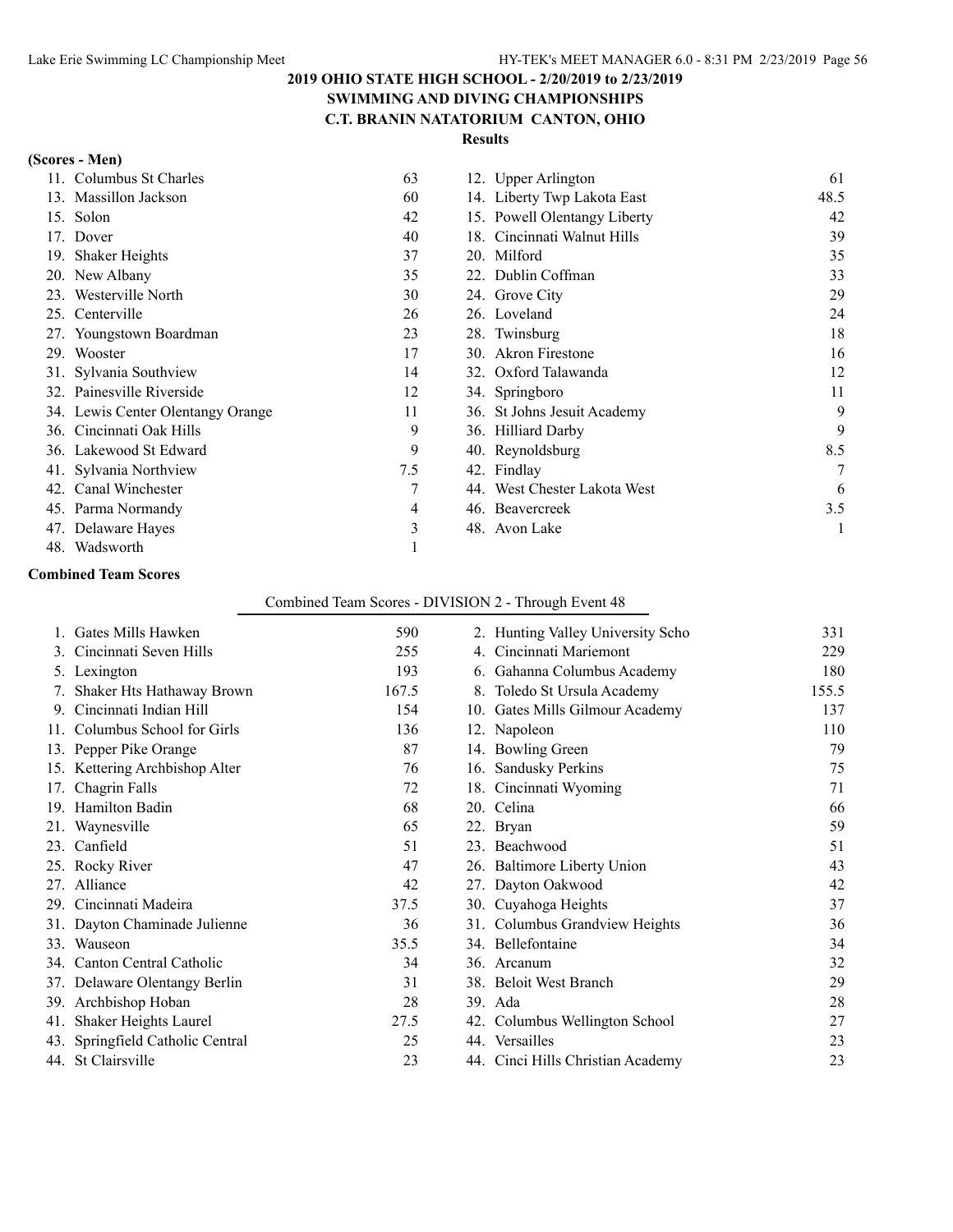## 2019 OHIO STATE HIGH SCHOOL - 2/20/2019 to 2/23/2019
## SWIMMING AND DIVING CHAMPIONSHIPS
## C.T. BRANIN NATATORIUM CANTON, OHIO
### Results

**(Scores - Men)**

| Place | Team | Score | Place | Team | Score |
|---|---|---|---|---|---|
| 11. | Columbus St Charles | 63 | 12. | Upper Arlington | 61 |
| 13. | Massillon Jackson | 60 | 14. | Liberty Twp Lakota East | 48.5 |
| 15. | Solon | 42 | 15. | Powell Olentangy Liberty | 42 |
| 17. | Dover | 40 | 18. | Cincinnati Walnut Hills | 39 |
| 19. | Shaker Heights | 37 | 20. | Milford | 35 |
| 20. | New Albany | 35 | 22. | Dublin Coffman | 33 |
| 23. | Westerville North | 30 | 24. | Grove City | 29 |
| 25. | Centerville | 26 | 26. | Loveland | 24 |
| 27. | Youngstown Boardman | 23 | 28. | Twinsburg | 18 |
| 29. | Wooster | 17 | 30. | Akron Firestone | 16 |
| 31. | Sylvania Southview | 14 | 32. | Oxford Talawanda | 12 |
| 32. | Painesville Riverside | 12 | 34. | Springboro | 11 |
| 34. | Lewis Center Olentangy Orange | 11 | 36. | St Johns Jesuit Academy | 9 |
| 36. | Cincinnati Oak Hills | 9 | 36. | Hilliard Darby | 9 |
| 36. | Lakewood St Edward | 9 | 40. | Reynoldsburg | 8.5 |
| 41. | Sylvania Northview | 7.5 | 42. | Findlay | 7 |
| 42. | Canal Winchester | 7 | 44. | West Chester Lakota West | 6 |
| 45. | Parma Normandy | 4 | 46. | Beavercreek | 3.5 |
| 47. | Delaware Hayes | 3 | 48. | Avon Lake | 1 |
| 48. | Wadsworth | 1 | | | |

**Combined Team Scores**

Combined Team Scores - DIVISION 2 - Through Event 48

| Place | Team | Score | Place | Team | Score |
|---|---|---|---|---|---|
| 1. | Gates Mills Hawken | 590 | 2. | Hunting Valley University Scho | 331 |
| 3. | Cincinnati Seven Hills | 255 | 4. | Cincinnati Mariemont | 229 |
| 5. | Lexington | 193 | 6. | Gahanna Columbus Academy | 180 |
| 7. | Shaker Hts Hathaway Brown | 167.5 | 8. | Toledo St Ursula Academy | 155.5 |
| 9. | Cincinnati Indian Hill | 154 | 10. | Gates Mills Gilmour Academy | 137 |
| 11. | Columbus School for Girls | 136 | 12. | Napoleon | 110 |
| 13. | Pepper Pike Orange | 87 | 14. | Bowling Green | 79 |
| 15. | Kettering Archbishop Alter | 76 | 16. | Sandusky Perkins | 75 |
| 17. | Chagrin Falls | 72 | 18. | Cincinnati Wyoming | 71 |
| 19. | Hamilton Badin | 68 | 20. | Celina | 66 |
| 21. | Waynesville | 65 | 22. | Bryan | 59 |
| 23. | Canfield | 51 | 23. | Beachwood | 51 |
| 25. | Rocky River | 47 | 26. | Baltimore Liberty Union | 43 |
| 27. | Alliance | 42 | 27. | Dayton Oakwood | 42 |
| 29. | Cincinnati Madeira | 37.5 | 30. | Cuyahoga Heights | 37 |
| 31. | Dayton Chaminade Julienne | 36 | 31. | Columbus Grandview Heights | 36 |
| 33. | Wauseon | 35.5 | 34. | Bellefontaine | 34 |
| 34. | Canton Central Catholic | 34 | 36. | Arcanum | 32 |
| 37. | Delaware Olentangy Berlin | 31 | 38. | Beloit West Branch | 29 |
| 39. | Archbishop Hoban | 28 | 39. | Ada | 28 |
| 41. | Shaker Heights Laurel | 27.5 | 42. | Columbus Wellington School | 27 |
| 43. | Springfield Catholic Central | 25 | 44. | Versailles | 23 |
| 44. | St Clairsville | 23 | 44. | Cinci Hills Christian Academy | 23 |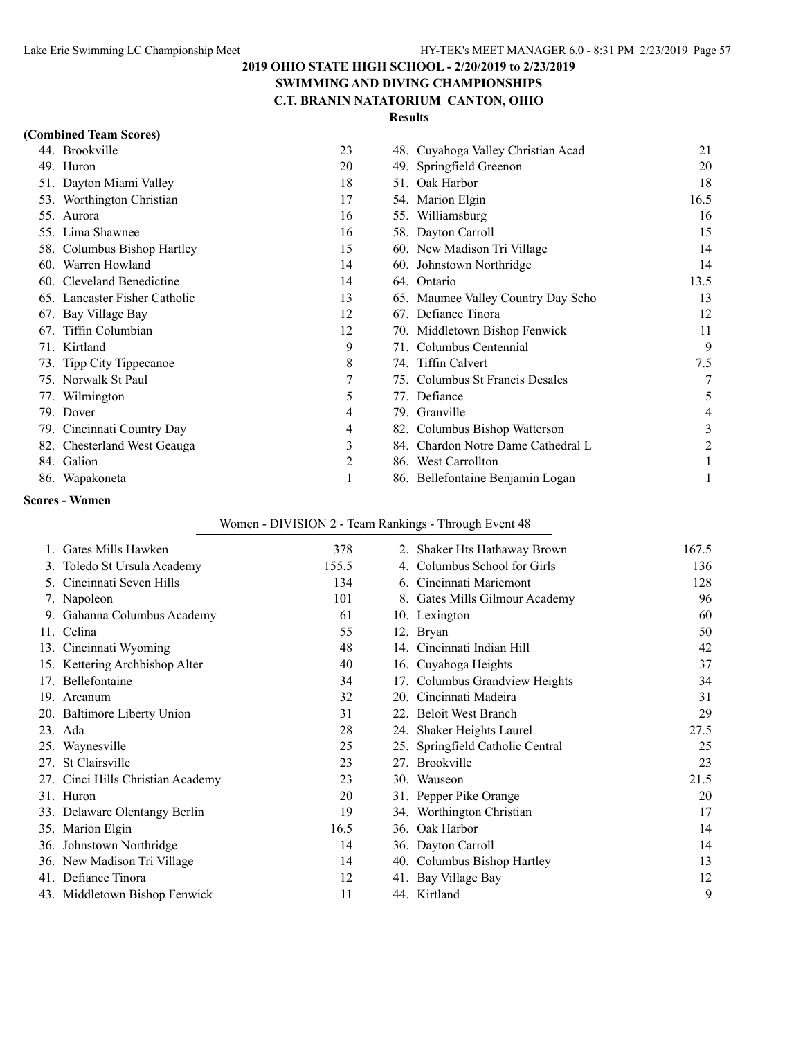## 2019 OHIO STATE HIGH SCHOOL - 2/20/2019 to 2/23/2019
## SWIMMING AND DIVING CHAMPIONSHIPS
## C.T. BRANIN NATATORIUM CANTON, OHIO

### Results

**(Combined Team Scores)**

| Place | Team | Points | Place | Team | Points |
|---|---|---|---|---|---|
| 44. | Brookville | 23 | 48. | Cuyahoga Valley Christian Acad | 21 |
| 49. | Huron | 20 | 49. | Springfield Greenon | 20 |
| 51. | Dayton Miami Valley | 18 | 51. | Oak Harbor | 18 |
| 53. | Worthington Christian | 17 | 54. | Marion Elgin | 16.5 |
| 55. | Aurora | 16 | 55. | Williamsburg | 16 |
| 55. | Lima Shawnee | 16 | 58. | Dayton Carroll | 15 |
| 58. | Columbus Bishop Hartley | 15 | 60. | New Madison Tri Village | 14 |
| 60. | Warren Howland | 14 | 60. | Johnstown Northridge | 14 |
| 60. | Cleveland Benedictine | 14 | 64. | Ontario | 13.5 |
| 65. | Lancaster Fisher Catholic | 13 | 65. | Maumee Valley Country Day Scho | 13 |
| 67. | Bay Village Bay | 12 | 67. | Defiance Tinora | 12 |
| 67. | Tiffin Columbian | 12 | 70. | Middletown Bishop Fenwick | 11 |
| 71. | Kirtland | 9 | 71. | Columbus Centennial | 9 |
| 73. | Tipp City Tippecanoe | 8 | 74. | Tiffin Calvert | 7.5 |
| 75. | Norwalk St Paul | 7 | 75. | Columbus St Francis Desales | 7 |
| 77. | Wilmington | 5 | 77. | Defiance | 5 |
| 79. | Dover | 4 | 79. | Granville | 4 |
| 79. | Cincinnati Country Day | 4 | 82. | Columbus Bishop Watterson | 3 |
| 82. | Chesterland West Geauga | 3 | 84. | Chardon Notre Dame Cathedral L | 2 |
| 84. | Galion | 2 | 86. | West Carrollton | 1 |
| 86. | Wapakoneta | 1 | 86. | Bellefontaine Benjamin Logan | 1 |

**Scores - Women**

Women - DIVISION 2 - Team Rankings - Through Event 48

| Place | Team | Points | Place | Team | Points |
|---|---|---|---|---|---|
| 1. | Gates Mills Hawken | 378 | 2. | Shaker Hts Hathaway Brown | 167.5 |
| 3. | Toledo St Ursula Academy | 155.5 | 4. | Columbus School for Girls | 136 |
| 5. | Cincinnati Seven Hills | 134 | 6. | Cincinnati Mariemont | 128 |
| 7. | Napoleon | 101 | 8. | Gates Mills Gilmour Academy | 96 |
| 9. | Gahanna Columbus Academy | 61 | 10. | Lexington | 60 |
| 11. | Celina | 55 | 12. | Bryan | 50 |
| 13. | Cincinnati Wyoming | 48 | 14. | Cincinnati Indian Hill | 42 |
| 15. | Kettering Archbishop Alter | 40 | 16. | Cuyahoga Heights | 37 |
| 17. | Bellefontaine | 34 | 17. | Columbus Grandview Heights | 34 |
| 19. | Arcanum | 32 | 20. | Cincinnati Madeira | 31 |
| 20. | Baltimore Liberty Union | 31 | 22. | Beloit West Branch | 29 |
| 23. | Ada | 28 | 24. | Shaker Heights Laurel | 27.5 |
| 25. | Waynesville | 25 | 25. | Springfield Catholic Central | 25 |
| 27. | St Clairsville | 23 | 27. | Brookville | 23 |
| 27. | Cinci Hills Christian Academy | 23 | 30. | Wauseon | 21.5 |
| 31. | Huron | 20 | 31. | Pepper Pike Orange | 20 |
| 33. | Delaware Olentangy Berlin | 19 | 34. | Worthington Christian | 17 |
| 35. | Marion Elgin | 16.5 | 36. | Oak Harbor | 14 |
| 36. | Johnstown Northridge | 14 | 36. | Dayton Carroll | 14 |
| 36. | New Madison Tri Village | 14 | 40. | Columbus Bishop Hartley | 13 |
| 41. | Defiance Tinora | 12 | 41. | Bay Village Bay | 12 |
| 43. | Middletown Bishop Fenwick | 11 | 44. | Kirtland | 9 |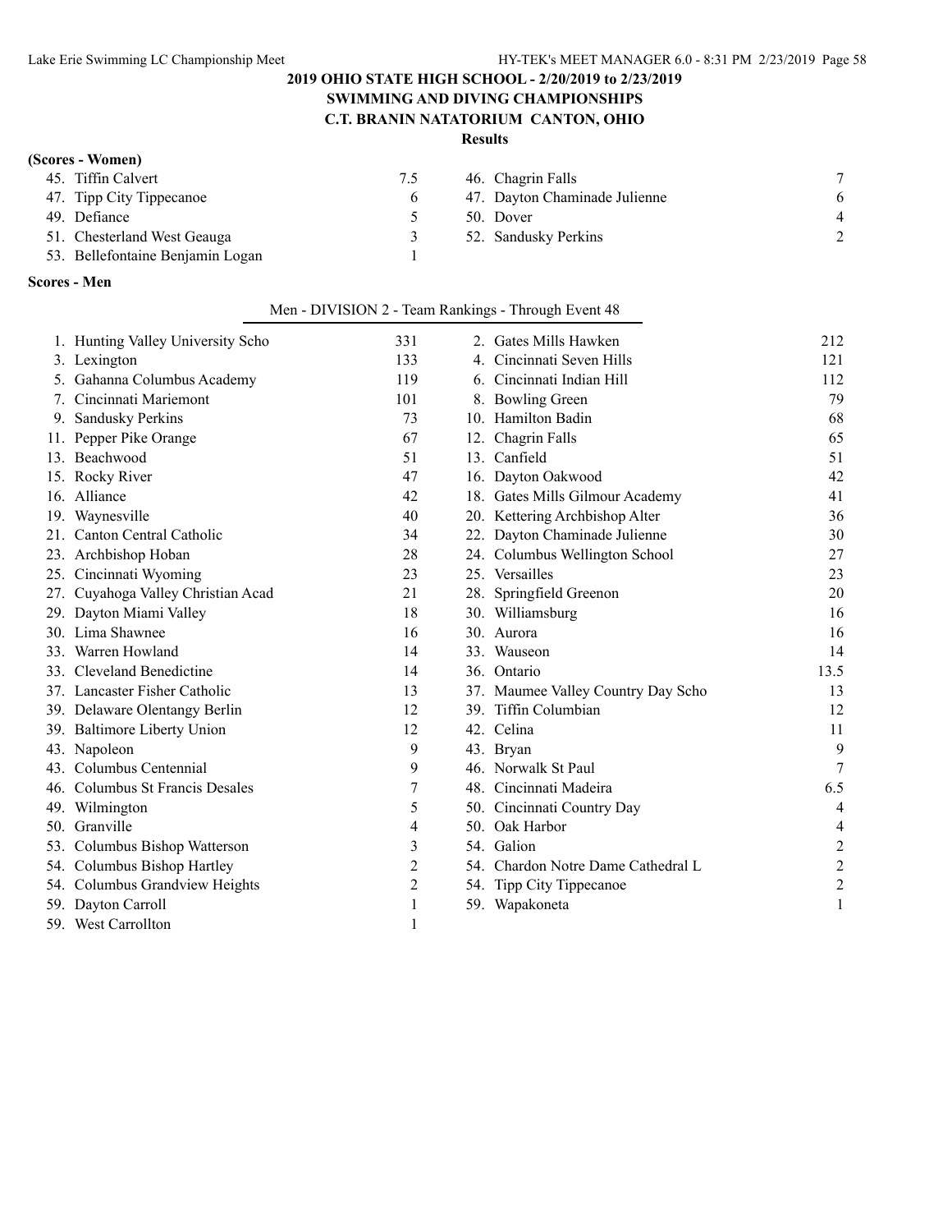**2019 OHIO STATE HIGH SCHOOL - 2/20/2019 to 2/23/2019**
**SWIMMING AND DIVING CHAMPIONSHIPS**
**C.T. BRANIN NATATORIUM CANTON, OHIO**
**Results**

**(Scores - Women)**

| | | | | | |
|---|---|---|---|---|---|
| 45. | Tiffin Calvert | 7.5 | 46. | Chagrin Falls | 7 |
| 47. | Tipp City Tippecanoe | 6 | 47. | Dayton Chaminade Julienne | 6 |
| 49. | Defiance | 5 | 50. | Dover | 4 |
| 51. | Chesterland West Geauga | 3 | 52. | Sandusky Perkins | 2 |
| 53. | Bellefontaine Benjamin Logan | 1 | | | |

**Scores - Men**

Men - DIVISION 2 - Team Rankings - Through Event 48

| | | | | | |
|---|---|---|---|---|---|
| 1. | Hunting Valley University Scho | 331 | 2. | Gates Mills Hawken | 212 |
| 3. | Lexington | 133 | 4. | Cincinnati Seven Hills | 121 |
| 5. | Gahanna Columbus Academy | 119 | 6. | Cincinnati Indian Hill | 112 |
| 7. | Cincinnati Mariemont | 101 | 8. | Bowling Green | 79 |
| 9. | Sandusky Perkins | 73 | 10. | Hamilton Badin | 68 |
| 11. | Pepper Pike Orange | 67 | 12. | Chagrin Falls | 65 |
| 13. | Beachwood | 51 | 13. | Canfield | 51 |
| 15. | Rocky River | 47 | 16. | Dayton Oakwood | 42 |
| 16. | Alliance | 42 | 18. | Gates Mills Gilmour Academy | 41 |
| 19. | Waynesville | 40 | 20. | Kettering Archbishop Alter | 36 |
| 21. | Canton Central Catholic | 34 | 22. | Dayton Chaminade Julienne | 30 |
| 23. | Archbishop Hoban | 28 | 24. | Columbus Wellington School | 27 |
| 25. | Cincinnati Wyoming | 23 | 25. | Versailles | 23 |
| 27. | Cuyahoga Valley Christian Acad | 21 | 28. | Springfield Greenon | 20 |
| 29. | Dayton Miami Valley | 18 | 30. | Williamsburg | 16 |
| 30. | Lima Shawnee | 16 | 30. | Aurora | 16 |
| 33. | Warren Howland | 14 | 33. | Wauseon | 14 |
| 33. | Cleveland Benedictine | 14 | 36. | Ontario | 13.5 |
| 37. | Lancaster Fisher Catholic | 13 | 37. | Maumee Valley Country Day Scho | 13 |
| 39. | Delaware Olentangy Berlin | 12 | 39. | Tiffin Columbian | 12 |
| 39. | Baltimore Liberty Union | 12 | 42. | Celina | 11 |
| 43. | Napoleon | 9 | 43. | Bryan | 9 |
| 43. | Columbus Centennial | 9 | 46. | Norwalk St Paul | 7 |
| 46. | Columbus St Francis Desales | 7 | 48. | Cincinnati Madeira | 6.5 |
| 49. | Wilmington | 5 | 50. | Cincinnati Country Day | 4 |
| 50. | Granville | 4 | 50. | Oak Harbor | 4 |
| 53. | Columbus Bishop Watterson | 3 | 54. | Galion | 2 |
| 54. | Columbus Bishop Hartley | 2 | 54. | Chardon Notre Dame Cathedral L | 2 |
| 54. | Columbus Grandview Heights | 2 | 54. | Tipp City Tippecanoe | 2 |
| 59. | Dayton Carroll | 1 | 59. | Wapakoneta | 1 |
| 59. | West Carrollton | 1 | | | |